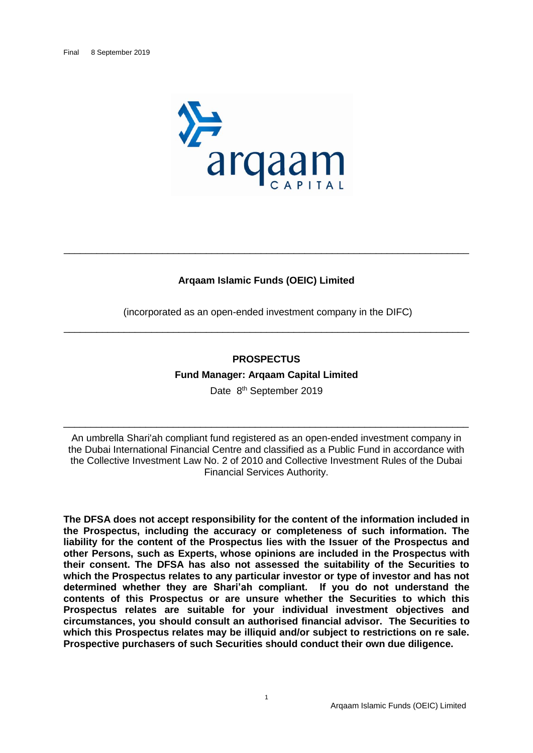Final 8 September 2019

# Arqaam Islamic Funds (OEIC) Limited

(incorporated as an open-ended investment company in the DIFC)

## PROSPECTUS

**Fund Manager: Arqaam Capital Limited**

Date 8th September 2019

An umbrella Shari'ah compliant fund registered as an open-ended investment company in the Dubai International Financial Centre and classified as a Public Fund in accordance with the Collective Investment Law No. 2 of 2010 and Collective Investment Rules of the Dubai Financial Services Authority.

**The DFSA does not accept responsibility for the content of the information included in the Prospectus, including the accuracy or completeness of such information. The liability for the content of the Prospectus lies with the Issuer of the Prospectus and other Persons, such as Experts, whose opinions are included in the Prospectus with their consent. The DFSA has also not assessed the suitability of the Securities to which the Prospectus relates to any particular investor or type of investor and has not determined whether they are Shari'ah compliant. If you do not understand the contents of this Prospectus or are unsure whether the Securities to which this Prospectus relates are suitable for your individual investment objectives and circumstances, you should consult an authorised financial advisor. The Securities to which this Prospectus relates may be illiquid and/or subject to restrictions on re sale. Prospective purchasers of such Securities should conduct their own due diligence.**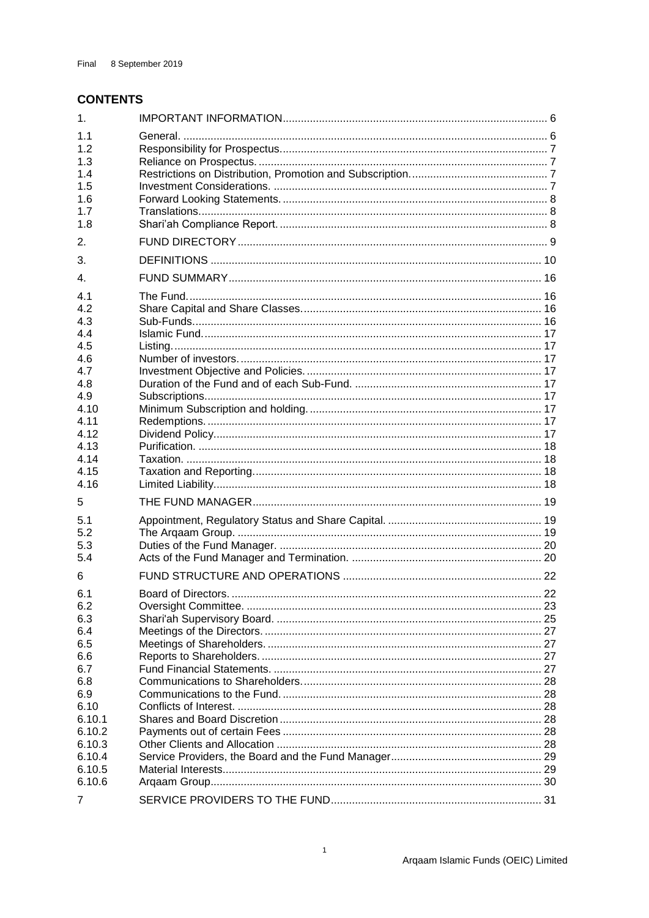Final 8 September 2019

# CONTENTS

| | | |
|---|---|---|
| 1. | IMPORTANT INFORMATION | 6 |
| 1.1 | General. | 6 |
| 1.2 | Responsibility for Prospectus. | 7 |
| 1.3 | Reliance on Prospectus. | 7 |
| 1.4 | Restrictions on Distribution, Promotion and Subscription. | 7 |
| 1.5 | Investment Considerations. | 7 |
| 1.6 | Forward Looking Statements. | 8 |
| 1.7 | Translations. | 8 |
| 1.8 | Shari'ah Compliance Report. | 8 |
| 2. | FUND DIRECTORY | 9 |
| 3. | DEFINITIONS | 10 |
| 4. | FUND SUMMARY | 16 |
| 4.1 | The Fund. | 16 |
| 4.2 | Share Capital and Share Classes. | 16 |
| 4.3 | Sub-Funds. | 16 |
| 4.4 | Islamic Fund. | 17 |
| 4.5 | Listing. | 17 |
| 4.6 | Number of investors. | 17 |
| 4.7 | Investment Objective and Policies. | 17 |
| 4.8 | Duration of the Fund and of each Sub-Fund. | 17 |
| 4.9 | Subscriptions. | 17 |
| 4.10 | Minimum Subscription and holding. | 17 |
| 4.11 | Redemptions. | 17 |
| 4.12 | Dividend Policy. | 17 |
| 4.13 | Purification. | 18 |
| 4.14 | Taxation. | 18 |
| 4.15 | Taxation and Reporting. | 18 |
| 4.16 | Limited Liability. | 18 |
| 5 | THE FUND MANAGER | 19 |
| 5.1 | Appointment, Regulatory Status and Share Capital. | 19 |
| 5.2 | The Arqaam Group. | 19 |
| 5.3 | Duties of the Fund Manager. | 20 |
| 5.4 | Acts of the Fund Manager and Termination. | 20 |
| 6 | FUND STRUCTURE AND OPERATIONS | 22 |
| 6.1 | Board of Directors. | 22 |
| 6.2 | Oversight Committee. | 23 |
| 6.3 | Shari'ah Supervisory Board. | 25 |
| 6.4 | Meetings of the Directors. | 27 |
| 6.5 | Meetings of Shareholders. | 27 |
| 6.6 | Reports to Shareholders. | 27 |
| 6.7 | Fund Financial Statements. | 27 |
| 6.8 | Communications to Shareholders. | 28 |
| 6.9 | Communications to the Fund. | 28 |
| 6.10 | Conflicts of Interest. | 28 |
| 6.10.1 | Shares and Board Discretion | 28 |
| 6.10.2 | Payments out of certain Fees | 28 |
| 6.10.3 | Other Clients and Allocation | 28 |
| 6.10.4 | Service Providers, the Board and the Fund Manager | 29 |
| 6.10.5 | Material Interests | 29 |
| 6.10.6 | Arqaam Group | 30 |
| 7 | SERVICE PROVIDERS TO THE FUND | 31 |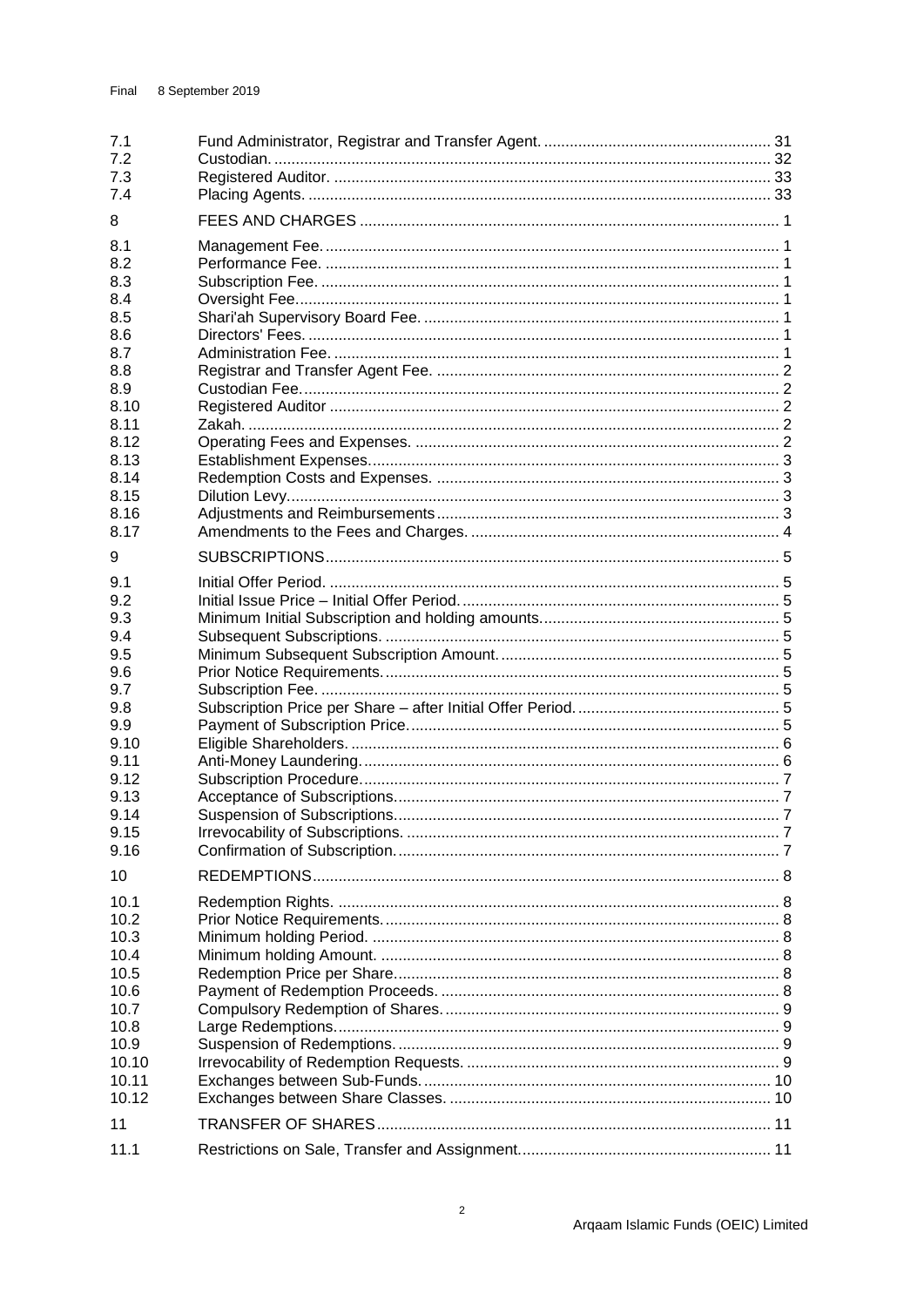| | | |
|---|---|---|
| 7.1 | Fund Administrator, Registrar and Transfer Agent. | 31 |
| 7.2 | Custodian. | 32 |
| 7.3 | Registered Auditor. | 33 |
| 7.4 | Placing Agents. | 33 |
| 8 | FEES AND CHARGES | 1 |
| 8.1 | Management Fee. | 1 |
| 8.2 | Performance Fee. | 1 |
| 8.3 | Subscription Fee. | 1 |
| 8.4 | Oversight Fee. | 1 |
| 8.5 | Shari'ah Supervisory Board Fee. | 1 |
| 8.6 | Directors' Fees. | 1 |
| 8.7 | Administration Fee. | 1 |
| 8.8 | Registrar and Transfer Agent Fee. | 2 |
| 8.9 | Custodian Fee. | 2 |
| 8.10 | Registered Auditor | 2 |
| 8.11 | Zakah. | 2 |
| 8.12 | Operating Fees and Expenses. | 2 |
| 8.13 | Establishment Expenses. | 3 |
| 8.14 | Redemption Costs and Expenses. | 3 |
| 8.15 | Dilution Levy. | 3 |
| 8.16 | Adjustments and Reimbursements | 3 |
| 8.17 | Amendments to the Fees and Charges. | 4 |
| 9 | SUBSCRIPTIONS | 5 |
| 9.1 | Initial Offer Period. | 5 |
| 9.2 | Initial Issue Price – Initial Offer Period. | 5 |
| 9.3 | Minimum Initial Subscription and holding amounts. | 5 |
| 9.4 | Subsequent Subscriptions. | 5 |
| 9.5 | Minimum Subsequent Subscription Amount. | 5 |
| 9.6 | Prior Notice Requirements. | 5 |
| 9.7 | Subscription Fee. | 5 |
| 9.8 | Subscription Price per Share – after Initial Offer Period. | 5 |
| 9.9 | Payment of Subscription Price. | 5 |
| 9.10 | Eligible Shareholders. | 6 |
| 9.11 | Anti-Money Laundering. | 6 |
| 9.12 | Subscription Procedure. | 7 |
| 9.13 | Acceptance of Subscriptions. | 7 |
| 9.14 | Suspension of Subscriptions. | 7 |
| 9.15 | Irrevocability of Subscriptions. | 7 |
| 9.16 | Confirmation of Subscription. | 7 |
| 10 | REDEMPTIONS | 8 |
| 10.1 | Redemption Rights. | 8 |
| 10.2 | Prior Notice Requirements. | 8 |
| 10.3 | Minimum holding Period. | 8 |
| 10.4 | Minimum holding Amount. | 8 |
| 10.5 | Redemption Price per Share. | 8 |
| 10.6 | Payment of Redemption Proceeds. | 8 |
| 10.7 | Compulsory Redemption of Shares. | 9 |
| 10.8 | Large Redemptions. | 9 |
| 10.9 | Suspension of Redemptions. | 9 |
| 10.10 | Irrevocability of Redemption Requests. | 9 |
| 10.11 | Exchanges between Sub-Funds. | 10 |
| 10.12 | Exchanges between Share Classes. | 10 |
| 11 | TRANSFER OF SHARES | 11 |
| 11.1 | Restrictions on Sale, Transfer and Assignment. | 11 |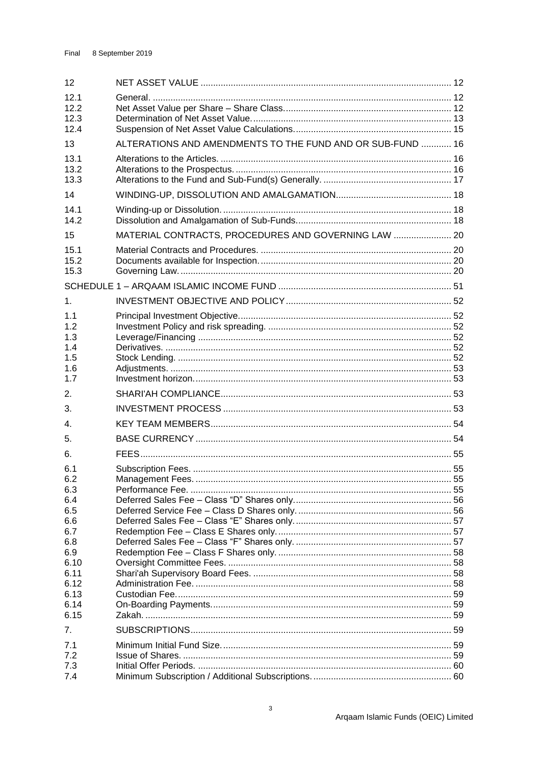| | | |
|---|---|---|
| 12 | NET ASSET VALUE | 12 |
| 12.1 | General. | 12 |
| 12.2 | Net Asset Value per Share – Share Class. | 12 |
| 12.3 | Determination of Net Asset Value. | 13 |
| 12.4 | Suspension of Net Asset Value Calculations. | 15 |
| 13 | ALTERATIONS AND AMENDMENTS TO THE FUND AND OR SUB-FUND | 16 |
| 13.1 | Alterations to the Articles. | 16 |
| 13.2 | Alterations to the Prospectus. | 16 |
| 13.3 | Alterations to the Fund and Sub-Fund(s) Generally. | 17 |
| 14 | WINDING-UP, DISSOLUTION AND AMALGAMATION | 18 |
| 14.1 | Winding-up or Dissolution. | 18 |
| 14.2 | Dissolution and Amalgamation of Sub-Funds. | 18 |
| 15 | MATERIAL CONTRACTS, PROCEDURES AND GOVERNING LAW | 20 |
| 15.1 | Material Contracts and Procedures. | 20 |
| 15.2 | Documents available for Inspection. | 20 |
| 15.3 | Governing Law. | 20 |
| SCHEDULE 1 – ARQAAM ISLAMIC INCOME FUND | | 51 |
| 1. | INVESTMENT OBJECTIVE AND POLICY | 52 |
| 1.1 | Principal Investment Objective. | 52 |
| 1.2 | Investment Policy and risk spreading. | 52 |
| 1.3 | Leverage/Financing | 52 |
| 1.4 | Derivatives. | 52 |
| 1.5 | Stock Lending. | 52 |
| 1.6 | Adjustments. | 53 |
| 1.7 | Investment horizon. | 53 |
| 2. | SHARI'AH COMPLIANCE | 53 |
| 3. | INVESTMENT PROCESS | 53 |
| 4. | KEY TEAM MEMBERS | 54 |
| 5. | BASE CURRENCY | 54 |
| 6. | FEES | 55 |
| 6.1 | Subscription Fees. | 55 |
| 6.2 | Management Fees. | 55 |
| 6.3 | Performance Fee. | 55 |
| 6.4 | Deferred Sales Fee – Class "D" Shares only. | 56 |
| 6.5 | Deferred Service Fee – Class D Shares only. | 56 |
| 6.6 | Deferred Sales Fee – Class "E" Shares only. | 57 |
| 6.7 | Redemption Fee – Class E Shares only. | 57 |
| 6.8 | Deferred Sales Fee – Class "F" Shares only. | 57 |
| 6.9 | Redemption Fee – Class F Shares only. | 58 |
| 6.10 | Oversight Committee Fees. | 58 |
| 6.11 | Shari'ah Supervisory Board Fees. | 58 |
| 6.12 | Administration Fee. | 58 |
| 6.13 | Custodian Fee. | 59 |
| 6.14 | On-Boarding Payments. | 59 |
| 6.15 | Zakah. | 59 |
| 7. | SUBSCRIPTIONS | 59 |
| 7.1 | Minimum Initial Fund Size. | 59 |
| 7.2 | Issue of Shares. | 59 |
| 7.3 | Initial Offer Periods. | 60 |
| 7.4 | Minimum Subscription / Additional Subscriptions. | 60 |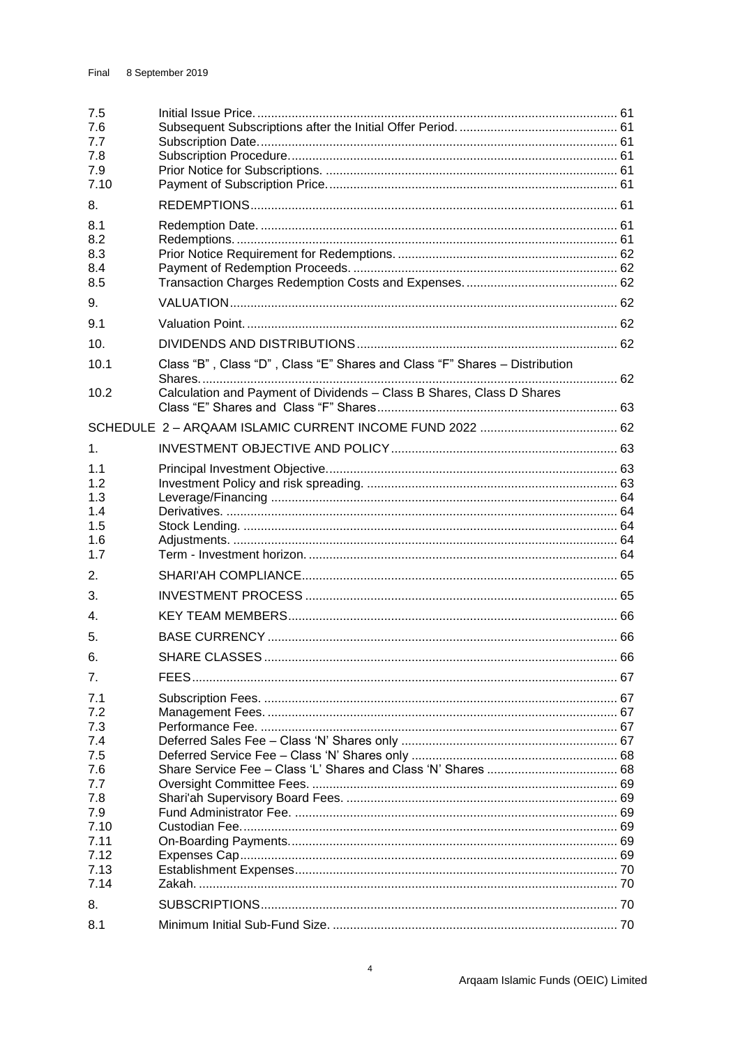| | | |
|---|---|---|
| 7.5 | Initial Issue Price. | 61 |
| 7.6 | Subsequent Subscriptions after the Initial Offer Period. | 61 |
| 7.7 | Subscription Date. | 61 |
| 7.8 | Subscription Procedure. | 61 |
| 7.9 | Prior Notice for Subscriptions. | 61 |
| 7.10 | Payment of Subscription Price. | 61 |
| 8. | REDEMPTIONS | 61 |
| 8.1 | Redemption Date. | 61 |
| 8.2 | Redemptions. | 61 |
| 8.3 | Prior Notice Requirement for Redemptions. | 62 |
| 8.4 | Payment of Redemption Proceeds. | 62 |
| 8.5 | Transaction Charges Redemption Costs and Expenses. | 62 |
| 9. | VALUATION | 62 |
| 9.1 | Valuation Point. | 62 |
| 10. | DIVIDENDS AND DISTRIBUTIONS | 62 |
| 10.1 | Class "B" , Class "D" , Class "E" Shares and Class "F" Shares – Distribution Shares. | 62 |
| 10.2 | Calculation and Payment of Dividends – Class B Shares, Class D Shares Class "E" Shares and Class "F" Shares | 63 |
| SCHEDULE 2 – ARQAAM ISLAMIC CURRENT INCOME FUND 2022 | | 62 |
| 1. | INVESTMENT OBJECTIVE AND POLICY | 63 |
| 1.1 | Principal Investment Objective. | 63 |
| 1.2 | Investment Policy and risk spreading. | 63 |
| 1.3 | Leverage/Financing | 64 |
| 1.4 | Derivatives. | 64 |
| 1.5 | Stock Lending. | 64 |
| 1.6 | Adjustments. | 64 |
| 1.7 | Term - Investment horizon. | 64 |
| 2. | SHARI'AH COMPLIANCE | 65 |
| 3. | INVESTMENT PROCESS | 65 |
| 4. | KEY TEAM MEMBERS | 66 |
| 5. | BASE CURRENCY | 66 |
| 6. | SHARE CLASSES | 66 |
| 7. | FEES | 67 |
| 7.1 | Subscription Fees. | 67 |
| 7.2 | Management Fees. | 67 |
| 7.3 | Performance Fee. | 67 |
| 7.4 | Deferred Sales Fee – Class 'N' Shares only | 67 |
| 7.5 | Deferred Service Fee – Class 'N' Shares only | 68 |
| 7.6 | Share Service Fee – Class 'L' Shares and Class 'N' Shares | 68 |
| 7.7 | Oversight Committee Fees. | 69 |
| 7.8 | Shari'ah Supervisory Board Fees. | 69 |
| 7.9 | Fund Administrator Fee. | 69 |
| 7.10 | Custodian Fee. | 69 |
| 7.11 | On-Boarding Payments. | 69 |
| 7.12 | Expenses Cap | 69 |
| 7.13 | Establishment Expenses | 70 |
| 7.14 | Zakah. | 70 |
| 8. | SUBSCRIPTIONS | 70 |
| 8.1 | Minimum Initial Sub-Fund Size. | 70 |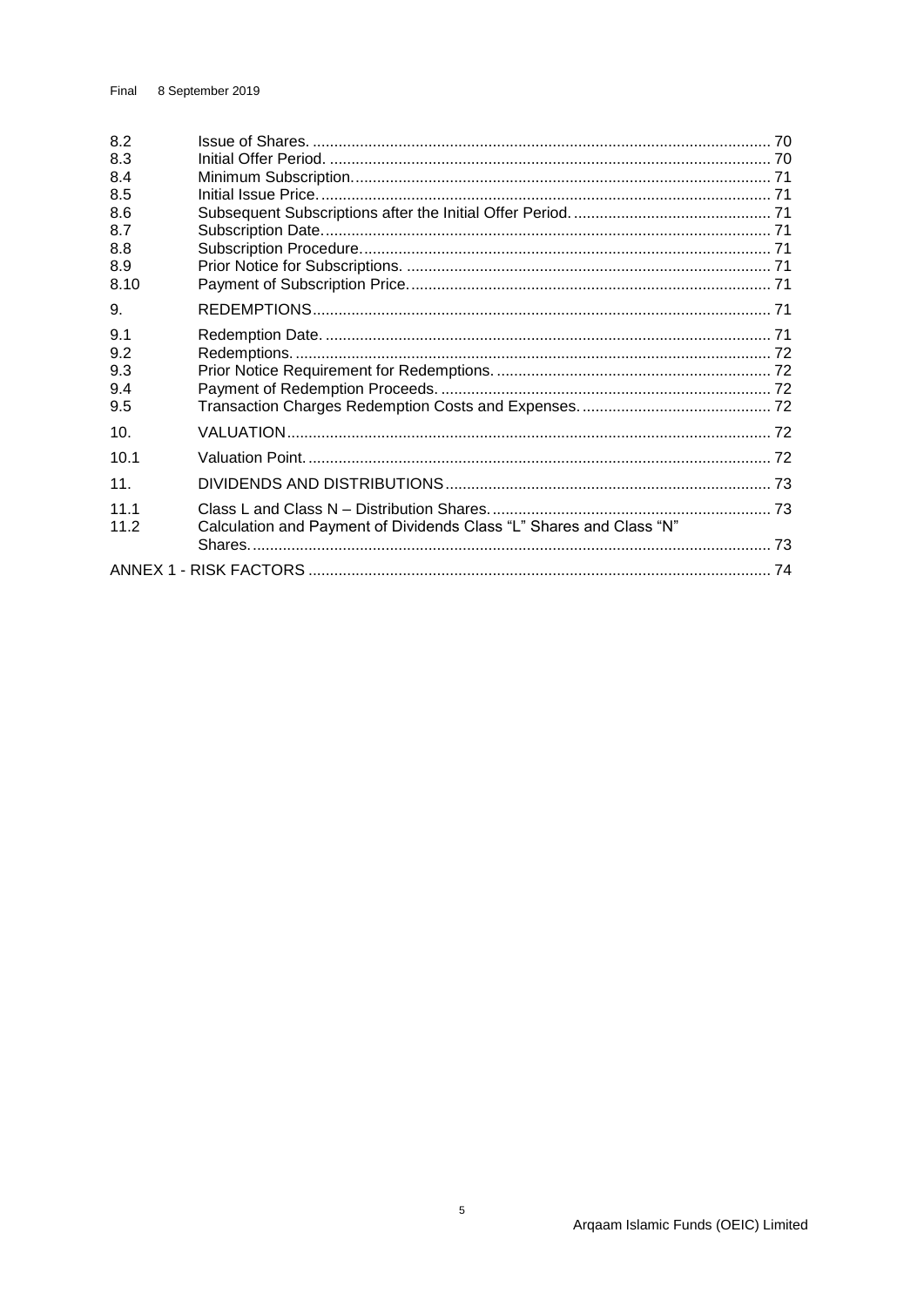| | | |
|---|---|---|
| 8.2 | Issue of Shares. | 70 |
| 8.3 | Initial Offer Period. | 70 |
| 8.4 | Minimum Subscription. | 71 |
| 8.5 | Initial Issue Price. | 71 |
| 8.6 | Subsequent Subscriptions after the Initial Offer Period. | 71 |
| 8.7 | Subscription Date. | 71 |
| 8.8 | Subscription Procedure. | 71 |
| 8.9 | Prior Notice for Subscriptions. | 71 |
| 8.10 | Payment of Subscription Price. | 71 |
| 9. | REDEMPTIONS | 71 |
| 9.1 | Redemption Date. | 71 |
| 9.2 | Redemptions. | 72 |
| 9.3 | Prior Notice Requirement for Redemptions. | 72 |
| 9.4 | Payment of Redemption Proceeds. | 72 |
| 9.5 | Transaction Charges Redemption Costs and Expenses. | 72 |
| 10. | VALUATION | 72 |
| 10.1 | Valuation Point. | 72 |
| 11. | DIVIDENDS AND DISTRIBUTIONS | 73 |
| 11.1 | Class L and Class N – Distribution Shares. | 73 |
| 11.2 | Calculation and Payment of Dividends Class "L" Shares and Class "N" Shares. | 73 |
| ANNEX 1 - RISK FACTORS | | 74 |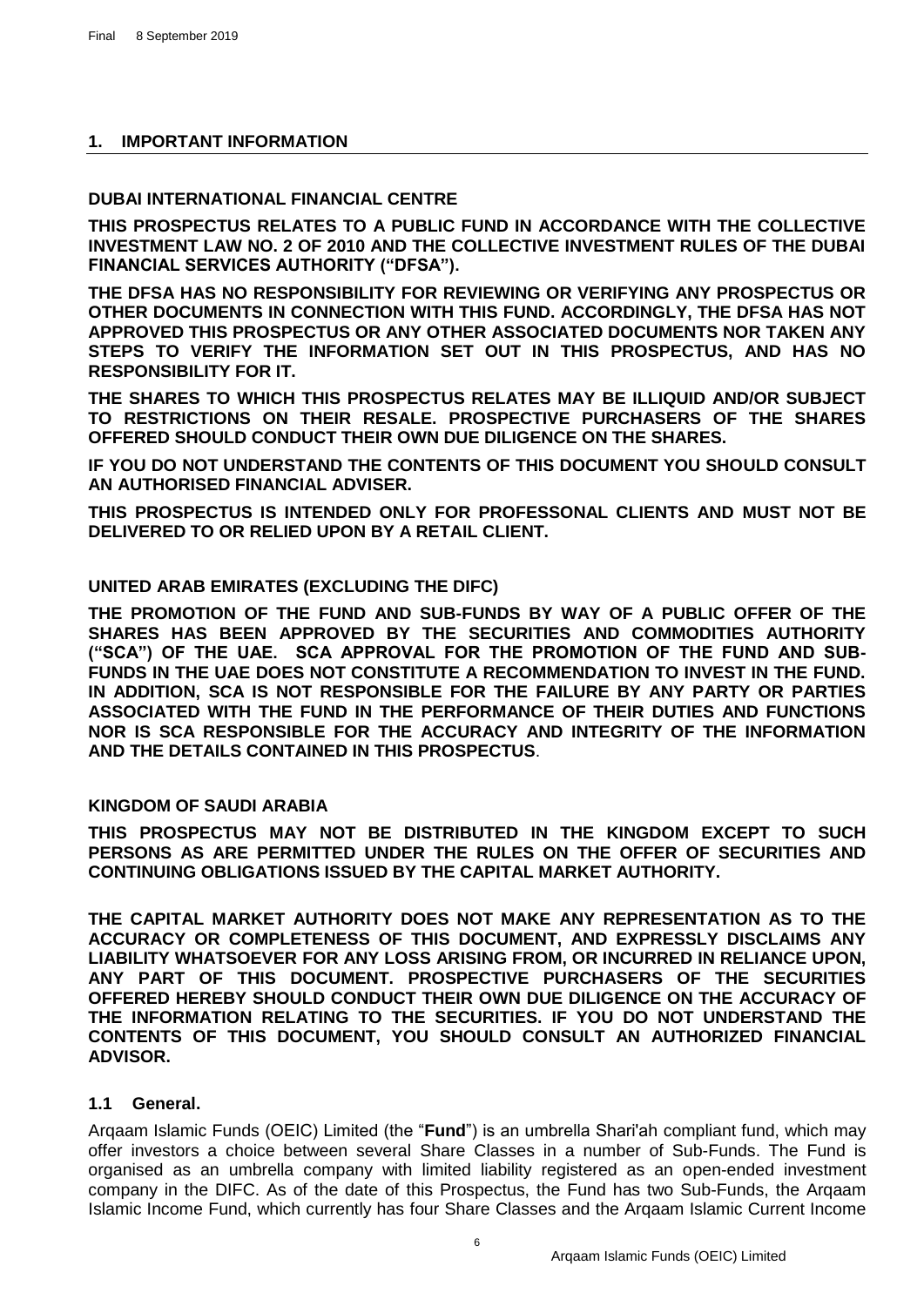## 1. IMPORTANT INFORMATION

**DUBAI INTERNATIONAL FINANCIAL CENTRE**

**THIS PROSPECTUS RELATES TO A PUBLIC FUND IN ACCORDANCE WITH THE COLLECTIVE INVESTMENT LAW NO. 2 OF 2010 AND THE COLLECTIVE INVESTMENT RULES OF THE DUBAI FINANCIAL SERVICES AUTHORITY ("DFSA").**

**THE DFSA HAS NO RESPONSIBILITY FOR REVIEWING OR VERIFYING ANY PROSPECTUS OR OTHER DOCUMENTS IN CONNECTION WITH THIS FUND. ACCORDINGLY, THE DFSA HAS NOT APPROVED THIS PROSPECTUS OR ANY OTHER ASSOCIATED DOCUMENTS NOR TAKEN ANY STEPS TO VERIFY THE INFORMATION SET OUT IN THIS PROSPECTUS, AND HAS NO RESPONSIBILITY FOR IT.**

**THE SHARES TO WHICH THIS PROSPECTUS RELATES MAY BE ILLIQUID AND/OR SUBJECT TO RESTRICTIONS ON THEIR RESALE. PROSPECTIVE PURCHASERS OF THE SHARES OFFERED SHOULD CONDUCT THEIR OWN DUE DILIGENCE ON THE SHARES.**

**IF YOU DO NOT UNDERSTAND THE CONTENTS OF THIS DOCUMENT YOU SHOULD CONSULT AN AUTHORISED FINANCIAL ADVISER.**

**THIS PROSPECTUS IS INTENDED ONLY FOR PROFESSONAL CLIENTS AND MUST NOT BE DELIVERED TO OR RELIED UPON BY A RETAIL CLIENT.**

**UNITED ARAB EMIRATES (EXCLUDING THE DIFC)**

**THE PROMOTION OF THE FUND AND SUB-FUNDS BY WAY OF A PUBLIC OFFER OF THE SHARES HAS BEEN APPROVED BY THE SECURITIES AND COMMODITIES AUTHORITY ("SCA") OF THE UAE. SCA APPROVAL FOR THE PROMOTION OF THE FUND AND SUB-FUNDS IN THE UAE DOES NOT CONSTITUTE A RECOMMENDATION TO INVEST IN THE FUND. IN ADDITION, SCA IS NOT RESPONSIBLE FOR THE FAILURE BY ANY PARTY OR PARTIES ASSOCIATED WITH THE FUND IN THE PERFORMANCE OF THEIR DUTIES AND FUNCTIONS NOR IS SCA RESPONSIBLE FOR THE ACCURACY AND INTEGRITY OF THE INFORMATION AND THE DETAILS CONTAINED IN THIS PROSPECTUS**.

**KINGDOM OF SAUDI ARABIA**

**THIS PROSPECTUS MAY NOT BE DISTRIBUTED IN THE KINGDOM EXCEPT TO SUCH PERSONS AS ARE PERMITTED UNDER THE RULES ON THE OFFER OF SECURITIES AND CONTINUING OBLIGATIONS ISSUED BY THE CAPITAL MARKET AUTHORITY.**

**THE CAPITAL MARKET AUTHORITY DOES NOT MAKE ANY REPRESENTATION AS TO THE ACCURACY OR COMPLETENESS OF THIS DOCUMENT, AND EXPRESSLY DISCLAIMS ANY LIABILITY WHATSOEVER FOR ANY LOSS ARISING FROM, OR INCURRED IN RELIANCE UPON, ANY PART OF THIS DOCUMENT. PROSPECTIVE PURCHASERS OF THE SECURITIES OFFERED HEREBY SHOULD CONDUCT THEIR OWN DUE DILIGENCE ON THE ACCURACY OF THE INFORMATION RELATING TO THE SECURITIES. IF YOU DO NOT UNDERSTAND THE CONTENTS OF THIS DOCUMENT, YOU SHOULD CONSULT AN AUTHORIZED FINANCIAL ADVISOR.**

### 1.1 General.

Arqaam Islamic Funds (OEIC) Limited (the "**Fund**") is an umbrella Shari'ah compliant fund, which may offer investors a choice between several Share Classes in a number of Sub-Funds. The Fund is organised as an umbrella company with limited liability registered as an open-ended investment company in the DIFC. As of the date of this Prospectus, the Fund has two Sub-Funds, the Arqaam Islamic Income Fund, which currently has four Share Classes and the Arqaam Islamic Current Income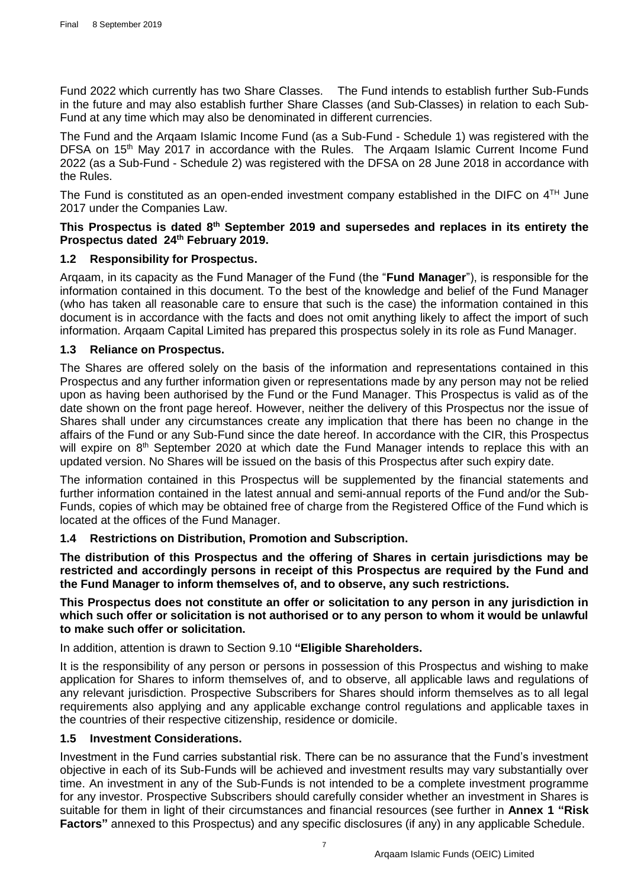Fund 2022 which currently has two Share Classes. The Fund intends to establish further Sub-Funds in the future and may also establish further Share Classes (and Sub-Classes) in relation to each Sub-Fund at any time which may also be denominated in different currencies.

The Fund and the Arqaam Islamic Income Fund (as a Sub-Fund - Schedule 1) was registered with the DFSA on 15th May 2017 in accordance with the Rules. The Arqaam Islamic Current Income Fund 2022 (as a Sub-Fund - Schedule 2) was registered with the DFSA on 28 June 2018 in accordance with the Rules.

The Fund is constituted as an open-ended investment company established in the DIFC on 4TH June 2017 under the Companies Law.

**This Prospectus is dated 8th September 2019 and supersedes and replaces in its entirety the Prospectus dated 24th February 2019.**

### 1.2 Responsibility for Prospectus.

Arqaam, in its capacity as the Fund Manager of the Fund (the "**Fund Manager**"), is responsible for the information contained in this document. To the best of the knowledge and belief of the Fund Manager (who has taken all reasonable care to ensure that such is the case) the information contained in this document is in accordance with the facts and does not omit anything likely to affect the import of such information. Arqaam Capital Limited has prepared this prospectus solely in its role as Fund Manager.

### 1.3 Reliance on Prospectus.

The Shares are offered solely on the basis of the information and representations contained in this Prospectus and any further information given or representations made by any person may not be relied upon as having been authorised by the Fund or the Fund Manager. This Prospectus is valid as of the date shown on the front page hereof. However, neither the delivery of this Prospectus nor the issue of Shares shall under any circumstances create any implication that there has been no change in the affairs of the Fund or any Sub-Fund since the date hereof. In accordance with the CIR, this Prospectus will expire on 8th September 2020 at which date the Fund Manager intends to replace this with an updated version. No Shares will be issued on the basis of this Prospectus after such expiry date.

The information contained in this Prospectus will be supplemented by the financial statements and further information contained in the latest annual and semi-annual reports of the Fund and/or the Sub-Funds, copies of which may be obtained free of charge from the Registered Office of the Fund which is located at the offices of the Fund Manager.

### 1.4 Restrictions on Distribution, Promotion and Subscription.

**The distribution of this Prospectus and the offering of Shares in certain jurisdictions may be restricted and accordingly persons in receipt of this Prospectus are required by the Fund and the Fund Manager to inform themselves of, and to observe, any such restrictions.**

**This Prospectus does not constitute an offer or solicitation to any person in any jurisdiction in which such offer or solicitation is not authorised or to any person to whom it would be unlawful to make such offer or solicitation.**

In addition, attention is drawn to Section 9.10 **"Eligible Shareholders.**

It is the responsibility of any person or persons in possession of this Prospectus and wishing to make application for Shares to inform themselves of, and to observe, all applicable laws and regulations of any relevant jurisdiction. Prospective Subscribers for Shares should inform themselves as to all legal requirements also applying and any applicable exchange control regulations and applicable taxes in the countries of their respective citizenship, residence or domicile.

### 1.5 Investment Considerations.

Investment in the Fund carries substantial risk. There can be no assurance that the Fund's investment objective in each of its Sub-Funds will be achieved and investment results may vary substantially over time. An investment in any of the Sub-Funds is not intended to be a complete investment programme for any investor. Prospective Subscribers should carefully consider whether an investment in Shares is suitable for them in light of their circumstances and financial resources (see further in **Annex 1 "Risk Factors"** annexed to this Prospectus) and any specific disclosures (if any) in any applicable Schedule.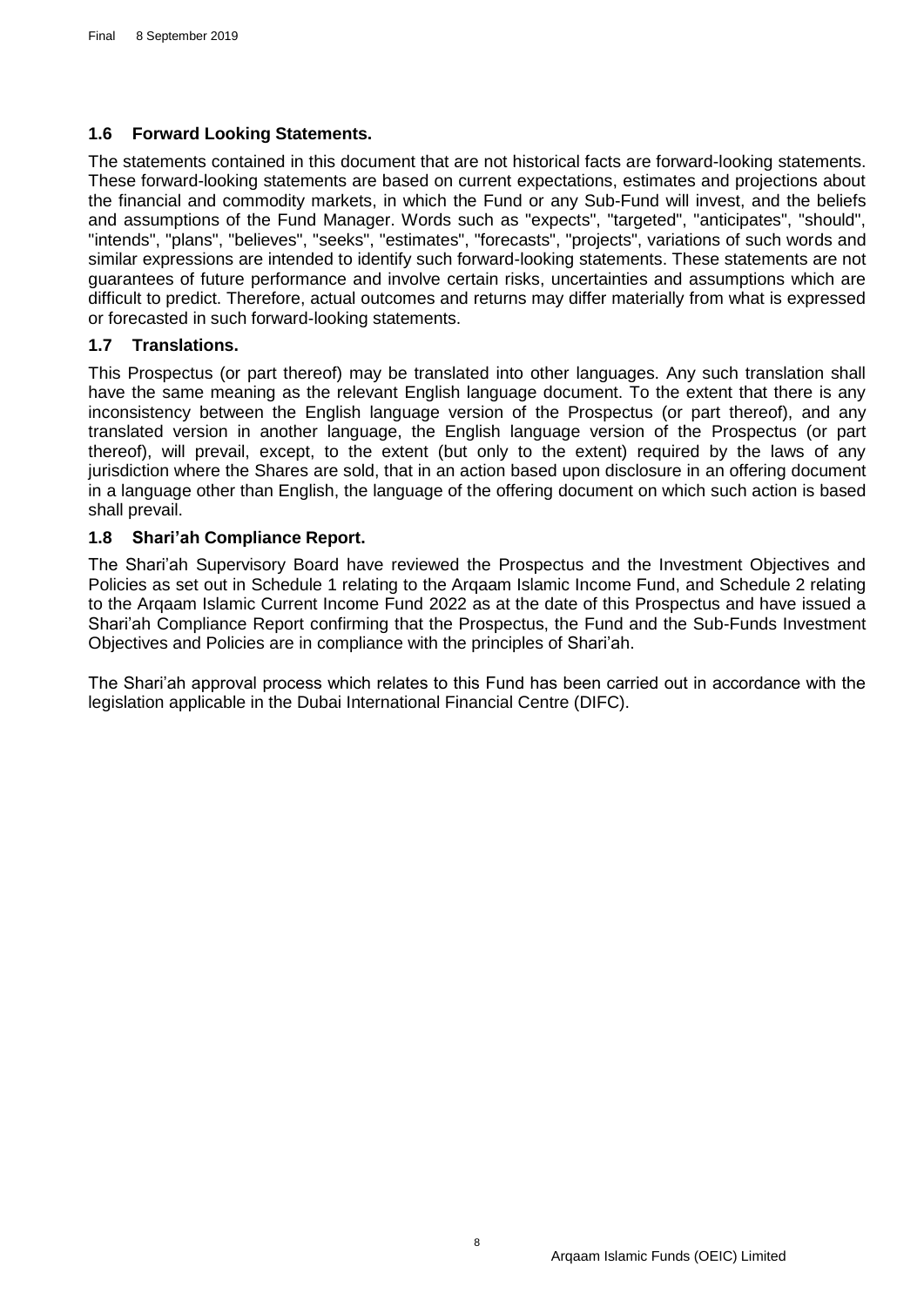### 1.6 Forward Looking Statements.

The statements contained in this document that are not historical facts are forward-looking statements. These forward-looking statements are based on current expectations, estimates and projections about the financial and commodity markets, in which the Fund or any Sub-Fund will invest, and the beliefs and assumptions of the Fund Manager. Words such as "expects", "targeted", "anticipates", "should", "intends", "plans", "believes", "seeks", "estimates", "forecasts", "projects", variations of such words and similar expressions are intended to identify such forward-looking statements. These statements are not guarantees of future performance and involve certain risks, uncertainties and assumptions which are difficult to predict. Therefore, actual outcomes and returns may differ materially from what is expressed or forecasted in such forward-looking statements.

### 1.7 Translations.

This Prospectus (or part thereof) may be translated into other languages. Any such translation shall have the same meaning as the relevant English language document. To the extent that there is any inconsistency between the English language version of the Prospectus (or part thereof), and any translated version in another language, the English language version of the Prospectus (or part thereof), will prevail, except, to the extent (but only to the extent) required by the laws of any jurisdiction where the Shares are sold, that in an action based upon disclosure in an offering document in a language other than English, the language of the offering document on which such action is based shall prevail.

### 1.8 Shari'ah Compliance Report.

The Shari'ah Supervisory Board have reviewed the Prospectus and the Investment Objectives and Policies as set out in Schedule 1 relating to the Arqaam Islamic Income Fund, and Schedule 2 relating to the Arqaam Islamic Current Income Fund 2022 as at the date of this Prospectus and have issued a Shari'ah Compliance Report confirming that the Prospectus, the Fund and the Sub-Funds Investment Objectives and Policies are in compliance with the principles of Shari'ah.

The Shari'ah approval process which relates to this Fund has been carried out in accordance with the legislation applicable in the Dubai International Financial Centre (DIFC).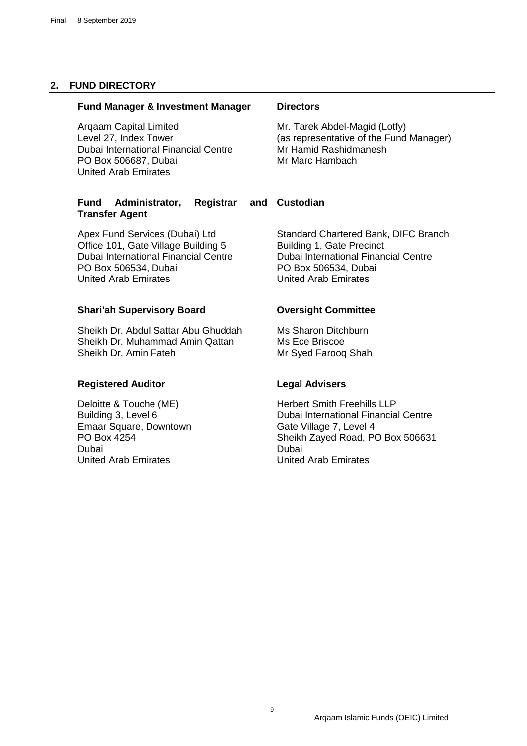## 2. FUND DIRECTORY

**Fund Manager & Investment Manager**

Arqaam Capital Limited
Level 27, Index Tower
Dubai International Financial Centre
PO Box 506687, Dubai
United Arab Emirates

**Directors**

Mr. Tarek Abdel-Magid (Lotfy)
(as representative of the Fund Manager)
Mr Hamid Rashidmanesh
Mr Marc Hambach

**Fund Administrator, Registrar and Transfer Agent**

Apex Fund Services (Dubai) Ltd
Office 101, Gate Village Building 5
Dubai International Financial Centre
PO Box 506534, Dubai
United Arab Emirates

**Custodian**

Standard Chartered Bank, DIFC Branch
Building 1, Gate Precinct
Dubai International Financial Centre
PO Box 506534, Dubai
United Arab Emirates

**Shari'ah Supervisory Board**

Sheikh Dr. Abdul Sattar Abu Ghuddah
Sheikh Dr. Muhammad Amin Qattan
Sheikh Dr. Amin Fateh

**Oversight Committee**

Ms Sharon Ditchburn
Ms Ece Briscoe
Mr Syed Farooq Shah

**Registered Auditor**

Deloitte & Touche (ME)
Building 3, Level 6
Emaar Square, Downtown
PO Box 4254
Dubai
United Arab Emirates

**Legal Advisers**

Herbert Smith Freehills LLP
Dubai International Financial Centre
Gate Village 7, Level 4
Sheikh Zayed Road, PO Box 506631
Dubai
United Arab Emirates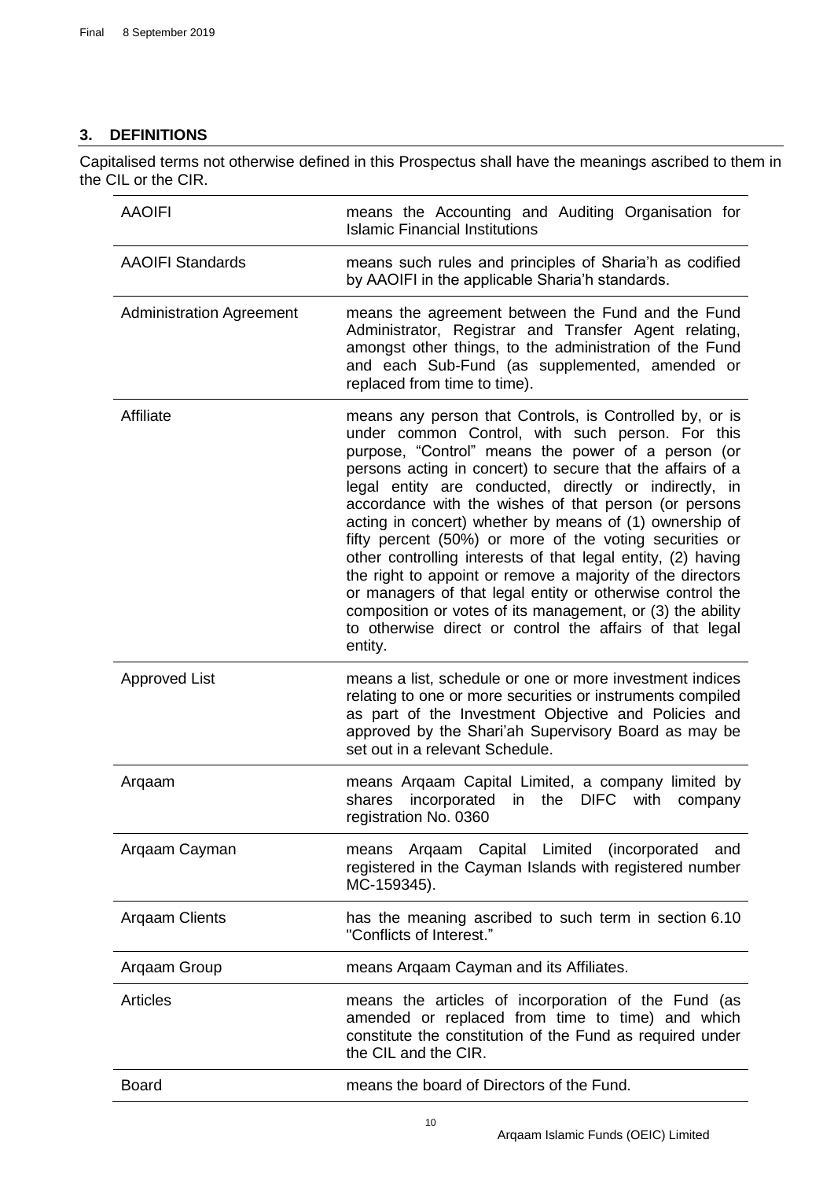## 3. DEFINITIONS

Capitalised terms not otherwise defined in this Prospectus shall have the meanings ascribed to them in the CIL or the CIR.

| Term | Definition |
|---|---|
| AAOIFI | means the Accounting and Auditing Organisation for Islamic Financial Institutions |
| AAOIFI Standards | means such rules and principles of Sharia'h as codified by AAOIFI in the applicable Sharia'h standards. |
| Administration Agreement | means the agreement between the Fund and the Fund Administrator, Registrar and Transfer Agent relating, amongst other things, to the administration of the Fund and each Sub-Fund (as supplemented, amended or replaced from time to time). |
| Affiliate | means any person that Controls, is Controlled by, or is under common Control, with such person. For this purpose, "Control" means the power of a person (or persons acting in concert) to secure that the affairs of a legal entity are conducted, directly or indirectly, in accordance with the wishes of that person (or persons acting in concert) whether by means of (1) ownership of fifty percent (50%) or more of the voting securities or other controlling interests of that legal entity, (2) having the right to appoint or remove a majority of the directors or managers of that legal entity or otherwise control the composition or votes of its management, or (3) the ability to otherwise direct or control the affairs of that legal entity. |
| Approved List | means a list, schedule or one or more investment indices relating to one or more securities or instruments compiled as part of the Investment Objective and Policies and approved by the Shari'ah Supervisory Board as may be set out in a relevant Schedule. |
| Arqaam | means Arqaam Capital Limited, a company limited by shares incorporated in the DIFC with company registration No. 0360 |
| Arqaam Cayman | means Arqaam Capital Limited (incorporated and registered in the Cayman Islands with registered number MC-159345). |
| Arqaam Clients | has the meaning ascribed to such term in section 6.10 "Conflicts of Interest." |
| Arqaam Group | means Arqaam Cayman and its Affiliates. |
| Articles | means the articles of incorporation of the Fund (as amended or replaced from time to time) and which constitute the constitution of the Fund as required under the CIL and the CIR. |
| Board | means the board of Directors of the Fund. |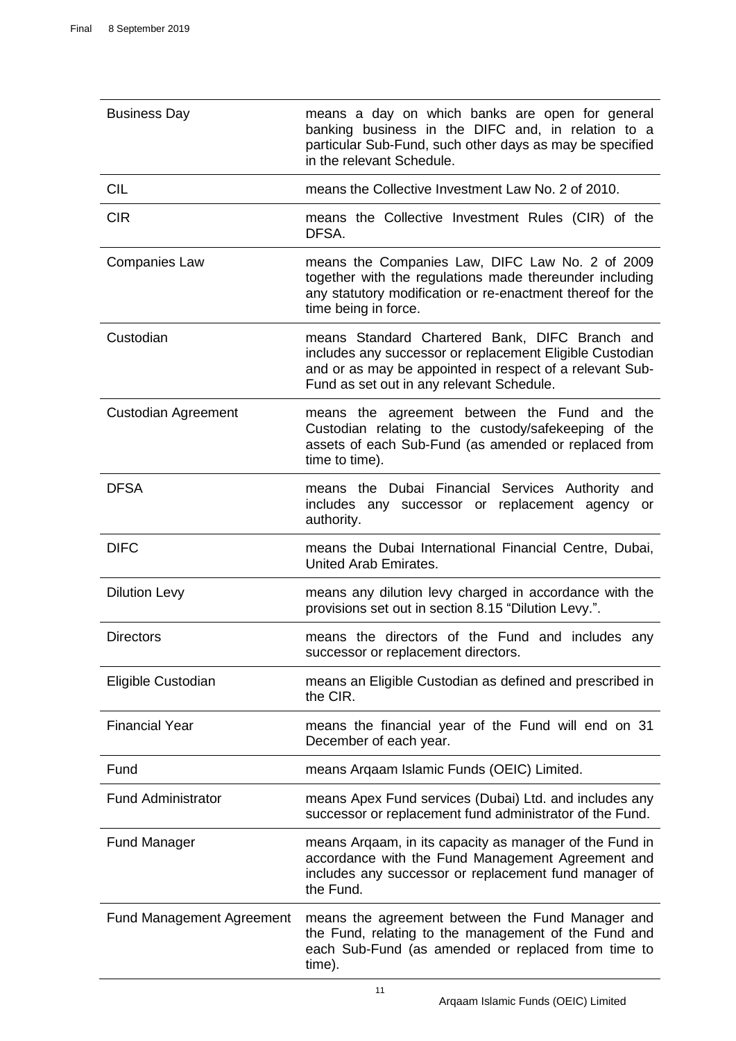| | |
|---|---|
| Business Day | means a day on which banks are open for general banking business in the DIFC and, in relation to a particular Sub-Fund, such other days as may be specified in the relevant Schedule. |
| CIL | means the Collective Investment Law No. 2 of 2010. |
| CIR | means the Collective Investment Rules (CIR) of the DFSA. |
| Companies Law | means the Companies Law, DIFC Law No. 2 of 2009 together with the regulations made thereunder including any statutory modification or re-enactment thereof for the time being in force. |
| Custodian | means Standard Chartered Bank, DIFC Branch and includes any successor or replacement Eligible Custodian and or as may be appointed in respect of a relevant Sub-Fund as set out in any relevant Schedule. |
| Custodian Agreement | means the agreement between the Fund and the Custodian relating to the custody/safekeeping of the assets of each Sub-Fund (as amended or replaced from time to time). |
| DFSA | means the Dubai Financial Services Authority and includes any successor or replacement agency or authority. |
| DIFC | means the Dubai International Financial Centre, Dubai, United Arab Emirates. |
| Dilution Levy | means any dilution levy charged in accordance with the provisions set out in section 8.15 "Dilution Levy.". |
| Directors | means the directors of the Fund and includes any successor or replacement directors. |
| Eligible Custodian | means an Eligible Custodian as defined and prescribed in the CIR. |
| Financial Year | means the financial year of the Fund will end on 31 December of each year. |
| Fund | means Arqaam Islamic Funds (OEIC) Limited. |
| Fund Administrator | means Apex Fund services (Dubai) Ltd. and includes any successor or replacement fund administrator of the Fund. |
| Fund Manager | means Arqaam, in its capacity as manager of the Fund in accordance with the Fund Management Agreement and includes any successor or replacement fund manager of the Fund. |
| Fund Management Agreement | means the agreement between the Fund Manager and the Fund, relating to the management of the Fund and each Sub-Fund (as amended or replaced from time to time). |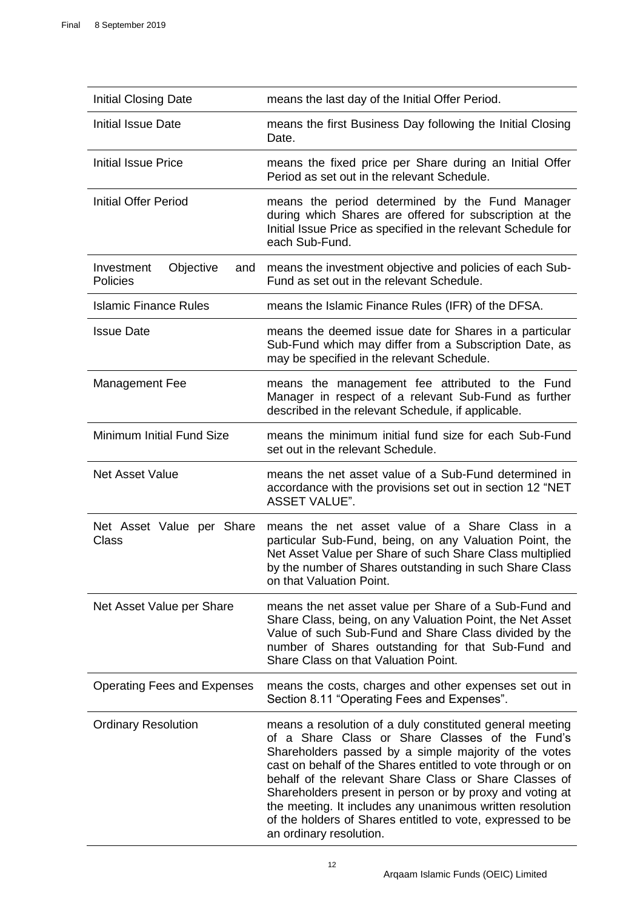| | |
|---|---|
| Initial Closing Date | means the last day of the Initial Offer Period. |
| Initial Issue Date | means the first Business Day following the Initial Closing Date. |
| Initial Issue Price | means the fixed price per Share during an Initial Offer Period as set out in the relevant Schedule. |
| Initial Offer Period | means the period determined by the Fund Manager during which Shares are offered for subscription at the Initial Issue Price as specified in the relevant Schedule for each Sub-Fund. |
| Investment Objective and Policies | means the investment objective and policies of each Sub-Fund as set out in the relevant Schedule. |
| Islamic Finance Rules | means the Islamic Finance Rules (IFR) of the DFSA. |
| Issue Date | means the deemed issue date for Shares in a particular Sub-Fund which may differ from a Subscription Date, as may be specified in the relevant Schedule. |
| Management Fee | means the management fee attributed to the Fund Manager in respect of a relevant Sub-Fund as further described in the relevant Schedule, if applicable. |
| Minimum Initial Fund Size | means the minimum initial fund size for each Sub-Fund set out in the relevant Schedule. |
| Net Asset Value | means the net asset value of a Sub-Fund determined in accordance with the provisions set out in section 12 "NET ASSET VALUE". |
| Net Asset Value per Share Class | means the net asset value of a Share Class in a particular Sub-Fund, being, on any Valuation Point, the Net Asset Value per Share of such Share Class multiplied by the number of Shares outstanding in such Share Class on that Valuation Point. |
| Net Asset Value per Share | means the net asset value per Share of a Sub-Fund and Share Class, being, on any Valuation Point, the Net Asset Value of such Sub-Fund and Share Class divided by the number of Shares outstanding for that Sub-Fund and Share Class on that Valuation Point. |
| Operating Fees and Expenses | means the costs, charges and other expenses set out in Section 8.11 "Operating Fees and Expenses". |
| Ordinary Resolution | means a resolution of a duly constituted general meeting of a Share Class or Share Classes of the Fund's Shareholders passed by a simple majority of the votes cast on behalf of the Shares entitled to vote through or on behalf of the relevant Share Class or Share Classes of Shareholders present in person or by proxy and voting at the meeting. It includes any unanimous written resolution of the holders of Shares entitled to vote, expressed to be an ordinary resolution. |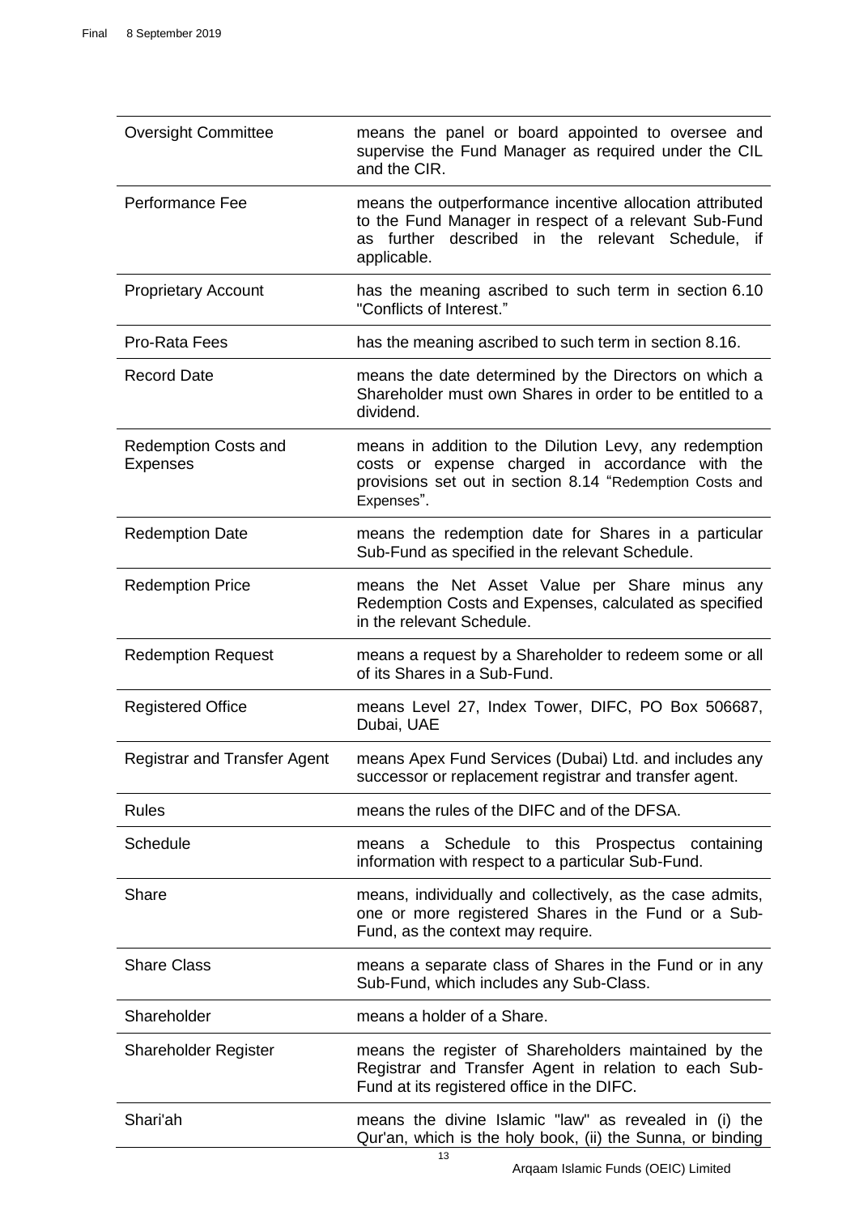| | |
|---|---|
| Oversight Committee | means the panel or board appointed to oversee and supervise the Fund Manager as required under the CIL and the CIR. |
| Performance Fee | means the outperformance incentive allocation attributed to the Fund Manager in respect of a relevant Sub-Fund as further described in the relevant Schedule, if applicable. |
| Proprietary Account | has the meaning ascribed to such term in section 6.10 "Conflicts of Interest." |
| Pro-Rata Fees | has the meaning ascribed to such term in section 8.16. |
| Record Date | means the date determined by the Directors on which a Shareholder must own Shares in order to be entitled to a dividend. |
| Redemption Costs and Expenses | means in addition to the Dilution Levy, any redemption costs or expense charged in accordance with the provisions set out in section 8.14 "Redemption Costs and Expenses". |
| Redemption Date | means the redemption date for Shares in a particular Sub-Fund as specified in the relevant Schedule. |
| Redemption Price | means the Net Asset Value per Share minus any Redemption Costs and Expenses, calculated as specified in the relevant Schedule. |
| Redemption Request | means a request by a Shareholder to redeem some or all of its Shares in a Sub-Fund. |
| Registered Office | means Level 27, Index Tower, DIFC, PO Box 506687, Dubai, UAE |
| Registrar and Transfer Agent | means Apex Fund Services (Dubai) Ltd. and includes any successor or replacement registrar and transfer agent. |
| Rules | means the rules of the DIFC and of the DFSA. |
| Schedule | means a Schedule to this Prospectus containing information with respect to a particular Sub-Fund. |
| Share | means, individually and collectively, as the case admits, one or more registered Shares in the Fund or a Sub-Fund, as the context may require. |
| Share Class | means a separate class of Shares in the Fund or in any Sub-Fund, which includes any Sub-Class. |
| Shareholder | means a holder of a Share. |
| Shareholder Register | means the register of Shareholders maintained by the Registrar and Transfer Agent in relation to each Sub-Fund at its registered office in the DIFC. |
| Shari'ah | means the divine Islamic "law" as revealed in (i) the Qur'an, which is the holy book, (ii) the Sunna, or binding |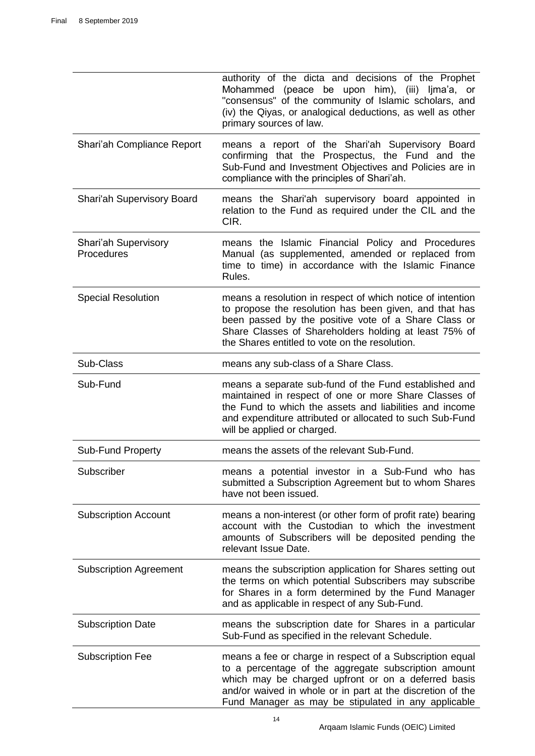| | |
|---|---|
| | authority of the dicta and decisions of the Prophet Mohammed (peace be upon him), (iii) Ijma'a, or "consensus" of the community of Islamic scholars, and (iv) the Qiyas, or analogical deductions, as well as other primary sources of law. |
| Shari'ah Compliance Report | means a report of the Shari'ah Supervisory Board confirming that the Prospectus, the Fund and the Sub-Fund and Investment Objectives and Policies are in compliance with the principles of Shari'ah. |
| Shari'ah Supervisory Board | means the Shari'ah supervisory board appointed in relation to the Fund as required under the CIL and the CIR. |
| Shari'ah Supervisory Procedures | means the Islamic Financial Policy and Procedures Manual (as supplemented, amended or replaced from time to time) in accordance with the Islamic Finance Rules. |
| Special Resolution | means a resolution in respect of which notice of intention to propose the resolution has been given, and that has been passed by the positive vote of a Share Class or Share Classes of Shareholders holding at least 75% of the Shares entitled to vote on the resolution. |
| Sub-Class | means any sub-class of a Share Class. |
| Sub-Fund | means a separate sub-fund of the Fund established and maintained in respect of one or more Share Classes of the Fund to which the assets and liabilities and income and expenditure attributed or allocated to such Sub-Fund will be applied or charged. |
| Sub-Fund Property | means the assets of the relevant Sub-Fund. |
| Subscriber | means a potential investor in a Sub-Fund who has submitted a Subscription Agreement but to whom Shares have not been issued. |
| Subscription Account | means a non-interest (or other form of profit rate) bearing account with the Custodian to which the investment amounts of Subscribers will be deposited pending the relevant Issue Date. |
| Subscription Agreement | means the subscription application for Shares setting out the terms on which potential Subscribers may subscribe for Shares in a form determined by the Fund Manager and as applicable in respect of any Sub-Fund. |
| Subscription Date | means the subscription date for Shares in a particular Sub-Fund as specified in the relevant Schedule. |
| Subscription Fee | means a fee or charge in respect of a Subscription equal to a percentage of the aggregate subscription amount which may be charged upfront or on a deferred basis and/or waived in whole or in part at the discretion of the Fund Manager as may be stipulated in any applicable |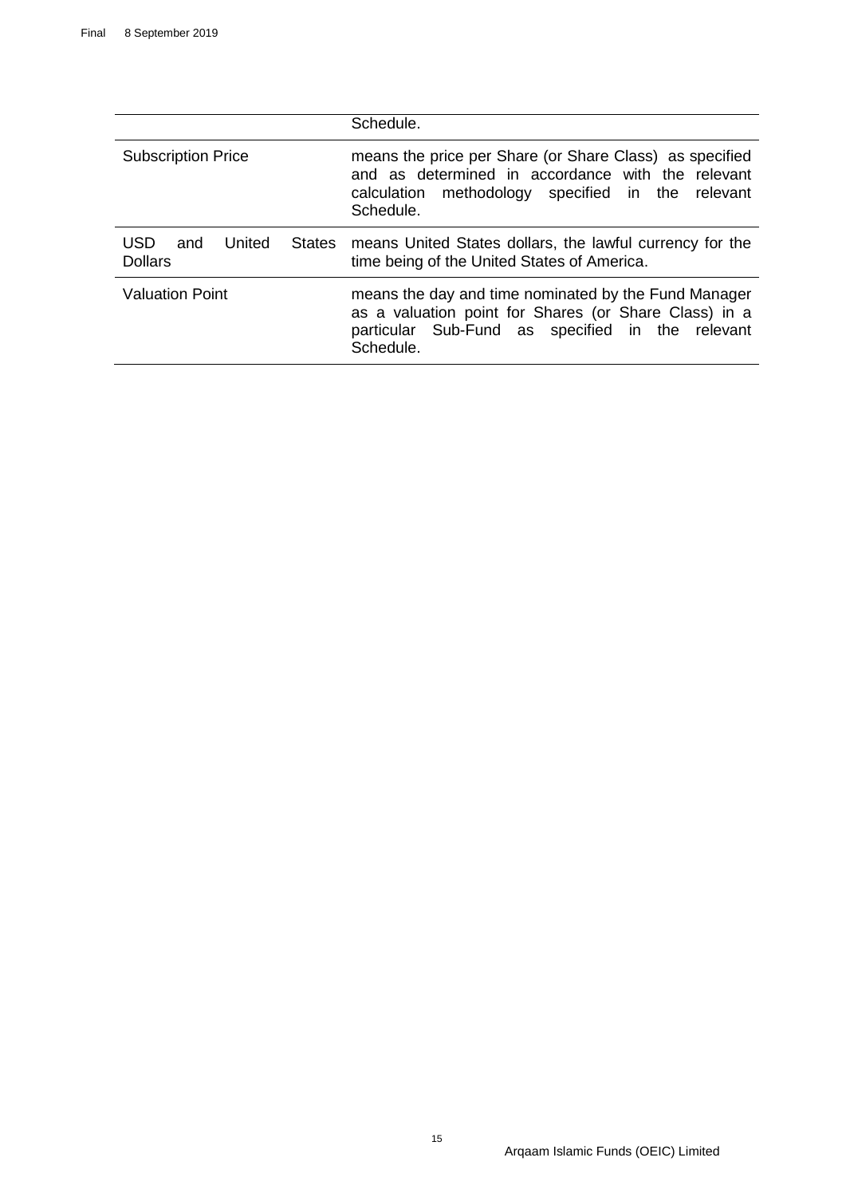| | |
|---|---|
| | Schedule. |
| Subscription Price | means the price per Share (or Share Class) as specified and as determined in accordance with the relevant calculation methodology specified in the relevant Schedule. |
| USD and United States Dollars | means United States dollars, the lawful currency for the time being of the United States of America. |
| Valuation Point | means the day and time nominated by the Fund Manager as a valuation point for Shares (or Share Class) in a particular Sub-Fund as specified in the relevant Schedule. |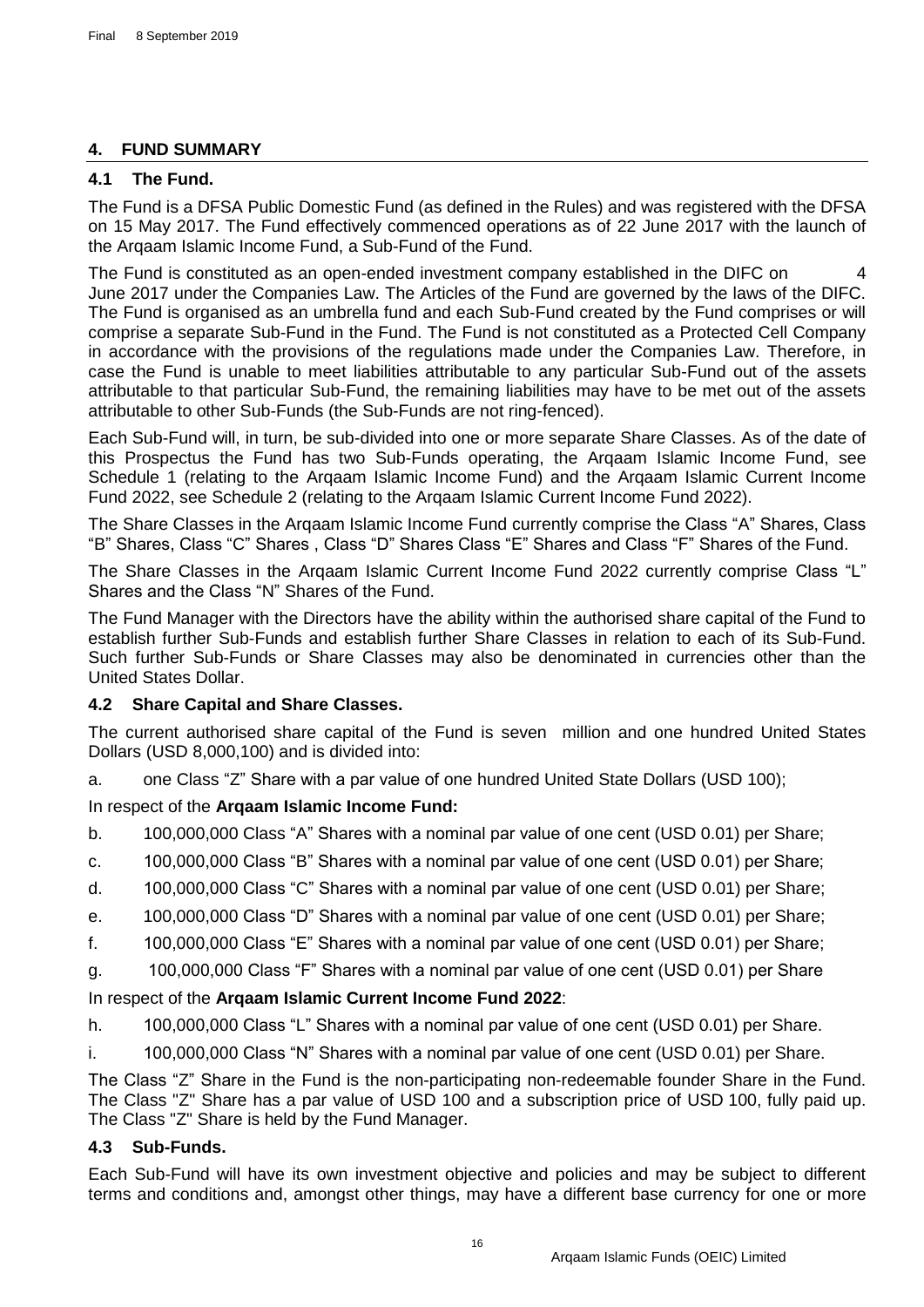## 4. FUND SUMMARY

### 4.1 The Fund.

The Fund is a DFSA Public Domestic Fund (as defined in the Rules) and was registered with the DFSA on 15 May 2017. The Fund effectively commenced operations as of 22 June 2017 with the launch of the Arqaam Islamic Income Fund, a Sub-Fund of the Fund.

The Fund is constituted as an open-ended investment company established in the DIFC on 4 June 2017 under the Companies Law. The Articles of the Fund are governed by the laws of the DIFC. The Fund is organised as an umbrella fund and each Sub-Fund created by the Fund comprises or will comprise a separate Sub-Fund in the Fund. The Fund is not constituted as a Protected Cell Company in accordance with the provisions of the regulations made under the Companies Law. Therefore, in case the Fund is unable to meet liabilities attributable to any particular Sub-Fund out of the assets attributable to that particular Sub-Fund, the remaining liabilities may have to be met out of the assets attributable to other Sub-Funds (the Sub-Funds are not ring-fenced).

Each Sub-Fund will, in turn, be sub-divided into one or more separate Share Classes. As of the date of this Prospectus the Fund has two Sub-Funds operating, the Arqaam Islamic Income Fund, see Schedule 1 (relating to the Arqaam Islamic Income Fund) and the Arqaam Islamic Current Income Fund 2022, see Schedule 2 (relating to the Arqaam Islamic Current Income Fund 2022).

The Share Classes in the Arqaam Islamic Income Fund currently comprise the Class "A" Shares, Class "B" Shares, Class "C" Shares , Class "D" Shares Class "E" Shares and Class "F" Shares of the Fund.

The Share Classes in the Arqaam Islamic Current Income Fund 2022 currently comprise Class "L" Shares and the Class "N" Shares of the Fund.

The Fund Manager with the Directors have the ability within the authorised share capital of the Fund to establish further Sub-Funds and establish further Share Classes in relation to each of its Sub-Fund. Such further Sub-Funds or Share Classes may also be denominated in currencies other than the United States Dollar.

### 4.2 Share Capital and Share Classes.

The current authorised share capital of the Fund is seven million and one hundred United States Dollars (USD 8,000,100) and is divided into:

a. one Class "Z" Share with a par value of one hundred United State Dollars (USD 100);

In respect of the **Arqaam Islamic Income Fund:**

b. 100,000,000 Class "A" Shares with a nominal par value of one cent (USD 0.01) per Share;

c. 100,000,000 Class "B" Shares with a nominal par value of one cent (USD 0.01) per Share;

d. 100,000,000 Class "C" Shares with a nominal par value of one cent (USD 0.01) per Share;

e. 100,000,000 Class "D" Shares with a nominal par value of one cent (USD 0.01) per Share;

f. 100,000,000 Class "E" Shares with a nominal par value of one cent (USD 0.01) per Share;

g. 100,000,000 Class "F" Shares with a nominal par value of one cent (USD 0.01) per Share

In respect of the **Arqaam Islamic Current Income Fund 2022**:

h. 100,000,000 Class "L" Shares with a nominal par value of one cent (USD 0.01) per Share.

i. 100,000,000 Class "N" Shares with a nominal par value of one cent (USD 0.01) per Share.

The Class "Z" Share in the Fund is the non-participating non-redeemable founder Share in the Fund. The Class "Z" Share has a par value of USD 100 and a subscription price of USD 100, fully paid up. The Class "Z" Share is held by the Fund Manager.

### 4.3 Sub-Funds.

Each Sub-Fund will have its own investment objective and policies and may be subject to different terms and conditions and, amongst other things, may have a different base currency for one or more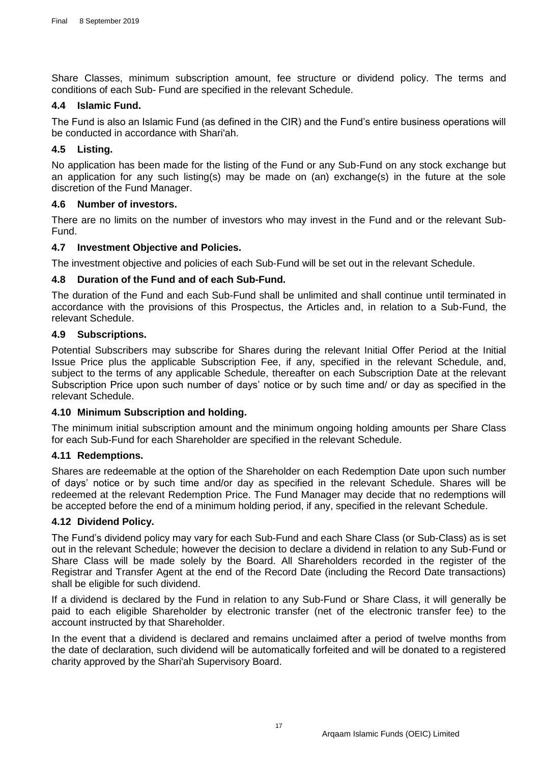Share Classes, minimum subscription amount, fee structure or dividend policy. The terms and conditions of each Sub- Fund are specified in the relevant Schedule.

### 4.4 Islamic Fund.

The Fund is also an Islamic Fund (as defined in the CIR) and the Fund's entire business operations will be conducted in accordance with Shari'ah.

### 4.5 Listing.

No application has been made for the listing of the Fund or any Sub-Fund on any stock exchange but an application for any such listing(s) may be made on (an) exchange(s) in the future at the sole discretion of the Fund Manager.

### 4.6 Number of investors.

There are no limits on the number of investors who may invest in the Fund and or the relevant Sub-Fund.

### 4.7 Investment Objective and Policies.

The investment objective and policies of each Sub-Fund will be set out in the relevant Schedule.

### 4.8 Duration of the Fund and of each Sub-Fund.

The duration of the Fund and each Sub-Fund shall be unlimited and shall continue until terminated in accordance with the provisions of this Prospectus, the Articles and, in relation to a Sub-Fund, the relevant Schedule.

### 4.9 Subscriptions.

Potential Subscribers may subscribe for Shares during the relevant Initial Offer Period at the Initial Issue Price plus the applicable Subscription Fee, if any, specified in the relevant Schedule, and, subject to the terms of any applicable Schedule, thereafter on each Subscription Date at the relevant Subscription Price upon such number of days' notice or by such time and/ or day as specified in the relevant Schedule.

### 4.10 Minimum Subscription and holding.

The minimum initial subscription amount and the minimum ongoing holding amounts per Share Class for each Sub-Fund for each Shareholder are specified in the relevant Schedule.

### 4.11 Redemptions.

Shares are redeemable at the option of the Shareholder on each Redemption Date upon such number of days' notice or by such time and/or day as specified in the relevant Schedule. Shares will be redeemed at the relevant Redemption Price. The Fund Manager may decide that no redemptions will be accepted before the end of a minimum holding period, if any, specified in the relevant Schedule.

### 4.12 Dividend Policy.

The Fund's dividend policy may vary for each Sub-Fund and each Share Class (or Sub-Class) as is set out in the relevant Schedule; however the decision to declare a dividend in relation to any Sub-Fund or Share Class will be made solely by the Board. All Shareholders recorded in the register of the Registrar and Transfer Agent at the end of the Record Date (including the Record Date transactions) shall be eligible for such dividend.

If a dividend is declared by the Fund in relation to any Sub-Fund or Share Class, it will generally be paid to each eligible Shareholder by electronic transfer (net of the electronic transfer fee) to the account instructed by that Shareholder.

In the event that a dividend is declared and remains unclaimed after a period of twelve months from the date of declaration, such dividend will be automatically forfeited and will be donated to a registered charity approved by the Shari'ah Supervisory Board.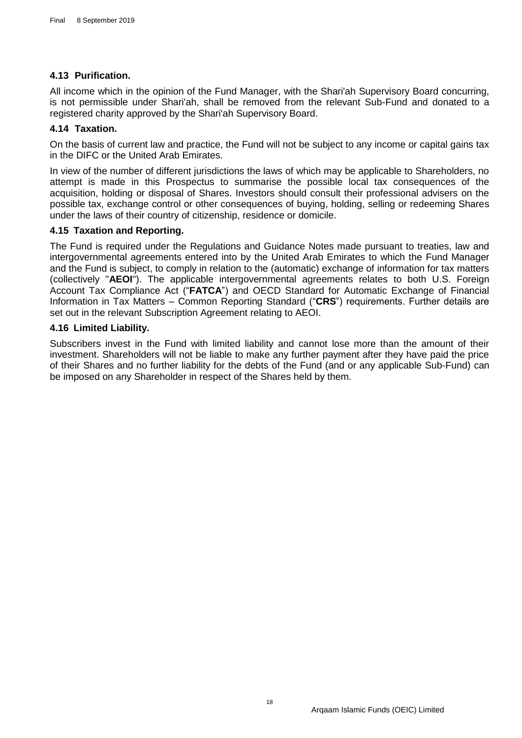### 4.13 Purification.

All income which in the opinion of the Fund Manager, with the Shari'ah Supervisory Board concurring, is not permissible under Shari'ah, shall be removed from the relevant Sub-Fund and donated to a registered charity approved by the Shari'ah Supervisory Board.

### 4.14 Taxation.

On the basis of current law and practice, the Fund will not be subject to any income or capital gains tax in the DIFC or the United Arab Emirates.

In view of the number of different jurisdictions the laws of which may be applicable to Shareholders, no attempt is made in this Prospectus to summarise the possible local tax consequences of the acquisition, holding or disposal of Shares. Investors should consult their professional advisers on the possible tax, exchange control or other consequences of buying, holding, selling or redeeming Shares under the laws of their country of citizenship, residence or domicile.

### 4.15 Taxation and Reporting.

The Fund is required under the Regulations and Guidance Notes made pursuant to treaties, law and intergovernmental agreements entered into by the United Arab Emirates to which the Fund Manager and the Fund is subject, to comply in relation to the (automatic) exchange of information for tax matters (collectively "**AEOI**"). The applicable intergovernmental agreements relates to both U.S. Foreign Account Tax Compliance Act ("**FATCA**") and OECD Standard for Automatic Exchange of Financial Information in Tax Matters – Common Reporting Standard ("**CRS**") requirements. Further details are set out in the relevant Subscription Agreement relating to AEOI.

### 4.16 Limited Liability.

Subscribers invest in the Fund with limited liability and cannot lose more than the amount of their investment. Shareholders will not be liable to make any further payment after they have paid the price of their Shares and no further liability for the debts of the Fund (and or any applicable Sub-Fund) can be imposed on any Shareholder in respect of the Shares held by them.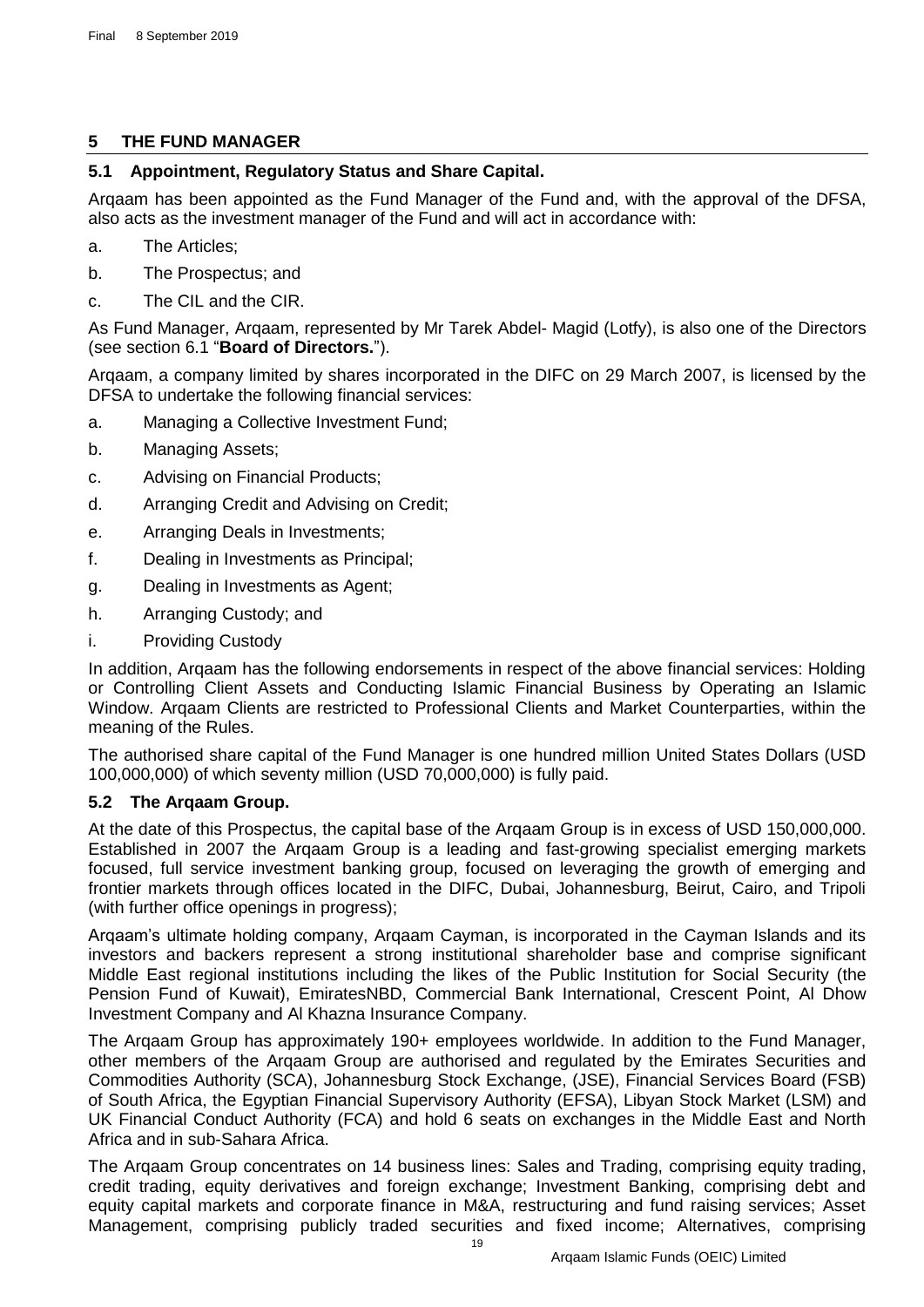## 5 THE FUND MANAGER

### 5.1 Appointment, Regulatory Status and Share Capital.

Arqaam has been appointed as the Fund Manager of the Fund and, with the approval of the DFSA, also acts as the investment manager of the Fund and will act in accordance with:

a. The Articles;

b. The Prospectus; and

c. The CIL and the CIR.

As Fund Manager, Arqaam, represented by Mr Tarek Abdel- Magid (Lotfy), is also one of the Directors (see section 6.1 "**Board of Directors.**").

Arqaam, a company limited by shares incorporated in the DIFC on 29 March 2007, is licensed by the DFSA to undertake the following financial services:

a. Managing a Collective Investment Fund;

b. Managing Assets;

c. Advising on Financial Products;

d. Arranging Credit and Advising on Credit;

e. Arranging Deals in Investments;

f. Dealing in Investments as Principal;

g. Dealing in Investments as Agent;

h. Arranging Custody; and

i. Providing Custody

In addition, Arqaam has the following endorsements in respect of the above financial services: Holding or Controlling Client Assets and Conducting Islamic Financial Business by Operating an Islamic Window. Arqaam Clients are restricted to Professional Clients and Market Counterparties, within the meaning of the Rules.

The authorised share capital of the Fund Manager is one hundred million United States Dollars (USD 100,000,000) of which seventy million (USD 70,000,000) is fully paid.

### 5.2 The Arqaam Group.

At the date of this Prospectus, the capital base of the Arqaam Group is in excess of USD 150,000,000. Established in 2007 the Arqaam Group is a leading and fast-growing specialist emerging markets focused, full service investment banking group, focused on leveraging the growth of emerging and frontier markets through offices located in the DIFC, Dubai, Johannesburg, Beirut, Cairo, and Tripoli (with further office openings in progress);

Arqaam's ultimate holding company, Arqaam Cayman, is incorporated in the Cayman Islands and its investors and backers represent a strong institutional shareholder base and comprise significant Middle East regional institutions including the likes of the Public Institution for Social Security (the Pension Fund of Kuwait), EmiratesNBD, Commercial Bank International, Crescent Point, Al Dhow Investment Company and Al Khazna Insurance Company.

The Arqaam Group has approximately 190+ employees worldwide. In addition to the Fund Manager, other members of the Arqaam Group are authorised and regulated by the Emirates Securities and Commodities Authority (SCA), Johannesburg Stock Exchange, (JSE), Financial Services Board (FSB) of South Africa, the Egyptian Financial Supervisory Authority (EFSA), Libyan Stock Market (LSM) and UK Financial Conduct Authority (FCA) and hold 6 seats on exchanges in the Middle East and North Africa and in sub-Sahara Africa.

The Arqaam Group concentrates on 14 business lines: Sales and Trading, comprising equity trading, credit trading, equity derivatives and foreign exchange; Investment Banking, comprising debt and equity capital markets and corporate finance in M&A, restructuring and fund raising services; Asset Management, comprising publicly traded securities and fixed income; Alternatives, comprising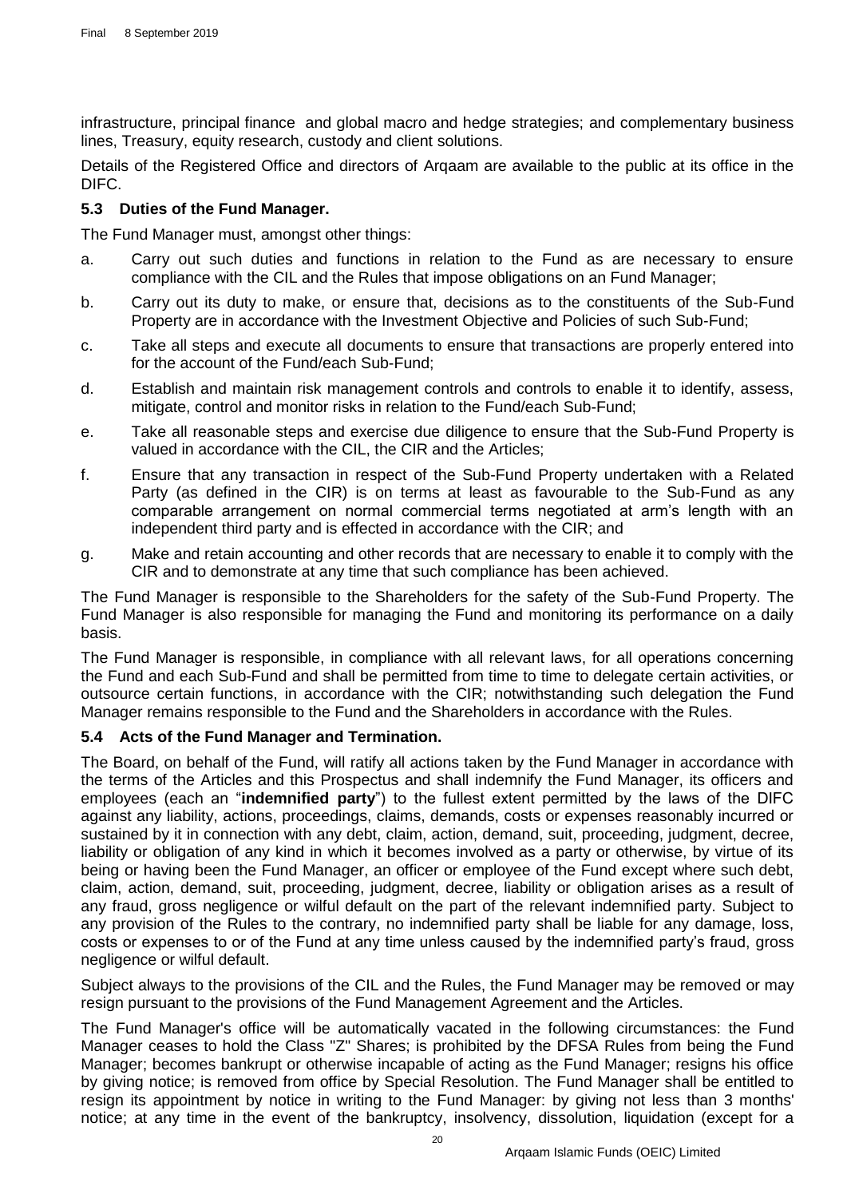infrastructure, principal finance and global macro and hedge strategies; and complementary business lines, Treasury, equity research, custody and client solutions.

Details of the Registered Office and directors of Arqaam are available to the public at its office in the DIFC.

### 5.3 Duties of the Fund Manager.

The Fund Manager must, amongst other things:

a. Carry out such duties and functions in relation to the Fund as are necessary to ensure compliance with the CIL and the Rules that impose obligations on an Fund Manager;

b. Carry out its duty to make, or ensure that, decisions as to the constituents of the Sub-Fund Property are in accordance with the Investment Objective and Policies of such Sub-Fund;

c. Take all steps and execute all documents to ensure that transactions are properly entered into for the account of the Fund/each Sub-Fund;

d. Establish and maintain risk management controls and controls to enable it to identify, assess, mitigate, control and monitor risks in relation to the Fund/each Sub-Fund;

e. Take all reasonable steps and exercise due diligence to ensure that the Sub-Fund Property is valued in accordance with the CIL, the CIR and the Articles;

f. Ensure that any transaction in respect of the Sub-Fund Property undertaken with a Related Party (as defined in the CIR) is on terms at least as favourable to the Sub-Fund as any comparable arrangement on normal commercial terms negotiated at arm's length with an independent third party and is effected in accordance with the CIR; and

g. Make and retain accounting and other records that are necessary to enable it to comply with the CIR and to demonstrate at any time that such compliance has been achieved.

The Fund Manager is responsible to the Shareholders for the safety of the Sub-Fund Property. The Fund Manager is also responsible for managing the Fund and monitoring its performance on a daily basis.

The Fund Manager is responsible, in compliance with all relevant laws, for all operations concerning the Fund and each Sub-Fund and shall be permitted from time to time to delegate certain activities, or outsource certain functions, in accordance with the CIR; notwithstanding such delegation the Fund Manager remains responsible to the Fund and the Shareholders in accordance with the Rules.

### 5.4 Acts of the Fund Manager and Termination.

The Board, on behalf of the Fund, will ratify all actions taken by the Fund Manager in accordance with the terms of the Articles and this Prospectus and shall indemnify the Fund Manager, its officers and employees (each an "**indemnified party**") to the fullest extent permitted by the laws of the DIFC against any liability, actions, proceedings, claims, demands, costs or expenses reasonably incurred or sustained by it in connection with any debt, claim, action, demand, suit, proceeding, judgment, decree, liability or obligation of any kind in which it becomes involved as a party or otherwise, by virtue of its being or having been the Fund Manager, an officer or employee of the Fund except where such debt, claim, action, demand, suit, proceeding, judgment, decree, liability or obligation arises as a result of any fraud, gross negligence or wilful default on the part of the relevant indemnified party. Subject to any provision of the Rules to the contrary, no indemnified party shall be liable for any damage, loss, costs or expenses to or of the Fund at any time unless caused by the indemnified party's fraud, gross negligence or wilful default.

Subject always to the provisions of the CIL and the Rules, the Fund Manager may be removed or may resign pursuant to the provisions of the Fund Management Agreement and the Articles.

The Fund Manager's office will be automatically vacated in the following circumstances: the Fund Manager ceases to hold the Class "Z" Shares; is prohibited by the DFSA Rules from being the Fund Manager; becomes bankrupt or otherwise incapable of acting as the Fund Manager; resigns his office by giving notice; is removed from office by Special Resolution. The Fund Manager shall be entitled to resign its appointment by notice in writing to the Fund Manager: by giving not less than 3 months' notice; at any time in the event of the bankruptcy, insolvency, dissolution, liquidation (except for a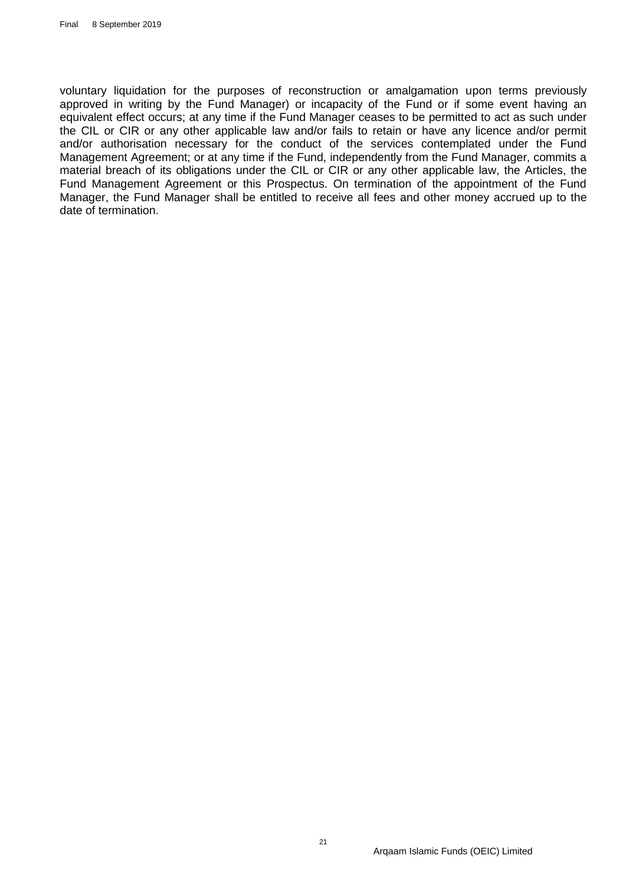voluntary liquidation for the purposes of reconstruction or amalgamation upon terms previously approved in writing by the Fund Manager) or incapacity of the Fund or if some event having an equivalent effect occurs; at any time if the Fund Manager ceases to be permitted to act as such under the CIL or CIR or any other applicable law and/or fails to retain or have any licence and/or permit and/or authorisation necessary for the conduct of the services contemplated under the Fund Management Agreement; or at any time if the Fund, independently from the Fund Manager, commits a material breach of its obligations under the CIL or CIR or any other applicable law, the Articles, the Fund Management Agreement or this Prospectus. On termination of the appointment of the Fund Manager, the Fund Manager shall be entitled to receive all fees and other money accrued up to the date of termination.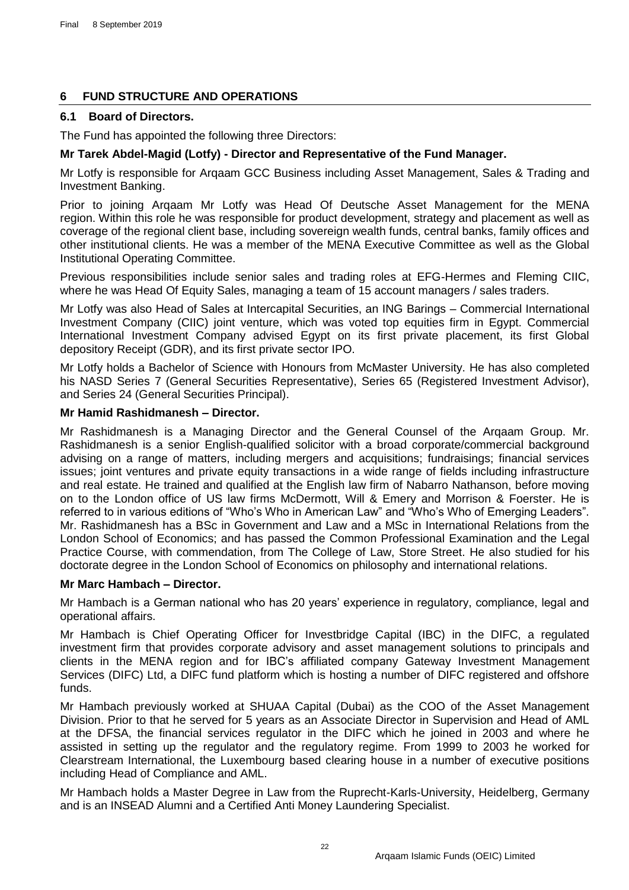## 6 FUND STRUCTURE AND OPERATIONS

### 6.1 Board of Directors.

The Fund has appointed the following three Directors:

**Mr Tarek Abdel-Magid (Lotfy) - Director and Representative of the Fund Manager.**

Mr Lotfy is responsible for Arqaam GCC Business including Asset Management, Sales & Trading and Investment Banking.

Prior to joining Arqaam Mr Lotfy was Head Of Deutsche Asset Management for the MENA region. Within this role he was responsible for product development, strategy and placement as well as coverage of the regional client base, including sovereign wealth funds, central banks, family offices and other institutional clients. He was a member of the MENA Executive Committee as well as the Global Institutional Operating Committee.

Previous responsibilities include senior sales and trading roles at EFG-Hermes and Fleming CIIC, where he was Head Of Equity Sales, managing a team of 15 account managers / sales traders.

Mr Lotfy was also Head of Sales at Intercapital Securities, an ING Barings – Commercial International Investment Company (CIIC) joint venture, which was voted top equities firm in Egypt. Commercial International Investment Company advised Egypt on its first private placement, its first Global depository Receipt (GDR), and its first private sector IPO.

Mr Lotfy holds a Bachelor of Science with Honours from McMaster University. He has also completed his NASD Series 7 (General Securities Representative), Series 65 (Registered Investment Advisor), and Series 24 (General Securities Principal).

**Mr Hamid Rashidmanesh – Director.**

Mr Rashidmanesh is a Managing Director and the General Counsel of the Arqaam Group. Mr. Rashidmanesh is a senior English-qualified solicitor with a broad corporate/commercial background advising on a range of matters, including mergers and acquisitions; fundraisings; financial services issues; joint ventures and private equity transactions in a wide range of fields including infrastructure and real estate. He trained and qualified at the English law firm of Nabarro Nathanson, before moving on to the London office of US law firms McDermott, Will & Emery and Morrison & Foerster. He is referred to in various editions of "Who's Who in American Law" and "Who's Who of Emerging Leaders". Mr. Rashidmanesh has a BSc in Government and Law and a MSc in International Relations from the London School of Economics; and has passed the Common Professional Examination and the Legal Practice Course, with commendation, from The College of Law, Store Street. He also studied for his doctorate degree in the London School of Economics on philosophy and international relations.

**Mr Marc Hambach – Director.**

Mr Hambach is a German national who has 20 years' experience in regulatory, compliance, legal and operational affairs.

Mr Hambach is Chief Operating Officer for Investbridge Capital (IBC) in the DIFC, a regulated investment firm that provides corporate advisory and asset management solutions to principals and clients in the MENA region and for IBC's affiliated company Gateway Investment Management Services (DIFC) Ltd, a DIFC fund platform which is hosting a number of DIFC registered and offshore funds.

Mr Hambach previously worked at SHUAA Capital (Dubai) as the COO of the Asset Management Division. Prior to that he served for 5 years as an Associate Director in Supervision and Head of AML at the DFSA, the financial services regulator in the DIFC which he joined in 2003 and where he assisted in setting up the regulator and the regulatory regime. From 1999 to 2003 he worked for Clearstream International, the Luxembourg based clearing house in a number of executive positions including Head of Compliance and AML.

Mr Hambach holds a Master Degree in Law from the Ruprecht-Karls-University, Heidelberg, Germany and is an INSEAD Alumni and a Certified Anti Money Laundering Specialist.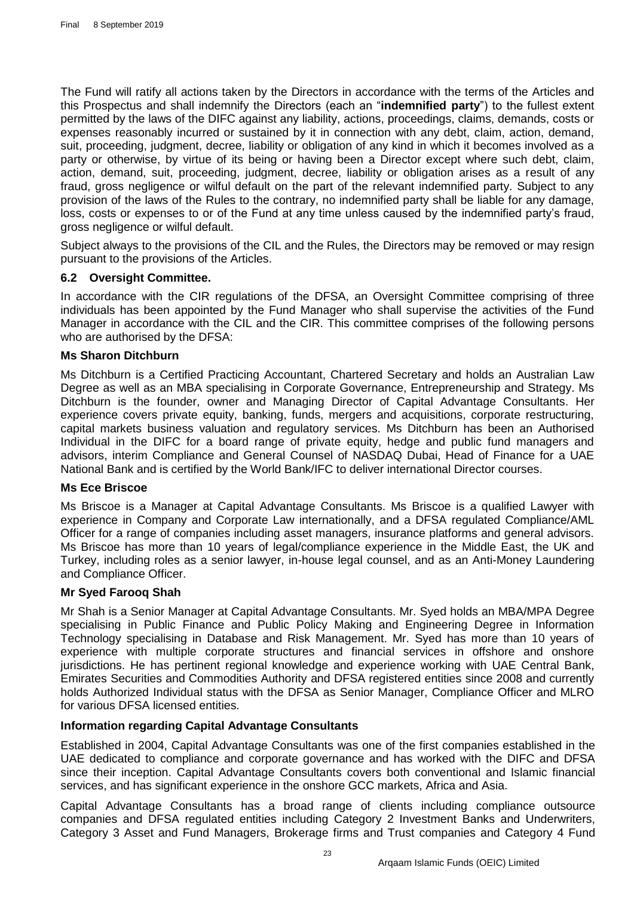The Fund will ratify all actions taken by the Directors in accordance with the terms of the Articles and this Prospectus and shall indemnify the Directors (each an "**indemnified party**") to the fullest extent permitted by the laws of the DIFC against any liability, actions, proceedings, claims, demands, costs or expenses reasonably incurred or sustained by it in connection with any debt, claim, action, demand, suit, proceeding, judgment, decree, liability or obligation of any kind in which it becomes involved as a party or otherwise, by virtue of its being or having been a Director except where such debt, claim, action, demand, suit, proceeding, judgment, decree, liability or obligation arises as a result of any fraud, gross negligence or wilful default on the part of the relevant indemnified party. Subject to any provision of the laws of the Rules to the contrary, no indemnified party shall be liable for any damage, loss, costs or expenses to or of the Fund at any time unless caused by the indemnified party's fraud, gross negligence or wilful default.

Subject always to the provisions of the CIL and the Rules, the Directors may be removed or may resign pursuant to the provisions of the Articles.

### 6.2 Oversight Committee.

In accordance with the CIR regulations of the DFSA, an Oversight Committee comprising of three individuals has been appointed by the Fund Manager who shall supervise the activities of the Fund Manager in accordance with the CIL and the CIR. This committee comprises of the following persons who are authorised by the DFSA:

**Ms Sharon Ditchburn**

Ms Ditchburn is a Certified Practicing Accountant, Chartered Secretary and holds an Australian Law Degree as well as an MBA specialising in Corporate Governance, Entrepreneurship and Strategy. Ms Ditchburn is the founder, owner and Managing Director of Capital Advantage Consultants. Her experience covers private equity, banking, funds, mergers and acquisitions, corporate restructuring, capital markets business valuation and regulatory services. Ms Ditchburn has been an Authorised Individual in the DIFC for a board range of private equity, hedge and public fund managers and advisors, interim Compliance and General Counsel of NASDAQ Dubai, Head of Finance for a UAE National Bank and is certified by the World Bank/IFC to deliver international Director courses.

**Ms Ece Briscoe**

Ms Briscoe is a Manager at Capital Advantage Consultants. Ms Briscoe is a qualified Lawyer with experience in Company and Corporate Law internationally, and a DFSA regulated Compliance/AML Officer for a range of companies including asset managers, insurance platforms and general advisors. Ms Briscoe has more than 10 years of legal/compliance experience in the Middle East, the UK and Turkey, including roles as a senior lawyer, in-house legal counsel, and as an Anti-Money Laundering and Compliance Officer.

**Mr Syed Farooq Shah**

Mr Shah is a Senior Manager at Capital Advantage Consultants. Mr. Syed holds an MBA/MPA Degree specialising in Public Finance and Public Policy Making and Engineering Degree in Information Technology specialising in Database and Risk Management. Mr. Syed has more than 10 years of experience with multiple corporate structures and financial services in offshore and onshore jurisdictions. He has pertinent regional knowledge and experience working with UAE Central Bank, Emirates Securities and Commodities Authority and DFSA registered entities since 2008 and currently holds Authorized Individual status with the DFSA as Senior Manager, Compliance Officer and MLRO for various DFSA licensed entities.

**Information regarding Capital Advantage Consultants**

Established in 2004, Capital Advantage Consultants was one of the first companies established in the UAE dedicated to compliance and corporate governance and has worked with the DIFC and DFSA since their inception. Capital Advantage Consultants covers both conventional and Islamic financial services, and has significant experience in the onshore GCC markets, Africa and Asia.

Capital Advantage Consultants has a broad range of clients including compliance outsource companies and DFSA regulated entities including Category 2 Investment Banks and Underwriters, Category 3 Asset and Fund Managers, Brokerage firms and Trust companies and Category 4 Fund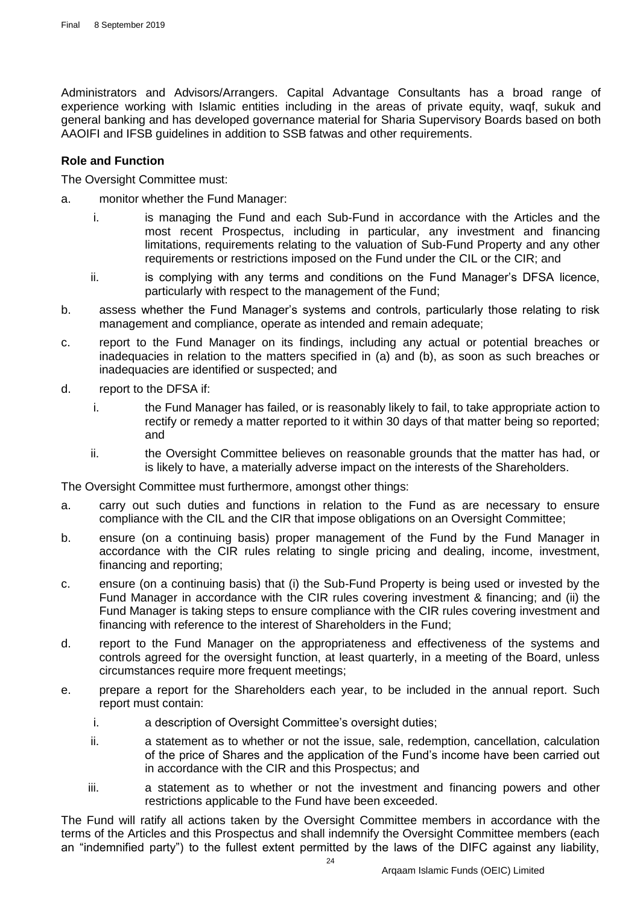Administrators and Advisors/Arrangers. Capital Advantage Consultants has a broad range of experience working with Islamic entities including in the areas of private equity, waqf, sukuk and general banking and has developed governance material for Sharia Supervisory Boards based on both AAOIFI and IFSB guidelines in addition to SSB fatwas and other requirements.

**Role and Function**

The Oversight Committee must:

a. monitor whether the Fund Manager:

   i. is managing the Fund and each Sub-Fund in accordance with the Articles and the most recent Prospectus, including in particular, any investment and financing limitations, requirements relating to the valuation of Sub-Fund Property and any other requirements or restrictions imposed on the Fund under the CIL or the CIR; and

   ii. is complying with any terms and conditions on the Fund Manager's DFSA licence, particularly with respect to the management of the Fund;

b. assess whether the Fund Manager's systems and controls, particularly those relating to risk management and compliance, operate as intended and remain adequate;

c. report to the Fund Manager on its findings, including any actual or potential breaches or inadequacies in relation to the matters specified in (a) and (b), as soon as such breaches or inadequacies are identified or suspected; and

d. report to the DFSA if:

   i. the Fund Manager has failed, or is reasonably likely to fail, to take appropriate action to rectify or remedy a matter reported to it within 30 days of that matter being so reported; and

   ii. the Oversight Committee believes on reasonable grounds that the matter has had, or is likely to have, a materially adverse impact on the interests of the Shareholders.

The Oversight Committee must furthermore, amongst other things:

a. carry out such duties and functions in relation to the Fund as are necessary to ensure compliance with the CIL and the CIR that impose obligations on an Oversight Committee;

b. ensure (on a continuing basis) proper management of the Fund by the Fund Manager in accordance with the CIR rules relating to single pricing and dealing, income, investment, financing and reporting;

c. ensure (on a continuing basis) that (i) the Sub-Fund Property is being used or invested by the Fund Manager in accordance with the CIR rules covering investment & financing; and (ii) the Fund Manager is taking steps to ensure compliance with the CIR rules covering investment and financing with reference to the interest of Shareholders in the Fund;

d. report to the Fund Manager on the appropriateness and effectiveness of the systems and controls agreed for the oversight function, at least quarterly, in a meeting of the Board, unless circumstances require more frequent meetings;

e. prepare a report for the Shareholders each year, to be included in the annual report. Such report must contain:

   i. a description of Oversight Committee's oversight duties;

   ii. a statement as to whether or not the issue, sale, redemption, cancellation, calculation of the price of Shares and the application of the Fund's income have been carried out in accordance with the CIR and this Prospectus; and

   iii. a statement as to whether or not the investment and financing powers and other restrictions applicable to the Fund have been exceeded.

The Fund will ratify all actions taken by the Oversight Committee members in accordance with the terms of the Articles and this Prospectus and shall indemnify the Oversight Committee members (each an "indemnified party") to the fullest extent permitted by the laws of the DIFC against any liability,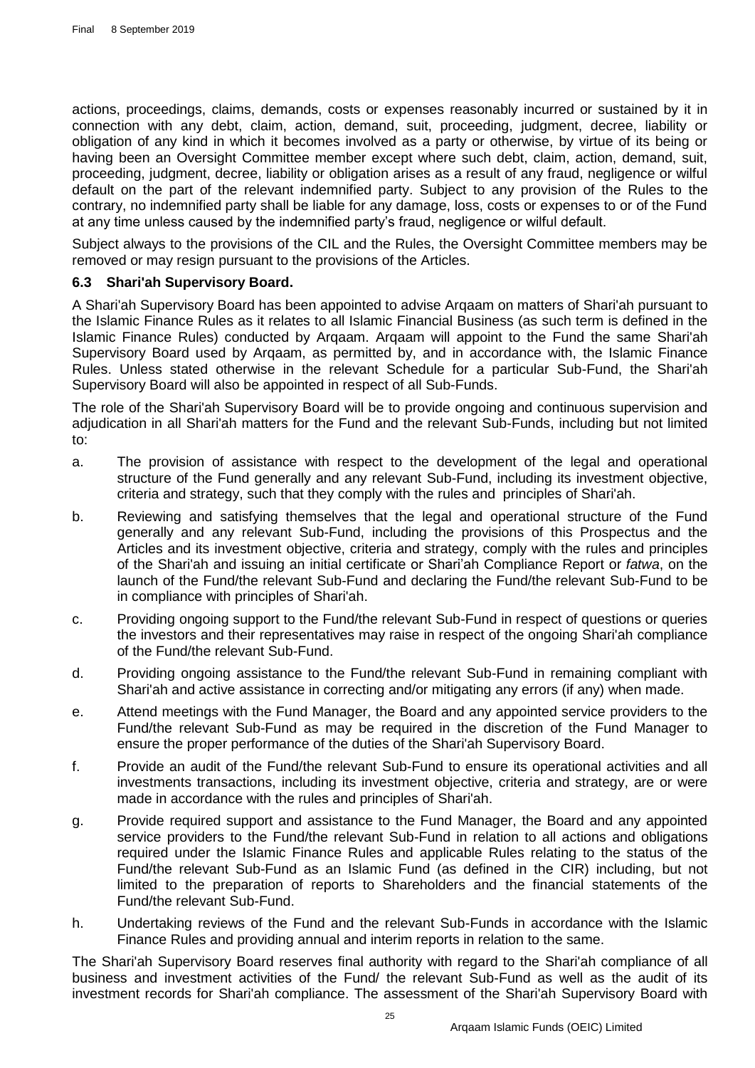actions, proceedings, claims, demands, costs or expenses reasonably incurred or sustained by it in connection with any debt, claim, action, demand, suit, proceeding, judgment, decree, liability or obligation of any kind in which it becomes involved as a party or otherwise, by virtue of its being or having been an Oversight Committee member except where such debt, claim, action, demand, suit, proceeding, judgment, decree, liability or obligation arises as a result of any fraud, negligence or wilful default on the part of the relevant indemnified party. Subject to any provision of the Rules to the contrary, no indemnified party shall be liable for any damage, loss, costs or expenses to or of the Fund at any time unless caused by the indemnified party's fraud, negligence or wilful default.

Subject always to the provisions of the CIL and the Rules, the Oversight Committee members may be removed or may resign pursuant to the provisions of the Articles.

### 6.3 Shari'ah Supervisory Board.

A Shari'ah Supervisory Board has been appointed to advise Arqaam on matters of Shari'ah pursuant to the Islamic Finance Rules as it relates to all Islamic Financial Business (as such term is defined in the Islamic Finance Rules) conducted by Arqaam. Arqaam will appoint to the Fund the same Shari'ah Supervisory Board used by Arqaam, as permitted by, and in accordance with, the Islamic Finance Rules. Unless stated otherwise in the relevant Schedule for a particular Sub-Fund, the Shari'ah Supervisory Board will also be appointed in respect of all Sub-Funds.

The role of the Shari'ah Supervisory Board will be to provide ongoing and continuous supervision and adjudication in all Shari'ah matters for the Fund and the relevant Sub-Funds, including but not limited to:

a. The provision of assistance with respect to the development of the legal and operational structure of the Fund generally and any relevant Sub-Fund, including its investment objective, criteria and strategy, such that they comply with the rules and principles of Shari'ah.

b. Reviewing and satisfying themselves that the legal and operational structure of the Fund generally and any relevant Sub-Fund, including the provisions of this Prospectus and the Articles and its investment objective, criteria and strategy, comply with the rules and principles of the Shari'ah and issuing an initial certificate or Shari'ah Compliance Report or *fatwa*, on the launch of the Fund/the relevant Sub-Fund and declaring the Fund/the relevant Sub-Fund to be in compliance with principles of Shari'ah.

c. Providing ongoing support to the Fund/the relevant Sub-Fund in respect of questions or queries the investors and their representatives may raise in respect of the ongoing Shari'ah compliance of the Fund/the relevant Sub-Fund.

d. Providing ongoing assistance to the Fund/the relevant Sub-Fund in remaining compliant with Shari'ah and active assistance in correcting and/or mitigating any errors (if any) when made.

e. Attend meetings with the Fund Manager, the Board and any appointed service providers to the Fund/the relevant Sub-Fund as may be required in the discretion of the Fund Manager to ensure the proper performance of the duties of the Shari'ah Supervisory Board.

f. Provide an audit of the Fund/the relevant Sub-Fund to ensure its operational activities and all investments transactions, including its investment objective, criteria and strategy, are or were made in accordance with the rules and principles of Shari'ah.

g. Provide required support and assistance to the Fund Manager, the Board and any appointed service providers to the Fund/the relevant Sub-Fund in relation to all actions and obligations required under the Islamic Finance Rules and applicable Rules relating to the status of the Fund/the relevant Sub-Fund as an Islamic Fund (as defined in the CIR) including, but not limited to the preparation of reports to Shareholders and the financial statements of the Fund/the relevant Sub-Fund.

h. Undertaking reviews of the Fund and the relevant Sub-Funds in accordance with the Islamic Finance Rules and providing annual and interim reports in relation to the same.

The Shari'ah Supervisory Board reserves final authority with regard to the Shari'ah compliance of all business and investment activities of the Fund/ the relevant Sub-Fund as well as the audit of its investment records for Shari'ah compliance. The assessment of the Shari'ah Supervisory Board with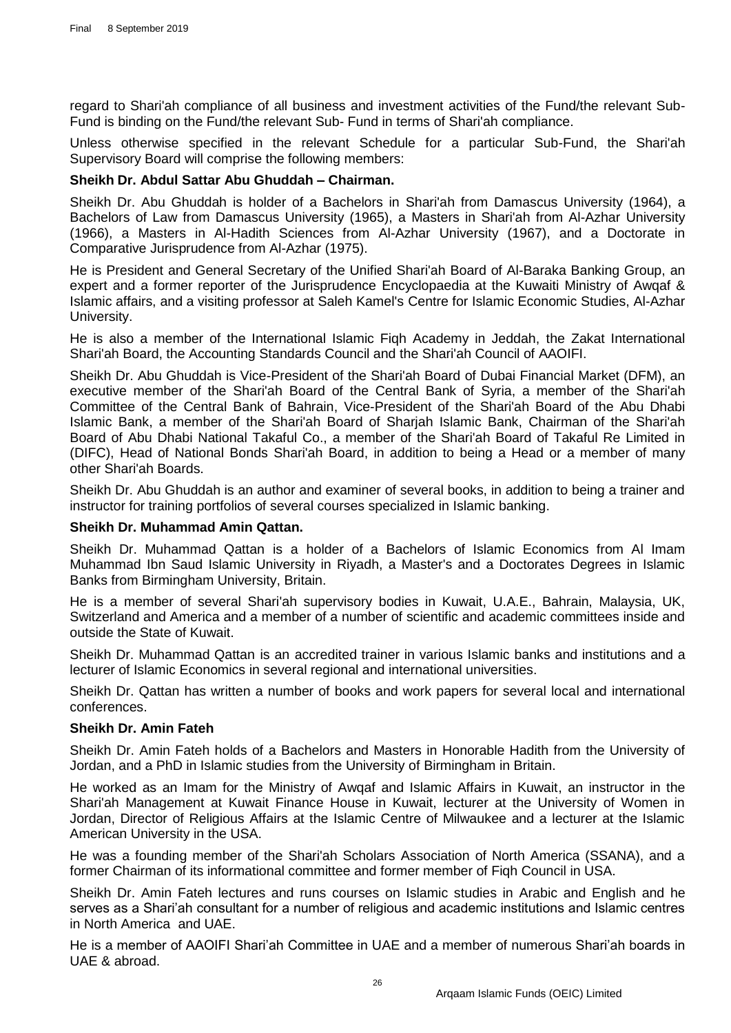regard to Shari'ah compliance of all business and investment activities of the Fund/the relevant Sub-Fund is binding on the Fund/the relevant Sub- Fund in terms of Shari'ah compliance.

Unless otherwise specified in the relevant Schedule for a particular Sub-Fund, the Shari'ah Supervisory Board will comprise the following members:

**Sheikh Dr. Abdul Sattar Abu Ghuddah – Chairman.**

Sheikh Dr. Abu Ghuddah is holder of a Bachelors in Shari'ah from Damascus University (1964), a Bachelors of Law from Damascus University (1965), a Masters in Shari'ah from Al-Azhar University (1966), a Masters in Al-Hadith Sciences from Al-Azhar University (1967), and a Doctorate in Comparative Jurisprudence from Al-Azhar (1975).

He is President and General Secretary of the Unified Shari'ah Board of Al-Baraka Banking Group, an expert and a former reporter of the Jurisprudence Encyclopaedia at the Kuwaiti Ministry of Awqaf & Islamic affairs, and a visiting professor at Saleh Kamel's Centre for Islamic Economic Studies, Al-Azhar University.

He is also a member of the International Islamic Fiqh Academy in Jeddah, the Zakat International Shari'ah Board, the Accounting Standards Council and the Shari'ah Council of AAOIFI.

Sheikh Dr. Abu Ghuddah is Vice-President of the Shari'ah Board of Dubai Financial Market (DFM), an executive member of the Shari'ah Board of the Central Bank of Syria, a member of the Shari'ah Committee of the Central Bank of Bahrain, Vice-President of the Shari'ah Board of the Abu Dhabi Islamic Bank, a member of the Shari'ah Board of Sharjah Islamic Bank, Chairman of the Shari'ah Board of Abu Dhabi National Takaful Co., a member of the Shari'ah Board of Takaful Re Limited in (DIFC), Head of National Bonds Shari'ah Board, in addition to being a Head or a member of many other Shari'ah Boards.

Sheikh Dr. Abu Ghuddah is an author and examiner of several books, in addition to being a trainer and instructor for training portfolios of several courses specialized in Islamic banking.

**Sheikh Dr. Muhammad Amin Qattan.**

Sheikh Dr. Muhammad Qattan is a holder of a Bachelors of Islamic Economics from Al Imam Muhammad Ibn Saud Islamic University in Riyadh, a Master's and a Doctorates Degrees in Islamic Banks from Birmingham University, Britain.

He is a member of several Shari'ah supervisory bodies in Kuwait, U.A.E., Bahrain, Malaysia, UK, Switzerland and America and a member of a number of scientific and academic committees inside and outside the State of Kuwait.

Sheikh Dr. Muhammad Qattan is an accredited trainer in various Islamic banks and institutions and a lecturer of Islamic Economics in several regional and international universities.

Sheikh Dr. Qattan has written a number of books and work papers for several local and international conferences.

**Sheikh Dr. Amin Fateh**

Sheikh Dr. Amin Fateh holds of a Bachelors and Masters in Honorable Hadith from the University of Jordan, and a PhD in Islamic studies from the University of Birmingham in Britain.

He worked as an Imam for the Ministry of Awqaf and Islamic Affairs in Kuwait, an instructor in the Shari'ah Management at Kuwait Finance House in Kuwait, lecturer at the University of Women in Jordan, Director of Religious Affairs at the Islamic Centre of Milwaukee and a lecturer at the Islamic American University in the USA.

He was a founding member of the Shari'ah Scholars Association of North America (SSANA), and a former Chairman of its informational committee and former member of Fiqh Council in USA.

Sheikh Dr. Amin Fateh lectures and runs courses on Islamic studies in Arabic and English and he serves as a Shari'ah consultant for a number of religious and academic institutions and Islamic centres in North America and UAE.

He is a member of AAOIFI Shari'ah Committee in UAE and a member of numerous Shari'ah boards in UAE & abroad.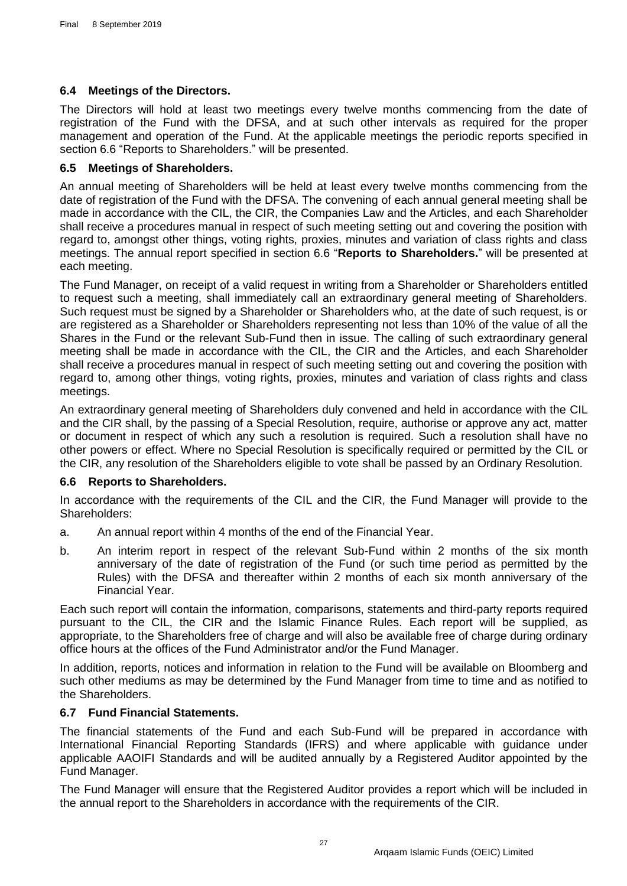### 6.4 Meetings of the Directors.

The Directors will hold at least two meetings every twelve months commencing from the date of registration of the Fund with the DFSA, and at such other intervals as required for the proper management and operation of the Fund. At the applicable meetings the periodic reports specified in section 6.6 "Reports to Shareholders." will be presented.

### 6.5 Meetings of Shareholders.

An annual meeting of Shareholders will be held at least every twelve months commencing from the date of registration of the Fund with the DFSA. The convening of each annual general meeting shall be made in accordance with the CIL, the CIR, the Companies Law and the Articles, and each Shareholder shall receive a procedures manual in respect of such meeting setting out and covering the position with regard to, amongst other things, voting rights, proxies, minutes and variation of class rights and class meetings. The annual report specified in section 6.6 "**Reports to Shareholders.**" will be presented at each meeting.

The Fund Manager, on receipt of a valid request in writing from a Shareholder or Shareholders entitled to request such a meeting, shall immediately call an extraordinary general meeting of Shareholders. Such request must be signed by a Shareholder or Shareholders who, at the date of such request, is or are registered as a Shareholder or Shareholders representing not less than 10% of the value of all the Shares in the Fund or the relevant Sub-Fund then in issue. The calling of such extraordinary general meeting shall be made in accordance with the CIL, the CIR and the Articles, and each Shareholder shall receive a procedures manual in respect of such meeting setting out and covering the position with regard to, among other things, voting rights, proxies, minutes and variation of class rights and class meetings.

An extraordinary general meeting of Shareholders duly convened and held in accordance with the CIL and the CIR shall, by the passing of a Special Resolution, require, authorise or approve any act, matter or document in respect of which any such a resolution is required. Such a resolution shall have no other powers or effect. Where no Special Resolution is specifically required or permitted by the CIL or the CIR, any resolution of the Shareholders eligible to vote shall be passed by an Ordinary Resolution.

### 6.6 Reports to Shareholders.

In accordance with the requirements of the CIL and the CIR, the Fund Manager will provide to the Shareholders:

a. An annual report within 4 months of the end of the Financial Year.

b. An interim report in respect of the relevant Sub-Fund within 2 months of the six month anniversary of the date of registration of the Fund (or such time period as permitted by the Rules) with the DFSA and thereafter within 2 months of each six month anniversary of the Financial Year.

Each such report will contain the information, comparisons, statements and third-party reports required pursuant to the CIL, the CIR and the Islamic Finance Rules. Each report will be supplied, as appropriate, to the Shareholders free of charge and will also be available free of charge during ordinary office hours at the offices of the Fund Administrator and/or the Fund Manager.

In addition, reports, notices and information in relation to the Fund will be available on Bloomberg and such other mediums as may be determined by the Fund Manager from time to time and as notified to the Shareholders.

### 6.7 Fund Financial Statements.

The financial statements of the Fund and each Sub-Fund will be prepared in accordance with International Financial Reporting Standards (IFRS) and where applicable with guidance under applicable AAOIFI Standards and will be audited annually by a Registered Auditor appointed by the Fund Manager.

The Fund Manager will ensure that the Registered Auditor provides a report which will be included in the annual report to the Shareholders in accordance with the requirements of the CIR.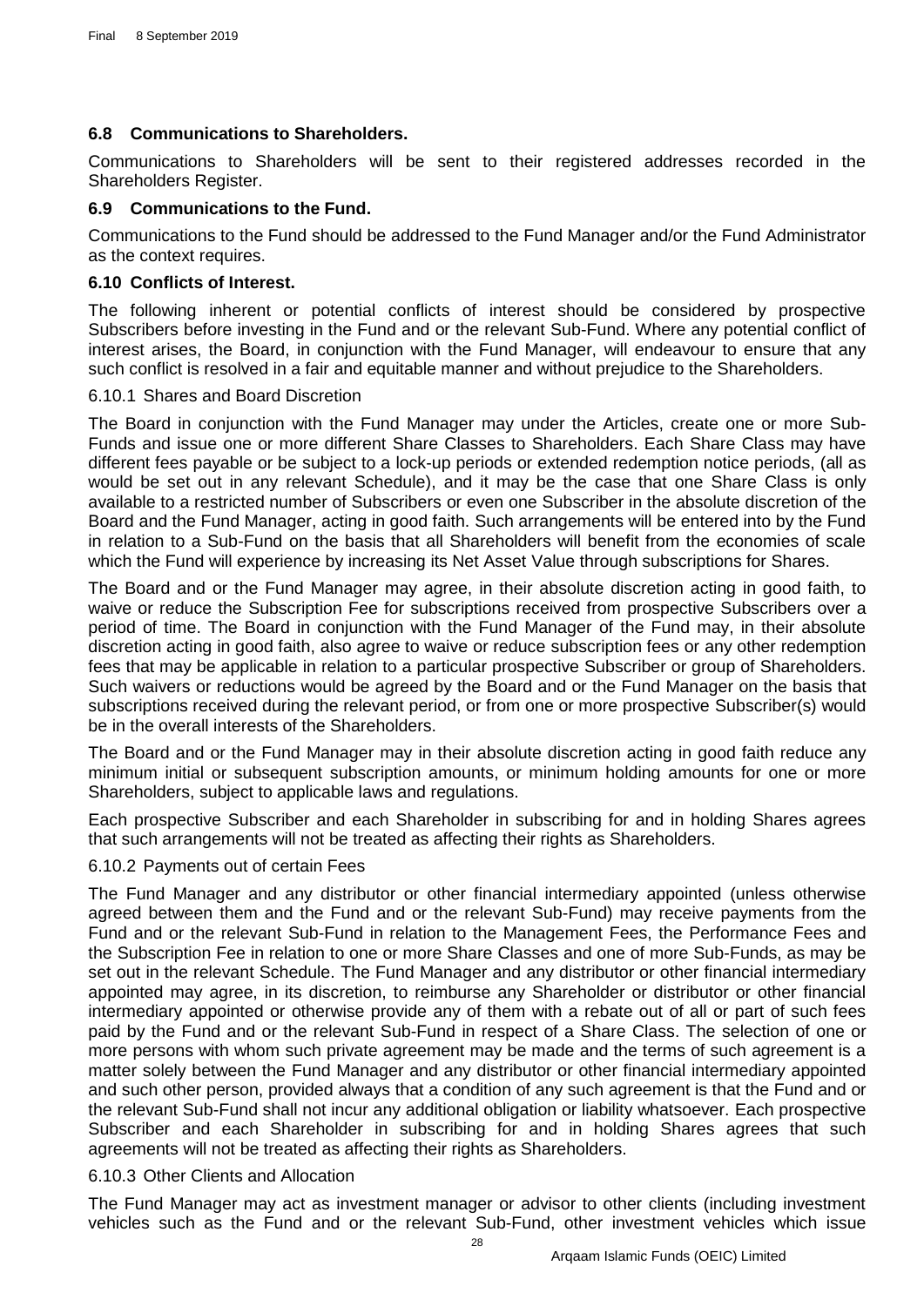### 6.8 Communications to Shareholders.

Communications to Shareholders will be sent to their registered addresses recorded in the Shareholders Register.

### 6.9 Communications to the Fund.

Communications to the Fund should be addressed to the Fund Manager and/or the Fund Administrator as the context requires.

### 6.10 Conflicts of Interest.

The following inherent or potential conflicts of interest should be considered by prospective Subscribers before investing in the Fund and or the relevant Sub-Fund. Where any potential conflict of interest arises, the Board, in conjunction with the Fund Manager, will endeavour to ensure that any such conflict is resolved in a fair and equitable manner and without prejudice to the Shareholders.

6.10.1 Shares and Board Discretion

The Board in conjunction with the Fund Manager may under the Articles, create one or more Sub-Funds and issue one or more different Share Classes to Shareholders. Each Share Class may have different fees payable or be subject to a lock-up periods or extended redemption notice periods, (all as would be set out in any relevant Schedule), and it may be the case that one Share Class is only available to a restricted number of Subscribers or even one Subscriber in the absolute discretion of the Board and the Fund Manager, acting in good faith. Such arrangements will be entered into by the Fund in relation to a Sub-Fund on the basis that all Shareholders will benefit from the economies of scale which the Fund will experience by increasing its Net Asset Value through subscriptions for Shares.

The Board and or the Fund Manager may agree, in their absolute discretion acting in good faith, to waive or reduce the Subscription Fee for subscriptions received from prospective Subscribers over a period of time. The Board in conjunction with the Fund Manager of the Fund may, in their absolute discretion acting in good faith, also agree to waive or reduce subscription fees or any other redemption fees that may be applicable in relation to a particular prospective Subscriber or group of Shareholders. Such waivers or reductions would be agreed by the Board and or the Fund Manager on the basis that subscriptions received during the relevant period, or from one or more prospective Subscriber(s) would be in the overall interests of the Shareholders.

The Board and or the Fund Manager may in their absolute discretion acting in good faith reduce any minimum initial or subsequent subscription amounts, or minimum holding amounts for one or more Shareholders, subject to applicable laws and regulations.

Each prospective Subscriber and each Shareholder in subscribing for and in holding Shares agrees that such arrangements will not be treated as affecting their rights as Shareholders.

6.10.2 Payments out of certain Fees

The Fund Manager and any distributor or other financial intermediary appointed (unless otherwise agreed between them and the Fund and or the relevant Sub-Fund) may receive payments from the Fund and or the relevant Sub-Fund in relation to the Management Fees, the Performance Fees and the Subscription Fee in relation to one or more Share Classes and one of more Sub-Funds, as may be set out in the relevant Schedule. The Fund Manager and any distributor or other financial intermediary appointed may agree, in its discretion, to reimburse any Shareholder or distributor or other financial intermediary appointed or otherwise provide any of them with a rebate out of all or part of such fees paid by the Fund and or the relevant Sub-Fund in respect of a Share Class. The selection of one or more persons with whom such private agreement may be made and the terms of such agreement is a matter solely between the Fund Manager and any distributor or other financial intermediary appointed and such other person, provided always that a condition of any such agreement is that the Fund and or the relevant Sub-Fund shall not incur any additional obligation or liability whatsoever. Each prospective Subscriber and each Shareholder in subscribing for and in holding Shares agrees that such agreements will not be treated as affecting their rights as Shareholders.

6.10.3 Other Clients and Allocation

The Fund Manager may act as investment manager or advisor to other clients (including investment vehicles such as the Fund and or the relevant Sub-Fund, other investment vehicles which issue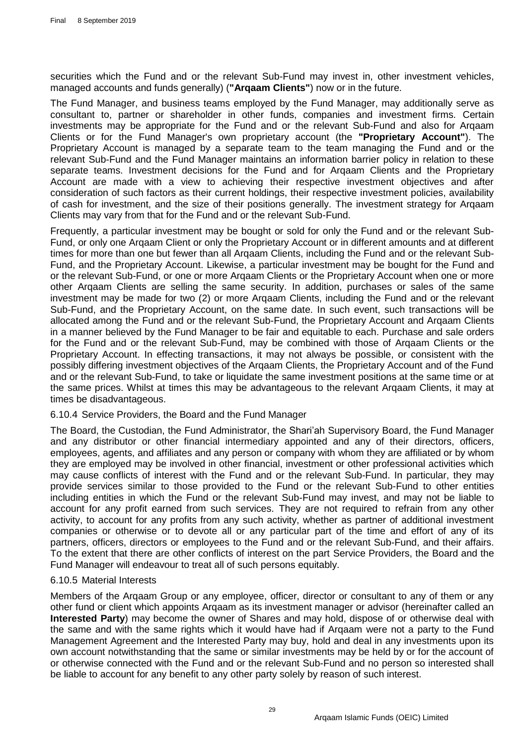securities which the Fund and or the relevant Sub-Fund may invest in, other investment vehicles, managed accounts and funds generally) (**"Arqaam Clients"**) now or in the future.

The Fund Manager, and business teams employed by the Fund Manager, may additionally serve as consultant to, partner or shareholder in other funds, companies and investment firms. Certain investments may be appropriate for the Fund and or the relevant Sub-Fund and also for Arqaam Clients or for the Fund Manager's own proprietary account (the **"Proprietary Account"**). The Proprietary Account is managed by a separate team to the team managing the Fund and or the relevant Sub-Fund and the Fund Manager maintains an information barrier policy in relation to these separate teams. Investment decisions for the Fund and for Arqaam Clients and the Proprietary Account are made with a view to achieving their respective investment objectives and after consideration of such factors as their current holdings, their respective investment policies, availability of cash for investment, and the size of their positions generally. The investment strategy for Arqaam Clients may vary from that for the Fund and or the relevant Sub-Fund.

Frequently, a particular investment may be bought or sold for only the Fund and or the relevant Sub-Fund, or only one Arqaam Client or only the Proprietary Account or in different amounts and at different times for more than one but fewer than all Arqaam Clients, including the Fund and or the relevant Sub-Fund, and the Proprietary Account. Likewise, a particular investment may be bought for the Fund and or the relevant Sub-Fund, or one or more Arqaam Clients or the Proprietary Account when one or more other Arqaam Clients are selling the same security. In addition, purchases or sales of the same investment may be made for two (2) or more Arqaam Clients, including the Fund and or the relevant Sub-Fund, and the Proprietary Account, on the same date. In such event, such transactions will be allocated among the Fund and or the relevant Sub-Fund, the Proprietary Account and Arqaam Clients in a manner believed by the Fund Manager to be fair and equitable to each. Purchase and sale orders for the Fund and or the relevant Sub-Fund, may be combined with those of Arqaam Clients or the Proprietary Account. In effecting transactions, it may not always be possible, or consistent with the possibly differing investment objectives of the Arqaam Clients, the Proprietary Account and of the Fund and or the relevant Sub-Fund, to take or liquidate the same investment positions at the same time or at the same prices. Whilst at times this may be advantageous to the relevant Arqaam Clients, it may at times be disadvantageous.

6.10.4 Service Providers, the Board and the Fund Manager

The Board, the Custodian, the Fund Administrator, the Shari'ah Supervisory Board, the Fund Manager and any distributor or other financial intermediary appointed and any of their directors, officers, employees, agents, and affiliates and any person or company with whom they are affiliated or by whom they are employed may be involved in other financial, investment or other professional activities which may cause conflicts of interest with the Fund and or the relevant Sub-Fund. In particular, they may provide services similar to those provided to the Fund or the relevant Sub-Fund to other entities including entities in which the Fund or the relevant Sub-Fund may invest, and may not be liable to account for any profit earned from such services. They are not required to refrain from any other activity, to account for any profits from any such activity, whether as partner of additional investment companies or otherwise or to devote all or any particular part of the time and effort of any of its partners, officers, directors or employees to the Fund and or the relevant Sub-Fund, and their affairs. To the extent that there are other conflicts of interest on the part Service Providers, the Board and the Fund Manager will endeavour to treat all of such persons equitably.

6.10.5 Material Interests

Members of the Arqaam Group or any employee, officer, director or consultant to any of them or any other fund or client which appoints Arqaam as its investment manager or advisor (hereinafter called an **Interested Party**) may become the owner of Shares and may hold, dispose of or otherwise deal with the same and with the same rights which it would have had if Arqaam were not a party to the Fund Management Agreement and the Interested Party may buy, hold and deal in any investments upon its own account notwithstanding that the same or similar investments may be held by or for the account of or otherwise connected with the Fund and or the relevant Sub-Fund and no person so interested shall be liable to account for any benefit to any other party solely by reason of such interest.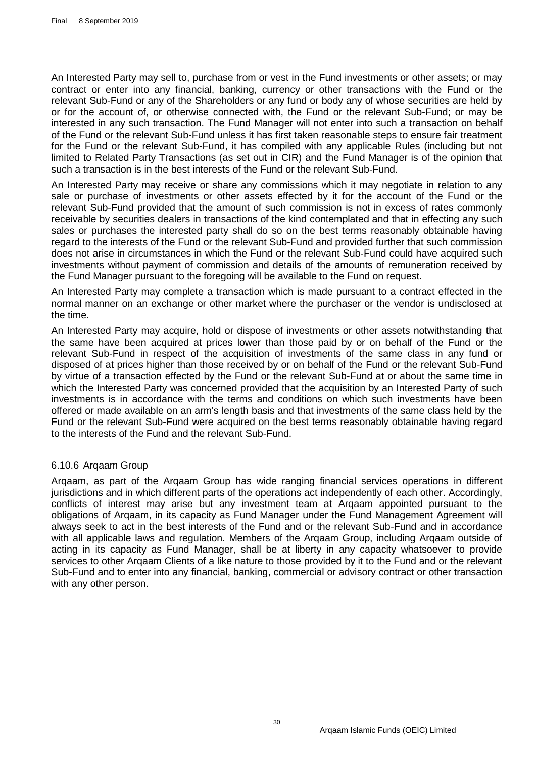An Interested Party may sell to, purchase from or vest in the Fund investments or other assets; or may contract or enter into any financial, banking, currency or other transactions with the Fund or the relevant Sub-Fund or any of the Shareholders or any fund or body any of whose securities are held by or for the account of, or otherwise connected with, the Fund or the relevant Sub-Fund; or may be interested in any such transaction. The Fund Manager will not enter into such a transaction on behalf of the Fund or the relevant Sub-Fund unless it has first taken reasonable steps to ensure fair treatment for the Fund or the relevant Sub-Fund, it has compiled with any applicable Rules (including but not limited to Related Party Transactions (as set out in CIR) and the Fund Manager is of the opinion that such a transaction is in the best interests of the Fund or the relevant Sub-Fund.

An Interested Party may receive or share any commissions which it may negotiate in relation to any sale or purchase of investments or other assets effected by it for the account of the Fund or the relevant Sub-Fund provided that the amount of such commission is not in excess of rates commonly receivable by securities dealers in transactions of the kind contemplated and that in effecting any such sales or purchases the interested party shall do so on the best terms reasonably obtainable having regard to the interests of the Fund or the relevant Sub-Fund and provided further that such commission does not arise in circumstances in which the Fund or the relevant Sub-Fund could have acquired such investments without payment of commission and details of the amounts of remuneration received by the Fund Manager pursuant to the foregoing will be available to the Fund on request.

An Interested Party may complete a transaction which is made pursuant to a contract effected in the normal manner on an exchange or other market where the purchaser or the vendor is undisclosed at the time.

An Interested Party may acquire, hold or dispose of investments or other assets notwithstanding that the same have been acquired at prices lower than those paid by or on behalf of the Fund or the relevant Sub-Fund in respect of the acquisition of investments of the same class in any fund or disposed of at prices higher than those received by or on behalf of the Fund or the relevant Sub-Fund by virtue of a transaction effected by the Fund or the relevant Sub-Fund at or about the same time in which the Interested Party was concerned provided that the acquisition by an Interested Party of such investments is in accordance with the terms and conditions on which such investments have been offered or made available on an arm's length basis and that investments of the same class held by the Fund or the relevant Sub-Fund were acquired on the best terms reasonably obtainable having regard to the interests of the Fund and the relevant Sub-Fund.

### 6.10.6 Arqaam Group

Arqaam, as part of the Arqaam Group has wide ranging financial services operations in different jurisdictions and in which different parts of the operations act independently of each other. Accordingly, conflicts of interest may arise but any investment team at Arqaam appointed pursuant to the obligations of Arqaam, in its capacity as Fund Manager under the Fund Management Agreement will always seek to act in the best interests of the Fund and or the relevant Sub-Fund and in accordance with all applicable laws and regulation. Members of the Arqaam Group, including Arqaam outside of acting in its capacity as Fund Manager, shall be at liberty in any capacity whatsoever to provide services to other Arqaam Clients of a like nature to those provided by it to the Fund and or the relevant Sub-Fund and to enter into any financial, banking, commercial or advisory contract or other transaction with any other person.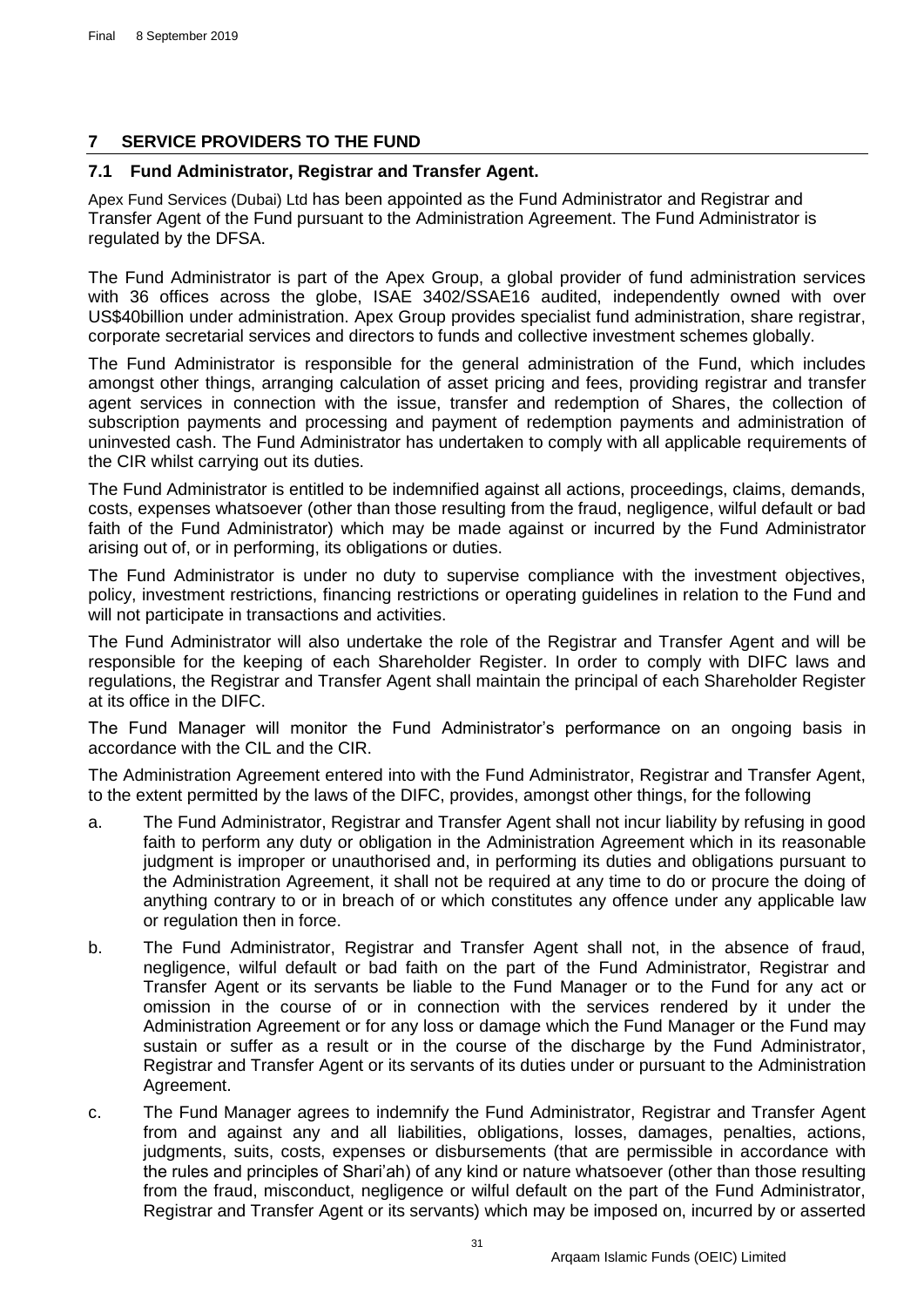# 7 SERVICE PROVIDERS TO THE FUND

## 7.1 Fund Administrator, Registrar and Transfer Agent.

Apex Fund Services (Dubai) Ltd has been appointed as the Fund Administrator and Registrar and Transfer Agent of the Fund pursuant to the Administration Agreement. The Fund Administrator is regulated by the DFSA.

The Fund Administrator is part of the Apex Group, a global provider of fund administration services with 36 offices across the globe, ISAE 3402/SSAE16 audited, independently owned with over US$40billion under administration. Apex Group provides specialist fund administration, share registrar, corporate secretarial services and directors to funds and collective investment schemes globally.

The Fund Administrator is responsible for the general administration of the Fund, which includes amongst other things, arranging calculation of asset pricing and fees, providing registrar and transfer agent services in connection with the issue, transfer and redemption of Shares, the collection of subscription payments and processing and payment of redemption payments and administration of uninvested cash. The Fund Administrator has undertaken to comply with all applicable requirements of the CIR whilst carrying out its duties.

The Fund Administrator is entitled to be indemnified against all actions, proceedings, claims, demands, costs, expenses whatsoever (other than those resulting from the fraud, negligence, wilful default or bad faith of the Fund Administrator) which may be made against or incurred by the Fund Administrator arising out of, or in performing, its obligations or duties.

The Fund Administrator is under no duty to supervise compliance with the investment objectives, policy, investment restrictions, financing restrictions or operating guidelines in relation to the Fund and will not participate in transactions and activities.

The Fund Administrator will also undertake the role of the Registrar and Transfer Agent and will be responsible for the keeping of each Shareholder Register. In order to comply with DIFC laws and regulations, the Registrar and Transfer Agent shall maintain the principal of each Shareholder Register at its office in the DIFC.

The Fund Manager will monitor the Fund Administrator's performance on an ongoing basis in accordance with the CIL and the CIR.

The Administration Agreement entered into with the Fund Administrator, Registrar and Transfer Agent, to the extent permitted by the laws of the DIFC, provides, amongst other things, for the following

a. The Fund Administrator, Registrar and Transfer Agent shall not incur liability by refusing in good faith to perform any duty or obligation in the Administration Agreement which in its reasonable judgment is improper or unauthorised and, in performing its duties and obligations pursuant to the Administration Agreement, it shall not be required at any time to do or procure the doing of anything contrary to or in breach of or which constitutes any offence under any applicable law or regulation then in force.

b. The Fund Administrator, Registrar and Transfer Agent shall not, in the absence of fraud, negligence, wilful default or bad faith on the part of the Fund Administrator, Registrar and Transfer Agent or its servants be liable to the Fund Manager or to the Fund for any act or omission in the course of or in connection with the services rendered by it under the Administration Agreement or for any loss or damage which the Fund Manager or the Fund may sustain or suffer as a result or in the course of the discharge by the Fund Administrator, Registrar and Transfer Agent or its servants of its duties under or pursuant to the Administration Agreement.

c. The Fund Manager agrees to indemnify the Fund Administrator, Registrar and Transfer Agent from and against any and all liabilities, obligations, losses, damages, penalties, actions, judgments, suits, costs, expenses or disbursements (that are permissible in accordance with the rules and principles of Shari'ah) of any kind or nature whatsoever (other than those resulting from the fraud, misconduct, negligence or wilful default on the part of the Fund Administrator, Registrar and Transfer Agent or its servants) which may be imposed on, incurred by or asserted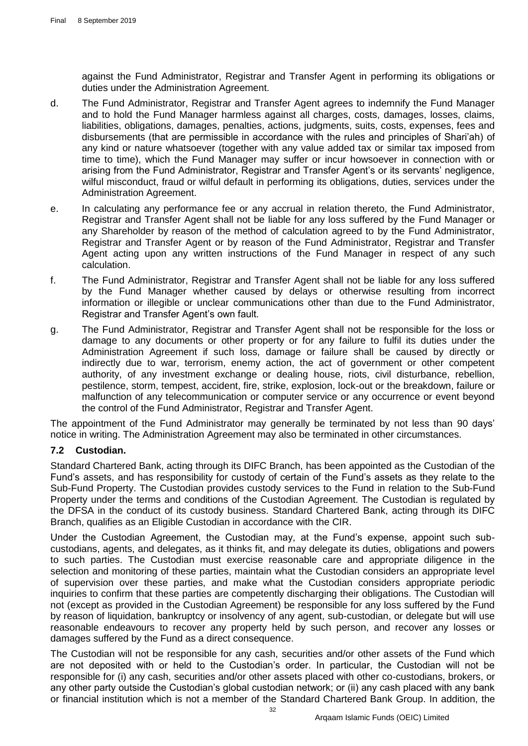against the Fund Administrator, Registrar and Transfer Agent in performing its obligations or duties under the Administration Agreement.

d. The Fund Administrator, Registrar and Transfer Agent agrees to indemnify the Fund Manager and to hold the Fund Manager harmless against all charges, costs, damages, losses, claims, liabilities, obligations, damages, penalties, actions, judgments, suits, costs, expenses, fees and disbursements (that are permissible in accordance with the rules and principles of Shari'ah) of any kind or nature whatsoever (together with any value added tax or similar tax imposed from time to time), which the Fund Manager may suffer or incur howsoever in connection with or arising from the Fund Administrator, Registrar and Transfer Agent's or its servants' negligence, wilful misconduct, fraud or wilful default in performing its obligations, duties, services under the Administration Agreement.

e. In calculating any performance fee or any accrual in relation thereto, the Fund Administrator, Registrar and Transfer Agent shall not be liable for any loss suffered by the Fund Manager or any Shareholder by reason of the method of calculation agreed to by the Fund Administrator, Registrar and Transfer Agent or by reason of the Fund Administrator, Registrar and Transfer Agent acting upon any written instructions of the Fund Manager in respect of any such calculation.

f. The Fund Administrator, Registrar and Transfer Agent shall not be liable for any loss suffered by the Fund Manager whether caused by delays or otherwise resulting from incorrect information or illegible or unclear communications other than due to the Fund Administrator, Registrar and Transfer Agent's own fault.

g. The Fund Administrator, Registrar and Transfer Agent shall not be responsible for the loss or damage to any documents or other property or for any failure to fulfil its duties under the Administration Agreement if such loss, damage or failure shall be caused by directly or indirectly due to war, terrorism, enemy action, the act of government or other competent authority, of any investment exchange or dealing house, riots, civil disturbance, rebellion, pestilence, storm, tempest, accident, fire, strike, explosion, lock-out or the breakdown, failure or malfunction of any telecommunication or computer service or any occurrence or event beyond the control of the Fund Administrator, Registrar and Transfer Agent.

The appointment of the Fund Administrator may generally be terminated by not less than 90 days' notice in writing. The Administration Agreement may also be terminated in other circumstances.

### 7.2 Custodian.

Standard Chartered Bank, acting through its DIFC Branch, has been appointed as the Custodian of the Fund's assets, and has responsibility for custody of certain of the Fund's assets as they relate to the Sub-Fund Property. The Custodian provides custody services to the Fund in relation to the Sub-Fund Property under the terms and conditions of the Custodian Agreement. The Custodian is regulated by the DFSA in the conduct of its custody business. Standard Chartered Bank, acting through its DIFC Branch, qualifies as an Eligible Custodian in accordance with the CIR.

Under the Custodian Agreement, the Custodian may, at the Fund's expense, appoint such sub-custodians, agents, and delegates, as it thinks fit, and may delegate its duties, obligations and powers to such parties. The Custodian must exercise reasonable care and appropriate diligence in the selection and monitoring of these parties, maintain what the Custodian considers an appropriate level of supervision over these parties, and make what the Custodian considers appropriate periodic inquiries to confirm that these parties are competently discharging their obligations. The Custodian will not (except as provided in the Custodian Agreement) be responsible for any loss suffered by the Fund by reason of liquidation, bankruptcy or insolvency of any agent, sub-custodian, or delegate but will use reasonable endeavours to recover any property held by such person, and recover any losses or damages suffered by the Fund as a direct consequence.

The Custodian will not be responsible for any cash, securities and/or other assets of the Fund which are not deposited with or held to the Custodian's order. In particular, the Custodian will not be responsible for (i) any cash, securities and/or other assets placed with other co-custodians, brokers, or any other party outside the Custodian's global custodian network; or (ii) any cash placed with any bank or financial institution which is not a member of the Standard Chartered Bank Group. In addition, the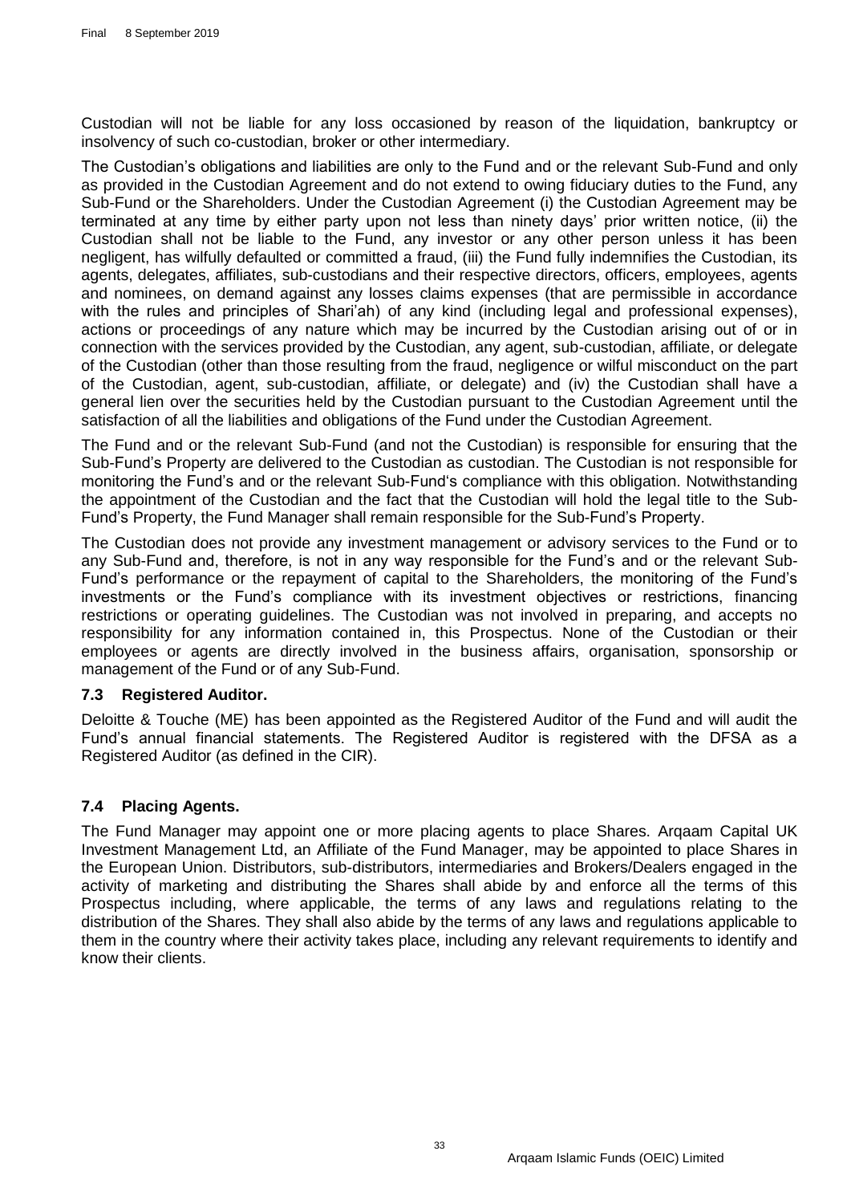Custodian will not be liable for any loss occasioned by reason of the liquidation, bankruptcy or insolvency of such co-custodian, broker or other intermediary.

The Custodian's obligations and liabilities are only to the Fund and or the relevant Sub-Fund and only as provided in the Custodian Agreement and do not extend to owing fiduciary duties to the Fund, any Sub-Fund or the Shareholders. Under the Custodian Agreement (i) the Custodian Agreement may be terminated at any time by either party upon not less than ninety days' prior written notice, (ii) the Custodian shall not be liable to the Fund, any investor or any other person unless it has been negligent, has wilfully defaulted or committed a fraud, (iii) the Fund fully indemnifies the Custodian, its agents, delegates, affiliates, sub-custodians and their respective directors, officers, employees, agents and nominees, on demand against any losses claims expenses (that are permissible in accordance with the rules and principles of Shari'ah) of any kind (including legal and professional expenses), actions or proceedings of any nature which may be incurred by the Custodian arising out of or in connection with the services provided by the Custodian, any agent, sub-custodian, affiliate, or delegate of the Custodian (other than those resulting from the fraud, negligence or wilful misconduct on the part of the Custodian, agent, sub-custodian, affiliate, or delegate) and (iv) the Custodian shall have a general lien over the securities held by the Custodian pursuant to the Custodian Agreement until the satisfaction of all the liabilities and obligations of the Fund under the Custodian Agreement.

The Fund and or the relevant Sub-Fund (and not the Custodian) is responsible for ensuring that the Sub-Fund's Property are delivered to the Custodian as custodian. The Custodian is not responsible for monitoring the Fund's and or the relevant Sub-Fund's compliance with this obligation. Notwithstanding the appointment of the Custodian and the fact that the Custodian will hold the legal title to the Sub-Fund's Property, the Fund Manager shall remain responsible for the Sub-Fund's Property.

The Custodian does not provide any investment management or advisory services to the Fund or to any Sub-Fund and, therefore, is not in any way responsible for the Fund's and or the relevant Sub-Fund's performance or the repayment of capital to the Shareholders, the monitoring of the Fund's investments or the Fund's compliance with its investment objectives or restrictions, financing restrictions or operating guidelines. The Custodian was not involved in preparing, and accepts no responsibility for any information contained in, this Prospectus. None of the Custodian or their employees or agents are directly involved in the business affairs, organisation, sponsorship or management of the Fund or of any Sub-Fund.

### 7.3 Registered Auditor.

Deloitte & Touche (ME) has been appointed as the Registered Auditor of the Fund and will audit the Fund's annual financial statements. The Registered Auditor is registered with the DFSA as a Registered Auditor (as defined in the CIR).

### 7.4 Placing Agents.

The Fund Manager may appoint one or more placing agents to place Shares. Arqaam Capital UK Investment Management Ltd, an Affiliate of the Fund Manager, may be appointed to place Shares in the European Union. Distributors, sub-distributors, intermediaries and Brokers/Dealers engaged in the activity of marketing and distributing the Shares shall abide by and enforce all the terms of this Prospectus including, where applicable, the terms of any laws and regulations relating to the distribution of the Shares. They shall also abide by the terms of any laws and regulations applicable to them in the country where their activity takes place, including any relevant requirements to identify and know their clients.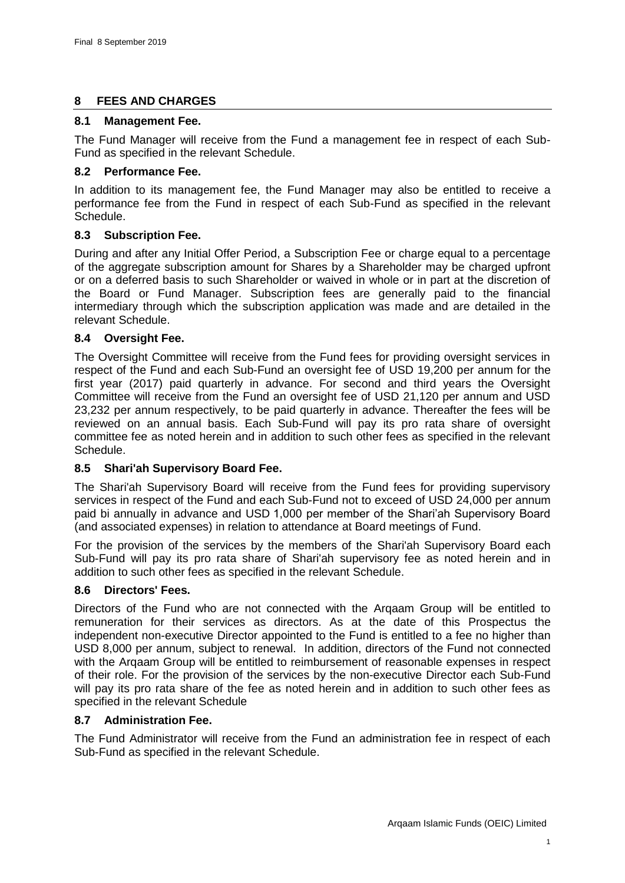## 8 FEES AND CHARGES

### 8.1 Management Fee.

The Fund Manager will receive from the Fund a management fee in respect of each Sub-Fund as specified in the relevant Schedule.

### 8.2 Performance Fee.

In addition to its management fee, the Fund Manager may also be entitled to receive a performance fee from the Fund in respect of each Sub-Fund as specified in the relevant Schedule.

### 8.3 Subscription Fee.

During and after any Initial Offer Period, a Subscription Fee or charge equal to a percentage of the aggregate subscription amount for Shares by a Shareholder may be charged upfront or on a deferred basis to such Shareholder or waived in whole or in part at the discretion of the Board or Fund Manager. Subscription fees are generally paid to the financial intermediary through which the subscription application was made and are detailed in the relevant Schedule.

### 8.4 Oversight Fee.

The Oversight Committee will receive from the Fund fees for providing oversight services in respect of the Fund and each Sub-Fund an oversight fee of USD 19,200 per annum for the first year (2017) paid quarterly in advance. For second and third years the Oversight Committee will receive from the Fund an oversight fee of USD 21,120 per annum and USD 23,232 per annum respectively, to be paid quarterly in advance. Thereafter the fees will be reviewed on an annual basis. Each Sub-Fund will pay its pro rata share of oversight committee fee as noted herein and in addition to such other fees as specified in the relevant Schedule.

### 8.5 Shari'ah Supervisory Board Fee.

The Shari'ah Supervisory Board will receive from the Fund fees for providing supervisory services in respect of the Fund and each Sub-Fund not to exceed of USD 24,000 per annum paid bi annually in advance and USD 1,000 per member of the Shari'ah Supervisory Board (and associated expenses) in relation to attendance at Board meetings of Fund.

For the provision of the services by the members of the Shari'ah Supervisory Board each Sub-Fund will pay its pro rata share of Shari'ah supervisory fee as noted herein and in addition to such other fees as specified in the relevant Schedule.

### 8.6 Directors' Fees.

Directors of the Fund who are not connected with the Arqaam Group will be entitled to remuneration for their services as directors. As at the date of this Prospectus the independent non-executive Director appointed to the Fund is entitled to a fee no higher than USD 8,000 per annum, subject to renewal. In addition, directors of the Fund not connected with the Arqaam Group will be entitled to reimbursement of reasonable expenses in respect of their role. For the provision of the services by the non-executive Director each Sub-Fund will pay its pro rata share of the fee as noted herein and in addition to such other fees as specified in the relevant Schedule

### 8.7 Administration Fee.

The Fund Administrator will receive from the Fund an administration fee in respect of each Sub-Fund as specified in the relevant Schedule.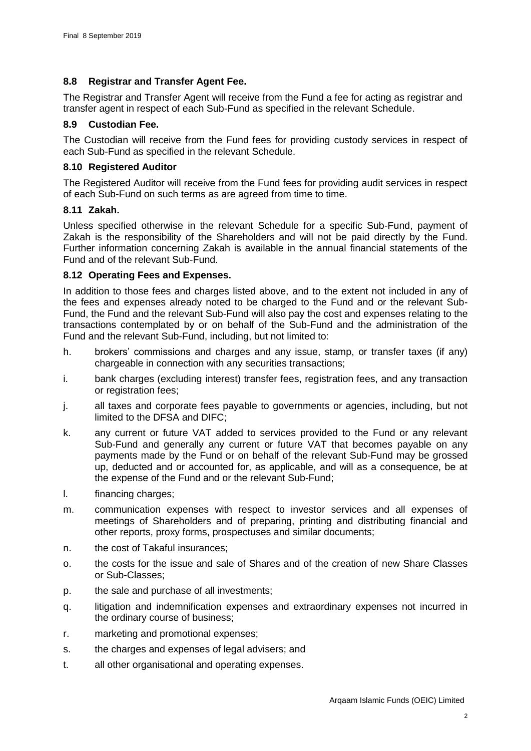### 8.8 Registrar and Transfer Agent Fee.

The Registrar and Transfer Agent will receive from the Fund a fee for acting as registrar and transfer agent in respect of each Sub-Fund as specified in the relevant Schedule.

### 8.9 Custodian Fee.

The Custodian will receive from the Fund fees for providing custody services in respect of each Sub-Fund as specified in the relevant Schedule.

### 8.10 Registered Auditor

The Registered Auditor will receive from the Fund fees for providing audit services in respect of each Sub-Fund on such terms as are agreed from time to time.

### 8.11 Zakah.

Unless specified otherwise in the relevant Schedule for a specific Sub-Fund, payment of Zakah is the responsibility of the Shareholders and will not be paid directly by the Fund. Further information concerning Zakah is available in the annual financial statements of the Fund and of the relevant Sub-Fund.

### 8.12 Operating Fees and Expenses.

In addition to those fees and charges listed above, and to the extent not included in any of the fees and expenses already noted to be charged to the Fund and or the relevant Sub-Fund, the Fund and the relevant Sub-Fund will also pay the cost and expenses relating to the transactions contemplated by or on behalf of the Sub-Fund and the administration of the Fund and the relevant Sub-Fund, including, but not limited to:

h. brokers' commissions and charges and any issue, stamp, or transfer taxes (if any) chargeable in connection with any securities transactions;

i. bank charges (excluding interest) transfer fees, registration fees, and any transaction or registration fees;

j. all taxes and corporate fees payable to governments or agencies, including, but not limited to the DFSA and DIFC;

k. any current or future VAT added to services provided to the Fund or any relevant Sub-Fund and generally any current or future VAT that becomes payable on any payments made by the Fund or on behalf of the relevant Sub-Fund may be grossed up, deducted and or accounted for, as applicable, and will as a consequence, be at the expense of the Fund and or the relevant Sub-Fund;

l. financing charges;

m. communication expenses with respect to investor services and all expenses of meetings of Shareholders and of preparing, printing and distributing financial and other reports, proxy forms, prospectuses and similar documents;

n. the cost of Takaful insurances;

o. the costs for the issue and sale of Shares and of the creation of new Share Classes or Sub-Classes;

p. the sale and purchase of all investments;

q. litigation and indemnification expenses and extraordinary expenses not incurred in the ordinary course of business;

r. marketing and promotional expenses;

s. the charges and expenses of legal advisers; and

t. all other organisational and operating expenses.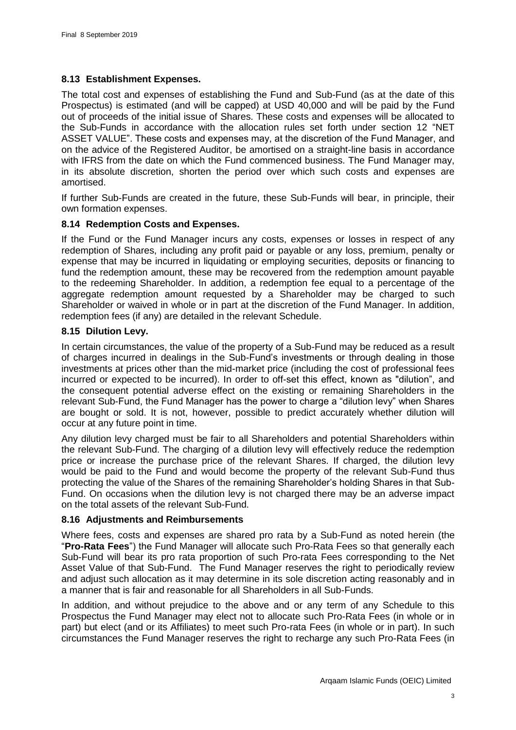### 8.13 Establishment Expenses.

The total cost and expenses of establishing the Fund and Sub-Fund (as at the date of this Prospectus) is estimated (and will be capped) at USD 40,000 and will be paid by the Fund out of proceeds of the initial issue of Shares. These costs and expenses will be allocated to the Sub-Funds in accordance with the allocation rules set forth under section 12 "NET ASSET VALUE". These costs and expenses may, at the discretion of the Fund Manager, and on the advice of the Registered Auditor, be amortised on a straight-line basis in accordance with IFRS from the date on which the Fund commenced business. The Fund Manager may, in its absolute discretion, shorten the period over which such costs and expenses are amortised.

If further Sub-Funds are created in the future, these Sub-Funds will bear, in principle, their own formation expenses.

### 8.14 Redemption Costs and Expenses.

If the Fund or the Fund Manager incurs any costs, expenses or losses in respect of any redemption of Shares, including any profit paid or payable or any loss, premium, penalty or expense that may be incurred in liquidating or employing securities, deposits or financing to fund the redemption amount, these may be recovered from the redemption amount payable to the redeeming Shareholder. In addition, a redemption fee equal to a percentage of the aggregate redemption amount requested by a Shareholder may be charged to such Shareholder or waived in whole or in part at the discretion of the Fund Manager. In addition, redemption fees (if any) are detailed in the relevant Schedule.

### 8.15 Dilution Levy.

In certain circumstances, the value of the property of a Sub-Fund may be reduced as a result of charges incurred in dealings in the Sub-Fund's investments or through dealing in those investments at prices other than the mid-market price (including the cost of professional fees incurred or expected to be incurred). In order to off-set this effect, known as "dilution", and the consequent potential adverse effect on the existing or remaining Shareholders in the relevant Sub-Fund, the Fund Manager has the power to charge a "dilution levy" when Shares are bought or sold. It is not, however, possible to predict accurately whether dilution will occur at any future point in time.

Any dilution levy charged must be fair to all Shareholders and potential Shareholders within the relevant Sub-Fund. The charging of a dilution levy will effectively reduce the redemption price or increase the purchase price of the relevant Shares. If charged, the dilution levy would be paid to the Fund and would become the property of the relevant Sub-Fund thus protecting the value of the Shares of the remaining Shareholder's holding Shares in that Sub-Fund. On occasions when the dilution levy is not charged there may be an adverse impact on the total assets of the relevant Sub-Fund.

### 8.16 Adjustments and Reimbursements

Where fees, costs and expenses are shared pro rata by a Sub-Fund as noted herein (the "**Pro-Rata Fees**") the Fund Manager will allocate such Pro-Rata Fees so that generally each Sub-Fund will bear its pro rata proportion of such Pro-rata Fees corresponding to the Net Asset Value of that Sub-Fund. The Fund Manager reserves the right to periodically review and adjust such allocation as it may determine in its sole discretion acting reasonably and in a manner that is fair and reasonable for all Shareholders in all Sub-Funds.

In addition, and without prejudice to the above and or any term of any Schedule to this Prospectus the Fund Manager may elect not to allocate such Pro-Rata Fees (in whole or in part) but elect (and or its Affiliates) to meet such Pro-rata Fees (in whole or in part). In such circumstances the Fund Manager reserves the right to recharge any such Pro-Rata Fees (in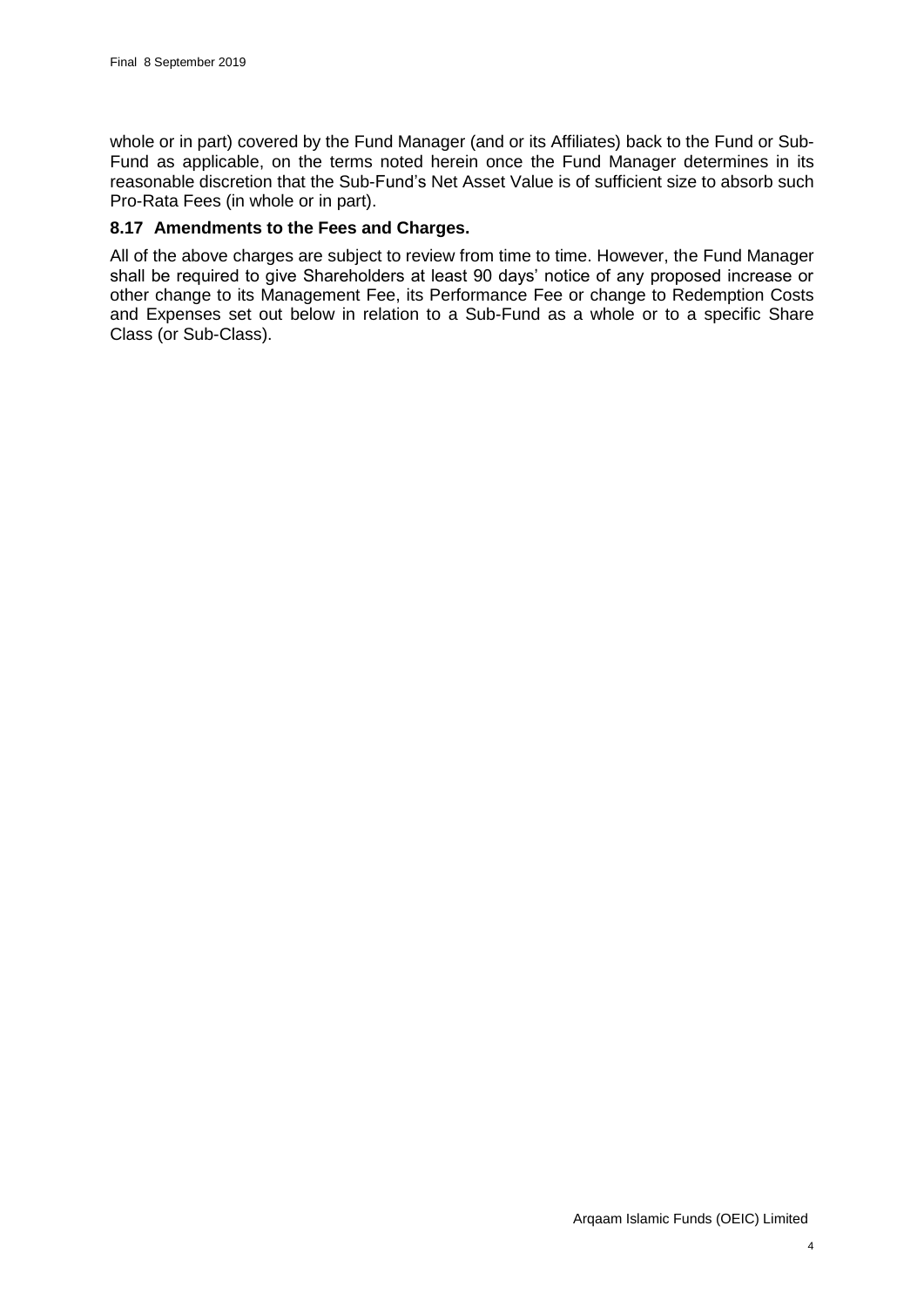whole or in part) covered by the Fund Manager (and or its Affiliates) back to the Fund or Sub-Fund as applicable, on the terms noted herein once the Fund Manager determines in its reasonable discretion that the Sub-Fund's Net Asset Value is of sufficient size to absorb such Pro-Rata Fees (in whole or in part).

### 8.17 Amendments to the Fees and Charges.

All of the above charges are subject to review from time to time. However, the Fund Manager shall be required to give Shareholders at least 90 days' notice of any proposed increase or other change to its Management Fee, its Performance Fee or change to Redemption Costs and Expenses set out below in relation to a Sub-Fund as a whole or to a specific Share Class (or Sub-Class).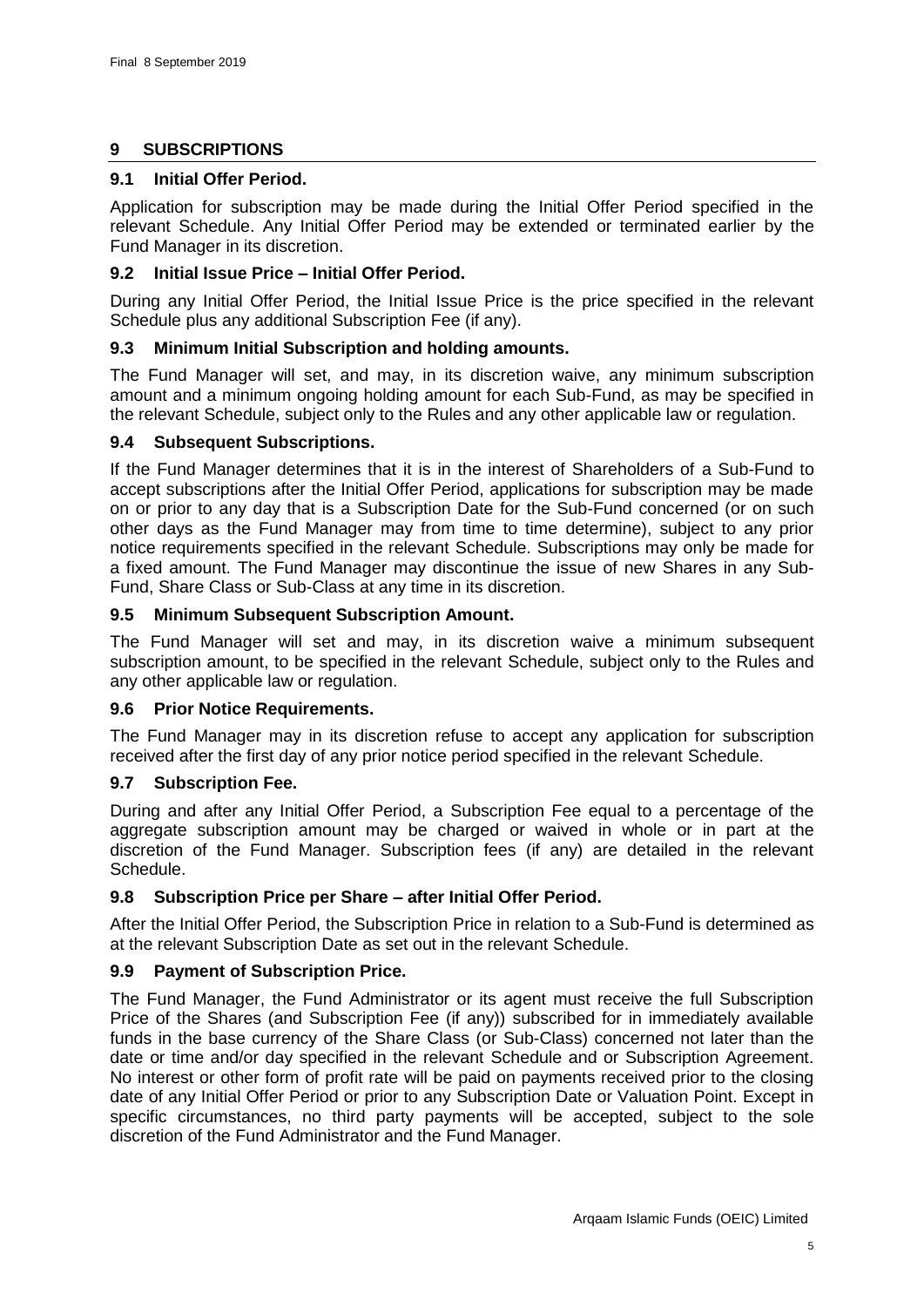## 9 SUBSCRIPTIONS

### 9.1 Initial Offer Period.

Application for subscription may be made during the Initial Offer Period specified in the relevant Schedule. Any Initial Offer Period may be extended or terminated earlier by the Fund Manager in its discretion.

### 9.2 Initial Issue Price – Initial Offer Period.

During any Initial Offer Period, the Initial Issue Price is the price specified in the relevant Schedule plus any additional Subscription Fee (if any).

### 9.3 Minimum Initial Subscription and holding amounts.

The Fund Manager will set, and may, in its discretion waive, any minimum subscription amount and a minimum ongoing holding amount for each Sub-Fund, as may be specified in the relevant Schedule, subject only to the Rules and any other applicable law or regulation.

### 9.4 Subsequent Subscriptions.

If the Fund Manager determines that it is in the interest of Shareholders of a Sub-Fund to accept subscriptions after the Initial Offer Period, applications for subscription may be made on or prior to any day that is a Subscription Date for the Sub-Fund concerned (or on such other days as the Fund Manager may from time to time determine), subject to any prior notice requirements specified in the relevant Schedule. Subscriptions may only be made for a fixed amount. The Fund Manager may discontinue the issue of new Shares in any Sub-Fund, Share Class or Sub-Class at any time in its discretion.

### 9.5 Minimum Subsequent Subscription Amount.

The Fund Manager will set and may, in its discretion waive a minimum subsequent subscription amount, to be specified in the relevant Schedule, subject only to the Rules and any other applicable law or regulation.

### 9.6 Prior Notice Requirements.

The Fund Manager may in its discretion refuse to accept any application for subscription received after the first day of any prior notice period specified in the relevant Schedule.

### 9.7 Subscription Fee.

During and after any Initial Offer Period, a Subscription Fee equal to a percentage of the aggregate subscription amount may be charged or waived in whole or in part at the discretion of the Fund Manager. Subscription fees (if any) are detailed in the relevant Schedule.

### 9.8 Subscription Price per Share – after Initial Offer Period.

After the Initial Offer Period, the Subscription Price in relation to a Sub-Fund is determined as at the relevant Subscription Date as set out in the relevant Schedule.

### 9.9 Payment of Subscription Price.

The Fund Manager, the Fund Administrator or its agent must receive the full Subscription Price of the Shares (and Subscription Fee (if any)) subscribed for in immediately available funds in the base currency of the Share Class (or Sub-Class) concerned not later than the date or time and/or day specified in the relevant Schedule and or Subscription Agreement. No interest or other form of profit rate will be paid on payments received prior to the closing date of any Initial Offer Period or prior to any Subscription Date or Valuation Point. Except in specific circumstances, no third party payments will be accepted, subject to the sole discretion of the Fund Administrator and the Fund Manager.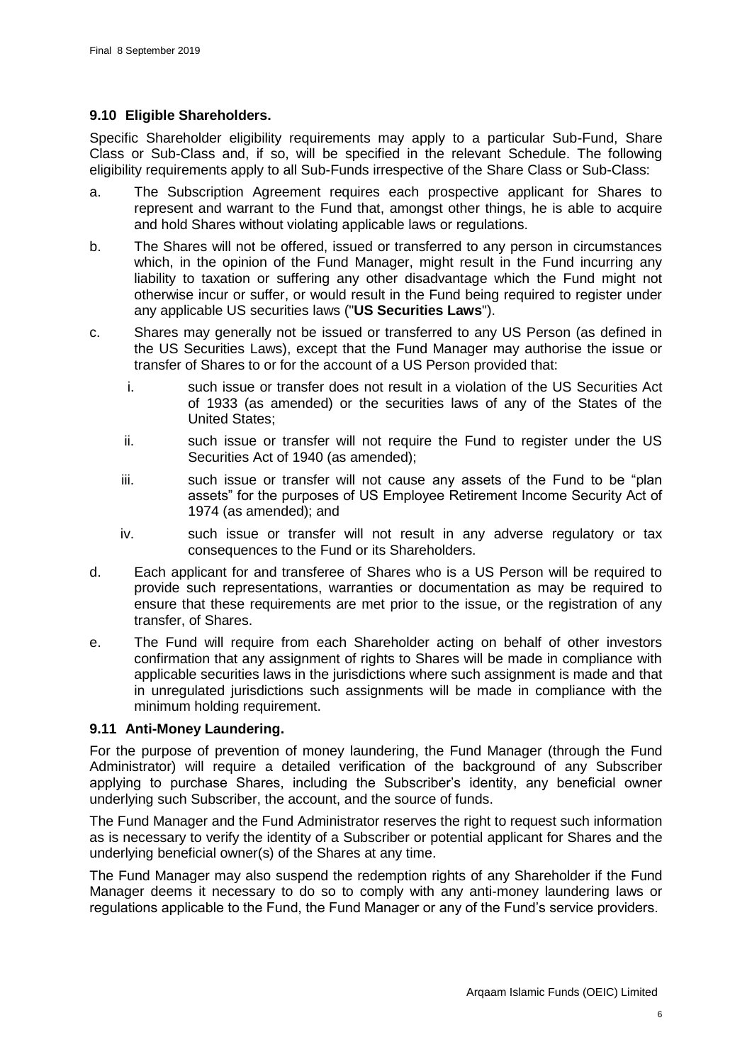### 9.10 Eligible Shareholders.

Specific Shareholder eligibility requirements may apply to a particular Sub-Fund, Share Class or Sub-Class and, if so, will be specified in the relevant Schedule. The following eligibility requirements apply to all Sub-Funds irrespective of the Share Class or Sub-Class:

a. The Subscription Agreement requires each prospective applicant for Shares to represent and warrant to the Fund that, amongst other things, he is able to acquire and hold Shares without violating applicable laws or regulations.

b. The Shares will not be offered, issued or transferred to any person in circumstances which, in the opinion of the Fund Manager, might result in the Fund incurring any liability to taxation or suffering any other disadvantage which the Fund might not otherwise incur or suffer, or would result in the Fund being required to register under any applicable US securities laws ("**US Securities Laws**").

c. Shares may generally not be issued or transferred to any US Person (as defined in the US Securities Laws), except that the Fund Manager may authorise the issue or transfer of Shares to or for the account of a US Person provided that:

   i. such issue or transfer does not result in a violation of the US Securities Act of 1933 (as amended) or the securities laws of any of the States of the United States;

   ii. such issue or transfer will not require the Fund to register under the US Securities Act of 1940 (as amended);

   iii. such issue or transfer will not cause any assets of the Fund to be "plan assets" for the purposes of US Employee Retirement Income Security Act of 1974 (as amended); and

   iv. such issue or transfer will not result in any adverse regulatory or tax consequences to the Fund or its Shareholders.

d. Each applicant for and transferee of Shares who is a US Person will be required to provide such representations, warranties or documentation as may be required to ensure that these requirements are met prior to the issue, or the registration of any transfer, of Shares.

e. The Fund will require from each Shareholder acting on behalf of other investors confirmation that any assignment of rights to Shares will be made in compliance with applicable securities laws in the jurisdictions where such assignment is made and that in unregulated jurisdictions such assignments will be made in compliance with the minimum holding requirement.

### 9.11 Anti-Money Laundering.

For the purpose of prevention of money laundering, the Fund Manager (through the Fund Administrator) will require a detailed verification of the background of any Subscriber applying to purchase Shares, including the Subscriber's identity, any beneficial owner underlying such Subscriber, the account, and the source of funds.

The Fund Manager and the Fund Administrator reserves the right to request such information as is necessary to verify the identity of a Subscriber or potential applicant for Shares and the underlying beneficial owner(s) of the Shares at any time.

The Fund Manager may also suspend the redemption rights of any Shareholder if the Fund Manager deems it necessary to do so to comply with any anti-money laundering laws or regulations applicable to the Fund, the Fund Manager or any of the Fund's service providers.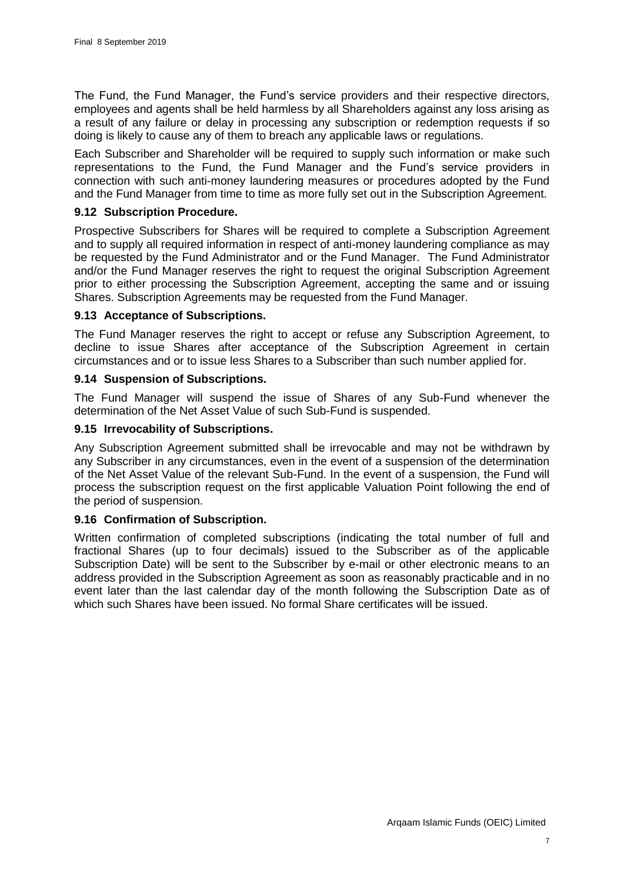The Fund, the Fund Manager, the Fund's service providers and their respective directors, employees and agents shall be held harmless by all Shareholders against any loss arising as a result of any failure or delay in processing any subscription or redemption requests if so doing is likely to cause any of them to breach any applicable laws or regulations.

Each Subscriber and Shareholder will be required to supply such information or make such representations to the Fund, the Fund Manager and the Fund's service providers in connection with such anti-money laundering measures or procedures adopted by the Fund and the Fund Manager from time to time as more fully set out in the Subscription Agreement.

### 9.12 Subscription Procedure.

Prospective Subscribers for Shares will be required to complete a Subscription Agreement and to supply all required information in respect of anti-money laundering compliance as may be requested by the Fund Administrator and or the Fund Manager. The Fund Administrator and/or the Fund Manager reserves the right to request the original Subscription Agreement prior to either processing the Subscription Agreement, accepting the same and or issuing Shares. Subscription Agreements may be requested from the Fund Manager.

### 9.13 Acceptance of Subscriptions.

The Fund Manager reserves the right to accept or refuse any Subscription Agreement, to decline to issue Shares after acceptance of the Subscription Agreement in certain circumstances and or to issue less Shares to a Subscriber than such number applied for.

### 9.14 Suspension of Subscriptions.

The Fund Manager will suspend the issue of Shares of any Sub-Fund whenever the determination of the Net Asset Value of such Sub-Fund is suspended.

### 9.15 Irrevocability of Subscriptions.

Any Subscription Agreement submitted shall be irrevocable and may not be withdrawn by any Subscriber in any circumstances, even in the event of a suspension of the determination of the Net Asset Value of the relevant Sub-Fund. In the event of a suspension, the Fund will process the subscription request on the first applicable Valuation Point following the end of the period of suspension.

### 9.16 Confirmation of Subscription.

Written confirmation of completed subscriptions (indicating the total number of full and fractional Shares (up to four decimals) issued to the Subscriber as of the applicable Subscription Date) will be sent to the Subscriber by e-mail or other electronic means to an address provided in the Subscription Agreement as soon as reasonably practicable and in no event later than the last calendar day of the month following the Subscription Date as of which such Shares have been issued. No formal Share certificates will be issued.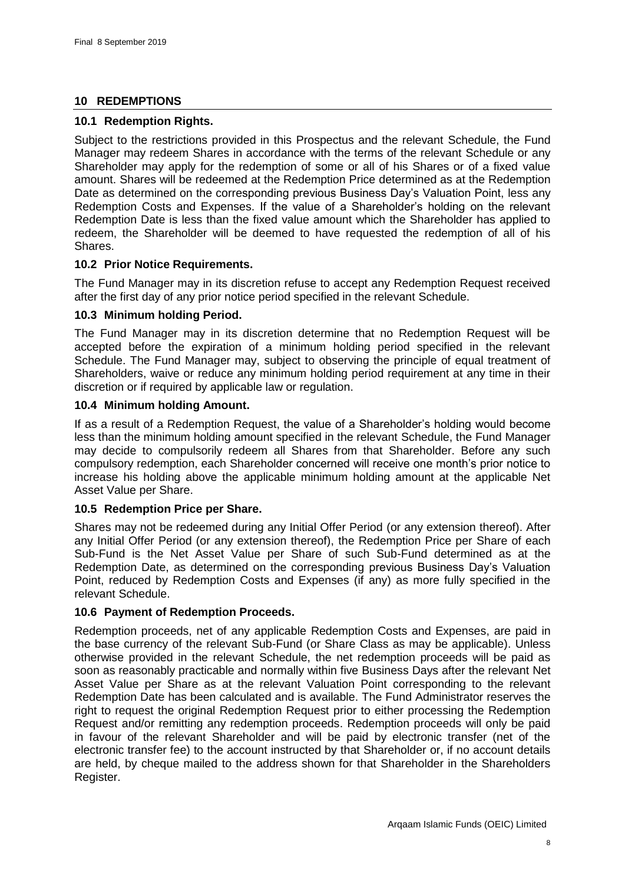## 10 REDEMPTIONS

### 10.1 Redemption Rights.

Subject to the restrictions provided in this Prospectus and the relevant Schedule, the Fund Manager may redeem Shares in accordance with the terms of the relevant Schedule or any Shareholder may apply for the redemption of some or all of his Shares or of a fixed value amount. Shares will be redeemed at the Redemption Price determined as at the Redemption Date as determined on the corresponding previous Business Day's Valuation Point, less any Redemption Costs and Expenses. If the value of a Shareholder's holding on the relevant Redemption Date is less than the fixed value amount which the Shareholder has applied to redeem, the Shareholder will be deemed to have requested the redemption of all of his Shares.

### 10.2 Prior Notice Requirements.

The Fund Manager may in its discretion refuse to accept any Redemption Request received after the first day of any prior notice period specified in the relevant Schedule.

### 10.3 Minimum holding Period.

The Fund Manager may in its discretion determine that no Redemption Request will be accepted before the expiration of a minimum holding period specified in the relevant Schedule. The Fund Manager may, subject to observing the principle of equal treatment of Shareholders, waive or reduce any minimum holding period requirement at any time in their discretion or if required by applicable law or regulation.

### 10.4 Minimum holding Amount.

If as a result of a Redemption Request, the value of a Shareholder's holding would become less than the minimum holding amount specified in the relevant Schedule, the Fund Manager may decide to compulsorily redeem all Shares from that Shareholder. Before any such compulsory redemption, each Shareholder concerned will receive one month's prior notice to increase his holding above the applicable minimum holding amount at the applicable Net Asset Value per Share.

### 10.5 Redemption Price per Share.

Shares may not be redeemed during any Initial Offer Period (or any extension thereof). After any Initial Offer Period (or any extension thereof), the Redemption Price per Share of each Sub-Fund is the Net Asset Value per Share of such Sub-Fund determined as at the Redemption Date, as determined on the corresponding previous Business Day's Valuation Point, reduced by Redemption Costs and Expenses (if any) as more fully specified in the relevant Schedule.

### 10.6 Payment of Redemption Proceeds.

Redemption proceeds, net of any applicable Redemption Costs and Expenses, are paid in the base currency of the relevant Sub-Fund (or Share Class as may be applicable). Unless otherwise provided in the relevant Schedule, the net redemption proceeds will be paid as soon as reasonably practicable and normally within five Business Days after the relevant Net Asset Value per Share as at the relevant Valuation Point corresponding to the relevant Redemption Date has been calculated and is available. The Fund Administrator reserves the right to request the original Redemption Request prior to either processing the Redemption Request and/or remitting any redemption proceeds. Redemption proceeds will only be paid in favour of the relevant Shareholder and will be paid by electronic transfer (net of the electronic transfer fee) to the account instructed by that Shareholder or, if no account details are held, by cheque mailed to the address shown for that Shareholder in the Shareholders Register.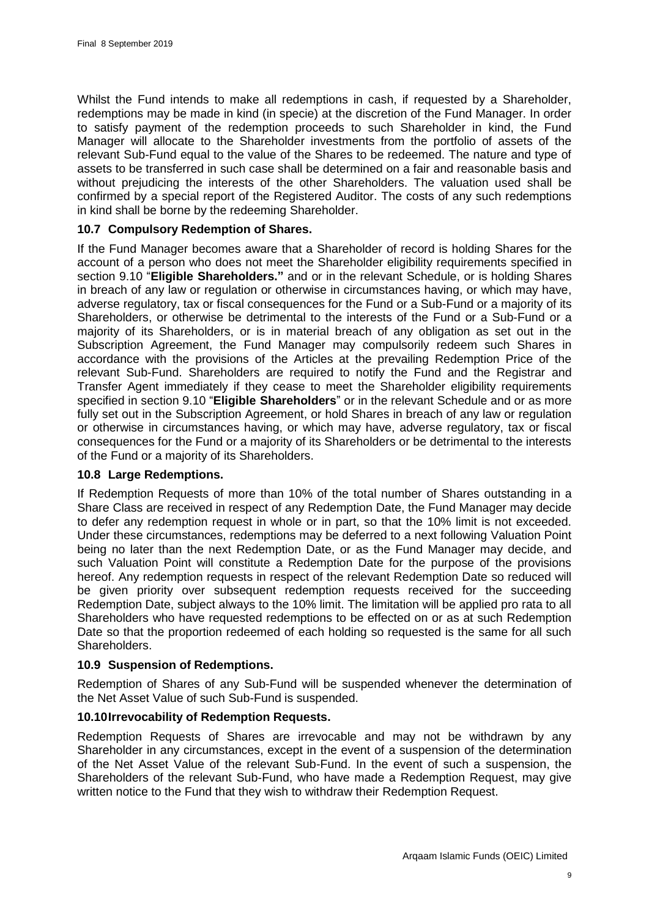Whilst the Fund intends to make all redemptions in cash, if requested by a Shareholder, redemptions may be made in kind (in specie) at the discretion of the Fund Manager. In order to satisfy payment of the redemption proceeds to such Shareholder in kind, the Fund Manager will allocate to the Shareholder investments from the portfolio of assets of the relevant Sub-Fund equal to the value of the Shares to be redeemed. The nature and type of assets to be transferred in such case shall be determined on a fair and reasonable basis and without prejudicing the interests of the other Shareholders. The valuation used shall be confirmed by a special report of the Registered Auditor. The costs of any such redemptions in kind shall be borne by the redeeming Shareholder.

### 10.7 Compulsory Redemption of Shares.

If the Fund Manager becomes aware that a Shareholder of record is holding Shares for the account of a person who does not meet the Shareholder eligibility requirements specified in section 9.10 "**Eligible Shareholders."** and or in the relevant Schedule, or is holding Shares in breach of any law or regulation or otherwise in circumstances having, or which may have, adverse regulatory, tax or fiscal consequences for the Fund or a Sub-Fund or a majority of its Shareholders, or otherwise be detrimental to the interests of the Fund or a Sub-Fund or a majority of its Shareholders, or is in material breach of any obligation as set out in the Subscription Agreement, the Fund Manager may compulsorily redeem such Shares in accordance with the provisions of the Articles at the prevailing Redemption Price of the relevant Sub-Fund. Shareholders are required to notify the Fund and the Registrar and Transfer Agent immediately if they cease to meet the Shareholder eligibility requirements specified in section 9.10 "**Eligible Shareholders**" or in the relevant Schedule and or as more fully set out in the Subscription Agreement, or hold Shares in breach of any law or regulation or otherwise in circumstances having, or which may have, adverse regulatory, tax or fiscal consequences for the Fund or a majority of its Shareholders or be detrimental to the interests of the Fund or a majority of its Shareholders.

### 10.8 Large Redemptions.

If Redemption Requests of more than 10% of the total number of Shares outstanding in a Share Class are received in respect of any Redemption Date, the Fund Manager may decide to defer any redemption request in whole or in part, so that the 10% limit is not exceeded. Under these circumstances, redemptions may be deferred to a next following Valuation Point being no later than the next Redemption Date, or as the Fund Manager may decide, and such Valuation Point will constitute a Redemption Date for the purpose of the provisions hereof. Any redemption requests in respect of the relevant Redemption Date so reduced will be given priority over subsequent redemption requests received for the succeeding Redemption Date, subject always to the 10% limit. The limitation will be applied pro rata to all Shareholders who have requested redemptions to be effected on or as at such Redemption Date so that the proportion redeemed of each holding so requested is the same for all such Shareholders.

### 10.9 Suspension of Redemptions.

Redemption of Shares of any Sub-Fund will be suspended whenever the determination of the Net Asset Value of such Sub-Fund is suspended.

### 10.10 Irrevocability of Redemption Requests.

Redemption Requests of Shares are irrevocable and may not be withdrawn by any Shareholder in any circumstances, except in the event of a suspension of the determination of the Net Asset Value of the relevant Sub-Fund. In the event of such a suspension, the Shareholders of the relevant Sub-Fund, who have made a Redemption Request, may give written notice to the Fund that they wish to withdraw their Redemption Request.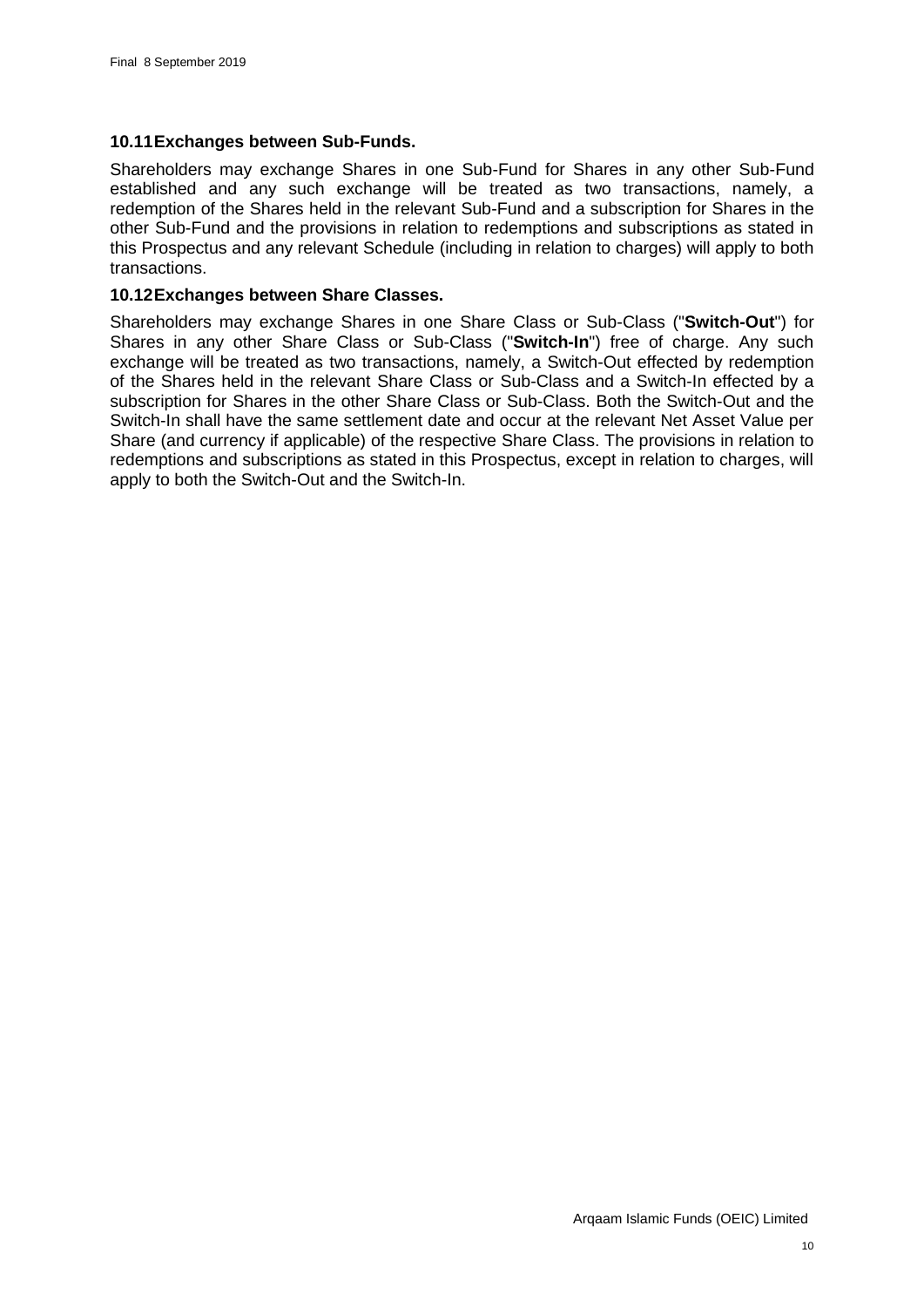### 10.11 Exchanges between Sub-Funds.

Shareholders may exchange Shares in one Sub-Fund for Shares in any other Sub-Fund established and any such exchange will be treated as two transactions, namely, a redemption of the Shares held in the relevant Sub-Fund and a subscription for Shares in the other Sub-Fund and the provisions in relation to redemptions and subscriptions as stated in this Prospectus and any relevant Schedule (including in relation to charges) will apply to both transactions.

### 10.12 Exchanges between Share Classes.

Shareholders may exchange Shares in one Share Class or Sub-Class ("**Switch-Out**") for Shares in any other Share Class or Sub-Class ("**Switch-In**") free of charge. Any such exchange will be treated as two transactions, namely, a Switch-Out effected by redemption of the Shares held in the relevant Share Class or Sub-Class and a Switch-In effected by a subscription for Shares in the other Share Class or Sub-Class. Both the Switch-Out and the Switch-In shall have the same settlement date and occur at the relevant Net Asset Value per Share (and currency if applicable) of the respective Share Class. The provisions in relation to redemptions and subscriptions as stated in this Prospectus, except in relation to charges, will apply to both the Switch-Out and the Switch-In.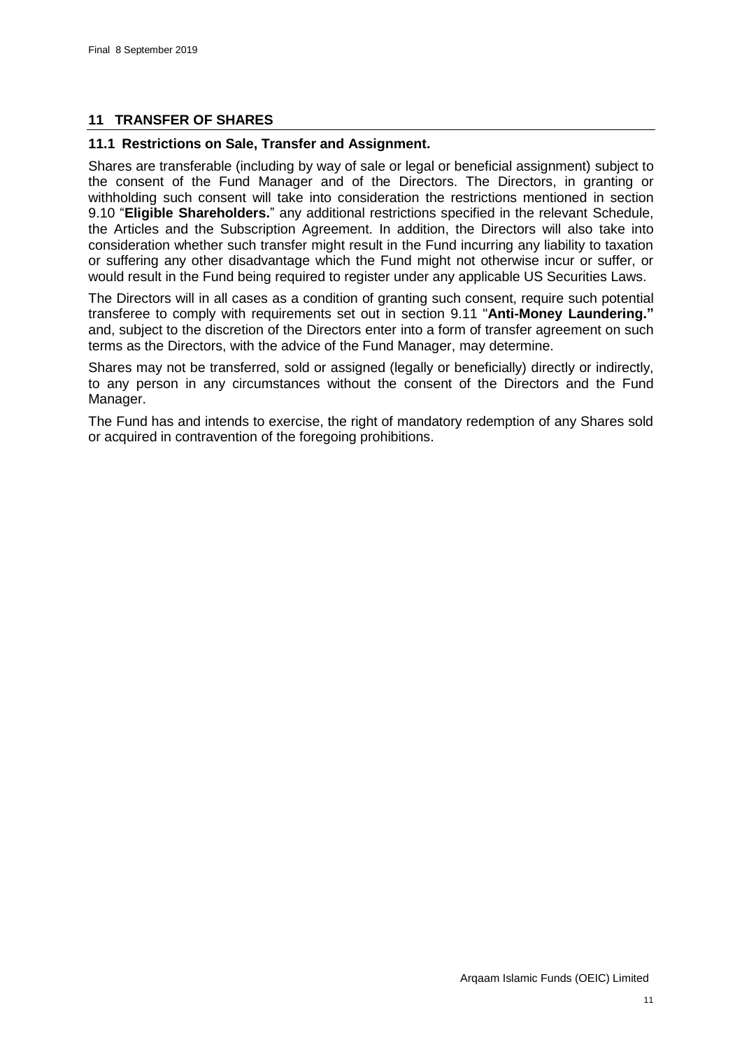## 11 TRANSFER OF SHARES

### 11.1 Restrictions on Sale, Transfer and Assignment.

Shares are transferable (including by way of sale or legal or beneficial assignment) subject to the consent of the Fund Manager and of the Directors. The Directors, in granting or withholding such consent will take into consideration the restrictions mentioned in section 9.10 "**Eligible Shareholders.**" any additional restrictions specified in the relevant Schedule, the Articles and the Subscription Agreement. In addition, the Directors will also take into consideration whether such transfer might result in the Fund incurring any liability to taxation or suffering any other disadvantage which the Fund might not otherwise incur or suffer, or would result in the Fund being required to register under any applicable US Securities Laws.

The Directors will in all cases as a condition of granting such consent, require such potential transferee to comply with requirements set out in section 9.11 "**Anti-Money Laundering."** and, subject to the discretion of the Directors enter into a form of transfer agreement on such terms as the Directors, with the advice of the Fund Manager, may determine.

Shares may not be transferred, sold or assigned (legally or beneficially) directly or indirectly, to any person in any circumstances without the consent of the Directors and the Fund Manager.

The Fund has and intends to exercise, the right of mandatory redemption of any Shares sold or acquired in contravention of the foregoing prohibitions.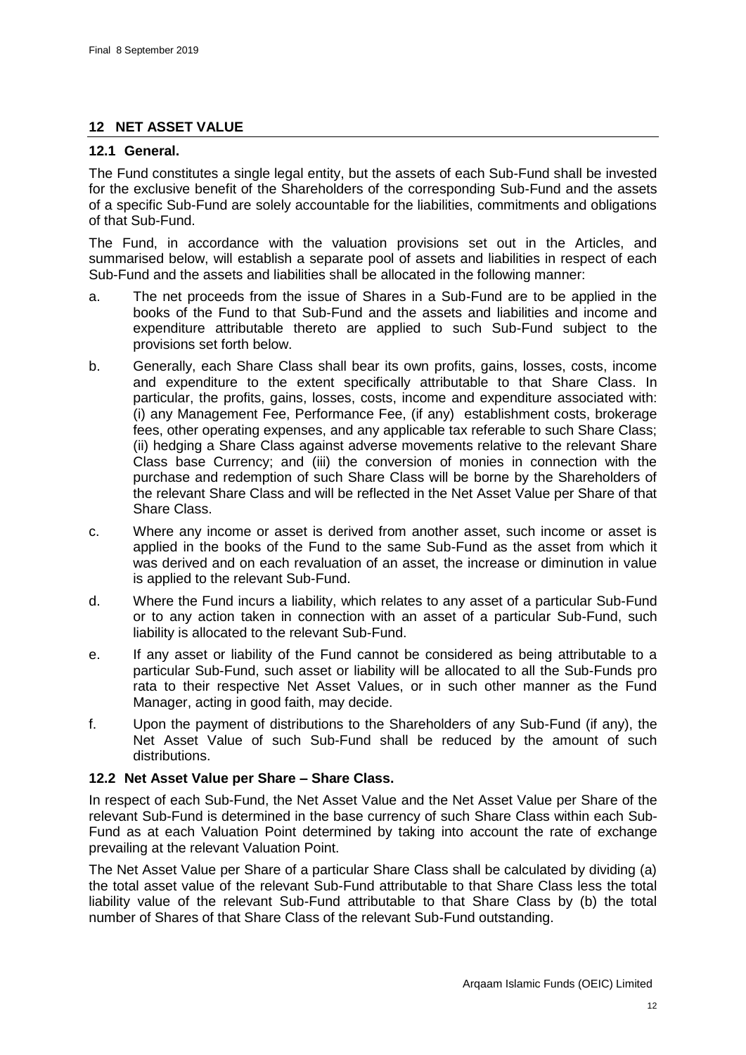## 12 NET ASSET VALUE

### 12.1 General.

The Fund constitutes a single legal entity, but the assets of each Sub-Fund shall be invested for the exclusive benefit of the Shareholders of the corresponding Sub-Fund and the assets of a specific Sub-Fund are solely accountable for the liabilities, commitments and obligations of that Sub-Fund.

The Fund, in accordance with the valuation provisions set out in the Articles, and summarised below, will establish a separate pool of assets and liabilities in respect of each Sub-Fund and the assets and liabilities shall be allocated in the following manner:

a. The net proceeds from the issue of Shares in a Sub-Fund are to be applied in the books of the Fund to that Sub-Fund and the assets and liabilities and income and expenditure attributable thereto are applied to such Sub-Fund subject to the provisions set forth below.

b. Generally, each Share Class shall bear its own profits, gains, losses, costs, income and expenditure to the extent specifically attributable to that Share Class. In particular, the profits, gains, losses, costs, income and expenditure associated with: (i) any Management Fee, Performance Fee, (if any) establishment costs, brokerage fees, other operating expenses, and any applicable tax referable to such Share Class; (ii) hedging a Share Class against adverse movements relative to the relevant Share Class base Currency; and (iii) the conversion of monies in connection with the purchase and redemption of such Share Class will be borne by the Shareholders of the relevant Share Class and will be reflected in the Net Asset Value per Share of that Share Class.

c. Where any income or asset is derived from another asset, such income or asset is applied in the books of the Fund to the same Sub-Fund as the asset from which it was derived and on each revaluation of an asset, the increase or diminution in value is applied to the relevant Sub-Fund.

d. Where the Fund incurs a liability, which relates to any asset of a particular Sub-Fund or to any action taken in connection with an asset of a particular Sub-Fund, such liability is allocated to the relevant Sub-Fund.

e. If any asset or liability of the Fund cannot be considered as being attributable to a particular Sub-Fund, such asset or liability will be allocated to all the Sub-Funds pro rata to their respective Net Asset Values, or in such other manner as the Fund Manager, acting in good faith, may decide.

f. Upon the payment of distributions to the Shareholders of any Sub-Fund (if any), the Net Asset Value of such Sub-Fund shall be reduced by the amount of such distributions.

### 12.2 Net Asset Value per Share – Share Class.

In respect of each Sub-Fund, the Net Asset Value and the Net Asset Value per Share of the relevant Sub-Fund is determined in the base currency of such Share Class within each Sub-Fund as at each Valuation Point determined by taking into account the rate of exchange prevailing at the relevant Valuation Point.

The Net Asset Value per Share of a particular Share Class shall be calculated by dividing (a) the total asset value of the relevant Sub-Fund attributable to that Share Class less the total liability value of the relevant Sub-Fund attributable to that Share Class by (b) the total number of Shares of that Share Class of the relevant Sub-Fund outstanding.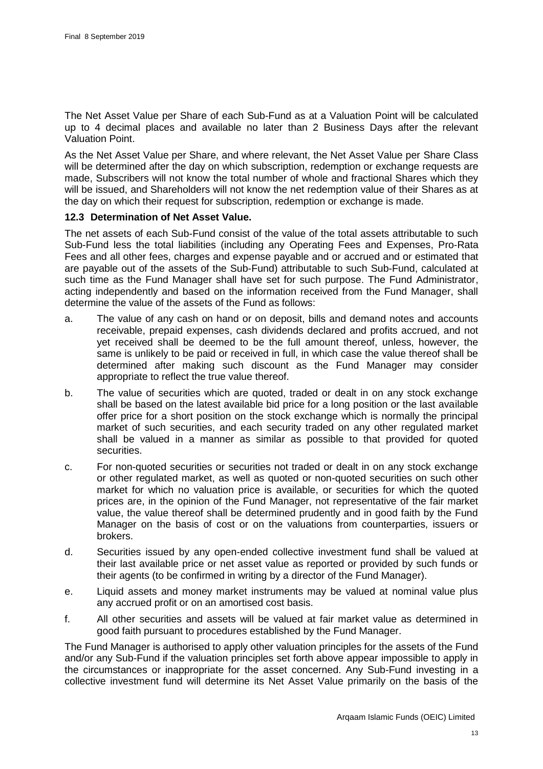The Net Asset Value per Share of each Sub-Fund as at a Valuation Point will be calculated up to 4 decimal places and available no later than 2 Business Days after the relevant Valuation Point.

As the Net Asset Value per Share, and where relevant, the Net Asset Value per Share Class will be determined after the day on which subscription, redemption or exchange requests are made, Subscribers will not know the total number of whole and fractional Shares which they will be issued, and Shareholders will not know the net redemption value of their Shares as at the day on which their request for subscription, redemption or exchange is made.

### 12.3 Determination of Net Asset Value.

The net assets of each Sub-Fund consist of the value of the total assets attributable to such Sub-Fund less the total liabilities (including any Operating Fees and Expenses, Pro-Rata Fees and all other fees, charges and expense payable and or accrued and or estimated that are payable out of the assets of the Sub-Fund) attributable to such Sub-Fund, calculated at such time as the Fund Manager shall have set for such purpose. The Fund Administrator, acting independently and based on the information received from the Fund Manager, shall determine the value of the assets of the Fund as follows:

a. The value of any cash on hand or on deposit, bills and demand notes and accounts receivable, prepaid expenses, cash dividends declared and profits accrued, and not yet received shall be deemed to be the full amount thereof, unless, however, the same is unlikely to be paid or received in full, in which case the value thereof shall be determined after making such discount as the Fund Manager may consider appropriate to reflect the true value thereof.

b. The value of securities which are quoted, traded or dealt in on any stock exchange shall be based on the latest available bid price for a long position or the last available offer price for a short position on the stock exchange which is normally the principal market of such securities, and each security traded on any other regulated market shall be valued in a manner as similar as possible to that provided for quoted securities.

c. For non-quoted securities or securities not traded or dealt in on any stock exchange or other regulated market, as well as quoted or non-quoted securities on such other market for which no valuation price is available, or securities for which the quoted prices are, in the opinion of the Fund Manager, not representative of the fair market value, the value thereof shall be determined prudently and in good faith by the Fund Manager on the basis of cost or on the valuations from counterparties, issuers or brokers.

d. Securities issued by any open-ended collective investment fund shall be valued at their last available price or net asset value as reported or provided by such funds or their agents (to be confirmed in writing by a director of the Fund Manager).

e. Liquid assets and money market instruments may be valued at nominal value plus any accrued profit or on an amortised cost basis.

f. All other securities and assets will be valued at fair market value as determined in good faith pursuant to procedures established by the Fund Manager.

The Fund Manager is authorised to apply other valuation principles for the assets of the Fund and/or any Sub-Fund if the valuation principles set forth above appear impossible to apply in the circumstances or inappropriate for the asset concerned. Any Sub-Fund investing in a collective investment fund will determine its Net Asset Value primarily on the basis of the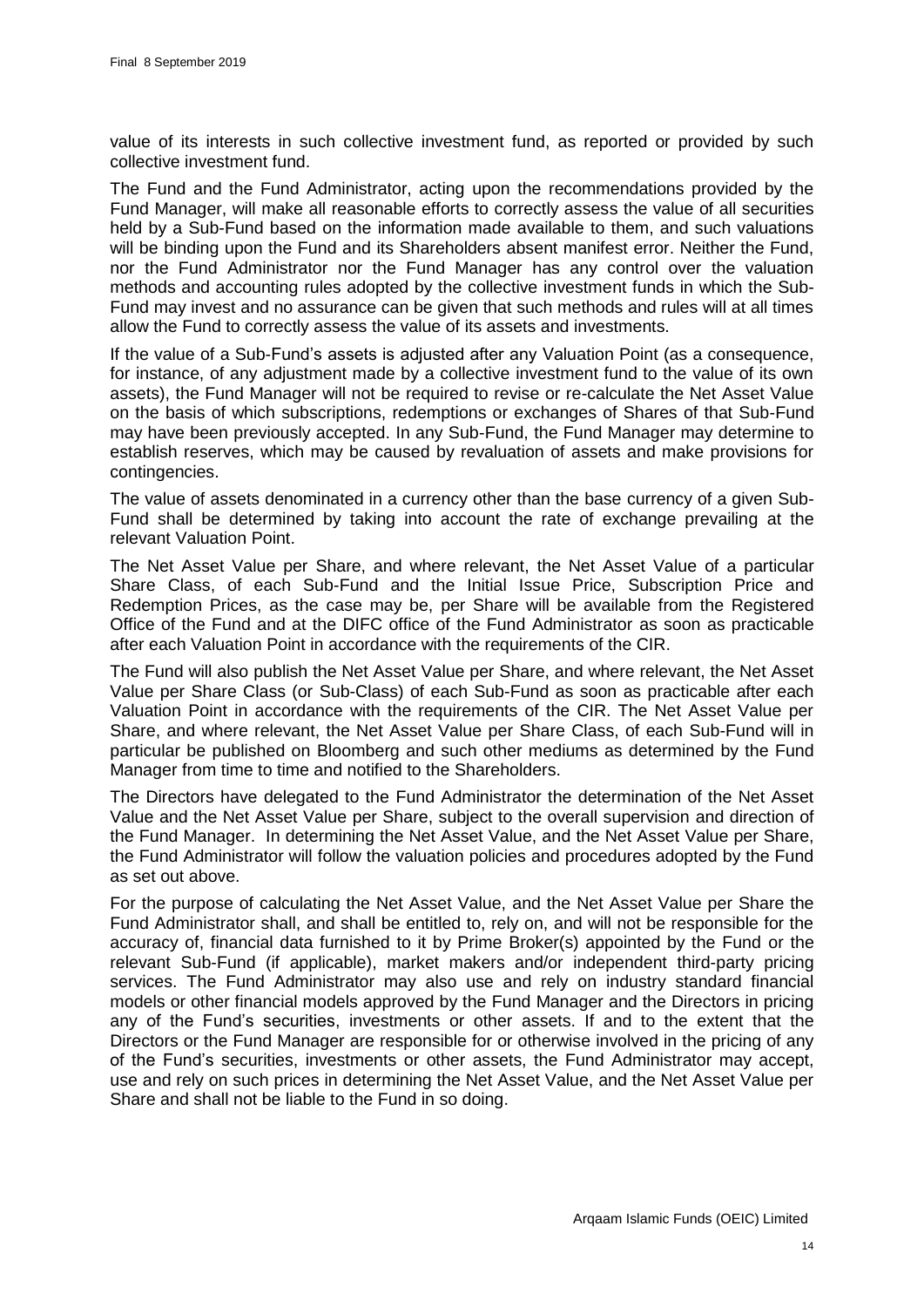value of its interests in such collective investment fund, as reported or provided by such collective investment fund.

The Fund and the Fund Administrator, acting upon the recommendations provided by the Fund Manager, will make all reasonable efforts to correctly assess the value of all securities held by a Sub-Fund based on the information made available to them, and such valuations will be binding upon the Fund and its Shareholders absent manifest error. Neither the Fund, nor the Fund Administrator nor the Fund Manager has any control over the valuation methods and accounting rules adopted by the collective investment funds in which the Sub-Fund may invest and no assurance can be given that such methods and rules will at all times allow the Fund to correctly assess the value of its assets and investments.

If the value of a Sub-Fund's assets is adjusted after any Valuation Point (as a consequence, for instance, of any adjustment made by a collective investment fund to the value of its own assets), the Fund Manager will not be required to revise or re-calculate the Net Asset Value on the basis of which subscriptions, redemptions or exchanges of Shares of that Sub-Fund may have been previously accepted. In any Sub-Fund, the Fund Manager may determine to establish reserves, which may be caused by revaluation of assets and make provisions for contingencies.

The value of assets denominated in a currency other than the base currency of a given Sub-Fund shall be determined by taking into account the rate of exchange prevailing at the relevant Valuation Point.

The Net Asset Value per Share, and where relevant, the Net Asset Value of a particular Share Class, of each Sub-Fund and the Initial Issue Price, Subscription Price and Redemption Prices, as the case may be, per Share will be available from the Registered Office of the Fund and at the DIFC office of the Fund Administrator as soon as practicable after each Valuation Point in accordance with the requirements of the CIR.

The Fund will also publish the Net Asset Value per Share, and where relevant, the Net Asset Value per Share Class (or Sub-Class) of each Sub-Fund as soon as practicable after each Valuation Point in accordance with the requirements of the CIR. The Net Asset Value per Share, and where relevant, the Net Asset Value per Share Class, of each Sub-Fund will in particular be published on Bloomberg and such other mediums as determined by the Fund Manager from time to time and notified to the Shareholders.

The Directors have delegated to the Fund Administrator the determination of the Net Asset Value and the Net Asset Value per Share, subject to the overall supervision and direction of the Fund Manager. In determining the Net Asset Value, and the Net Asset Value per Share, the Fund Administrator will follow the valuation policies and procedures adopted by the Fund as set out above.

For the purpose of calculating the Net Asset Value, and the Net Asset Value per Share the Fund Administrator shall, and shall be entitled to, rely on, and will not be responsible for the accuracy of, financial data furnished to it by Prime Broker(s) appointed by the Fund or the relevant Sub-Fund (if applicable), market makers and/or independent third-party pricing services. The Fund Administrator may also use and rely on industry standard financial models or other financial models approved by the Fund Manager and the Directors in pricing any of the Fund's securities, investments or other assets. If and to the extent that the Directors or the Fund Manager are responsible for or otherwise involved in the pricing of any of the Fund's securities, investments or other assets, the Fund Administrator may accept, use and rely on such prices in determining the Net Asset Value, and the Net Asset Value per Share and shall not be liable to the Fund in so doing.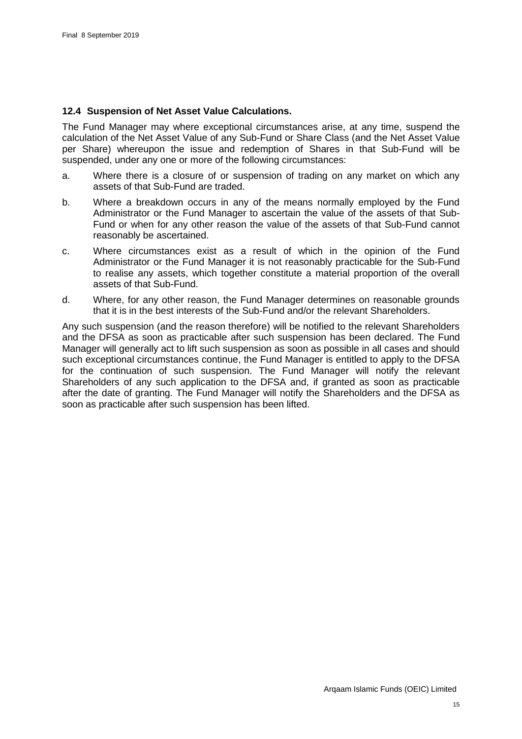### 12.4 Suspension of Net Asset Value Calculations.

The Fund Manager may where exceptional circumstances arise, at any time, suspend the calculation of the Net Asset Value of any Sub-Fund or Share Class (and the Net Asset Value per Share) whereupon the issue and redemption of Shares in that Sub-Fund will be suspended, under any one or more of the following circumstances:

a. Where there is a closure of or suspension of trading on any market on which any assets of that Sub-Fund are traded.

b. Where a breakdown occurs in any of the means normally employed by the Fund Administrator or the Fund Manager to ascertain the value of the assets of that Sub-Fund or when for any other reason the value of the assets of that Sub-Fund cannot reasonably be ascertained.

c. Where circumstances exist as a result of which in the opinion of the Fund Administrator or the Fund Manager it is not reasonably practicable for the Sub-Fund to realise any assets, which together constitute a material proportion of the overall assets of that Sub-Fund.

d. Where, for any other reason, the Fund Manager determines on reasonable grounds that it is in the best interests of the Sub-Fund and/or the relevant Shareholders.

Any such suspension (and the reason therefore) will be notified to the relevant Shareholders and the DFSA as soon as practicable after such suspension has been declared. The Fund Manager will generally act to lift such suspension as soon as possible in all cases and should such exceptional circumstances continue, the Fund Manager is entitled to apply to the DFSA for the continuation of such suspension. The Fund Manager will notify the relevant Shareholders of any such application to the DFSA and, if granted as soon as practicable after the date of granting. The Fund Manager will notify the Shareholders and the DFSA as soon as practicable after such suspension has been lifted.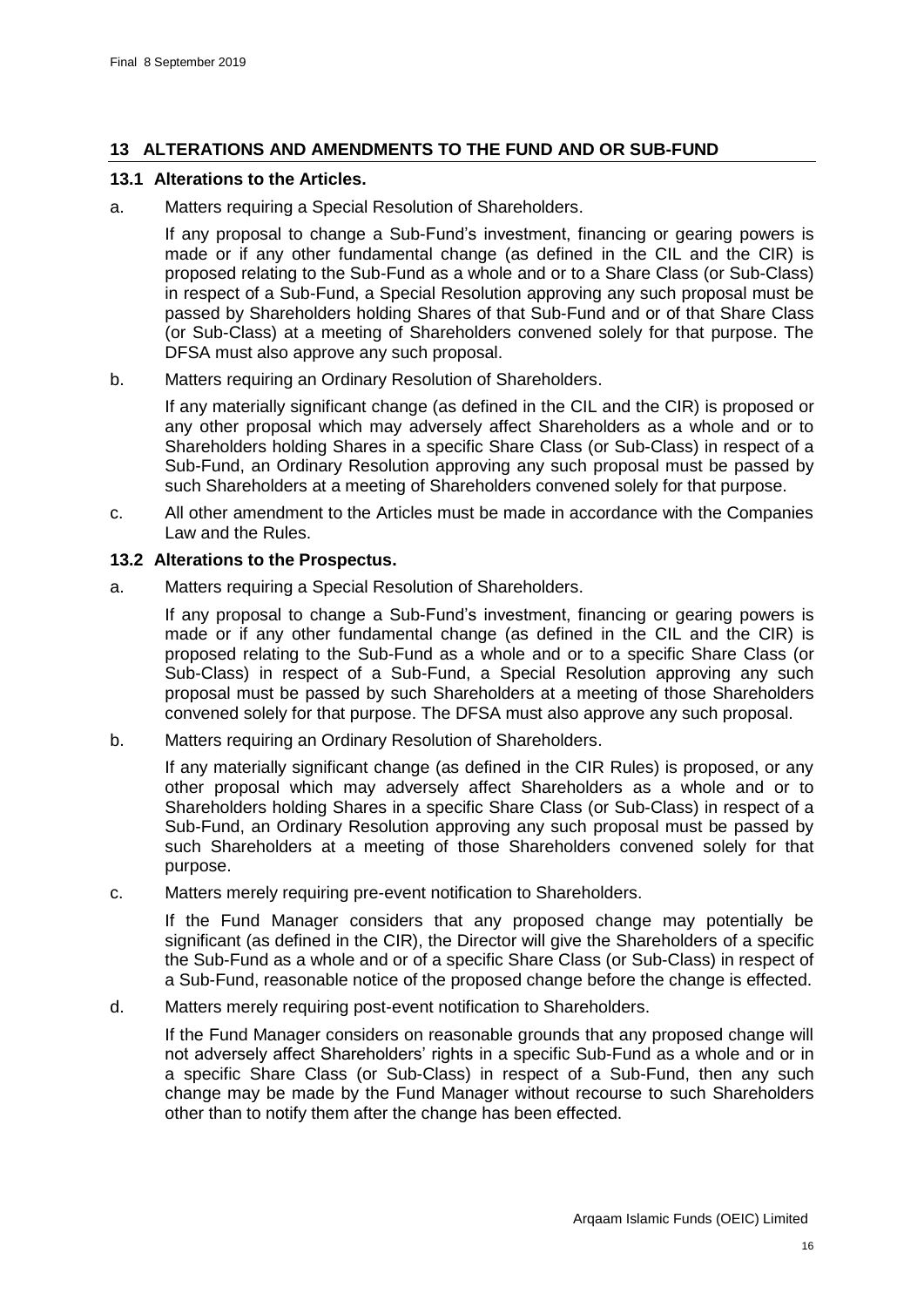## 13 ALTERATIONS AND AMENDMENTS TO THE FUND AND OR SUB-FUND

### 13.1 Alterations to the Articles.

a. Matters requiring a Special Resolution of Shareholders.

If any proposal to change a Sub-Fund's investment, financing or gearing powers is made or if any other fundamental change (as defined in the CIL and the CIR) is proposed relating to the Sub-Fund as a whole and or to a Share Class (or Sub-Class) in respect of a Sub-Fund, a Special Resolution approving any such proposal must be passed by Shareholders holding Shares of that Sub-Fund and or of that Share Class (or Sub-Class) at a meeting of Shareholders convened solely for that purpose. The DFSA must also approve any such proposal.

b. Matters requiring an Ordinary Resolution of Shareholders.

If any materially significant change (as defined in the CIL and the CIR) is proposed or any other proposal which may adversely affect Shareholders as a whole and or to Shareholders holding Shares in a specific Share Class (or Sub-Class) in respect of a Sub-Fund, an Ordinary Resolution approving any such proposal must be passed by such Shareholders at a meeting of Shareholders convened solely for that purpose.

c. All other amendment to the Articles must be made in accordance with the Companies Law and the Rules.

### 13.2 Alterations to the Prospectus.

a. Matters requiring a Special Resolution of Shareholders.

If any proposal to change a Sub-Fund's investment, financing or gearing powers is made or if any other fundamental change (as defined in the CIL and the CIR) is proposed relating to the Sub-Fund as a whole and or to a specific Share Class (or Sub-Class) in respect of a Sub-Fund, a Special Resolution approving any such proposal must be passed by such Shareholders at a meeting of those Shareholders convened solely for that purpose. The DFSA must also approve any such proposal.

b. Matters requiring an Ordinary Resolution of Shareholders.

If any materially significant change (as defined in the CIR Rules) is proposed, or any other proposal which may adversely affect Shareholders as a whole and or to Shareholders holding Shares in a specific Share Class (or Sub-Class) in respect of a Sub-Fund, an Ordinary Resolution approving any such proposal must be passed by such Shareholders at a meeting of those Shareholders convened solely for that purpose.

c. Matters merely requiring pre-event notification to Shareholders.

If the Fund Manager considers that any proposed change may potentially be significant (as defined in the CIR), the Director will give the Shareholders of a specific the Sub-Fund as a whole and or of a specific Share Class (or Sub-Class) in respect of a Sub-Fund, reasonable notice of the proposed change before the change is effected.

d. Matters merely requiring post-event notification to Shareholders.

If the Fund Manager considers on reasonable grounds that any proposed change will not adversely affect Shareholders' rights in a specific Sub-Fund as a whole and or in a specific Share Class (or Sub-Class) in respect of a Sub-Fund, then any such change may be made by the Fund Manager without recourse to such Shareholders other than to notify them after the change has been effected.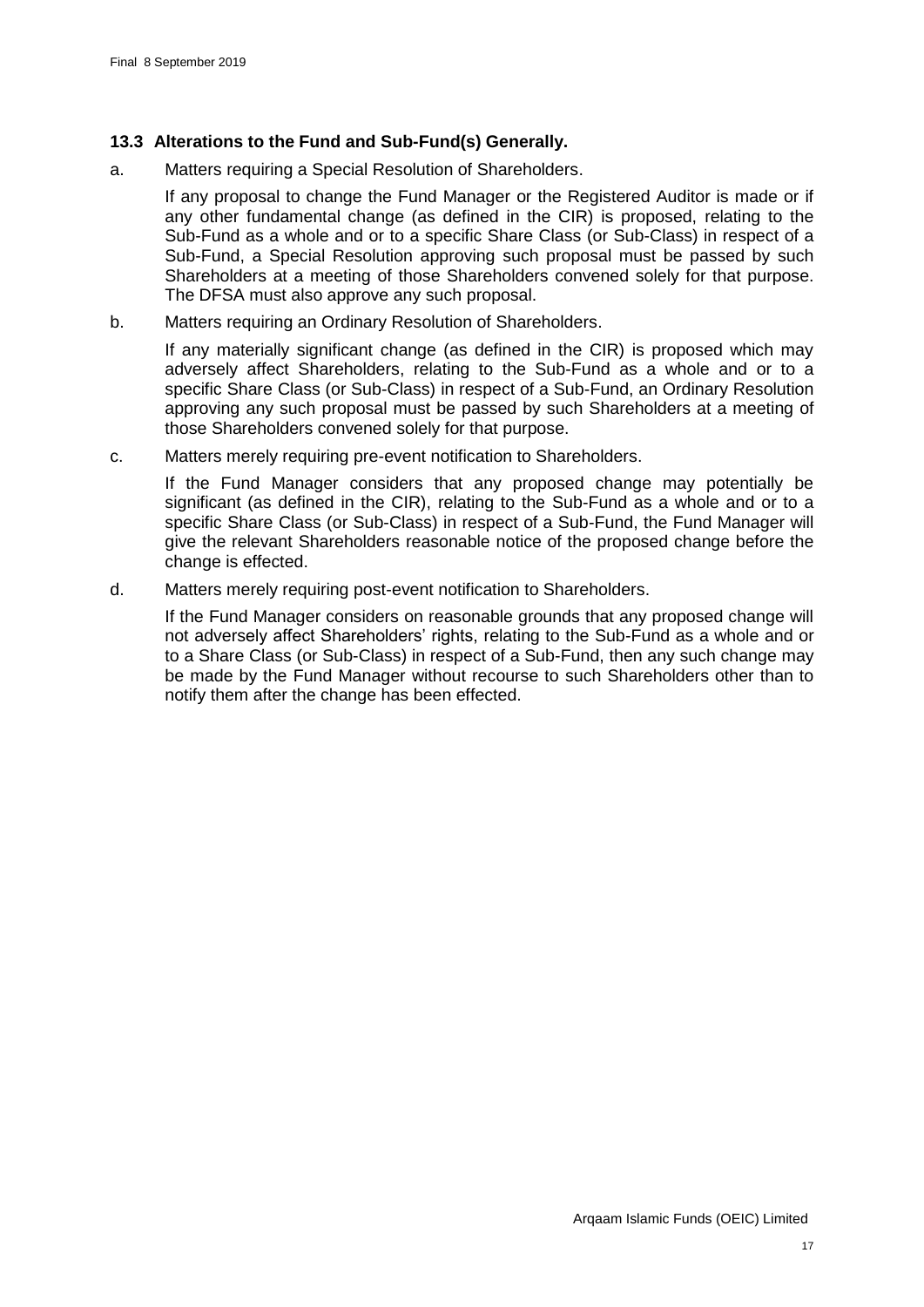### 13.3 Alterations to the Fund and Sub-Fund(s) Generally.

a. Matters requiring a Special Resolution of Shareholders.

   If any proposal to change the Fund Manager or the Registered Auditor is made or if any other fundamental change (as defined in the CIR) is proposed, relating to the Sub-Fund as a whole and or to a specific Share Class (or Sub-Class) in respect of a Sub-Fund, a Special Resolution approving such proposal must be passed by such Shareholders at a meeting of those Shareholders convened solely for that purpose. The DFSA must also approve any such proposal.

b. Matters requiring an Ordinary Resolution of Shareholders.

   If any materially significant change (as defined in the CIR) is proposed which may adversely affect Shareholders, relating to the Sub-Fund as a whole and or to a specific Share Class (or Sub-Class) in respect of a Sub-Fund, an Ordinary Resolution approving any such proposal must be passed by such Shareholders at a meeting of those Shareholders convened solely for that purpose.

c. Matters merely requiring pre-event notification to Shareholders.

   If the Fund Manager considers that any proposed change may potentially be significant (as defined in the CIR), relating to the Sub-Fund as a whole and or to a specific Share Class (or Sub-Class) in respect of a Sub-Fund, the Fund Manager will give the relevant Shareholders reasonable notice of the proposed change before the change is effected.

d. Matters merely requiring post-event notification to Shareholders.

   If the Fund Manager considers on reasonable grounds that any proposed change will not adversely affect Shareholders' rights, relating to the Sub-Fund as a whole and or to a Share Class (or Sub-Class) in respect of a Sub-Fund, then any such change may be made by the Fund Manager without recourse to such Shareholders other than to notify them after the change has been effected.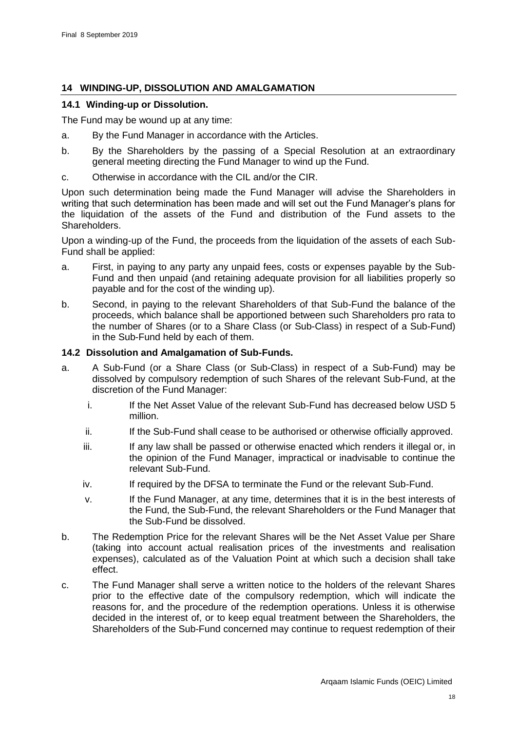## 14 WINDING-UP, DISSOLUTION AND AMALGAMATION

### 14.1 Winding-up or Dissolution.

The Fund may be wound up at any time:

a. By the Fund Manager in accordance with the Articles.

b. By the Shareholders by the passing of a Special Resolution at an extraordinary general meeting directing the Fund Manager to wind up the Fund.

c. Otherwise in accordance with the CIL and/or the CIR.

Upon such determination being made the Fund Manager will advise the Shareholders in writing that such determination has been made and will set out the Fund Manager's plans for the liquidation of the assets of the Fund and distribution of the Fund assets to the Shareholders.

Upon a winding-up of the Fund, the proceeds from the liquidation of the assets of each Sub-Fund shall be applied:

a. First, in paying to any party any unpaid fees, costs or expenses payable by the Sub-Fund and then unpaid (and retaining adequate provision for all liabilities properly so payable and for the cost of the winding up).

b. Second, in paying to the relevant Shareholders of that Sub-Fund the balance of the proceeds, which balance shall be apportioned between such Shareholders pro rata to the number of Shares (or to a Share Class (or Sub-Class) in respect of a Sub-Fund) in the Sub-Fund held by each of them.

### 14.2 Dissolution and Amalgamation of Sub-Funds.

a. A Sub-Fund (or a Share Class (or Sub-Class) in respect of a Sub-Fund) may be dissolved by compulsory redemption of such Shares of the relevant Sub-Fund, at the discretion of the Fund Manager:

   i. If the Net Asset Value of the relevant Sub-Fund has decreased below USD 5 million.

   ii. If the Sub-Fund shall cease to be authorised or otherwise officially approved.

   iii. If any law shall be passed or otherwise enacted which renders it illegal or, in the opinion of the Fund Manager, impractical or inadvisable to continue the relevant Sub-Fund.

   iv. If required by the DFSA to terminate the Fund or the relevant Sub-Fund.

   v. If the Fund Manager, at any time, determines that it is in the best interests of the Fund, the Sub-Fund, the relevant Shareholders or the Fund Manager that the Sub-Fund be dissolved.

b. The Redemption Price for the relevant Shares will be the Net Asset Value per Share (taking into account actual realisation prices of the investments and realisation expenses), calculated as of the Valuation Point at which such a decision shall take effect.

c. The Fund Manager shall serve a written notice to the holders of the relevant Shares prior to the effective date of the compulsory redemption, which will indicate the reasons for, and the procedure of the redemption operations. Unless it is otherwise decided in the interest of, or to keep equal treatment between the Shareholders, the Shareholders of the Sub-Fund concerned may continue to request redemption of their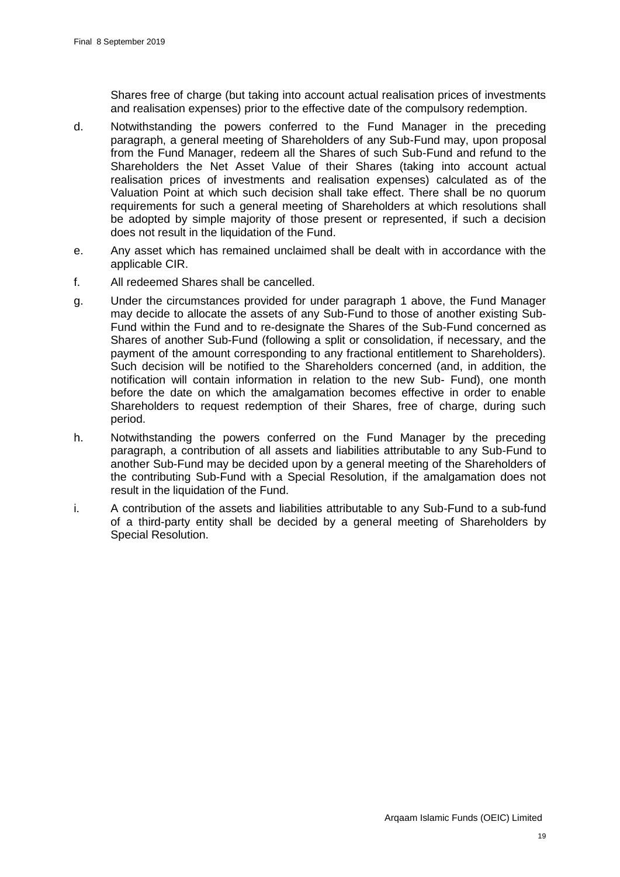Shares free of charge (but taking into account actual realisation prices of investments and realisation expenses) prior to the effective date of the compulsory redemption.

d. Notwithstanding the powers conferred to the Fund Manager in the preceding paragraph, a general meeting of Shareholders of any Sub-Fund may, upon proposal from the Fund Manager, redeem all the Shares of such Sub-Fund and refund to the Shareholders the Net Asset Value of their Shares (taking into account actual realisation prices of investments and realisation expenses) calculated as of the Valuation Point at which such decision shall take effect. There shall be no quorum requirements for such a general meeting of Shareholders at which resolutions shall be adopted by simple majority of those present or represented, if such a decision does not result in the liquidation of the Fund.

e. Any asset which has remained unclaimed shall be dealt with in accordance with the applicable CIR.

f. All redeemed Shares shall be cancelled.

g. Under the circumstances provided for under paragraph 1 above, the Fund Manager may decide to allocate the assets of any Sub-Fund to those of another existing Sub-Fund within the Fund and to re-designate the Shares of the Sub-Fund concerned as Shares of another Sub-Fund (following a split or consolidation, if necessary, and the payment of the amount corresponding to any fractional entitlement to Shareholders). Such decision will be notified to the Shareholders concerned (and, in addition, the notification will contain information in relation to the new Sub- Fund), one month before the date on which the amalgamation becomes effective in order to enable Shareholders to request redemption of their Shares, free of charge, during such period.

h. Notwithstanding the powers conferred on the Fund Manager by the preceding paragraph, a contribution of all assets and liabilities attributable to any Sub-Fund to another Sub-Fund may be decided upon by a general meeting of the Shareholders of the contributing Sub-Fund with a Special Resolution, if the amalgamation does not result in the liquidation of the Fund.

i. A contribution of the assets and liabilities attributable to any Sub-Fund to a sub-fund of a third-party entity shall be decided by a general meeting of Shareholders by Special Resolution.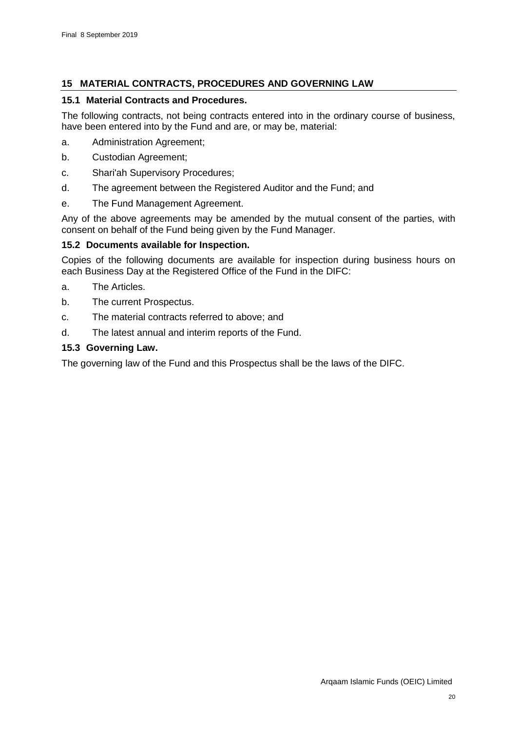## 15 MATERIAL CONTRACTS, PROCEDURES AND GOVERNING LAW

### 15.1 Material Contracts and Procedures.

The following contracts, not being contracts entered into in the ordinary course of business, have been entered into by the Fund and are, or may be, material:

a. Administration Agreement;

b. Custodian Agreement;

c. Shari'ah Supervisory Procedures;

d. The agreement between the Registered Auditor and the Fund; and

e. The Fund Management Agreement.

Any of the above agreements may be amended by the mutual consent of the parties, with consent on behalf of the Fund being given by the Fund Manager.

### 15.2 Documents available for Inspection.

Copies of the following documents are available for inspection during business hours on each Business Day at the Registered Office of the Fund in the DIFC:

a. The Articles.

b. The current Prospectus.

c. The material contracts referred to above; and

d. The latest annual and interim reports of the Fund.

### 15.3 Governing Law.

The governing law of the Fund and this Prospectus shall be the laws of the DIFC.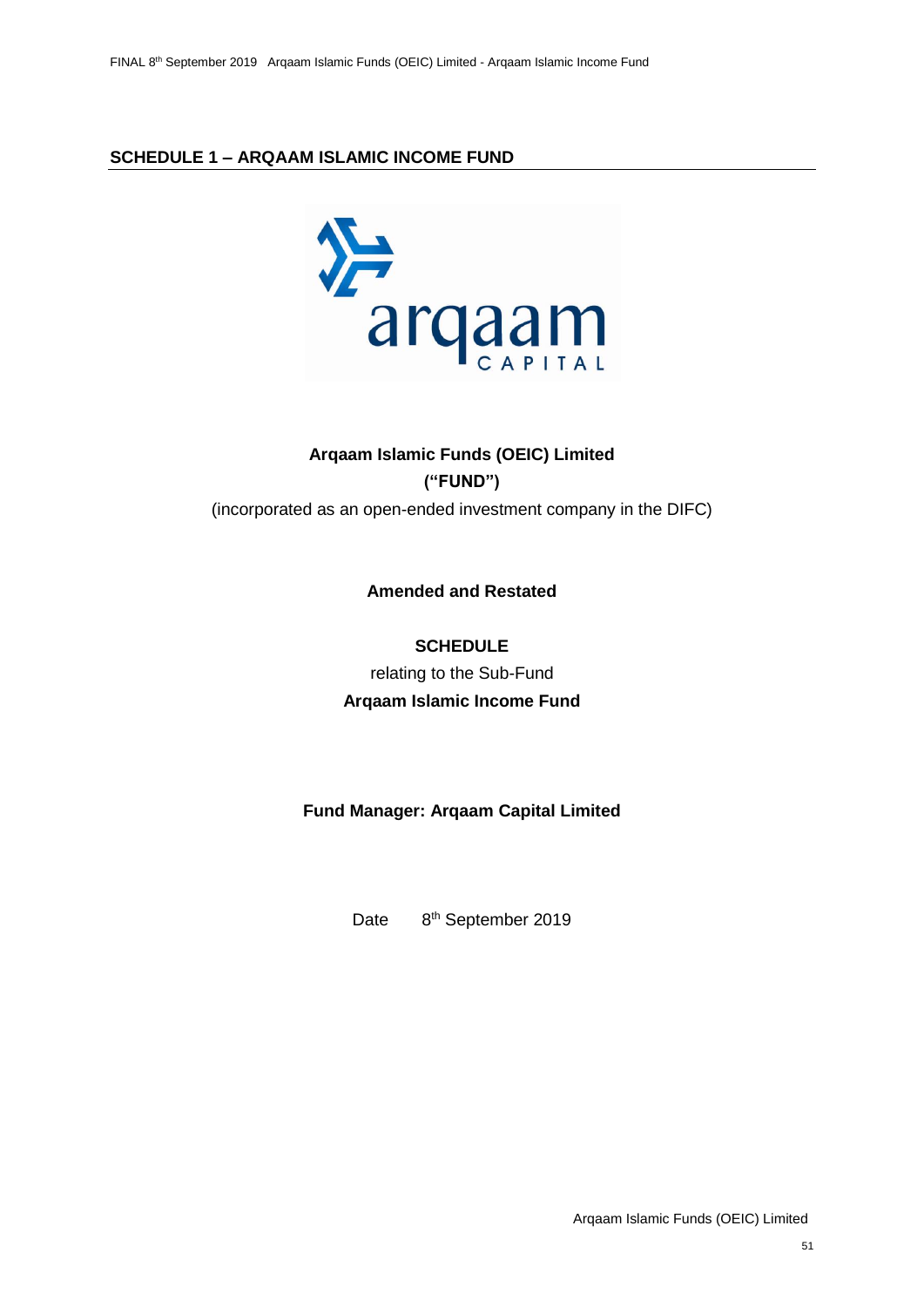## SCHEDULE 1 – ARQAAM ISLAMIC INCOME FUND

**Arqaam Islamic Funds (OEIC) Limited**

**("FUND")**

(incorporated as an open-ended investment company in the DIFC)

**Amended and Restated**

**SCHEDULE**

relating to the Sub-Fund

**Arqaam Islamic Income Fund**

**Fund Manager: Arqaam Capital Limited**

Date 8th September 2019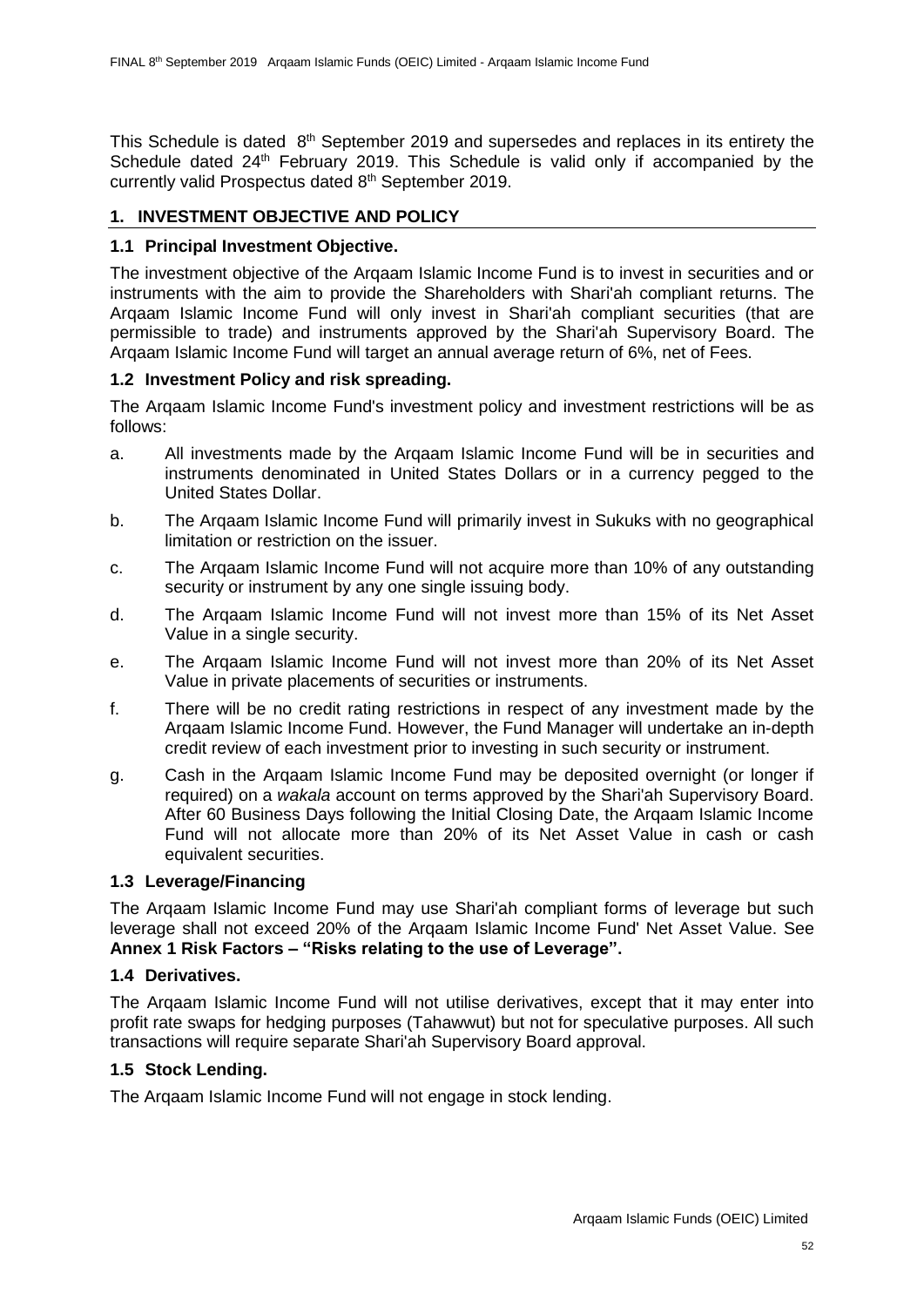This Schedule is dated 8th September 2019 and supersedes and replaces in its entirety the Schedule dated 24th February 2019. This Schedule is valid only if accompanied by the currently valid Prospectus dated 8th September 2019.

## 1. INVESTMENT OBJECTIVE AND POLICY

### 1.1 Principal Investment Objective.

The investment objective of the Arqaam Islamic Income Fund is to invest in securities and or instruments with the aim to provide the Shareholders with Shari'ah compliant returns. The Arqaam Islamic Income Fund will only invest in Shari'ah compliant securities (that are permissible to trade) and instruments approved by the Shari'ah Supervisory Board. The Arqaam Islamic Income Fund will target an annual average return of 6%, net of Fees.

### 1.2 Investment Policy and risk spreading.

The Arqaam Islamic Income Fund's investment policy and investment restrictions will be as follows:

a. All investments made by the Arqaam Islamic Income Fund will be in securities and instruments denominated in United States Dollars or in a currency pegged to the United States Dollar.

b. The Arqaam Islamic Income Fund will primarily invest in Sukuks with no geographical limitation or restriction on the issuer.

c. The Arqaam Islamic Income Fund will not acquire more than 10% of any outstanding security or instrument by any one single issuing body.

d. The Arqaam Islamic Income Fund will not invest more than 15% of its Net Asset Value in a single security.

e. The Arqaam Islamic Income Fund will not invest more than 20% of its Net Asset Value in private placements of securities or instruments.

f. There will be no credit rating restrictions in respect of any investment made by the Arqaam Islamic Income Fund. However, the Fund Manager will undertake an in-depth credit review of each investment prior to investing in such security or instrument.

g. Cash in the Arqaam Islamic Income Fund may be deposited overnight (or longer if required) on a *wakala* account on terms approved by the Shari'ah Supervisory Board. After 60 Business Days following the Initial Closing Date, the Arqaam Islamic Income Fund will not allocate more than 20% of its Net Asset Value in cash or cash equivalent securities.

### 1.3 Leverage/Financing

The Arqaam Islamic Income Fund may use Shari'ah compliant forms of leverage but such leverage shall not exceed 20% of the Arqaam Islamic Income Fund' Net Asset Value. See **Annex 1 Risk Factors – "Risks relating to the use of Leverage".**

### 1.4 Derivatives.

The Arqaam Islamic Income Fund will not utilise derivatives, except that it may enter into profit rate swaps for hedging purposes (Tahawwut) but not for speculative purposes. All such transactions will require separate Shari'ah Supervisory Board approval.

### 1.5 Stock Lending.

The Arqaam Islamic Income Fund will not engage in stock lending.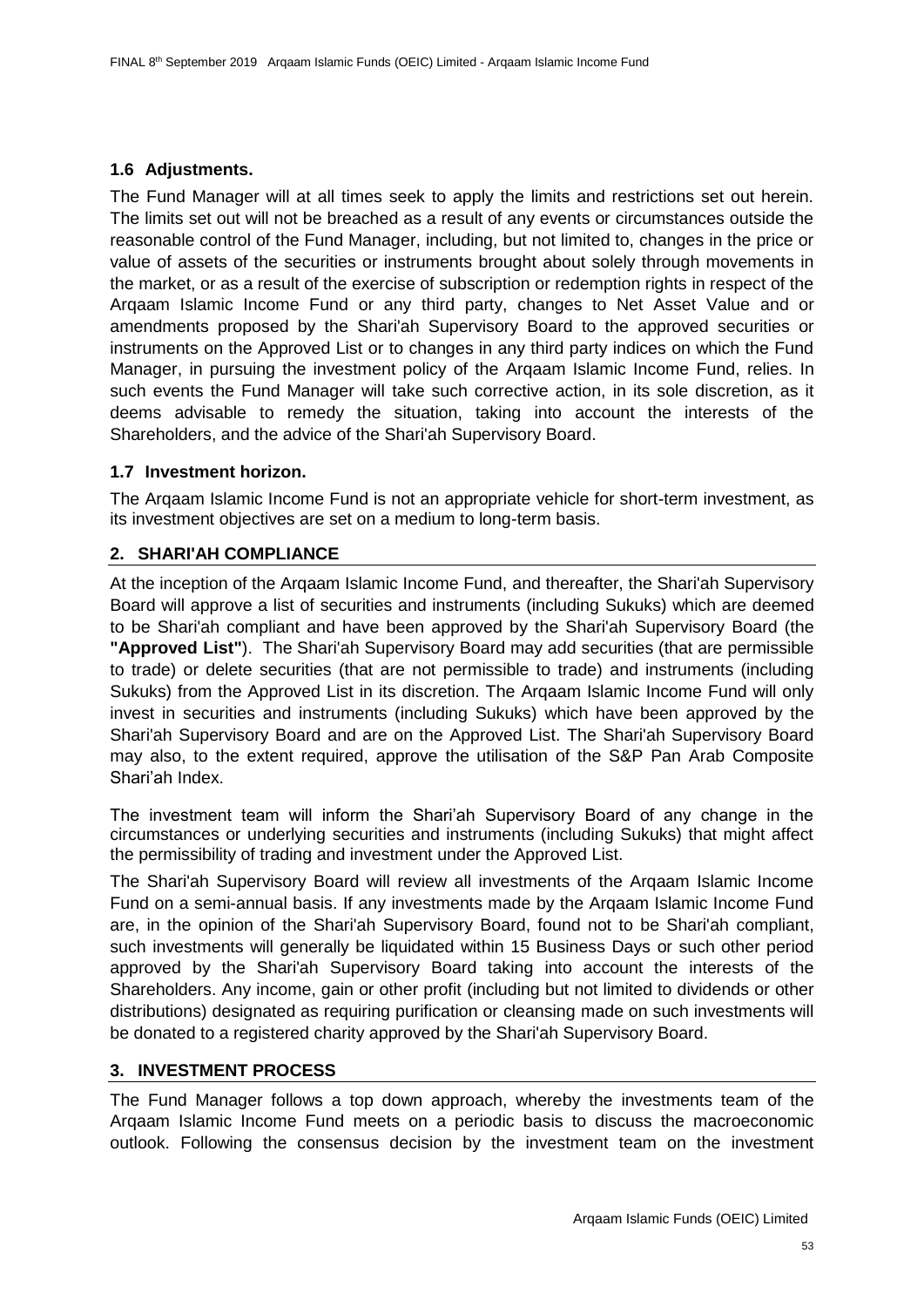### 1.6 Adjustments.

The Fund Manager will at all times seek to apply the limits and restrictions set out herein. The limits set out will not be breached as a result of any events or circumstances outside the reasonable control of the Fund Manager, including, but not limited to, changes in the price or value of assets of the securities or instruments brought about solely through movements in the market, or as a result of the exercise of subscription or redemption rights in respect of the Arqaam Islamic Income Fund or any third party, changes to Net Asset Value and or amendments proposed by the Shari'ah Supervisory Board to the approved securities or instruments on the Approved List or to changes in any third party indices on which the Fund Manager, in pursuing the investment policy of the Arqaam Islamic Income Fund, relies. In such events the Fund Manager will take such corrective action, in its sole discretion, as it deems advisable to remedy the situation, taking into account the interests of the Shareholders, and the advice of the Shari'ah Supervisory Board.

### 1.7 Investment horizon.

The Arqaam Islamic Income Fund is not an appropriate vehicle for short-term investment, as its investment objectives are set on a medium to long-term basis.

## 2. SHARI'AH COMPLIANCE

At the inception of the Arqaam Islamic Income Fund, and thereafter, the Shari'ah Supervisory Board will approve a list of securities and instruments (including Sukuks) which are deemed to be Shari'ah compliant and have been approved by the Shari'ah Supervisory Board (the **"Approved List"**). The Shari'ah Supervisory Board may add securities (that are permissible to trade) or delete securities (that are not permissible to trade) and instruments (including Sukuks) from the Approved List in its discretion. The Arqaam Islamic Income Fund will only invest in securities and instruments (including Sukuks) which have been approved by the Shari'ah Supervisory Board and are on the Approved List. The Shari'ah Supervisory Board may also, to the extent required, approve the utilisation of the S&P Pan Arab Composite Shari'ah Index.

The investment team will inform the Shari'ah Supervisory Board of any change in the circumstances or underlying securities and instruments (including Sukuks) that might affect the permissibility of trading and investment under the Approved List.

The Shari'ah Supervisory Board will review all investments of the Arqaam Islamic Income Fund on a semi-annual basis. If any investments made by the Arqaam Islamic Income Fund are, in the opinion of the Shari'ah Supervisory Board, found not to be Shari'ah compliant, such investments will generally be liquidated within 15 Business Days or such other period approved by the Shari'ah Supervisory Board taking into account the interests of the Shareholders. Any income, gain or other profit (including but not limited to dividends or other distributions) designated as requiring purification or cleansing made on such investments will be donated to a registered charity approved by the Shari'ah Supervisory Board.

## 3. INVESTMENT PROCESS

The Fund Manager follows a top down approach, whereby the investments team of the Arqaam Islamic Income Fund meets on a periodic basis to discuss the macroeconomic outlook. Following the consensus decision by the investment team on the investment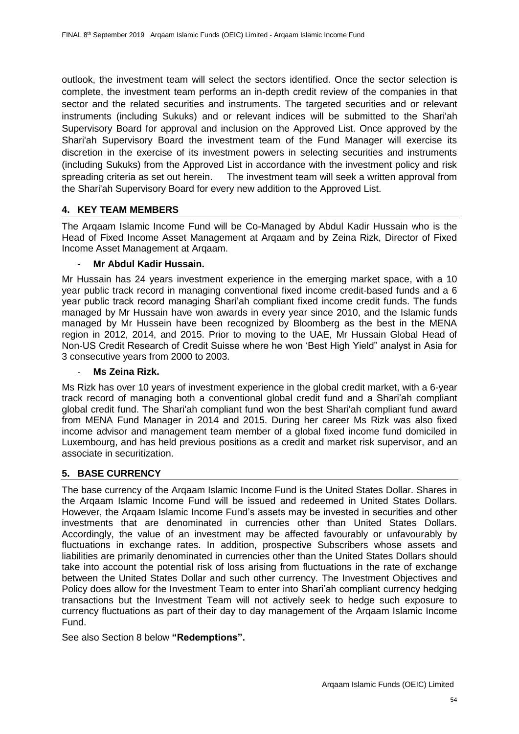outlook, the investment team will select the sectors identified. Once the sector selection is complete, the investment team performs an in-depth credit review of the companies in that sector and the related securities and instruments. The targeted securities and or relevant instruments (including Sukuks) and or relevant indices will be submitted to the Shari'ah Supervisory Board for approval and inclusion on the Approved List. Once approved by the Shari'ah Supervisory Board the investment team of the Fund Manager will exercise its discretion in the exercise of its investment powers in selecting securities and instruments (including Sukuks) from the Approved List in accordance with the investment policy and risk spreading criteria as set out herein. The investment team will seek a written approval from the Shari'ah Supervisory Board for every new addition to the Approved List.

## 4. KEY TEAM MEMBERS

The Arqaam Islamic Income Fund will be Co-Managed by Abdul Kadir Hussain who is the Head of Fixed Income Asset Management at Arqaam and by Zeina Rizk, Director of Fixed Income Asset Management at Arqaam.

- **Mr Abdul Kadir Hussain.**

Mr Hussain has 24 years investment experience in the emerging market space, with a 10 year public track record in managing conventional fixed income credit-based funds and a 6 year public track record managing Shari'ah compliant fixed income credit funds. The funds managed by Mr Hussain have won awards in every year since 2010, and the Islamic funds managed by Mr Hussein have been recognized by Bloomberg as the best in the MENA region in 2012, 2014, and 2015. Prior to moving to the UAE, Mr Hussain Global Head of Non-US Credit Research of Credit Suisse where he won 'Best High Yield" analyst in Asia for 3 consecutive years from 2000 to 2003.

- **Ms Zeina Rizk.**

Ms Rizk has over 10 years of investment experience in the global credit market, with a 6-year track record of managing both a conventional global credit fund and a Shari'ah compliant global credit fund. The Shari'ah compliant fund won the best Shari'ah compliant fund award from MENA Fund Manager in 2014 and 2015. During her career Ms Rizk was also fixed income advisor and management team member of a global fixed income fund domiciled in Luxembourg, and has held previous positions as a credit and market risk supervisor, and an associate in securitization.

## 5. BASE CURRENCY

The base currency of the Arqaam Islamic Income Fund is the United States Dollar. Shares in the Arqaam Islamic Income Fund will be issued and redeemed in United States Dollars. However, the Arqaam Islamic Income Fund's assets may be invested in securities and other investments that are denominated in currencies other than United States Dollars. Accordingly, the value of an investment may be affected favourably or unfavourably by fluctuations in exchange rates. In addition, prospective Subscribers whose assets and liabilities are primarily denominated in currencies other than the United States Dollars should take into account the potential risk of loss arising from fluctuations in the rate of exchange between the United States Dollar and such other currency. The Investment Objectives and Policy does allow for the Investment Team to enter into Shari'ah compliant currency hedging transactions but the Investment Team will not actively seek to hedge such exposure to currency fluctuations as part of their day to day management of the Arqaam Islamic Income Fund.

See also Section 8 below **"Redemptions".**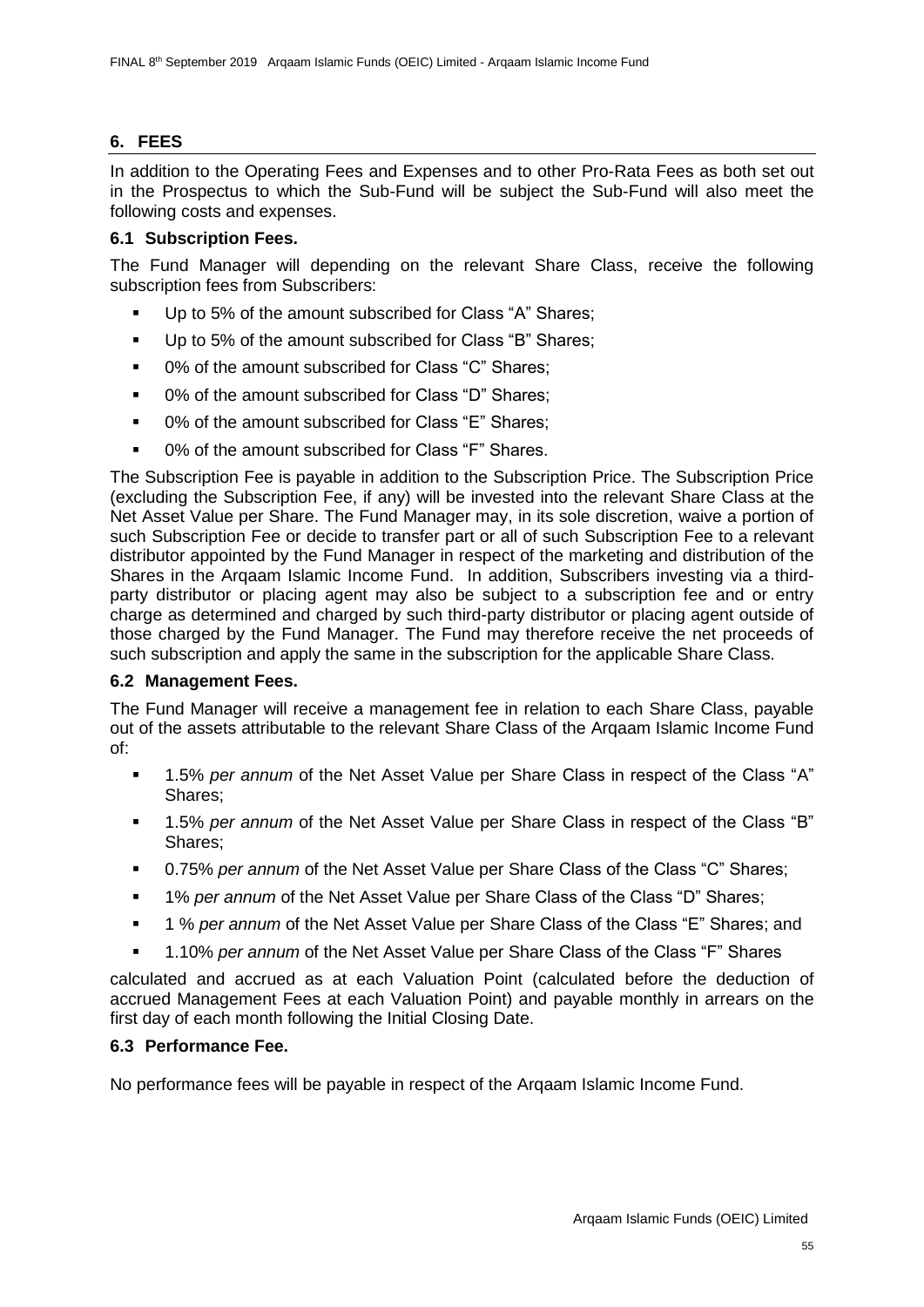## 6. FEES

In addition to the Operating Fees and Expenses and to other Pro-Rata Fees as both set out in the Prospectus to which the Sub-Fund will be subject the Sub-Fund will also meet the following costs and expenses.

### 6.1 Subscription Fees.

The Fund Manager will depending on the relevant Share Class, receive the following subscription fees from Subscribers:

- Up to 5% of the amount subscribed for Class "A" Shares;
- Up to 5% of the amount subscribed for Class "B" Shares;
- 0% of the amount subscribed for Class "C" Shares;
- 0% of the amount subscribed for Class "D" Shares;
- 0% of the amount subscribed for Class "E" Shares;
- 0% of the amount subscribed for Class "F" Shares.

The Subscription Fee is payable in addition to the Subscription Price. The Subscription Price (excluding the Subscription Fee, if any) will be invested into the relevant Share Class at the Net Asset Value per Share. The Fund Manager may, in its sole discretion, waive a portion of such Subscription Fee or decide to transfer part or all of such Subscription Fee to a relevant distributor appointed by the Fund Manager in respect of the marketing and distribution of the Shares in the Arqaam Islamic Income Fund. In addition, Subscribers investing via a third-party distributor or placing agent may also be subject to a subscription fee and or entry charge as determined and charged by such third-party distributor or placing agent outside of those charged by the Fund Manager. The Fund may therefore receive the net proceeds of such subscription and apply the same in the subscription for the applicable Share Class.

### 6.2 Management Fees.

The Fund Manager will receive a management fee in relation to each Share Class, payable out of the assets attributable to the relevant Share Class of the Arqaam Islamic Income Fund of:

- 1.5% *per annum* of the Net Asset Value per Share Class in respect of the Class "A" Shares;
- 1.5% *per annum* of the Net Asset Value per Share Class in respect of the Class "B" Shares;
- 0.75% *per annum* of the Net Asset Value per Share Class of the Class "C" Shares;
- 1% *per annum* of the Net Asset Value per Share Class of the Class "D" Shares;
- 1 % *per annum* of the Net Asset Value per Share Class of the Class "E" Shares; and
- 1.10% *per annum* of the Net Asset Value per Share Class of the Class "F" Shares

calculated and accrued as at each Valuation Point (calculated before the deduction of accrued Management Fees at each Valuation Point) and payable monthly in arrears on the first day of each month following the Initial Closing Date.

### 6.3 Performance Fee.

No performance fees will be payable in respect of the Arqaam Islamic Income Fund.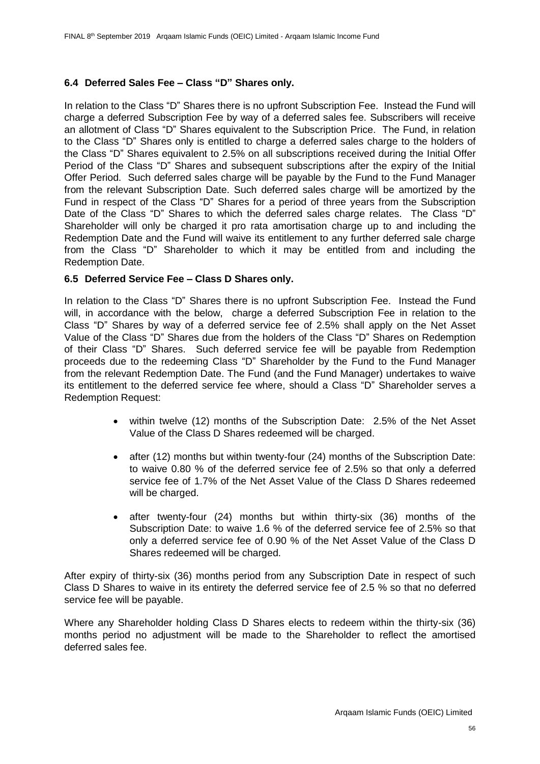### 6.4 Deferred Sales Fee – Class "D" Shares only.

In relation to the Class "D" Shares there is no upfront Subscription Fee. Instead the Fund will charge a deferred Subscription Fee by way of a deferred sales fee. Subscribers will receive an allotment of Class "D" Shares equivalent to the Subscription Price. The Fund, in relation to the Class "D" Shares only is entitled to charge a deferred sales charge to the holders of the Class "D" Shares equivalent to 2.5% on all subscriptions received during the Initial Offer Period of the Class "D" Shares and subsequent subscriptions after the expiry of the Initial Offer Period. Such deferred sales charge will be payable by the Fund to the Fund Manager from the relevant Subscription Date. Such deferred sales charge will be amortized by the Fund in respect of the Class "D" Shares for a period of three years from the Subscription Date of the Class "D" Shares to which the deferred sales charge relates. The Class "D" Shareholder will only be charged it pro rata amortisation charge up to and including the Redemption Date and the Fund will waive its entitlement to any further deferred sale charge from the Class "D" Shareholder to which it may be entitled from and including the Redemption Date.

### 6.5 Deferred Service Fee – Class D Shares only.

In relation to the Class "D" Shares there is no upfront Subscription Fee. Instead the Fund will, in accordance with the below, charge a deferred Subscription Fee in relation to the Class "D" Shares by way of a deferred service fee of 2.5% shall apply on the Net Asset Value of the Class "D" Shares due from the holders of the Class "D" Shares on Redemption of their Class "D" Shares. Such deferred service fee will be payable from Redemption proceeds due to the redeeming Class "D" Shareholder by the Fund to the Fund Manager from the relevant Redemption Date. The Fund (and the Fund Manager) undertakes to waive its entitlement to the deferred service fee where, should a Class "D" Shareholder serves a Redemption Request:

- within twelve (12) months of the Subscription Date: 2.5% of the Net Asset Value of the Class D Shares redeemed will be charged.
- after (12) months but within twenty-four (24) months of the Subscription Date: to waive 0.80 % of the deferred service fee of 2.5% so that only a deferred service fee of 1.7% of the Net Asset Value of the Class D Shares redeemed will be charged.
- after twenty-four (24) months but within thirty-six (36) months of the Subscription Date: to waive 1.6 % of the deferred service fee of 2.5% so that only a deferred service fee of 0.90 % of the Net Asset Value of the Class D Shares redeemed will be charged.

After expiry of thirty-six (36) months period from any Subscription Date in respect of such Class D Shares to waive in its entirety the deferred service fee of 2.5 % so that no deferred service fee will be payable.

Where any Shareholder holding Class D Shares elects to redeem within the thirty-six (36) months period no adjustment will be made to the Shareholder to reflect the amortised deferred sales fee.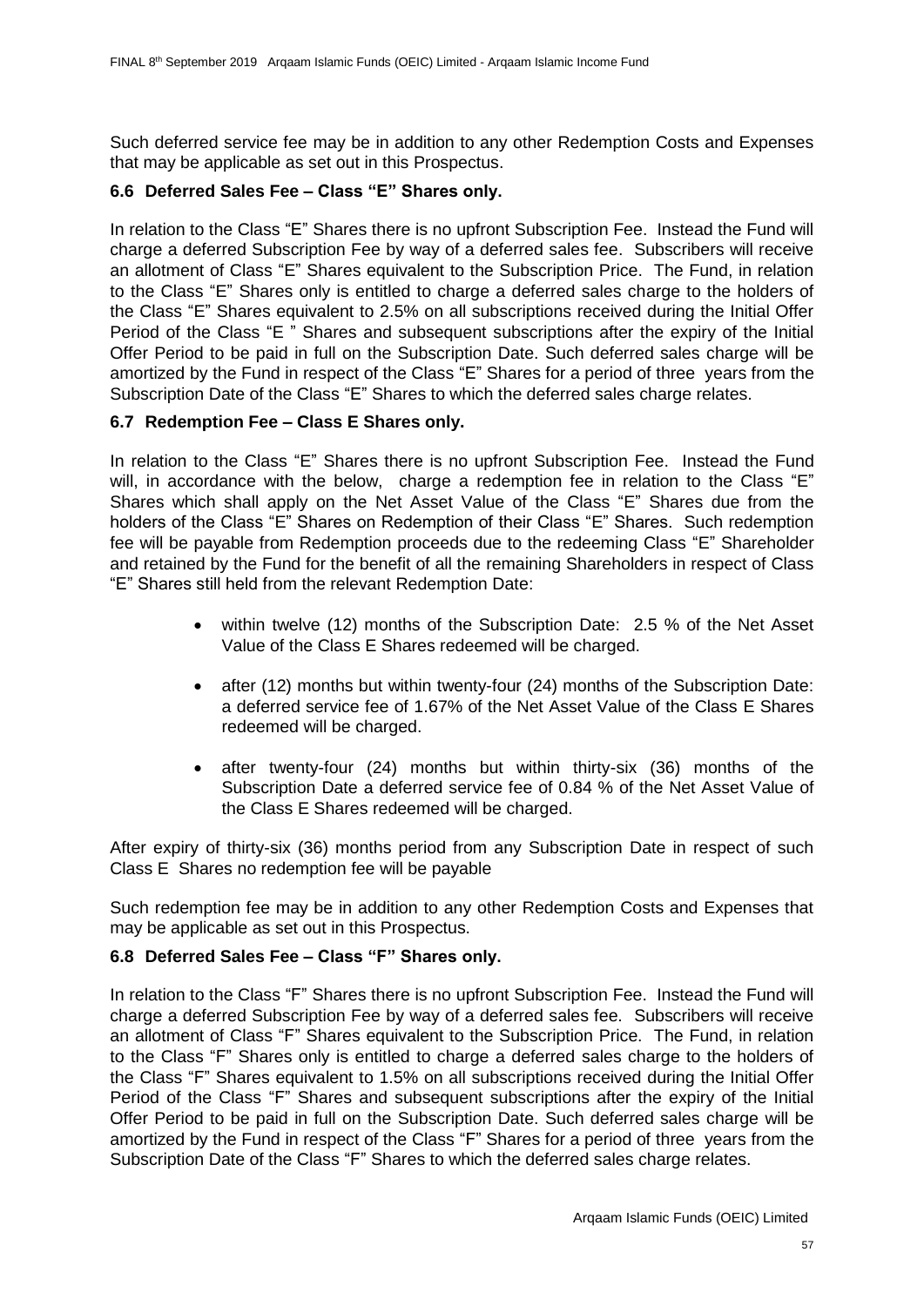Such deferred service fee may be in addition to any other Redemption Costs and Expenses that may be applicable as set out in this Prospectus.

### 6.6 Deferred Sales Fee – Class "E" Shares only.

In relation to the Class "E" Shares there is no upfront Subscription Fee. Instead the Fund will charge a deferred Subscription Fee by way of a deferred sales fee. Subscribers will receive an allotment of Class "E" Shares equivalent to the Subscription Price. The Fund, in relation to the Class "E" Shares only is entitled to charge a deferred sales charge to the holders of the Class "E" Shares equivalent to 2.5% on all subscriptions received during the Initial Offer Period of the Class "E " Shares and subsequent subscriptions after the expiry of the Initial Offer Period to be paid in full on the Subscription Date. Such deferred sales charge will be amortized by the Fund in respect of the Class "E" Shares for a period of three years from the Subscription Date of the Class "E" Shares to which the deferred sales charge relates.

### 6.7 Redemption Fee – Class E Shares only.

In relation to the Class "E" Shares there is no upfront Subscription Fee. Instead the Fund will, in accordance with the below, charge a redemption fee in relation to the Class "E" Shares which shall apply on the Net Asset Value of the Class "E" Shares due from the holders of the Class "E" Shares on Redemption of their Class "E" Shares. Such redemption fee will be payable from Redemption proceeds due to the redeeming Class "E" Shareholder and retained by the Fund for the benefit of all the remaining Shareholders in respect of Class "E" Shares still held from the relevant Redemption Date:

- within twelve (12) months of the Subscription Date: 2.5 % of the Net Asset Value of the Class E Shares redeemed will be charged.
- after (12) months but within twenty-four (24) months of the Subscription Date: a deferred service fee of 1.67% of the Net Asset Value of the Class E Shares redeemed will be charged.
- after twenty-four (24) months but within thirty-six (36) months of the Subscription Date a deferred service fee of 0.84 % of the Net Asset Value of the Class E Shares redeemed will be charged.

After expiry of thirty-six (36) months period from any Subscription Date in respect of such Class E Shares no redemption fee will be payable

Such redemption fee may be in addition to any other Redemption Costs and Expenses that may be applicable as set out in this Prospectus.

### 6.8 Deferred Sales Fee – Class "F" Shares only.

In relation to the Class "F" Shares there is no upfront Subscription Fee. Instead the Fund will charge a deferred Subscription Fee by way of a deferred sales fee. Subscribers will receive an allotment of Class "F" Shares equivalent to the Subscription Price. The Fund, in relation to the Class "F" Shares only is entitled to charge a deferred sales charge to the holders of the Class "F" Shares equivalent to 1.5% on all subscriptions received during the Initial Offer Period of the Class "F" Shares and subsequent subscriptions after the expiry of the Initial Offer Period to be paid in full on the Subscription Date. Such deferred sales charge will be amortized by the Fund in respect of the Class "F" Shares for a period of three years from the Subscription Date of the Class "F" Shares to which the deferred sales charge relates.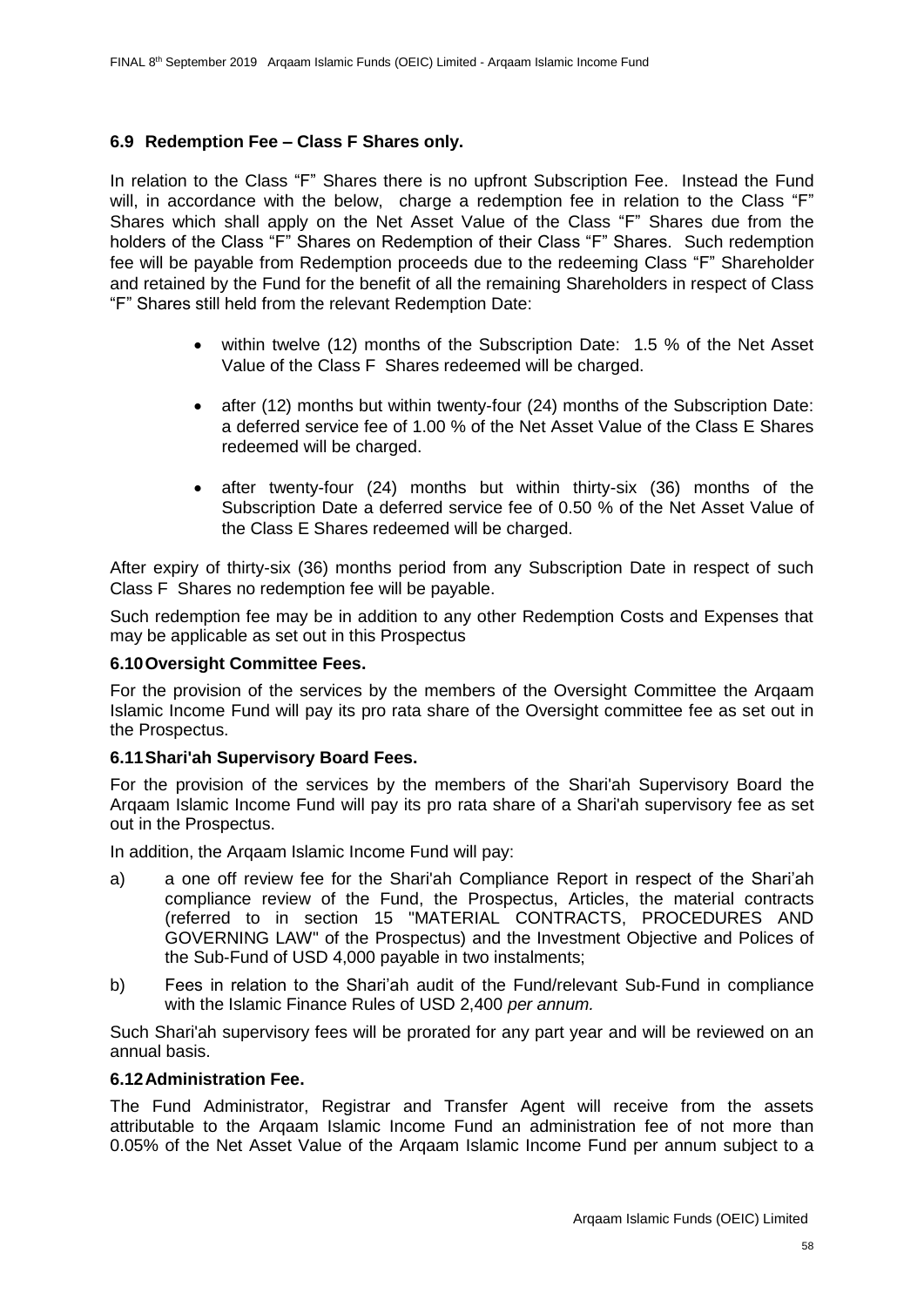### 6.9 Redemption Fee – Class F Shares only.

In relation to the Class "F" Shares there is no upfront Subscription Fee. Instead the Fund will, in accordance with the below, charge a redemption fee in relation to the Class "F" Shares which shall apply on the Net Asset Value of the Class "F" Shares due from the holders of the Class "F" Shares on Redemption of their Class "F" Shares. Such redemption fee will be payable from Redemption proceeds due to the redeeming Class "F" Shareholder and retained by the Fund for the benefit of all the remaining Shareholders in respect of Class "F" Shares still held from the relevant Redemption Date:

- within twelve (12) months of the Subscription Date: 1.5 % of the Net Asset Value of the Class F Shares redeemed will be charged.
- after (12) months but within twenty-four (24) months of the Subscription Date: a deferred service fee of 1.00 % of the Net Asset Value of the Class E Shares redeemed will be charged.
- after twenty-four (24) months but within thirty-six (36) months of the Subscription Date a deferred service fee of 0.50 % of the Net Asset Value of the Class E Shares redeemed will be charged.

After expiry of thirty-six (36) months period from any Subscription Date in respect of such Class F Shares no redemption fee will be payable.

Such redemption fee may be in addition to any other Redemption Costs and Expenses that may be applicable as set out in this Prospectus

### 6.10 Oversight Committee Fees.

For the provision of the services by the members of the Oversight Committee the Arqaam Islamic Income Fund will pay its pro rata share of the Oversight committee fee as set out in the Prospectus.

### 6.11 Shari'ah Supervisory Board Fees.

For the provision of the services by the members of the Shari'ah Supervisory Board the Arqaam Islamic Income Fund will pay its pro rata share of a Shari'ah supervisory fee as set out in the Prospectus.

In addition, the Arqaam Islamic Income Fund will pay:

a) a one off review fee for the Shari'ah Compliance Report in respect of the Shari'ah compliance review of the Fund, the Prospectus, Articles, the material contracts (referred to in section 15 "MATERIAL CONTRACTS, PROCEDURES AND GOVERNING LAW" of the Prospectus) and the Investment Objective and Polices of the Sub-Fund of USD 4,000 payable in two instalments;

b) Fees in relation to the Shari'ah audit of the Fund/relevant Sub-Fund in compliance with the Islamic Finance Rules of USD 2,400 *per annum.*

Such Shari'ah supervisory fees will be prorated for any part year and will be reviewed on an annual basis.

### 6.12 Administration Fee.

The Fund Administrator, Registrar and Transfer Agent will receive from the assets attributable to the Arqaam Islamic Income Fund an administration fee of not more than 0.05% of the Net Asset Value of the Arqaam Islamic Income Fund per annum subject to a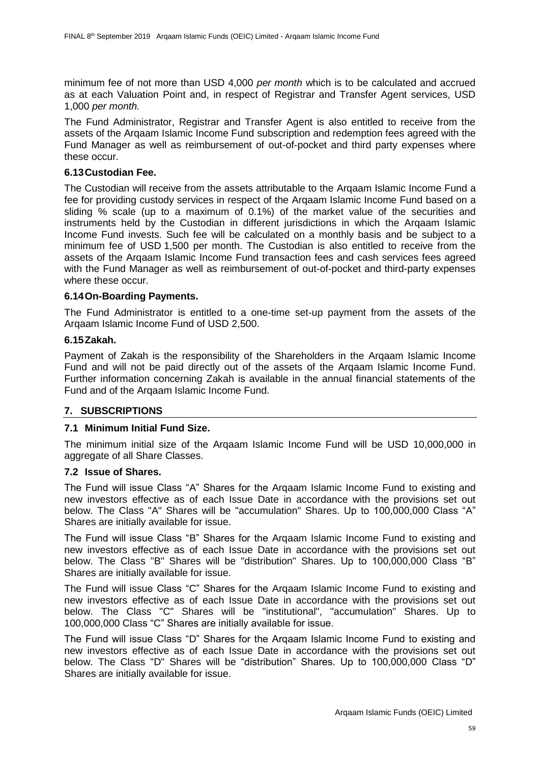minimum fee of not more than USD 4,000 *per month* which is to be calculated and accrued as at each Valuation Point and, in respect of Registrar and Transfer Agent services, USD 1,000 *per month.*

The Fund Administrator, Registrar and Transfer Agent is also entitled to receive from the assets of the Arqaam Islamic Income Fund subscription and redemption fees agreed with the Fund Manager as well as reimbursement of out-of-pocket and third party expenses where these occur.

### 6.13 Custodian Fee.

The Custodian will receive from the assets attributable to the Arqaam Islamic Income Fund a fee for providing custody services in respect of the Arqaam Islamic Income Fund based on a sliding % scale (up to a maximum of 0.1%) of the market value of the securities and instruments held by the Custodian in different jurisdictions in which the Arqaam Islamic Income Fund invests. Such fee will be calculated on a monthly basis and be subject to a minimum fee of USD 1,500 per month. The Custodian is also entitled to receive from the assets of the Arqaam Islamic Income Fund transaction fees and cash services fees agreed with the Fund Manager as well as reimbursement of out-of-pocket and third-party expenses where these occur.

### 6.14 On-Boarding Payments.

The Fund Administrator is entitled to a one-time set-up payment from the assets of the Arqaam Islamic Income Fund of USD 2,500.

### 6.15 Zakah.

Payment of Zakah is the responsibility of the Shareholders in the Arqaam Islamic Income Fund and will not be paid directly out of the assets of the Arqaam Islamic Income Fund. Further information concerning Zakah is available in the annual financial statements of the Fund and of the Arqaam Islamic Income Fund.

## 7. SUBSCRIPTIONS

### 7.1 Minimum Initial Fund Size.

The minimum initial size of the Arqaam Islamic Income Fund will be USD 10,000,000 in aggregate of all Share Classes.

### 7.2 Issue of Shares.

The Fund will issue Class "A" Shares for the Arqaam Islamic Income Fund to existing and new investors effective as of each Issue Date in accordance with the provisions set out below. The Class "A" Shares will be "accumulation" Shares. Up to 100,000,000 Class "A" Shares are initially available for issue.

The Fund will issue Class "B" Shares for the Arqaam Islamic Income Fund to existing and new investors effective as of each Issue Date in accordance with the provisions set out below. The Class "B" Shares will be "distribution" Shares. Up to 100,000,000 Class "B" Shares are initially available for issue.

The Fund will issue Class "C" Shares for the Arqaam Islamic Income Fund to existing and new investors effective as of each Issue Date in accordance with the provisions set out below. The Class "C" Shares will be "institutional", "accumulation" Shares. Up to 100,000,000 Class "C" Shares are initially available for issue.

The Fund will issue Class "D" Shares for the Arqaam Islamic Income Fund to existing and new investors effective as of each Issue Date in accordance with the provisions set out below. The Class "D" Shares will be "distribution" Shares. Up to 100,000,000 Class "D" Shares are initially available for issue.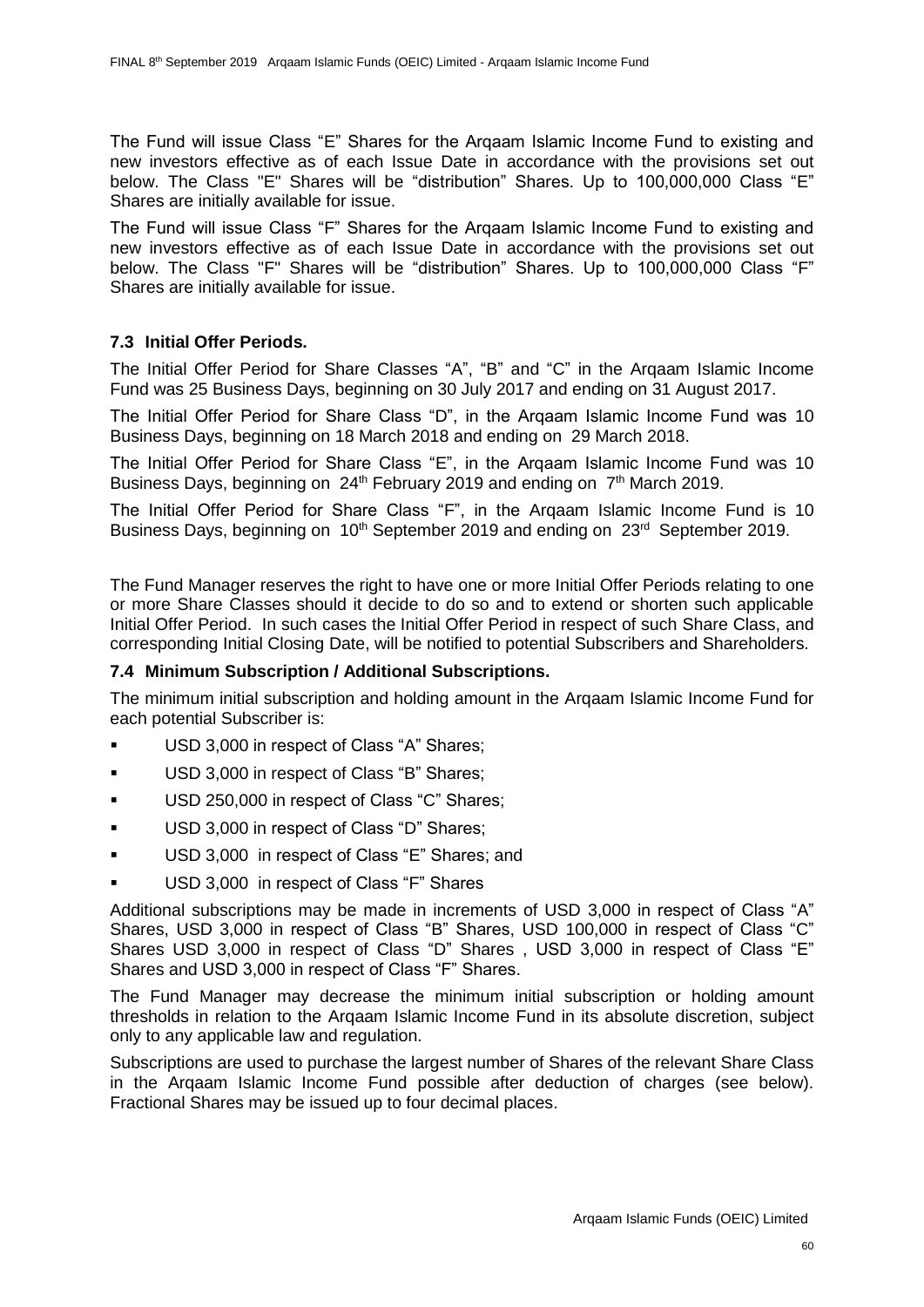The Fund will issue Class “E” Shares for the Arqaam Islamic Income Fund to existing and new investors effective as of each Issue Date in accordance with the provisions set out below. The Class "E" Shares will be “distribution” Shares. Up to 100,000,000 Class “E” Shares are initially available for issue.

The Fund will issue Class “F” Shares for the Arqaam Islamic Income Fund to existing and new investors effective as of each Issue Date in accordance with the provisions set out below. The Class "F" Shares will be “distribution” Shares. Up to 100,000,000 Class “F” Shares are initially available for issue.

### 7.3 Initial Offer Periods.

The Initial Offer Period for Share Classes “A”, “B” and “C” in the Arqaam Islamic Income Fund was 25 Business Days, beginning on 30 July 2017 and ending on 31 August 2017.

The Initial Offer Period for Share Class “D”, in the Arqaam Islamic Income Fund was 10 Business Days, beginning on 18 March 2018 and ending on 29 March 2018.

The Initial Offer Period for Share Class “E”, in the Arqaam Islamic Income Fund was 10 Business Days, beginning on 24th February 2019 and ending on 7th March 2019.

The Initial Offer Period for Share Class “F”, in the Arqaam Islamic Income Fund is 10 Business Days, beginning on 10th September 2019 and ending on 23rd September 2019.

The Fund Manager reserves the right to have one or more Initial Offer Periods relating to one or more Share Classes should it decide to do so and to extend or shorten such applicable Initial Offer Period. In such cases the Initial Offer Period in respect of such Share Class, and corresponding Initial Closing Date, will be notified to potential Subscribers and Shareholders.

### 7.4 Minimum Subscription / Additional Subscriptions.

The minimum initial subscription and holding amount in the Arqaam Islamic Income Fund for each potential Subscriber is:

- USD 3,000 in respect of Class “A” Shares;
- USD 3,000 in respect of Class “B” Shares;
- USD 250,000 in respect of Class “C” Shares;
- USD 3,000 in respect of Class “D” Shares;
- USD 3,000 in respect of Class “E” Shares; and
- USD 3,000 in respect of Class “F” Shares

Additional subscriptions may be made in increments of USD 3,000 in respect of Class “A” Shares, USD 3,000 in respect of Class “B” Shares, USD 100,000 in respect of Class “C” Shares USD 3,000 in respect of Class “D” Shares , USD 3,000 in respect of Class “E” Shares and USD 3,000 in respect of Class “F” Shares.

The Fund Manager may decrease the minimum initial subscription or holding amount thresholds in relation to the Arqaam Islamic Income Fund in its absolute discretion, subject only to any applicable law and regulation.

Subscriptions are used to purchase the largest number of Shares of the relevant Share Class in the Arqaam Islamic Income Fund possible after deduction of charges (see below). Fractional Shares may be issued up to four decimal places.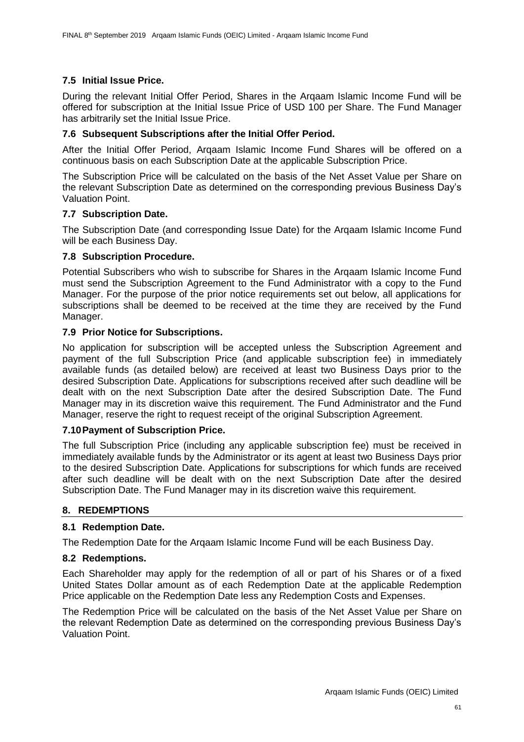### 7.5 Initial Issue Price.

During the relevant Initial Offer Period, Shares in the Arqaam Islamic Income Fund will be offered for subscription at the Initial Issue Price of USD 100 per Share. The Fund Manager has arbitrarily set the Initial Issue Price.

### 7.6 Subsequent Subscriptions after the Initial Offer Period.

After the Initial Offer Period, Arqaam Islamic Income Fund Shares will be offered on a continuous basis on each Subscription Date at the applicable Subscription Price.

The Subscription Price will be calculated on the basis of the Net Asset Value per Share on the relevant Subscription Date as determined on the corresponding previous Business Day's Valuation Point.

### 7.7 Subscription Date.

The Subscription Date (and corresponding Issue Date) for the Arqaam Islamic Income Fund will be each Business Day.

### 7.8 Subscription Procedure.

Potential Subscribers who wish to subscribe for Shares in the Arqaam Islamic Income Fund must send the Subscription Agreement to the Fund Administrator with a copy to the Fund Manager. For the purpose of the prior notice requirements set out below, all applications for subscriptions shall be deemed to be received at the time they are received by the Fund Manager.

### 7.9 Prior Notice for Subscriptions.

No application for subscription will be accepted unless the Subscription Agreement and payment of the full Subscription Price (and applicable subscription fee) in immediately available funds (as detailed below) are received at least two Business Days prior to the desired Subscription Date. Applications for subscriptions received after such deadline will be dealt with on the next Subscription Date after the desired Subscription Date. The Fund Manager may in its discretion waive this requirement. The Fund Administrator and the Fund Manager, reserve the right to request receipt of the original Subscription Agreement.

### 7.10 Payment of Subscription Price.

The full Subscription Price (including any applicable subscription fee) must be received in immediately available funds by the Administrator or its agent at least two Business Days prior to the desired Subscription Date. Applications for subscriptions for which funds are received after such deadline will be dealt with on the next Subscription Date after the desired Subscription Date. The Fund Manager may in its discretion waive this requirement.

## 8. REDEMPTIONS

### 8.1 Redemption Date.

The Redemption Date for the Arqaam Islamic Income Fund will be each Business Day.

### 8.2 Redemptions.

Each Shareholder may apply for the redemption of all or part of his Shares or of a fixed United States Dollar amount as of each Redemption Date at the applicable Redemption Price applicable on the Redemption Date less any Redemption Costs and Expenses.

The Redemption Price will be calculated on the basis of the Net Asset Value per Share on the relevant Redemption Date as determined on the corresponding previous Business Day's Valuation Point.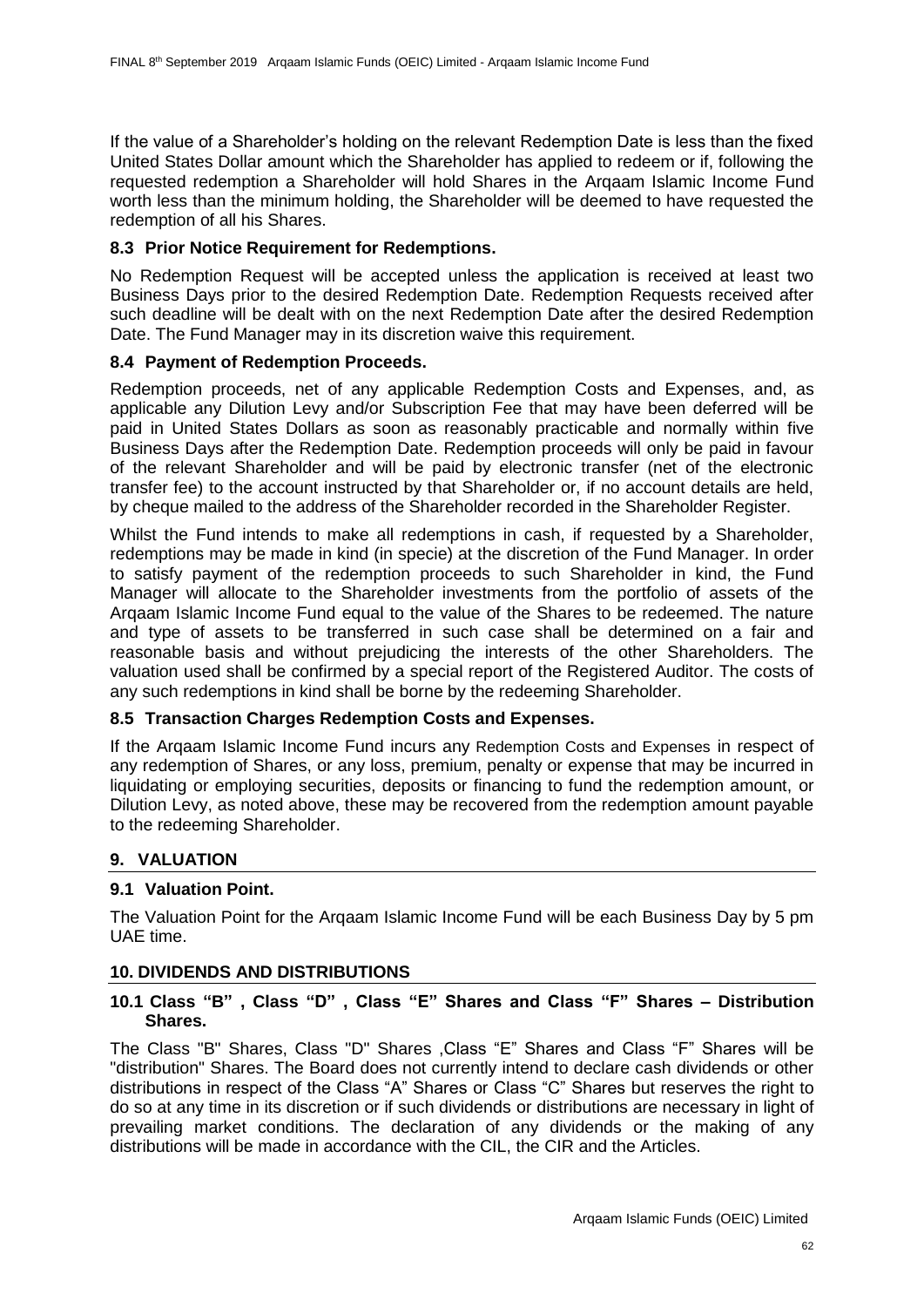If the value of a Shareholder's holding on the relevant Redemption Date is less than the fixed United States Dollar amount which the Shareholder has applied to redeem or if, following the requested redemption a Shareholder will hold Shares in the Arqaam Islamic Income Fund worth less than the minimum holding, the Shareholder will be deemed to have requested the redemption of all his Shares.

### 8.3 Prior Notice Requirement for Redemptions.

No Redemption Request will be accepted unless the application is received at least two Business Days prior to the desired Redemption Date. Redemption Requests received after such deadline will be dealt with on the next Redemption Date after the desired Redemption Date. The Fund Manager may in its discretion waive this requirement.

### 8.4 Payment of Redemption Proceeds.

Redemption proceeds, net of any applicable Redemption Costs and Expenses, and, as applicable any Dilution Levy and/or Subscription Fee that may have been deferred will be paid in United States Dollars as soon as reasonably practicable and normally within five Business Days after the Redemption Date. Redemption proceeds will only be paid in favour of the relevant Shareholder and will be paid by electronic transfer (net of the electronic transfer fee) to the account instructed by that Shareholder or, if no account details are held, by cheque mailed to the address of the Shareholder recorded in the Shareholder Register.

Whilst the Fund intends to make all redemptions in cash, if requested by a Shareholder, redemptions may be made in kind (in specie) at the discretion of the Fund Manager. In order to satisfy payment of the redemption proceeds to such Shareholder in kind, the Fund Manager will allocate to the Shareholder investments from the portfolio of assets of the Arqaam Islamic Income Fund equal to the value of the Shares to be redeemed. The nature and type of assets to be transferred in such case shall be determined on a fair and reasonable basis and without prejudicing the interests of the other Shareholders. The valuation used shall be confirmed by a special report of the Registered Auditor. The costs of any such redemptions in kind shall be borne by the redeeming Shareholder.

### 8.5 Transaction Charges Redemption Costs and Expenses.

If the Arqaam Islamic Income Fund incurs any Redemption Costs and Expenses in respect of any redemption of Shares, or any loss, premium, penalty or expense that may be incurred in liquidating or employing securities, deposits or financing to fund the redemption amount, or Dilution Levy, as noted above, these may be recovered from the redemption amount payable to the redeeming Shareholder.

## 9. VALUATION

### 9.1 Valuation Point.

The Valuation Point for the Arqaam Islamic Income Fund will be each Business Day by 5 pm UAE time.

## 10. DIVIDENDS AND DISTRIBUTIONS

### 10.1 Class "B" , Class "D" , Class "E" Shares and Class "F" Shares – Distribution Shares.

The Class "B" Shares, Class "D" Shares ,Class "E" Shares and Class "F" Shares will be "distribution" Shares. The Board does not currently intend to declare cash dividends or other distributions in respect of the Class "A" Shares or Class "C" Shares but reserves the right to do so at any time in its discretion or if such dividends or distributions are necessary in light of prevailing market conditions. The declaration of any dividends or the making of any distributions will be made in accordance with the CIL, the CIR and the Articles.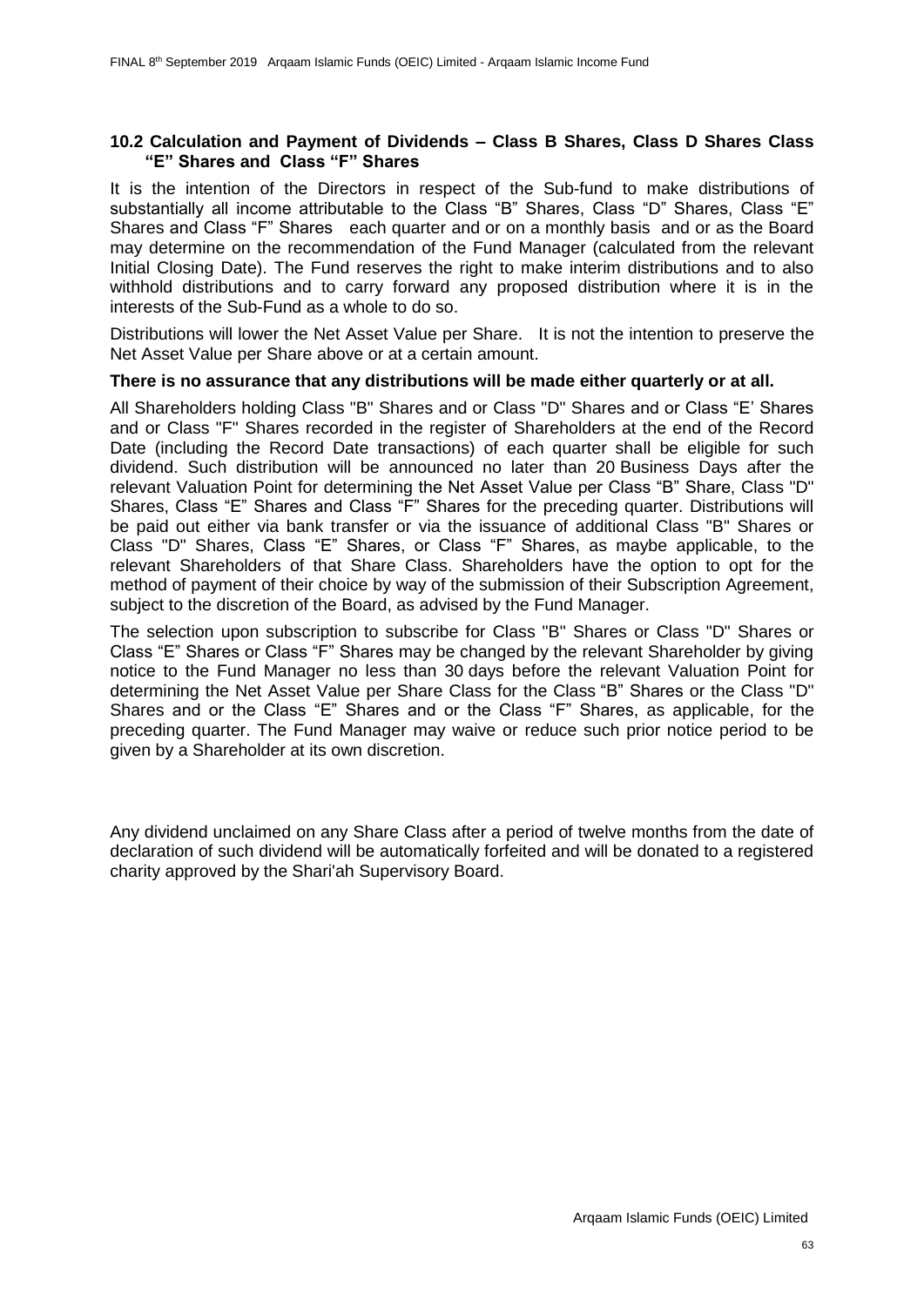## 10.2 Calculation and Payment of Dividends – Class B Shares, Class D Shares Class "E" Shares and Class "F" Shares

It is the intention of the Directors in respect of the Sub-fund to make distributions of substantially all income attributable to the Class "B" Shares, Class "D" Shares, Class "E" Shares and Class "F" Shares each quarter and or on a monthly basis and or as the Board may determine on the recommendation of the Fund Manager (calculated from the relevant Initial Closing Date). The Fund reserves the right to make interim distributions and to also withhold distributions and to carry forward any proposed distribution where it is in the interests of the Sub-Fund as a whole to do so.

Distributions will lower the Net Asset Value per Share. It is not the intention to preserve the Net Asset Value per Share above or at a certain amount.

**There is no assurance that any distributions will be made either quarterly or at all.**

All Shareholders holding Class "B" Shares and or Class "D" Shares and or Class "E' Shares and or Class "F" Shares recorded in the register of Shareholders at the end of the Record Date (including the Record Date transactions) of each quarter shall be eligible for such dividend. Such distribution will be announced no later than 20 Business Days after the relevant Valuation Point for determining the Net Asset Value per Class "B" Share, Class "D" Shares, Class "E" Shares and Class "F" Shares for the preceding quarter. Distributions will be paid out either via bank transfer or via the issuance of additional Class "B" Shares or Class "D" Shares, Class "E" Shares, or Class "F" Shares, as maybe applicable, to the relevant Shareholders of that Share Class. Shareholders have the option to opt for the method of payment of their choice by way of the submission of their Subscription Agreement, subject to the discretion of the Board, as advised by the Fund Manager.

The selection upon subscription to subscribe for Class "B" Shares or Class "D" Shares or Class "E" Shares or Class "F" Shares may be changed by the relevant Shareholder by giving notice to the Fund Manager no less than 30 days before the relevant Valuation Point for determining the Net Asset Value per Share Class for the Class "B" Shares or the Class "D" Shares and or the Class "E" Shares and or the Class "F" Shares, as applicable, for the preceding quarter. The Fund Manager may waive or reduce such prior notice period to be given by a Shareholder at its own discretion.

Any dividend unclaimed on any Share Class after a period of twelve months from the date of declaration of such dividend will be automatically forfeited and will be donated to a registered charity approved by the Shari'ah Supervisory Board.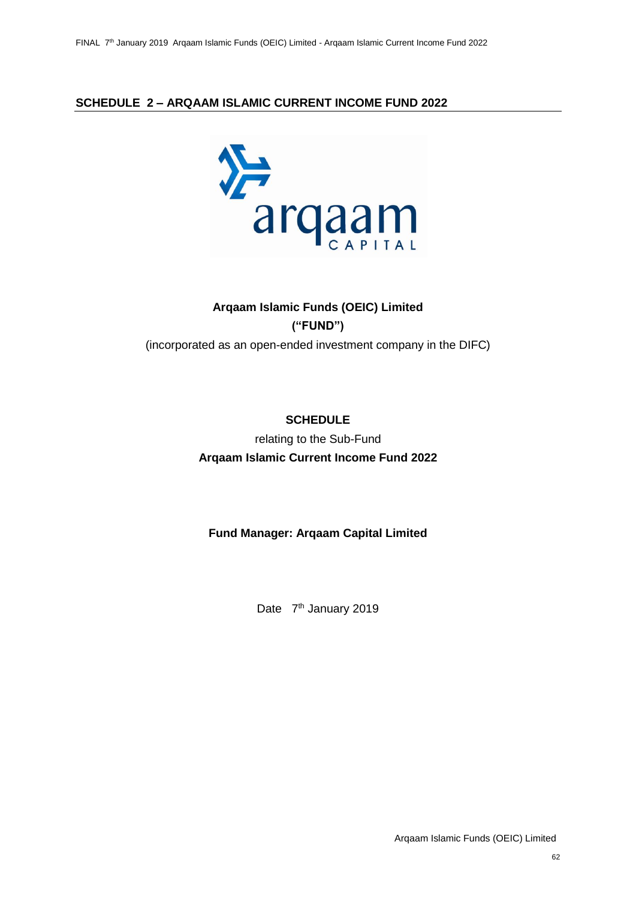## SCHEDULE 2 – ARQAAM ISLAMIC CURRENT INCOME FUND 2022

**Arqaam Islamic Funds (OEIC) Limited**

**("FUND")**

(incorporated as an open-ended investment company in the DIFC)

**SCHEDULE**

relating to the Sub-Fund

**Arqaam Islamic Current Income Fund 2022**

**Fund Manager: Arqaam Capital Limited**

Date 7th January 2019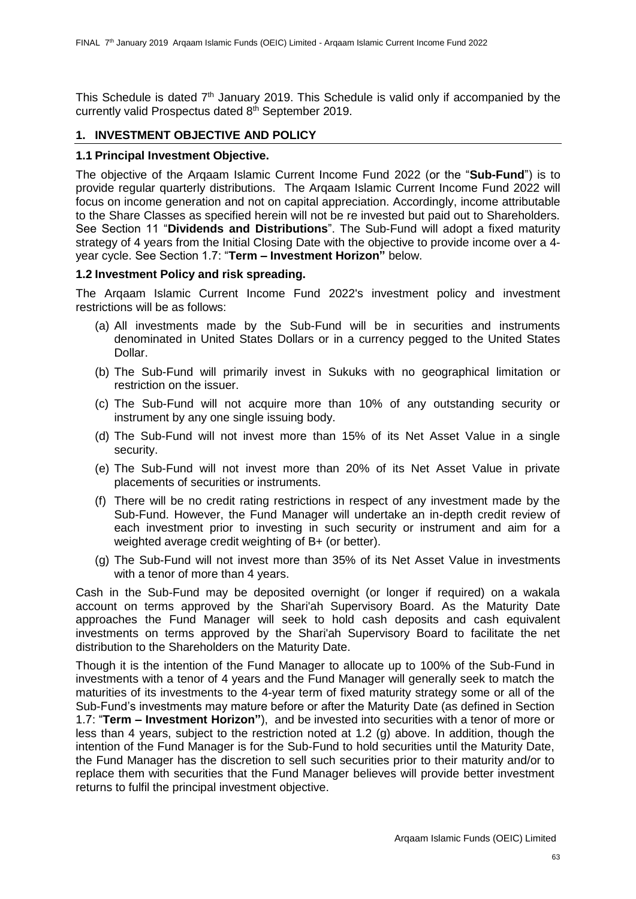This Schedule is dated 7th January 2019. This Schedule is valid only if accompanied by the currently valid Prospectus dated 8th September 2019.

## 1. INVESTMENT OBJECTIVE AND POLICY

### 1.1 Principal Investment Objective.

The objective of the Arqaam Islamic Current Income Fund 2022 (or the "**Sub-Fund**") is to provide regular quarterly distributions. The Arqaam Islamic Current Income Fund 2022 will focus on income generation and not on capital appreciation. Accordingly, income attributable to the Share Classes as specified herein will not be re invested but paid out to Shareholders. See Section 11 "**Dividends and Distributions**". The Sub-Fund will adopt a fixed maturity strategy of 4 years from the Initial Closing Date with the objective to provide income over a 4-year cycle. See Section 1.7: "**Term – Investment Horizon"** below.

### 1.2 Investment Policy and risk spreading.

The Arqaam Islamic Current Income Fund 2022's investment policy and investment restrictions will be as follows:

(a) All investments made by the Sub-Fund will be in securities and instruments denominated in United States Dollars or in a currency pegged to the United States Dollar.

(b) The Sub-Fund will primarily invest in Sukuks with no geographical limitation or restriction on the issuer.

(c) The Sub-Fund will not acquire more than 10% of any outstanding security or instrument by any one single issuing body.

(d) The Sub-Fund will not invest more than 15% of its Net Asset Value in a single security.

(e) The Sub-Fund will not invest more than 20% of its Net Asset Value in private placements of securities or instruments.

(f) There will be no credit rating restrictions in respect of any investment made by the Sub-Fund. However, the Fund Manager will undertake an in-depth credit review of each investment prior to investing in such security or instrument and aim for a weighted average credit weighting of B+ (or better).

(g) The Sub-Fund will not invest more than 35% of its Net Asset Value in investments with a tenor of more than 4 years.

Cash in the Sub-Fund may be deposited overnight (or longer if required) on a wakala account on terms approved by the Shari'ah Supervisory Board. As the Maturity Date approaches the Fund Manager will seek to hold cash deposits and cash equivalent investments on terms approved by the Shari'ah Supervisory Board to facilitate the net distribution to the Shareholders on the Maturity Date.

Though it is the intention of the Fund Manager to allocate up to 100% of the Sub-Fund in investments with a tenor of 4 years and the Fund Manager will generally seek to match the maturities of its investments to the 4-year term of fixed maturity strategy some or all of the Sub-Fund's investments may mature before or after the Maturity Date (as defined in Section 1.7: "**Term – Investment Horizon"**), and be invested into securities with a tenor of more or less than 4 years, subject to the restriction noted at 1.2 (g) above. In addition, though the intention of the Fund Manager is for the Sub-Fund to hold securities until the Maturity Date, the Fund Manager has the discretion to sell such securities prior to their maturity and/or to replace them with securities that the Fund Manager believes will provide better investment returns to fulfil the principal investment objective.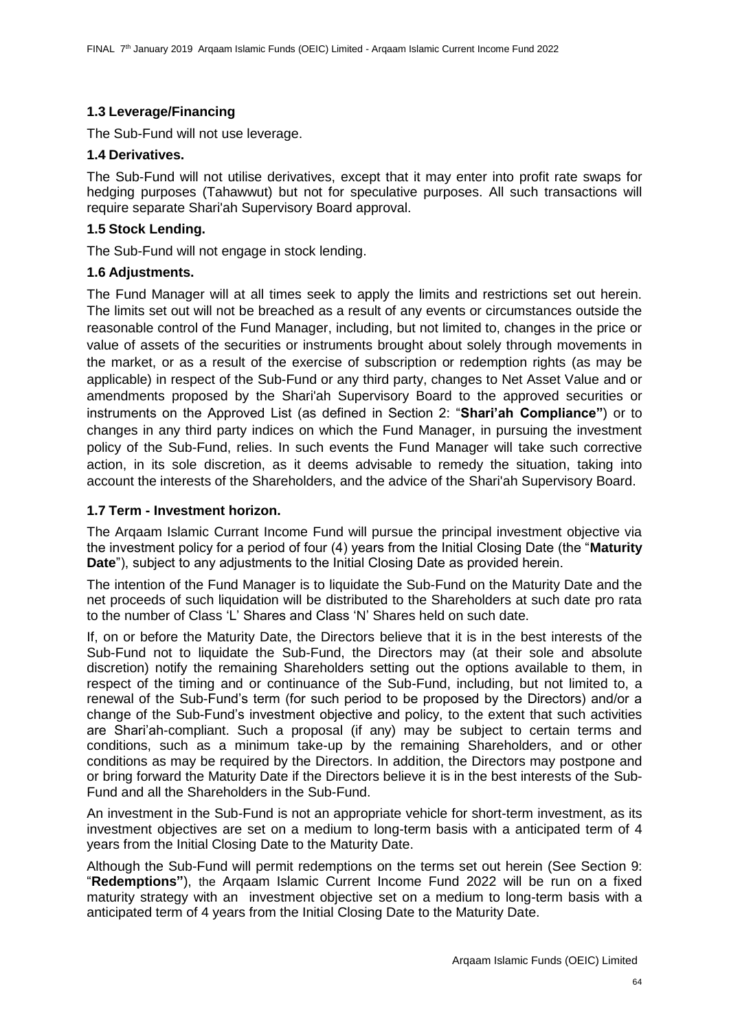## 1.3 Leverage/Financing

The Sub-Fund will not use leverage.

## 1.4 Derivatives.

The Sub-Fund will not utilise derivatives, except that it may enter into profit rate swaps for hedging purposes (Tahawwut) but not for speculative purposes. All such transactions will require separate Shari'ah Supervisory Board approval.

## 1.5 Stock Lending.

The Sub-Fund will not engage in stock lending.

## 1.6 Adjustments.

The Fund Manager will at all times seek to apply the limits and restrictions set out herein. The limits set out will not be breached as a result of any events or circumstances outside the reasonable control of the Fund Manager, including, but not limited to, changes in the price or value of assets of the securities or instruments brought about solely through movements in the market, or as a result of the exercise of subscription or redemption rights (as may be applicable) in respect of the Sub-Fund or any third party, changes to Net Asset Value and or amendments proposed by the Shari'ah Supervisory Board to the approved securities or instruments on the Approved List (as defined in Section 2: "**Shari'ah Compliance"**) or to changes in any third party indices on which the Fund Manager, in pursuing the investment policy of the Sub-Fund, relies. In such events the Fund Manager will take such corrective action, in its sole discretion, as it deems advisable to remedy the situation, taking into account the interests of the Shareholders, and the advice of the Shari'ah Supervisory Board.

## 1.7 Term - Investment horizon.

The Arqaam Islamic Currant Income Fund will pursue the principal investment objective via the investment policy for a period of four (4) years from the Initial Closing Date (the "**Maturity Date**"), subject to any adjustments to the Initial Closing Date as provided herein.

The intention of the Fund Manager is to liquidate the Sub-Fund on the Maturity Date and the net proceeds of such liquidation will be distributed to the Shareholders at such date pro rata to the number of Class 'L' Shares and Class 'N' Shares held on such date.

If, on or before the Maturity Date, the Directors believe that it is in the best interests of the Sub-Fund not to liquidate the Sub-Fund, the Directors may (at their sole and absolute discretion) notify the remaining Shareholders setting out the options available to them, in respect of the timing and or continuance of the Sub-Fund, including, but not limited to, a renewal of the Sub-Fund's term (for such period to be proposed by the Directors) and/or a change of the Sub-Fund's investment objective and policy, to the extent that such activities are Shari'ah-compliant. Such a proposal (if any) may be subject to certain terms and conditions, such as a minimum take-up by the remaining Shareholders, and or other conditions as may be required by the Directors. In addition, the Directors may postpone and or bring forward the Maturity Date if the Directors believe it is in the best interests of the Sub-Fund and all the Shareholders in the Sub-Fund.

An investment in the Sub-Fund is not an appropriate vehicle for short-term investment, as its investment objectives are set on a medium to long-term basis with a anticipated term of 4 years from the Initial Closing Date to the Maturity Date.

Although the Sub-Fund will permit redemptions on the terms set out herein (See Section 9: "**Redemptions"**), the Arqaam Islamic Current Income Fund 2022 will be run on a fixed maturity strategy with an investment objective set on a medium to long-term basis with a anticipated term of 4 years from the Initial Closing Date to the Maturity Date.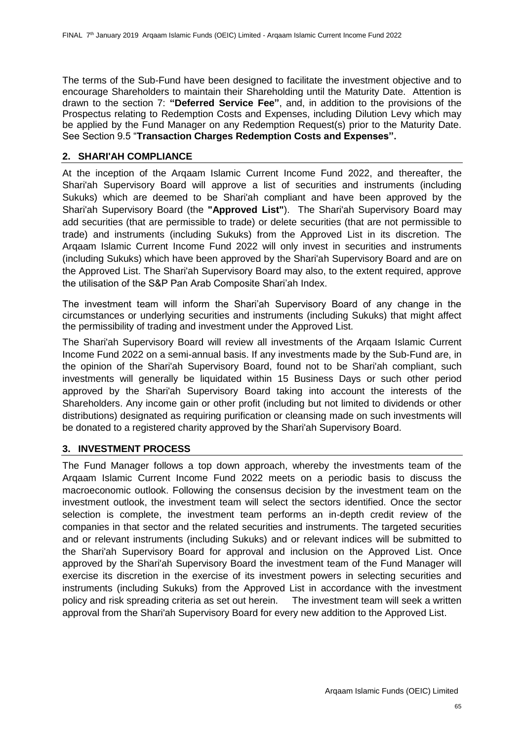The terms of the Sub-Fund have been designed to facilitate the investment objective and to encourage Shareholders to maintain their Shareholding until the Maturity Date. Attention is drawn to the section 7: **"Deferred Service Fee"**, and, in addition to the provisions of the Prospectus relating to Redemption Costs and Expenses, including Dilution Levy which may be applied by the Fund Manager on any Redemption Request(s) prior to the Maturity Date. See Section 9.5 "**Transaction Charges Redemption Costs and Expenses".**

## 2. SHARI'AH COMPLIANCE

At the inception of the Arqaam Islamic Current Income Fund 2022, and thereafter, the Shari'ah Supervisory Board will approve a list of securities and instruments (including Sukuks) which are deemed to be Shari'ah compliant and have been approved by the Shari'ah Supervisory Board (the **"Approved List"**). The Shari'ah Supervisory Board may add securities (that are permissible to trade) or delete securities (that are not permissible to trade) and instruments (including Sukuks) from the Approved List in its discretion. The Arqaam Islamic Current Income Fund 2022 will only invest in securities and instruments (including Sukuks) which have been approved by the Shari'ah Supervisory Board and are on the Approved List. The Shari'ah Supervisory Board may also, to the extent required, approve the utilisation of the S&P Pan Arab Composite Shari'ah Index.

The investment team will inform the Shari'ah Supervisory Board of any change in the circumstances or underlying securities and instruments (including Sukuks) that might affect the permissibility of trading and investment under the Approved List.

The Shari'ah Supervisory Board will review all investments of the Arqaam Islamic Current Income Fund 2022 on a semi-annual basis. If any investments made by the Sub-Fund are, in the opinion of the Shari'ah Supervisory Board, found not to be Shari'ah compliant, such investments will generally be liquidated within 15 Business Days or such other period approved by the Shari'ah Supervisory Board taking into account the interests of the Shareholders. Any income gain or other profit (including but not limited to dividends or other distributions) designated as requiring purification or cleansing made on such investments will be donated to a registered charity approved by the Shari'ah Supervisory Board.

## 3. INVESTMENT PROCESS

The Fund Manager follows a top down approach, whereby the investments team of the Arqaam Islamic Current Income Fund 2022 meets on a periodic basis to discuss the macroeconomic outlook. Following the consensus decision by the investment team on the investment outlook, the investment team will select the sectors identified. Once the sector selection is complete, the investment team performs an in-depth credit review of the companies in that sector and the related securities and instruments. The targeted securities and or relevant instruments (including Sukuks) and or relevant indices will be submitted to the Shari'ah Supervisory Board for approval and inclusion on the Approved List. Once approved by the Shari'ah Supervisory Board the investment team of the Fund Manager will exercise its discretion in the exercise of its investment powers in selecting securities and instruments (including Sukuks) from the Approved List in accordance with the investment policy and risk spreading criteria as set out herein. The investment team will seek a written approval from the Shari'ah Supervisory Board for every new addition to the Approved List.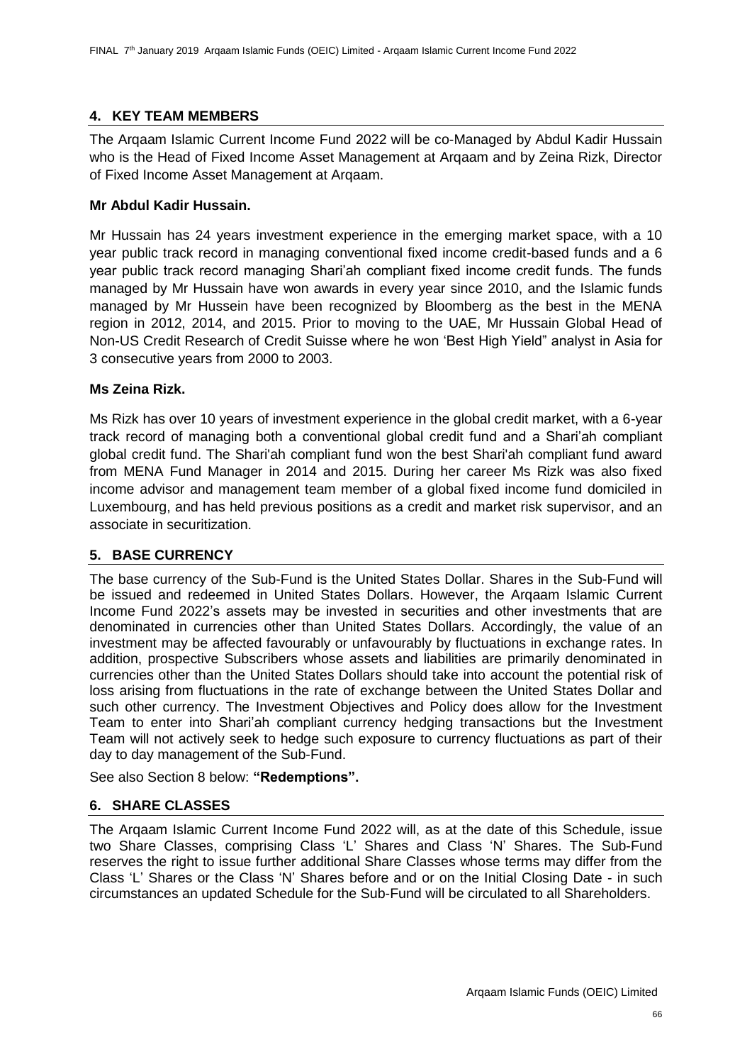## 4. KEY TEAM MEMBERS

The Arqaam Islamic Current Income Fund 2022 will be co-Managed by Abdul Kadir Hussain who is the Head of Fixed Income Asset Management at Arqaam and by Zeina Rizk, Director of Fixed Income Asset Management at Arqaam.

**Mr Abdul Kadir Hussain.**

Mr Hussain has 24 years investment experience in the emerging market space, with a 10 year public track record in managing conventional fixed income credit-based funds and a 6 year public track record managing Shari'ah compliant fixed income credit funds. The funds managed by Mr Hussain have won awards in every year since 2010, and the Islamic funds managed by Mr Hussein have been recognized by Bloomberg as the best in the MENA region in 2012, 2014, and 2015. Prior to moving to the UAE, Mr Hussain Global Head of Non-US Credit Research of Credit Suisse where he won 'Best High Yield" analyst in Asia for 3 consecutive years from 2000 to 2003.

**Ms Zeina Rizk.**

Ms Rizk has over 10 years of investment experience in the global credit market, with a 6-year track record of managing both a conventional global credit fund and a Shari'ah compliant global credit fund. The Shari'ah compliant fund won the best Shari'ah compliant fund award from MENA Fund Manager in 2014 and 2015. During her career Ms Rizk was also fixed income advisor and management team member of a global fixed income fund domiciled in Luxembourg, and has held previous positions as a credit and market risk supervisor, and an associate in securitization.

## 5. BASE CURRENCY

The base currency of the Sub-Fund is the United States Dollar. Shares in the Sub-Fund will be issued and redeemed in United States Dollars. However, the Arqaam Islamic Current Income Fund 2022's assets may be invested in securities and other investments that are denominated in currencies other than United States Dollars. Accordingly, the value of an investment may be affected favourably or unfavourably by fluctuations in exchange rates. In addition, prospective Subscribers whose assets and liabilities are primarily denominated in currencies other than the United States Dollars should take into account the potential risk of loss arising from fluctuations in the rate of exchange between the United States Dollar and such other currency. The Investment Objectives and Policy does allow for the Investment Team to enter into Shari'ah compliant currency hedging transactions but the Investment Team will not actively seek to hedge such exposure to currency fluctuations as part of their day to day management of the Sub-Fund.

See also Section 8 below: **"Redemptions".**

## 6. SHARE CLASSES

The Arqaam Islamic Current Income Fund 2022 will, as at the date of this Schedule, issue two Share Classes, comprising Class 'L' Shares and Class 'N' Shares. The Sub-Fund reserves the right to issue further additional Share Classes whose terms may differ from the Class 'L' Shares or the Class 'N' Shares before and or on the Initial Closing Date - in such circumstances an updated Schedule for the Sub-Fund will be circulated to all Shareholders.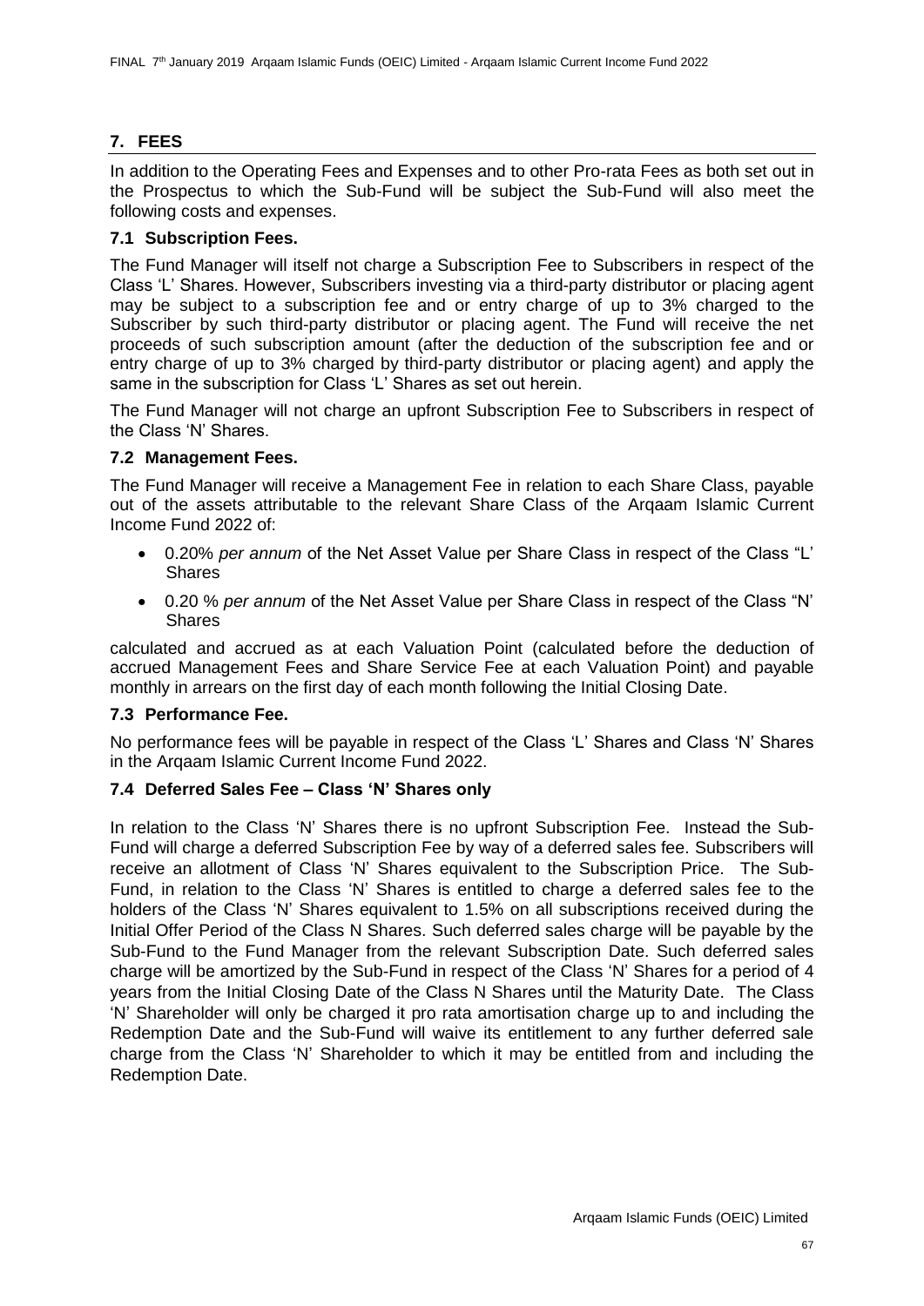## 7. FEES

In addition to the Operating Fees and Expenses and to other Pro-rata Fees as both set out in the Prospectus to which the Sub-Fund will be subject the Sub-Fund will also meet the following costs and expenses.

### 7.1 Subscription Fees.

The Fund Manager will itself not charge a Subscription Fee to Subscribers in respect of the Class 'L' Shares. However, Subscribers investing via a third-party distributor or placing agent may be subject to a subscription fee and or entry charge of up to 3% charged to the Subscriber by such third-party distributor or placing agent. The Fund will receive the net proceeds of such subscription amount (after the deduction of the subscription fee and or entry charge of up to 3% charged by third-party distributor or placing agent) and apply the same in the subscription for Class 'L' Shares as set out herein.

The Fund Manager will not charge an upfront Subscription Fee to Subscribers in respect of the Class 'N' Shares.

### 7.2 Management Fees.

The Fund Manager will receive a Management Fee in relation to each Share Class, payable out of the assets attributable to the relevant Share Class of the Arqaam Islamic Current Income Fund 2022 of:

- 0.20% *per annum* of the Net Asset Value per Share Class in respect of the Class "L' Shares
- 0.20 % *per annum* of the Net Asset Value per Share Class in respect of the Class "N' Shares

calculated and accrued as at each Valuation Point (calculated before the deduction of accrued Management Fees and Share Service Fee at each Valuation Point) and payable monthly in arrears on the first day of each month following the Initial Closing Date.

### 7.3 Performance Fee.

No performance fees will be payable in respect of the Class 'L' Shares and Class 'N' Shares in the Arqaam Islamic Current Income Fund 2022.

### 7.4 Deferred Sales Fee – Class 'N' Shares only

In relation to the Class 'N' Shares there is no upfront Subscription Fee. Instead the Sub-Fund will charge a deferred Subscription Fee by way of a deferred sales fee. Subscribers will receive an allotment of Class 'N' Shares equivalent to the Subscription Price. The Sub-Fund, in relation to the Class 'N' Shares is entitled to charge a deferred sales fee to the holders of the Class 'N' Shares equivalent to 1.5% on all subscriptions received during the Initial Offer Period of the Class N Shares. Such deferred sales charge will be payable by the Sub-Fund to the Fund Manager from the relevant Subscription Date. Such deferred sales charge will be amortized by the Sub-Fund in respect of the Class 'N' Shares for a period of 4 years from the Initial Closing Date of the Class N Shares until the Maturity Date. The Class 'N' Shareholder will only be charged it pro rata amortisation charge up to and including the Redemption Date and the Sub-Fund will waive its entitlement to any further deferred sale charge from the Class 'N' Shareholder to which it may be entitled from and including the Redemption Date.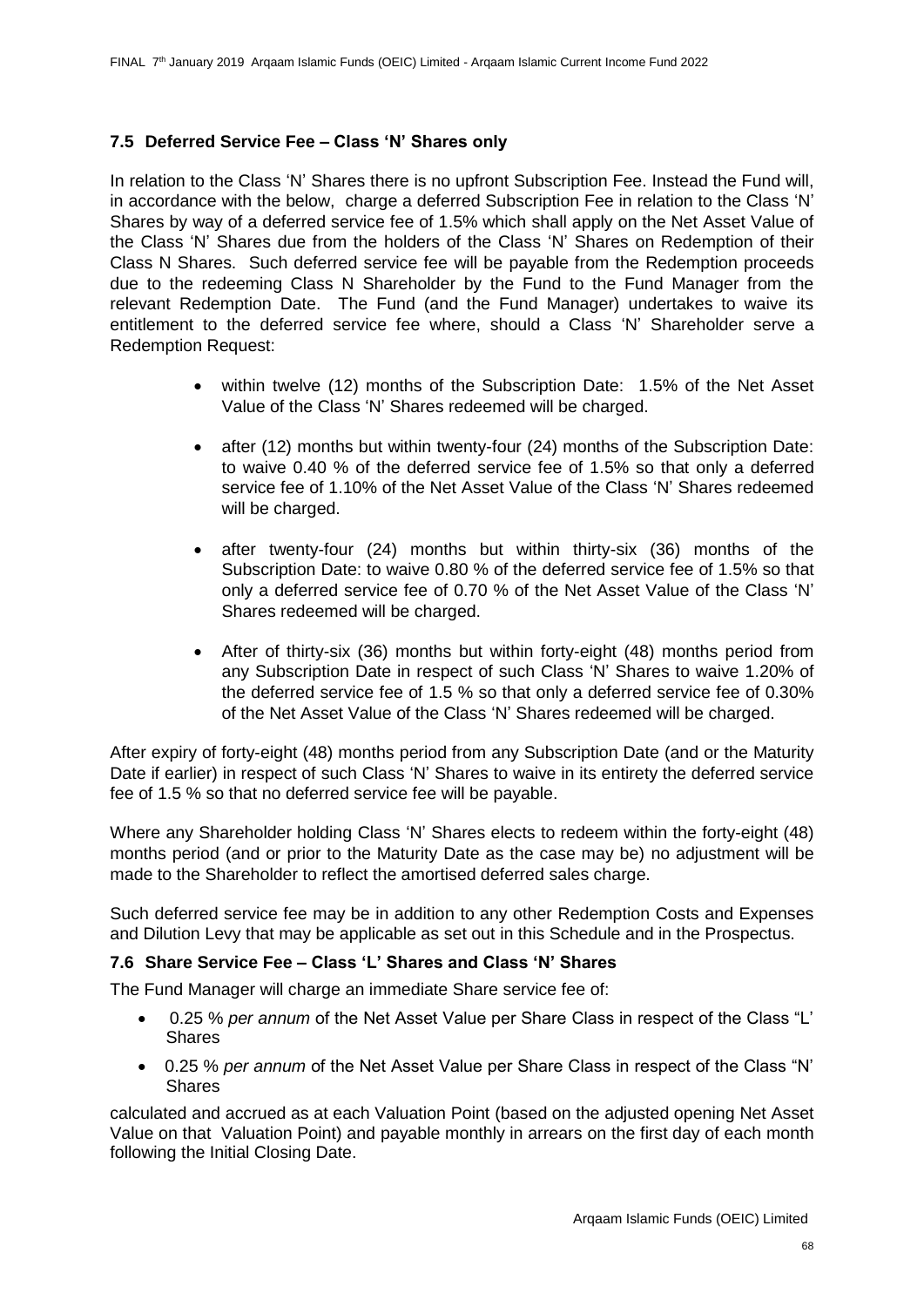### 7.5 Deferred Service Fee – Class 'N' Shares only

In relation to the Class 'N' Shares there is no upfront Subscription Fee. Instead the Fund will, in accordance with the below, charge a deferred Subscription Fee in relation to the Class 'N' Shares by way of a deferred service fee of 1.5% which shall apply on the Net Asset Value of the Class 'N' Shares due from the holders of the Class 'N' Shares on Redemption of their Class N Shares. Such deferred service fee will be payable from the Redemption proceeds due to the redeeming Class N Shareholder by the Fund to the Fund Manager from the relevant Redemption Date. The Fund (and the Fund Manager) undertakes to waive its entitlement to the deferred service fee where, should a Class 'N' Shareholder serve a Redemption Request:

- within twelve (12) months of the Subscription Date: 1.5% of the Net Asset Value of the Class 'N' Shares redeemed will be charged.
- after (12) months but within twenty-four (24) months of the Subscription Date: to waive 0.40 % of the deferred service fee of 1.5% so that only a deferred service fee of 1.10% of the Net Asset Value of the Class 'N' Shares redeemed will be charged.
- after twenty-four (24) months but within thirty-six (36) months of the Subscription Date: to waive 0.80 % of the deferred service fee of 1.5% so that only a deferred service fee of 0.70 % of the Net Asset Value of the Class 'N' Shares redeemed will be charged.
- After of thirty-six (36) months but within forty-eight (48) months period from any Subscription Date in respect of such Class 'N' Shares to waive 1.20% of the deferred service fee of 1.5 % so that only a deferred service fee of 0.30% of the Net Asset Value of the Class 'N' Shares redeemed will be charged.

After expiry of forty-eight (48) months period from any Subscription Date (and or the Maturity Date if earlier) in respect of such Class 'N' Shares to waive in its entirety the deferred service fee of 1.5 % so that no deferred service fee will be payable.

Where any Shareholder holding Class 'N' Shares elects to redeem within the forty-eight (48) months period (and or prior to the Maturity Date as the case may be) no adjustment will be made to the Shareholder to reflect the amortised deferred sales charge.

Such deferred service fee may be in addition to any other Redemption Costs and Expenses and Dilution Levy that may be applicable as set out in this Schedule and in the Prospectus.

### 7.6 Share Service Fee – Class 'L' Shares and Class 'N' Shares

The Fund Manager will charge an immediate Share service fee of:

- 0.25 % *per annum* of the Net Asset Value per Share Class in respect of the Class "L' Shares
- 0.25 % *per annum* of the Net Asset Value per Share Class in respect of the Class "N' Shares

calculated and accrued as at each Valuation Point (based on the adjusted opening Net Asset Value on that Valuation Point) and payable monthly in arrears on the first day of each month following the Initial Closing Date.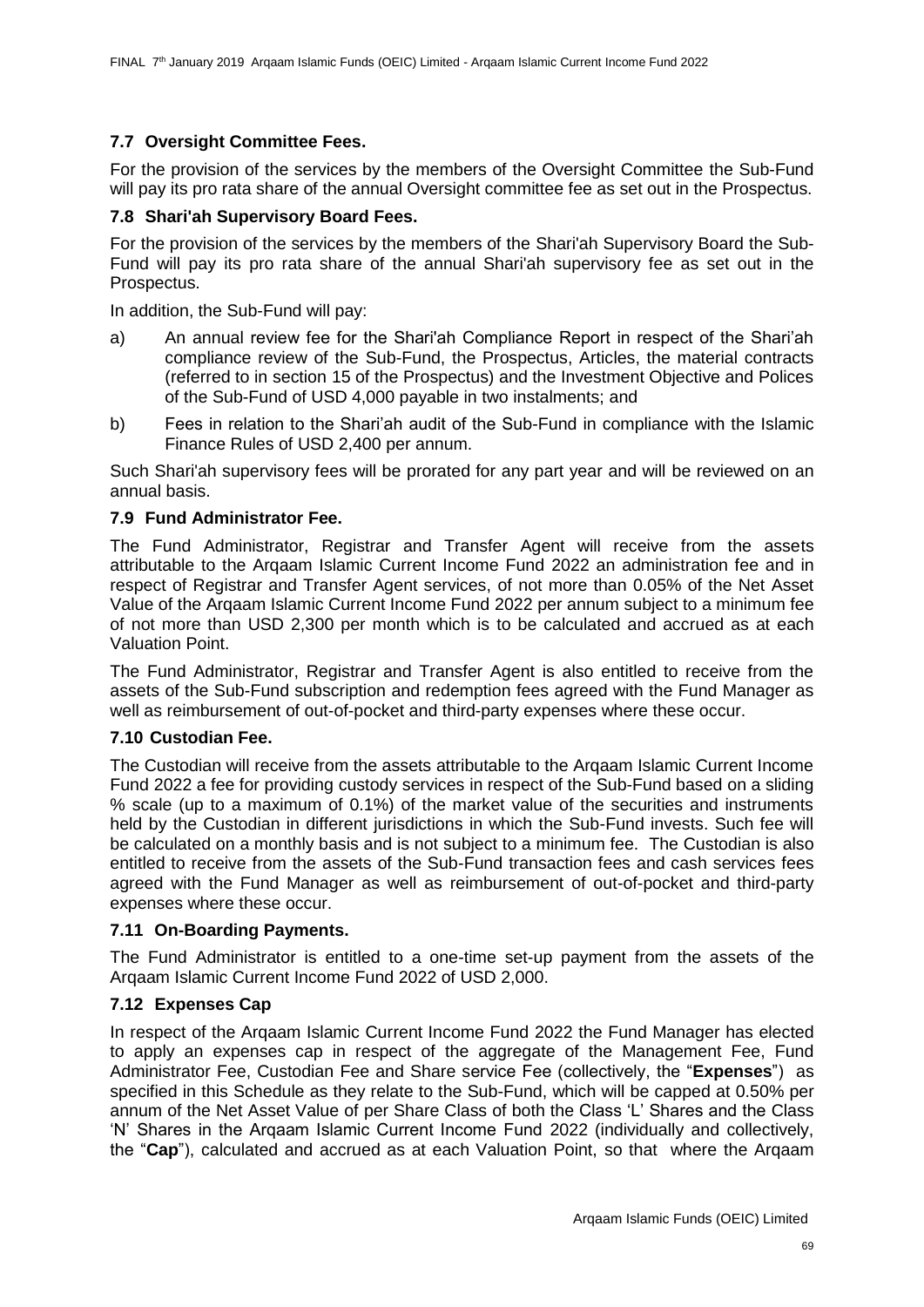### 7.7 Oversight Committee Fees.

For the provision of the services by the members of the Oversight Committee the Sub-Fund will pay its pro rata share of the annual Oversight committee fee as set out in the Prospectus.

### 7.8 Shari'ah Supervisory Board Fees.

For the provision of the services by the members of the Shari'ah Supervisory Board the Sub-Fund will pay its pro rata share of the annual Shari'ah supervisory fee as set out in the Prospectus.

In addition, the Sub-Fund will pay:

a) An annual review fee for the Shari'ah Compliance Report in respect of the Shari'ah compliance review of the Sub-Fund, the Prospectus, Articles, the material contracts (referred to in section 15 of the Prospectus) and the Investment Objective and Polices of the Sub-Fund of USD 4,000 payable in two instalments; and

b) Fees in relation to the Shari'ah audit of the Sub-Fund in compliance with the Islamic Finance Rules of USD 2,400 per annum.

Such Shari'ah supervisory fees will be prorated for any part year and will be reviewed on an annual basis.

### 7.9 Fund Administrator Fee.

The Fund Administrator, Registrar and Transfer Agent will receive from the assets attributable to the Arqaam Islamic Current Income Fund 2022 an administration fee and in respect of Registrar and Transfer Agent services, of not more than 0.05% of the Net Asset Value of the Arqaam Islamic Current Income Fund 2022 per annum subject to a minimum fee of not more than USD 2,300 per month which is to be calculated and accrued as at each Valuation Point.

The Fund Administrator, Registrar and Transfer Agent is also entitled to receive from the assets of the Sub-Fund subscription and redemption fees agreed with the Fund Manager as well as reimbursement of out-of-pocket and third-party expenses where these occur.

### 7.10 Custodian Fee.

The Custodian will receive from the assets attributable to the Arqaam Islamic Current Income Fund 2022 a fee for providing custody services in respect of the Sub-Fund based on a sliding % scale (up to a maximum of 0.1%) of the market value of the securities and instruments held by the Custodian in different jurisdictions in which the Sub-Fund invests. Such fee will be calculated on a monthly basis and is not subject to a minimum fee. The Custodian is also entitled to receive from the assets of the Sub-Fund transaction fees and cash services fees agreed with the Fund Manager as well as reimbursement of out-of-pocket and third-party expenses where these occur.

### 7.11 On-Boarding Payments.

The Fund Administrator is entitled to a one-time set-up payment from the assets of the Arqaam Islamic Current Income Fund 2022 of USD 2,000.

### 7.12 Expenses Cap

In respect of the Arqaam Islamic Current Income Fund 2022 the Fund Manager has elected to apply an expenses cap in respect of the aggregate of the Management Fee, Fund Administrator Fee, Custodian Fee and Share service Fee (collectively, the "**Expenses**") as specified in this Schedule as they relate to the Sub-Fund, which will be capped at 0.50% per annum of the Net Asset Value of per Share Class of both the Class 'L' Shares and the Class 'N' Shares in the Arqaam Islamic Current Income Fund 2022 (individually and collectively, the "**Cap**"), calculated and accrued as at each Valuation Point, so that where the Arqaam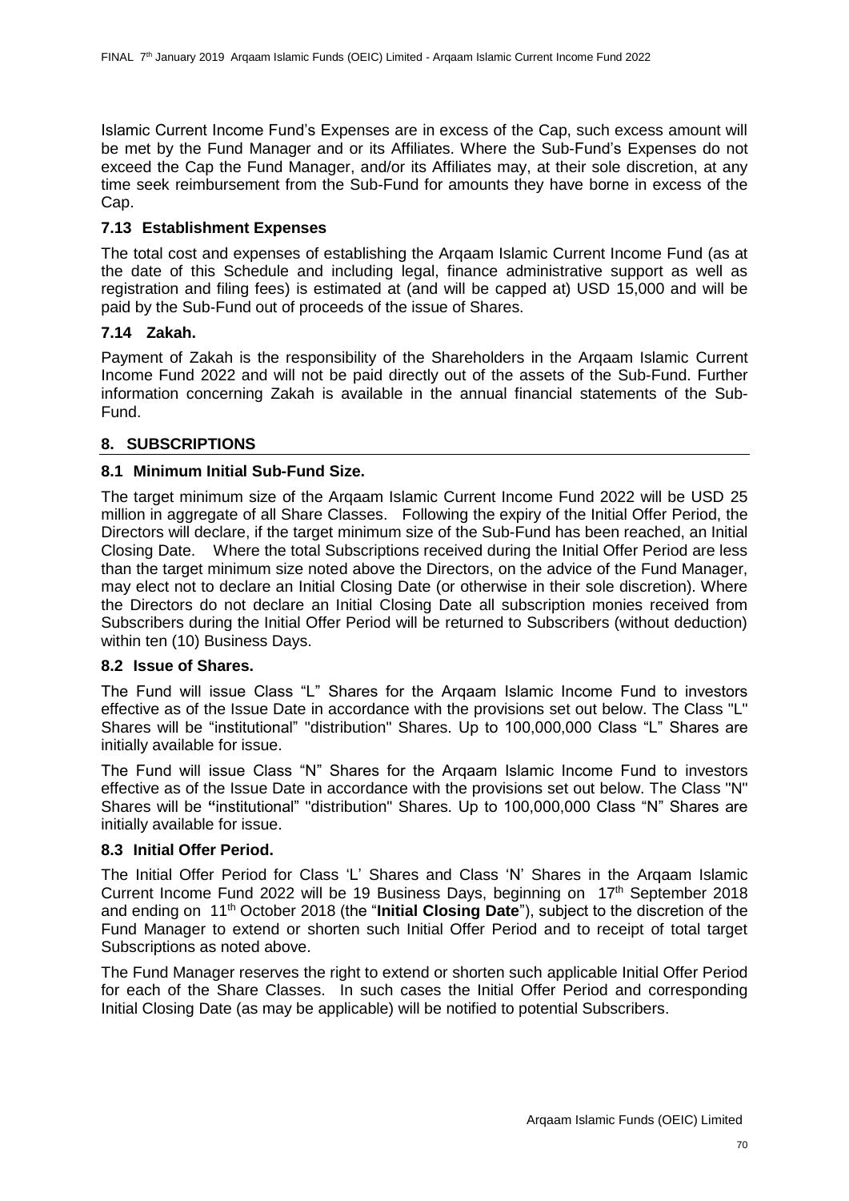Islamic Current Income Fund's Expenses are in excess of the Cap, such excess amount will be met by the Fund Manager and or its Affiliates. Where the Sub-Fund's Expenses do not exceed the Cap the Fund Manager, and/or its Affiliates may, at their sole discretion, at any time seek reimbursement from the Sub-Fund for amounts they have borne in excess of the Cap.

### 7.13 Establishment Expenses

The total cost and expenses of establishing the Arqaam Islamic Current Income Fund (as at the date of this Schedule and including legal, finance administrative support as well as registration and filing fees) is estimated at (and will be capped at) USD 15,000 and will be paid by the Sub-Fund out of proceeds of the issue of Shares.

### 7.14 Zakah.

Payment of Zakah is the responsibility of the Shareholders in the Arqaam Islamic Current Income Fund 2022 and will not be paid directly out of the assets of the Sub-Fund. Further information concerning Zakah is available in the annual financial statements of the Sub-Fund.

## 8. SUBSCRIPTIONS

### 8.1 Minimum Initial Sub-Fund Size.

The target minimum size of the Arqaam Islamic Current Income Fund 2022 will be USD 25 million in aggregate of all Share Classes. Following the expiry of the Initial Offer Period, the Directors will declare, if the target minimum size of the Sub-Fund has been reached, an Initial Closing Date. Where the total Subscriptions received during the Initial Offer Period are less than the target minimum size noted above the Directors, on the advice of the Fund Manager, may elect not to declare an Initial Closing Date (or otherwise in their sole discretion). Where the Directors do not declare an Initial Closing Date all subscription monies received from Subscribers during the Initial Offer Period will be returned to Subscribers (without deduction) within ten (10) Business Days.

### 8.2 Issue of Shares.

The Fund will issue Class "L" Shares for the Arqaam Islamic Income Fund to investors effective as of the Issue Date in accordance with the provisions set out below. The Class "L" Shares will be "institutional" "distribution" Shares. Up to 100,000,000 Class "L" Shares are initially available for issue.

The Fund will issue Class "N" Shares for the Arqaam Islamic Income Fund to investors effective as of the Issue Date in accordance with the provisions set out below. The Class "N" Shares will be "institutional" "distribution" Shares. Up to 100,000,000 Class "N" Shares are initially available for issue.

### 8.3 Initial Offer Period.

The Initial Offer Period for Class 'L' Shares and Class 'N' Shares in the Arqaam Islamic Current Income Fund 2022 will be 19 Business Days, beginning on 17th September 2018 and ending on 11th October 2018 (the "**Initial Closing Date**"), subject to the discretion of the Fund Manager to extend or shorten such Initial Offer Period and to receipt of total target Subscriptions as noted above.

The Fund Manager reserves the right to extend or shorten such applicable Initial Offer Period for each of the Share Classes. In such cases the Initial Offer Period and corresponding Initial Closing Date (as may be applicable) will be notified to potential Subscribers.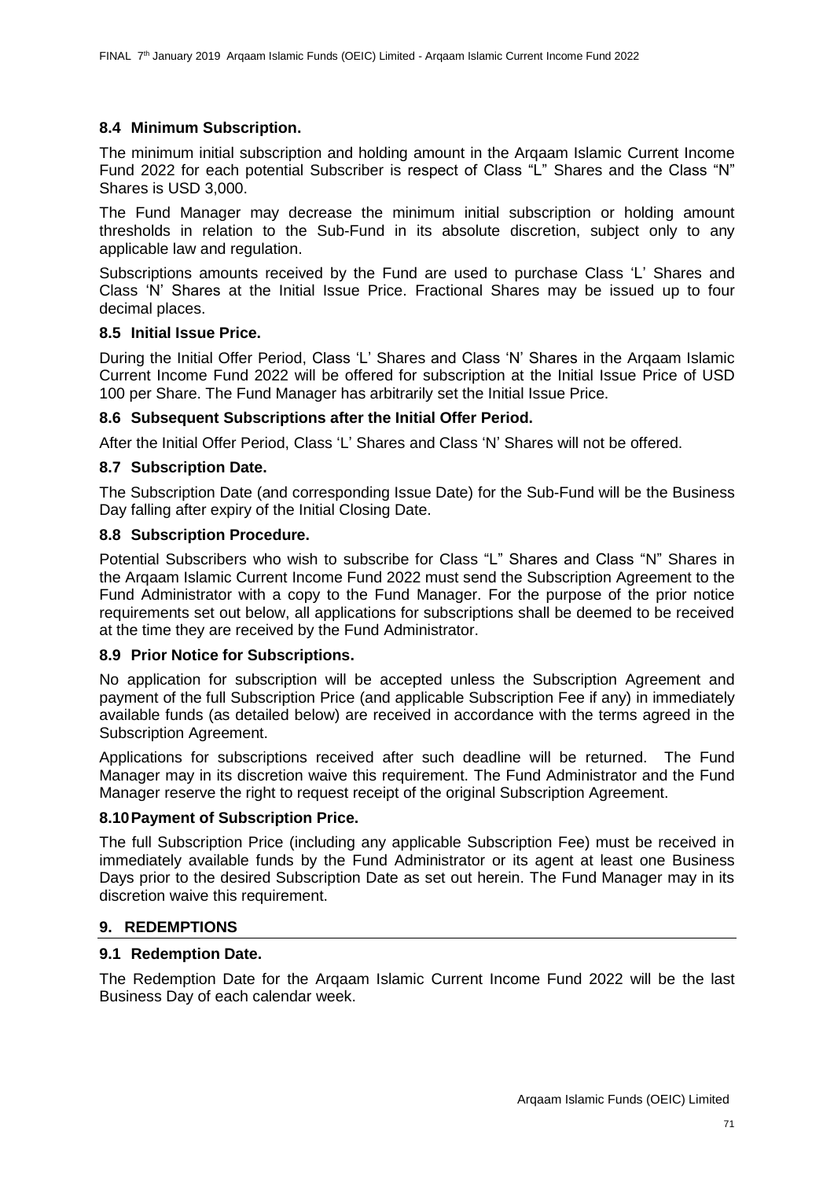### 8.4 Minimum Subscription.

The minimum initial subscription and holding amount in the Arqaam Islamic Current Income Fund 2022 for each potential Subscriber is respect of Class "L" Shares and the Class "N" Shares is USD 3,000.

The Fund Manager may decrease the minimum initial subscription or holding amount thresholds in relation to the Sub-Fund in its absolute discretion, subject only to any applicable law and regulation.

Subscriptions amounts received by the Fund are used to purchase Class 'L' Shares and Class 'N' Shares at the Initial Issue Price. Fractional Shares may be issued up to four decimal places.

### 8.5 Initial Issue Price.

During the Initial Offer Period, Class 'L' Shares and Class 'N' Shares in the Arqaam Islamic Current Income Fund 2022 will be offered for subscription at the Initial Issue Price of USD 100 per Share. The Fund Manager has arbitrarily set the Initial Issue Price.

### 8.6 Subsequent Subscriptions after the Initial Offer Period.

After the Initial Offer Period, Class 'L' Shares and Class 'N' Shares will not be offered.

### 8.7 Subscription Date.

The Subscription Date (and corresponding Issue Date) for the Sub-Fund will be the Business Day falling after expiry of the Initial Closing Date.

### 8.8 Subscription Procedure.

Potential Subscribers who wish to subscribe for Class "L" Shares and Class "N" Shares in the Arqaam Islamic Current Income Fund 2022 must send the Subscription Agreement to the Fund Administrator with a copy to the Fund Manager. For the purpose of the prior notice requirements set out below, all applications for subscriptions shall be deemed to be received at the time they are received by the Fund Administrator.

### 8.9 Prior Notice for Subscriptions.

No application for subscription will be accepted unless the Subscription Agreement and payment of the full Subscription Price (and applicable Subscription Fee if any) in immediately available funds (as detailed below) are received in accordance with the terms agreed in the Subscription Agreement.

Applications for subscriptions received after such deadline will be returned. The Fund Manager may in its discretion waive this requirement. The Fund Administrator and the Fund Manager reserve the right to request receipt of the original Subscription Agreement.

### 8.10 Payment of Subscription Price.

The full Subscription Price (including any applicable Subscription Fee) must be received in immediately available funds by the Fund Administrator or its agent at least one Business Days prior to the desired Subscription Date as set out herein. The Fund Manager may in its discretion waive this requirement.

## 9. REDEMPTIONS

### 9.1 Redemption Date.

The Redemption Date for the Arqaam Islamic Current Income Fund 2022 will be the last Business Day of each calendar week.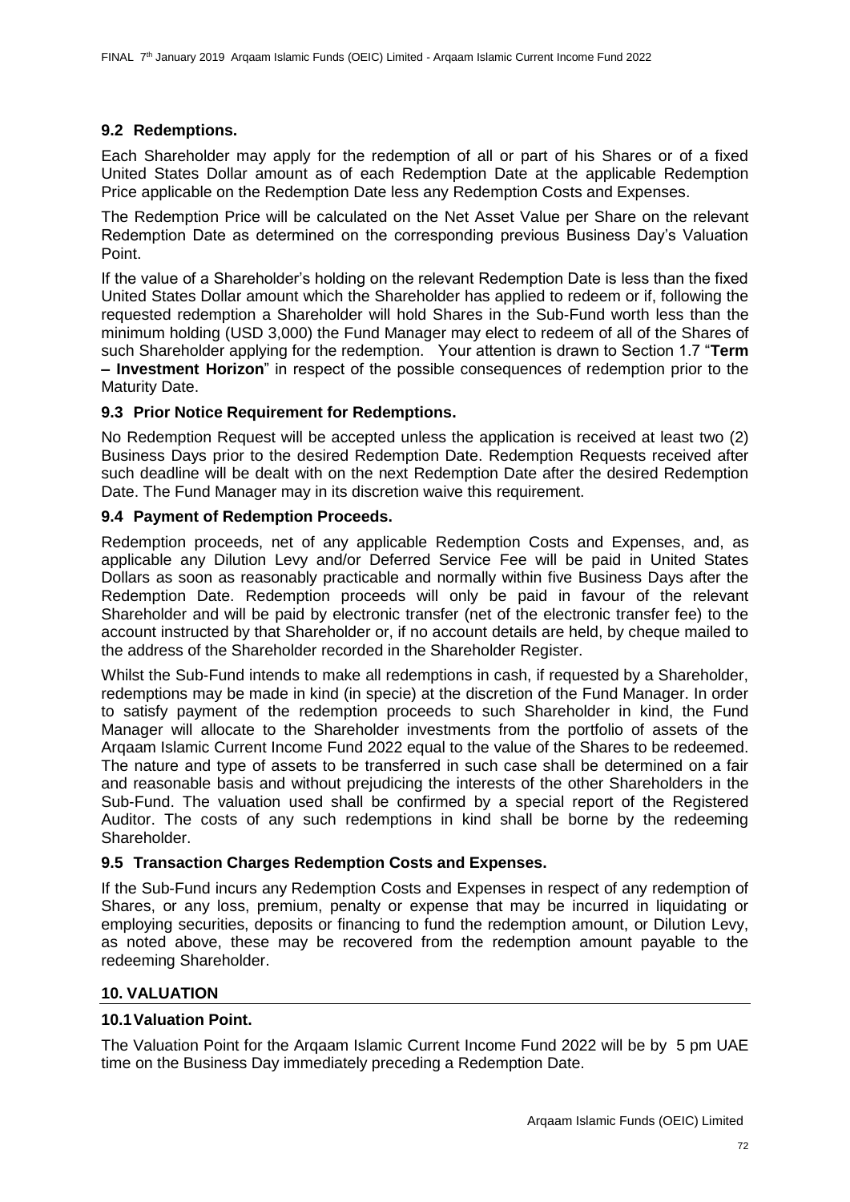### 9.2 Redemptions.

Each Shareholder may apply for the redemption of all or part of his Shares or of a fixed United States Dollar amount as of each Redemption Date at the applicable Redemption Price applicable on the Redemption Date less any Redemption Costs and Expenses.

The Redemption Price will be calculated on the Net Asset Value per Share on the relevant Redemption Date as determined on the corresponding previous Business Day's Valuation Point.

If the value of a Shareholder's holding on the relevant Redemption Date is less than the fixed United States Dollar amount which the Shareholder has applied to redeem or if, following the requested redemption a Shareholder will hold Shares in the Sub-Fund worth less than the minimum holding (USD 3,000) the Fund Manager may elect to redeem of all of the Shares of such Shareholder applying for the redemption. Your attention is drawn to Section 1.7 "**Term – Investment Horizon**" in respect of the possible consequences of redemption prior to the Maturity Date.

### 9.3 Prior Notice Requirement for Redemptions.

No Redemption Request will be accepted unless the application is received at least two (2) Business Days prior to the desired Redemption Date. Redemption Requests received after such deadline will be dealt with on the next Redemption Date after the desired Redemption Date. The Fund Manager may in its discretion waive this requirement.

### 9.4 Payment of Redemption Proceeds.

Redemption proceeds, net of any applicable Redemption Costs and Expenses, and, as applicable any Dilution Levy and/or Deferred Service Fee will be paid in United States Dollars as soon as reasonably practicable and normally within five Business Days after the Redemption Date. Redemption proceeds will only be paid in favour of the relevant Shareholder and will be paid by electronic transfer (net of the electronic transfer fee) to the account instructed by that Shareholder or, if no account details are held, by cheque mailed to the address of the Shareholder recorded in the Shareholder Register.

Whilst the Sub-Fund intends to make all redemptions in cash, if requested by a Shareholder, redemptions may be made in kind (in specie) at the discretion of the Fund Manager. In order to satisfy payment of the redemption proceeds to such Shareholder in kind, the Fund Manager will allocate to the Shareholder investments from the portfolio of assets of the Arqaam Islamic Current Income Fund 2022 equal to the value of the Shares to be redeemed. The nature and type of assets to be transferred in such case shall be determined on a fair and reasonable basis and without prejudicing the interests of the other Shareholders in the Sub-Fund. The valuation used shall be confirmed by a special report of the Registered Auditor. The costs of any such redemptions in kind shall be borne by the redeeming Shareholder.

### 9.5 Transaction Charges Redemption Costs and Expenses.

If the Sub-Fund incurs any Redemption Costs and Expenses in respect of any redemption of Shares, or any loss, premium, penalty or expense that may be incurred in liquidating or employing securities, deposits or financing to fund the redemption amount, or Dilution Levy, as noted above, these may be recovered from the redemption amount payable to the redeeming Shareholder.

## 10. VALUATION

### 10.1 Valuation Point.

The Valuation Point for the Arqaam Islamic Current Income Fund 2022 will be by 5 pm UAE time on the Business Day immediately preceding a Redemption Date.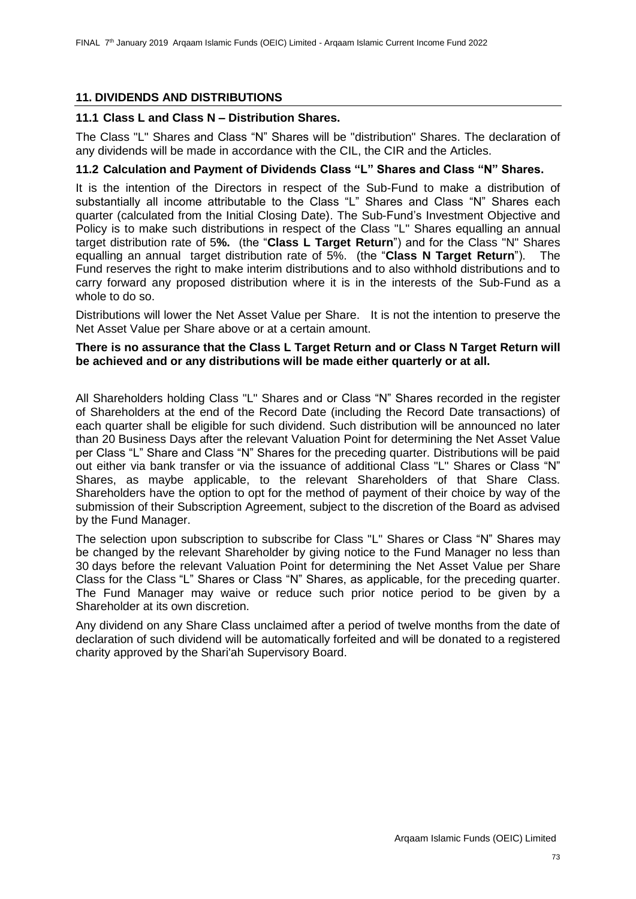## 11. DIVIDENDS AND DISTRIBUTIONS

### 11.1 Class L and Class N – Distribution Shares.

The Class "L" Shares and Class "N" Shares will be "distribution" Shares. The declaration of any dividends will be made in accordance with the CIL, the CIR and the Articles.

### 11.2 Calculation and Payment of Dividends Class "L" Shares and Class "N" Shares.

It is the intention of the Directors in respect of the Sub-Fund to make a distribution of substantially all income attributable to the Class "L" Shares and Class "N" Shares each quarter (calculated from the Initial Closing Date). The Sub-Fund's Investment Objective and Policy is to make such distributions in respect of the Class "L" Shares equalling an annual target distribution rate of 5**%.** (the "**Class L Target Return**") and for the Class "N" Shares equalling an annual target distribution rate of 5%. (the "**Class N Target Return**"). The Fund reserves the right to make interim distributions and to also withhold distributions and to carry forward any proposed distribution where it is in the interests of the Sub-Fund as a whole to do so.

Distributions will lower the Net Asset Value per Share. It is not the intention to preserve the Net Asset Value per Share above or at a certain amount.

**There is no assurance that the Class L Target Return and or Class N Target Return will be achieved and or any distributions will be made either quarterly or at all.**

All Shareholders holding Class "L" Shares and or Class "N" Shares recorded in the register of Shareholders at the end of the Record Date (including the Record Date transactions) of each quarter shall be eligible for such dividend. Such distribution will be announced no later than 20 Business Days after the relevant Valuation Point for determining the Net Asset Value per Class "L" Share and Class "N" Shares for the preceding quarter. Distributions will be paid out either via bank transfer or via the issuance of additional Class "L" Shares or Class "N" Shares, as maybe applicable, to the relevant Shareholders of that Share Class. Shareholders have the option to opt for the method of payment of their choice by way of the submission of their Subscription Agreement, subject to the discretion of the Board as advised by the Fund Manager.

The selection upon subscription to subscribe for Class "L" Shares or Class "N" Shares may be changed by the relevant Shareholder by giving notice to the Fund Manager no less than 30 days before the relevant Valuation Point for determining the Net Asset Value per Share Class for the Class "L" Shares or Class "N" Shares, as applicable, for the preceding quarter. The Fund Manager may waive or reduce such prior notice period to be given by a Shareholder at its own discretion.

Any dividend on any Share Class unclaimed after a period of twelve months from the date of declaration of such dividend will be automatically forfeited and will be donated to a registered charity approved by the Shari'ah Supervisory Board.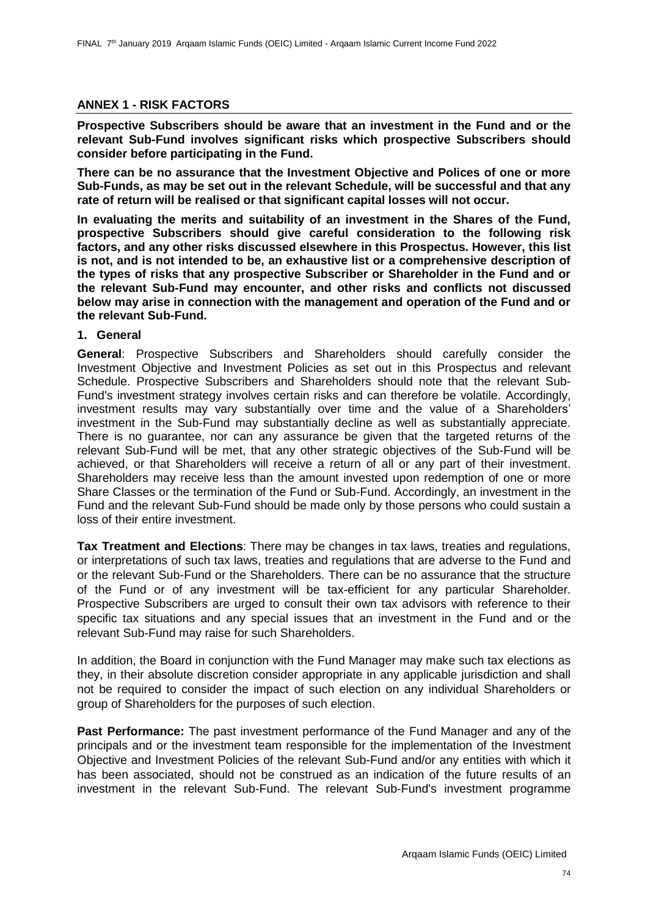## ANNEX 1 - RISK FACTORS

**Prospective Subscribers should be aware that an investment in the Fund and or the relevant Sub-Fund involves significant risks which prospective Subscribers should consider before participating in the Fund.**

**There can be no assurance that the Investment Objective and Polices of one or more Sub-Funds, as may be set out in the relevant Schedule, will be successful and that any rate of return will be realised or that significant capital losses will not occur.**

**In evaluating the merits and suitability of an investment in the Shares of the Fund, prospective Subscribers should give careful consideration to the following risk factors, and any other risks discussed elsewhere in this Prospectus. However, this list is not, and is not intended to be, an exhaustive list or a comprehensive description of the types of risks that any prospective Subscriber or Shareholder in the Fund and or the relevant Sub-Fund may encounter, and other risks and conflicts not discussed below may arise in connection with the management and operation of the Fund and or the relevant Sub-Fund.**

### 1. General

**General**: Prospective Subscribers and Shareholders should carefully consider the Investment Objective and Investment Policies as set out in this Prospectus and relevant Schedule. Prospective Subscribers and Shareholders should note that the relevant Sub-Fund's investment strategy involves certain risks and can therefore be volatile. Accordingly, investment results may vary substantially over time and the value of a Shareholders' investment in the Sub-Fund may substantially decline as well as substantially appreciate. There is no guarantee, nor can any assurance be given that the targeted returns of the relevant Sub-Fund will be met, that any other strategic objectives of the Sub-Fund will be achieved, or that Shareholders will receive a return of all or any part of their investment. Shareholders may receive less than the amount invested upon redemption of one or more Share Classes or the termination of the Fund or Sub-Fund. Accordingly, an investment in the Fund and the relevant Sub-Fund should be made only by those persons who could sustain a loss of their entire investment.

**Tax Treatment and Elections**: There may be changes in tax laws, treaties and regulations, or interpretations of such tax laws, treaties and regulations that are adverse to the Fund and or the relevant Sub-Fund or the Shareholders. There can be no assurance that the structure of the Fund or of any investment will be tax-efficient for any particular Shareholder. Prospective Subscribers are urged to consult their own tax advisors with reference to their specific tax situations and any special issues that an investment in the Fund and or the relevant Sub-Fund may raise for such Shareholders.

In addition, the Board in conjunction with the Fund Manager may make such tax elections as they, in their absolute discretion consider appropriate in any applicable jurisdiction and shall not be required to consider the impact of such election on any individual Shareholders or group of Shareholders for the purposes of such election.

**Past Performance:** The past investment performance of the Fund Manager and any of the principals and or the investment team responsible for the implementation of the Investment Objective and Investment Policies of the relevant Sub-Fund and/or any entities with which it has been associated, should not be construed as an indication of the future results of an investment in the relevant Sub-Fund. The relevant Sub-Fund's investment programme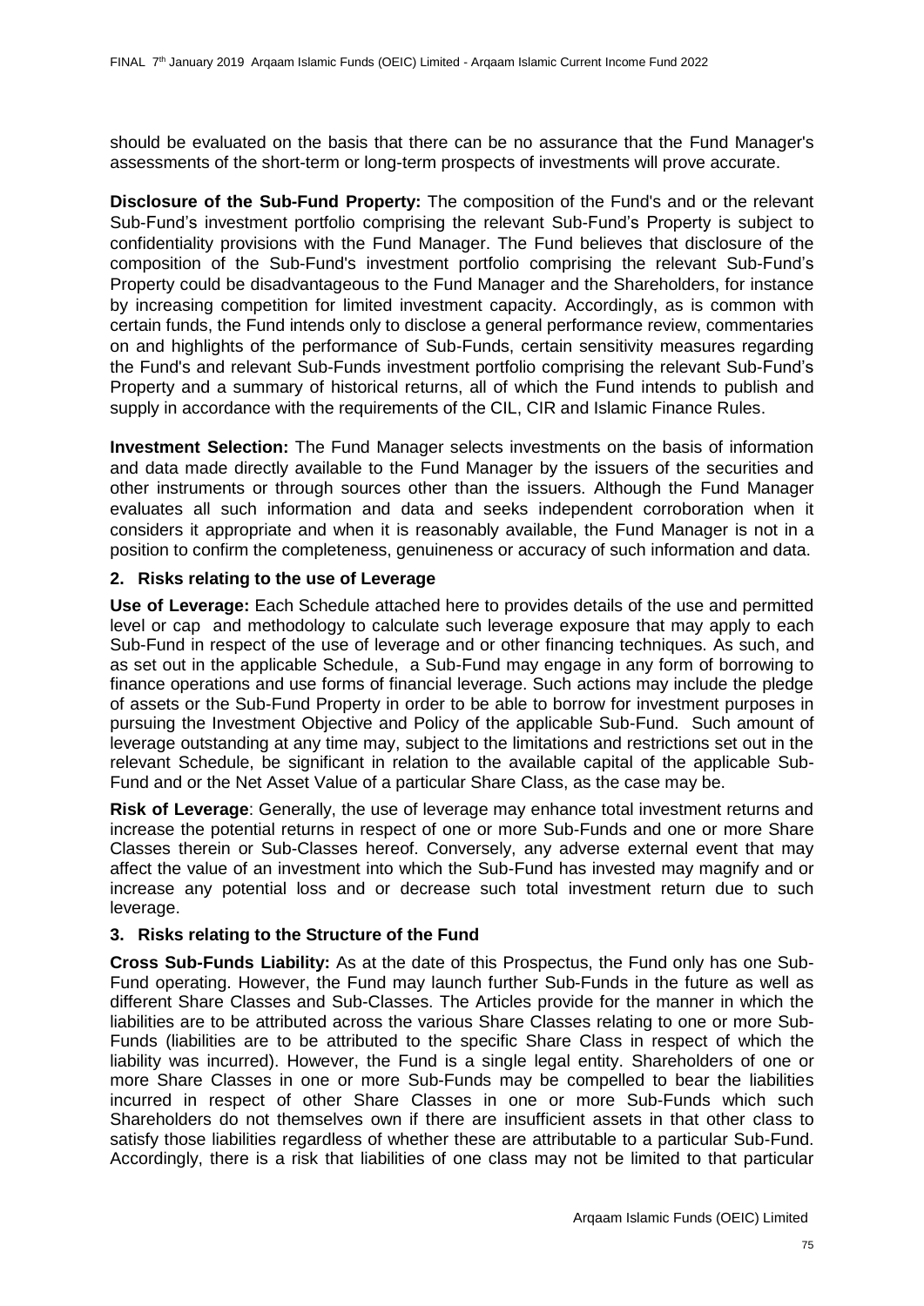should be evaluated on the basis that there can be no assurance that the Fund Manager's assessments of the short-term or long-term prospects of investments will prove accurate.

**Disclosure of the Sub-Fund Property:** The composition of the Fund's and or the relevant Sub-Fund's investment portfolio comprising the relevant Sub-Fund's Property is subject to confidentiality provisions with the Fund Manager. The Fund believes that disclosure of the composition of the Sub-Fund's investment portfolio comprising the relevant Sub-Fund's Property could be disadvantageous to the Fund Manager and the Shareholders, for instance by increasing competition for limited investment capacity. Accordingly, as is common with certain funds, the Fund intends only to disclose a general performance review, commentaries on and highlights of the performance of Sub-Funds, certain sensitivity measures regarding the Fund's and relevant Sub-Funds investment portfolio comprising the relevant Sub-Fund's Property and a summary of historical returns, all of which the Fund intends to publish and supply in accordance with the requirements of the CIL, CIR and Islamic Finance Rules.

**Investment Selection:** The Fund Manager selects investments on the basis of information and data made directly available to the Fund Manager by the issuers of the securities and other instruments or through sources other than the issuers. Although the Fund Manager evaluates all such information and data and seeks independent corroboration when it considers it appropriate and when it is reasonably available, the Fund Manager is not in a position to confirm the completeness, genuineness or accuracy of such information and data.

## 2. Risks relating to the use of Leverage

**Use of Leverage:** Each Schedule attached here to provides details of the use and permitted level or cap and methodology to calculate such leverage exposure that may apply to each Sub-Fund in respect of the use of leverage and or other financing techniques. As such, and as set out in the applicable Schedule, a Sub-Fund may engage in any form of borrowing to finance operations and use forms of financial leverage. Such actions may include the pledge of assets or the Sub-Fund Property in order to be able to borrow for investment purposes in pursuing the Investment Objective and Policy of the applicable Sub-Fund. Such amount of leverage outstanding at any time may, subject to the limitations and restrictions set out in the relevant Schedule, be significant in relation to the available capital of the applicable Sub-Fund and or the Net Asset Value of a particular Share Class, as the case may be.

**Risk of Leverage**: Generally, the use of leverage may enhance total investment returns and increase the potential returns in respect of one or more Sub-Funds and one or more Share Classes therein or Sub-Classes hereof. Conversely, any adverse external event that may affect the value of an investment into which the Sub-Fund has invested may magnify and or increase any potential loss and or decrease such total investment return due to such leverage.

## 3. Risks relating to the Structure of the Fund

**Cross Sub-Funds Liability:** As at the date of this Prospectus, the Fund only has one Sub-Fund operating. However, the Fund may launch further Sub-Funds in the future as well as different Share Classes and Sub-Classes. The Articles provide for the manner in which the liabilities are to be attributed across the various Share Classes relating to one or more Sub-Funds (liabilities are to be attributed to the specific Share Class in respect of which the liability was incurred). However, the Fund is a single legal entity. Shareholders of one or more Share Classes in one or more Sub-Funds may be compelled to bear the liabilities incurred in respect of other Share Classes in one or more Sub-Funds which such Shareholders do not themselves own if there are insufficient assets in that other class to satisfy those liabilities regardless of whether these are attributable to a particular Sub-Fund. Accordingly, there is a risk that liabilities of one class may not be limited to that particular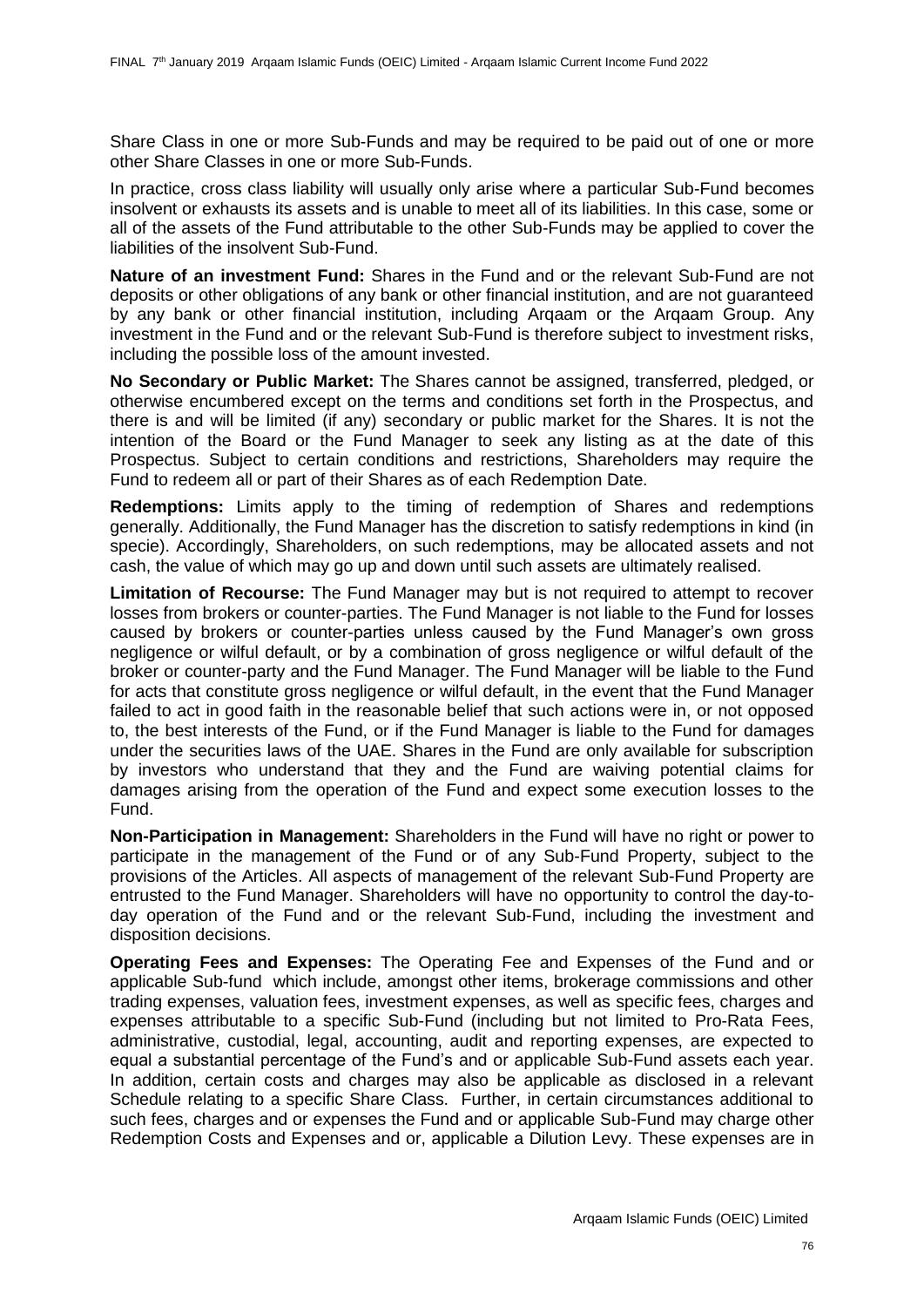Share Class in one or more Sub-Funds and may be required to be paid out of one or more other Share Classes in one or more Sub-Funds.

In practice, cross class liability will usually only arise where a particular Sub-Fund becomes insolvent or exhausts its assets and is unable to meet all of its liabilities. In this case, some or all of the assets of the Fund attributable to the other Sub-Funds may be applied to cover the liabilities of the insolvent Sub-Fund.

**Nature of an investment Fund:** Shares in the Fund and or the relevant Sub-Fund are not deposits or other obligations of any bank or other financial institution, and are not guaranteed by any bank or other financial institution, including Arqaam or the Arqaam Group. Any investment in the Fund and or the relevant Sub-Fund is therefore subject to investment risks, including the possible loss of the amount invested.

**No Secondary or Public Market:** The Shares cannot be assigned, transferred, pledged, or otherwise encumbered except on the terms and conditions set forth in the Prospectus, and there is and will be limited (if any) secondary or public market for the Shares. It is not the intention of the Board or the Fund Manager to seek any listing as at the date of this Prospectus. Subject to certain conditions and restrictions, Shareholders may require the Fund to redeem all or part of their Shares as of each Redemption Date.

**Redemptions:** Limits apply to the timing of redemption of Shares and redemptions generally. Additionally, the Fund Manager has the discretion to satisfy redemptions in kind (in specie). Accordingly, Shareholders, on such redemptions, may be allocated assets and not cash, the value of which may go up and down until such assets are ultimately realised.

**Limitation of Recourse:** The Fund Manager may but is not required to attempt to recover losses from brokers or counter-parties. The Fund Manager is not liable to the Fund for losses caused by brokers or counter-parties unless caused by the Fund Manager's own gross negligence or wilful default, or by a combination of gross negligence or wilful default of the broker or counter-party and the Fund Manager. The Fund Manager will be liable to the Fund for acts that constitute gross negligence or wilful default, in the event that the Fund Manager failed to act in good faith in the reasonable belief that such actions were in, or not opposed to, the best interests of the Fund, or if the Fund Manager is liable to the Fund for damages under the securities laws of the UAE. Shares in the Fund are only available for subscription by investors who understand that they and the Fund are waiving potential claims for damages arising from the operation of the Fund and expect some execution losses to the Fund.

**Non-Participation in Management:** Shareholders in the Fund will have no right or power to participate in the management of the Fund or of any Sub-Fund Property, subject to the provisions of the Articles. All aspects of management of the relevant Sub-Fund Property are entrusted to the Fund Manager. Shareholders will have no opportunity to control the day-to-day operation of the Fund and or the relevant Sub-Fund, including the investment and disposition decisions.

**Operating Fees and Expenses:** The Operating Fee and Expenses of the Fund and or applicable Sub-fund which include, amongst other items, brokerage commissions and other trading expenses, valuation fees, investment expenses, as well as specific fees, charges and expenses attributable to a specific Sub-Fund (including but not limited to Pro-Rata Fees, administrative, custodial, legal, accounting, audit and reporting expenses, are expected to equal a substantial percentage of the Fund's and or applicable Sub-Fund assets each year. In addition, certain costs and charges may also be applicable as disclosed in a relevant Schedule relating to a specific Share Class. Further, in certain circumstances additional to such fees, charges and or expenses the Fund and or applicable Sub-Fund may charge other Redemption Costs and Expenses and or, applicable a Dilution Levy. These expenses are in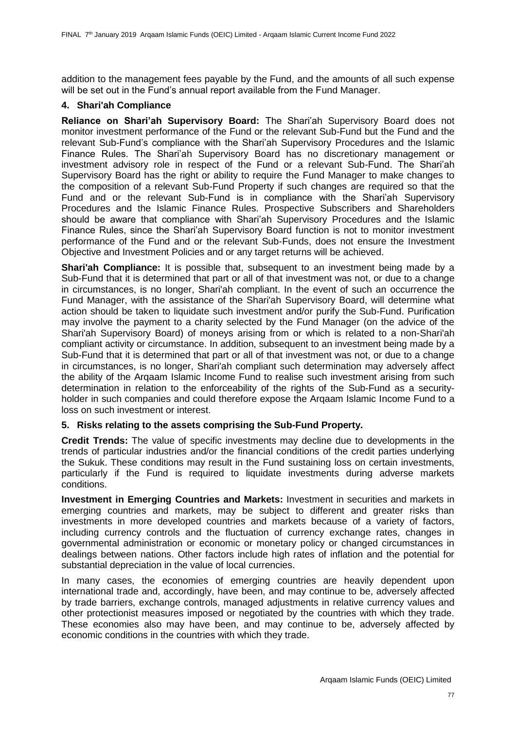addition to the management fees payable by the Fund, and the amounts of all such expense will be set out in the Fund's annual report available from the Fund Manager.

**4. Shari'ah Compliance**

**Reliance on Shari'ah Supervisory Board:** The Shari'ah Supervisory Board does not monitor investment performance of the Fund or the relevant Sub-Fund but the Fund and the relevant Sub-Fund's compliance with the Shari'ah Supervisory Procedures and the Islamic Finance Rules. The Shari'ah Supervisory Board has no discretionary management or investment advisory role in respect of the Fund or a relevant Sub-Fund. The Shari'ah Supervisory Board has the right or ability to require the Fund Manager to make changes to the composition of a relevant Sub-Fund Property if such changes are required so that the Fund and or the relevant Sub-Fund is in compliance with the Shari'ah Supervisory Procedures and the Islamic Finance Rules. Prospective Subscribers and Shareholders should be aware that compliance with Shari'ah Supervisory Procedures and the Islamic Finance Rules, since the Shari'ah Supervisory Board function is not to monitor investment performance of the Fund and or the relevant Sub-Funds, does not ensure the Investment Objective and Investment Policies and or any target returns will be achieved.

**Shari'ah Compliance:** It is possible that, subsequent to an investment being made by a Sub-Fund that it is determined that part or all of that investment was not, or due to a change in circumstances, is no longer, Shari'ah compliant. In the event of such an occurrence the Fund Manager, with the assistance of the Shari'ah Supervisory Board, will determine what action should be taken to liquidate such investment and/or purify the Sub-Fund. Purification may involve the payment to a charity selected by the Fund Manager (on the advice of the Shari'ah Supervisory Board) of moneys arising from or which is related to a non-Shari'ah compliant activity or circumstance. In addition, subsequent to an investment being made by a Sub-Fund that it is determined that part or all of that investment was not, or due to a change in circumstances, is no longer, Shari'ah compliant such determination may adversely affect the ability of the Arqaam Islamic Income Fund to realise such investment arising from such determination in relation to the enforceability of the rights of the Sub-Fund as a security-holder in such companies and could therefore expose the Arqaam Islamic Income Fund to a loss on such investment or interest.

**5. Risks relating to the assets comprising the Sub-Fund Property.**

**Credit Trends:** The value of specific investments may decline due to developments in the trends of particular industries and/or the financial conditions of the credit parties underlying the Sukuk. These conditions may result in the Fund sustaining loss on certain investments, particularly if the Fund is required to liquidate investments during adverse markets conditions.

**Investment in Emerging Countries and Markets:** Investment in securities and markets in emerging countries and markets, may be subject to different and greater risks than investments in more developed countries and markets because of a variety of factors, including currency controls and the fluctuation of currency exchange rates, changes in governmental administration or economic or monetary policy or changed circumstances in dealings between nations. Other factors include high rates of inflation and the potential for substantial depreciation in the value of local currencies.

In many cases, the economies of emerging countries are heavily dependent upon international trade and, accordingly, have been, and may continue to be, adversely affected by trade barriers, exchange controls, managed adjustments in relative currency values and other protectionist measures imposed or negotiated by the countries with which they trade. These economies also may have been, and may continue to be, adversely affected by economic conditions in the countries with which they trade.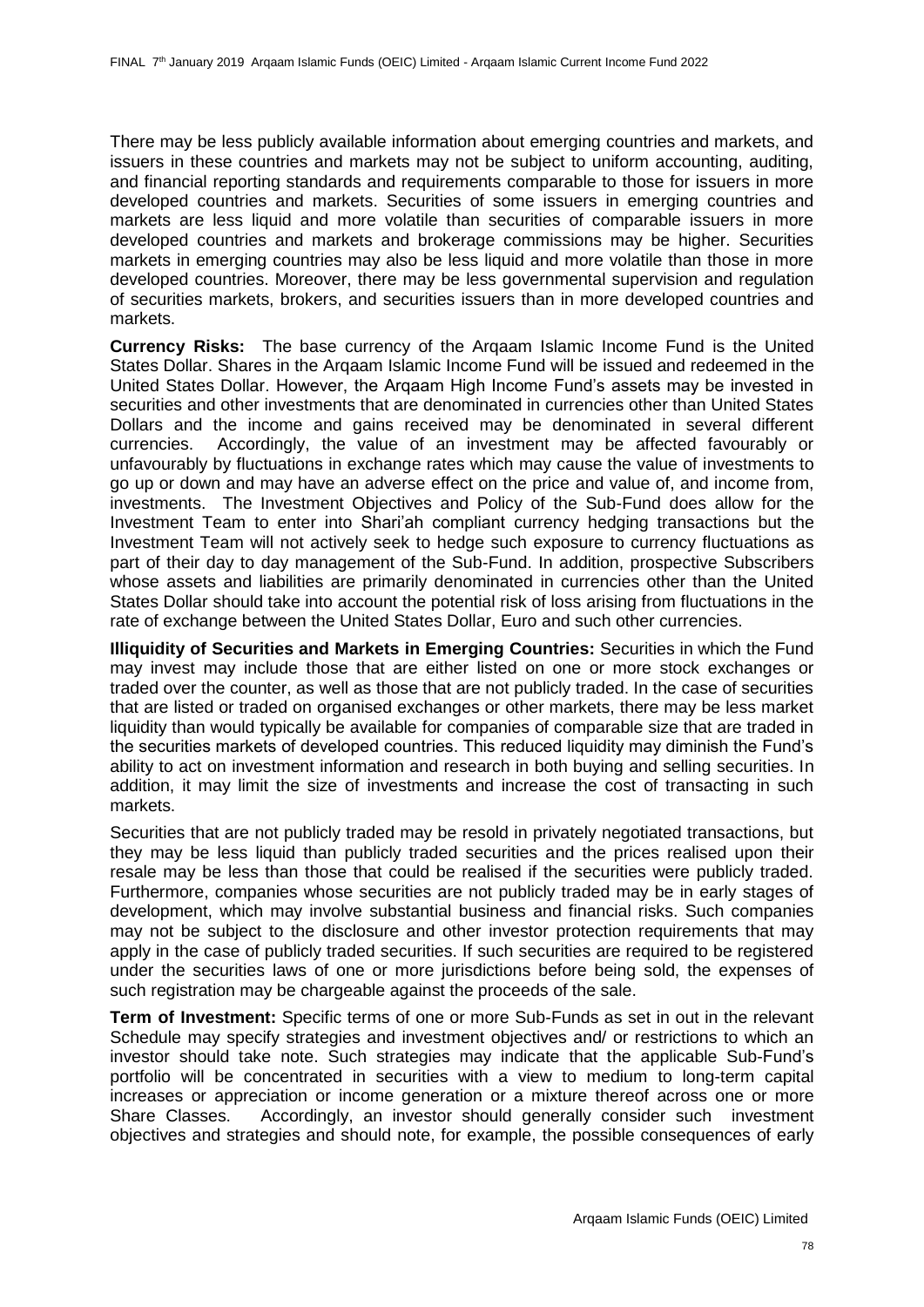There may be less publicly available information about emerging countries and markets, and issuers in these countries and markets may not be subject to uniform accounting, auditing, and financial reporting standards and requirements comparable to those for issuers in more developed countries and markets. Securities of some issuers in emerging countries and markets are less liquid and more volatile than securities of comparable issuers in more developed countries and markets and brokerage commissions may be higher. Securities markets in emerging countries may also be less liquid and more volatile than those in more developed countries. Moreover, there may be less governmental supervision and regulation of securities markets, brokers, and securities issuers than in more developed countries and markets.

**Currency Risks:** The base currency of the Arqaam Islamic Income Fund is the United States Dollar. Shares in the Arqaam Islamic Income Fund will be issued and redeemed in the United States Dollar. However, the Arqaam High Income Fund's assets may be invested in securities and other investments that are denominated in currencies other than United States Dollars and the income and gains received may be denominated in several different currencies. Accordingly, the value of an investment may be affected favourably or unfavourably by fluctuations in exchange rates which may cause the value of investments to go up or down and may have an adverse effect on the price and value of, and income from, investments. The Investment Objectives and Policy of the Sub-Fund does allow for the Investment Team to enter into Shari'ah compliant currency hedging transactions but the Investment Team will not actively seek to hedge such exposure to currency fluctuations as part of their day to day management of the Sub-Fund. In addition, prospective Subscribers whose assets and liabilities are primarily denominated in currencies other than the United States Dollar should take into account the potential risk of loss arising from fluctuations in the rate of exchange between the United States Dollar, Euro and such other currencies.

**Illiquidity of Securities and Markets in Emerging Countries:** Securities in which the Fund may invest may include those that are either listed on one or more stock exchanges or traded over the counter, as well as those that are not publicly traded. In the case of securities that are listed or traded on organised exchanges or other markets, there may be less market liquidity than would typically be available for companies of comparable size that are traded in the securities markets of developed countries. This reduced liquidity may diminish the Fund's ability to act on investment information and research in both buying and selling securities. In addition, it may limit the size of investments and increase the cost of transacting in such markets.

Securities that are not publicly traded may be resold in privately negotiated transactions, but they may be less liquid than publicly traded securities and the prices realised upon their resale may be less than those that could be realised if the securities were publicly traded. Furthermore, companies whose securities are not publicly traded may be in early stages of development, which may involve substantial business and financial risks. Such companies may not be subject to the disclosure and other investor protection requirements that may apply in the case of publicly traded securities. If such securities are required to be registered under the securities laws of one or more jurisdictions before being sold, the expenses of such registration may be chargeable against the proceeds of the sale.

**Term of Investment:** Specific terms of one or more Sub-Funds as set in out in the relevant Schedule may specify strategies and investment objectives and/ or restrictions to which an investor should take note. Such strategies may indicate that the applicable Sub-Fund's portfolio will be concentrated in securities with a view to medium to long-term capital increases or appreciation or income generation or a mixture thereof across one or more Share Classes. Accordingly, an investor should generally consider such investment objectives and strategies and should note, for example, the possible consequences of early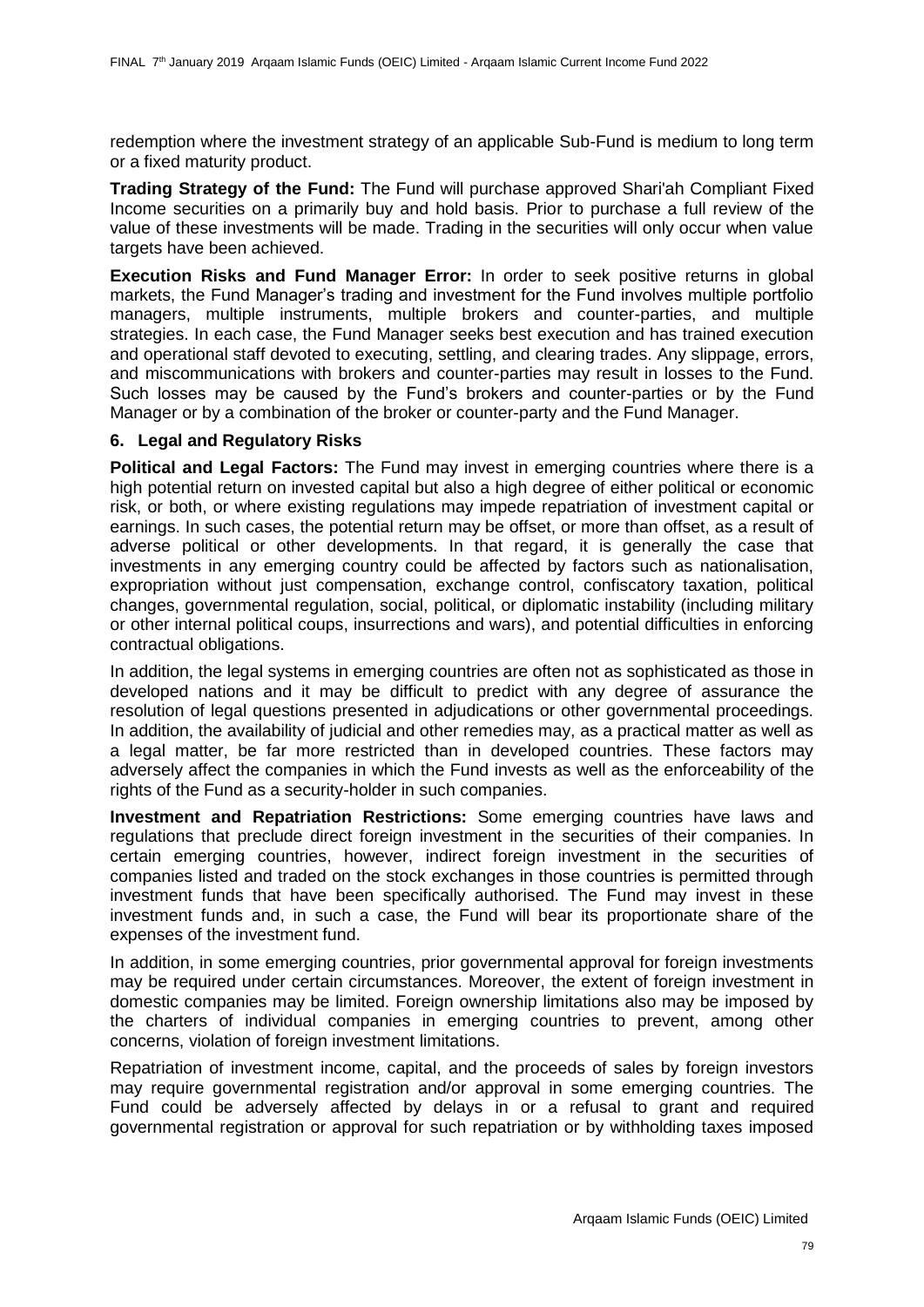redemption where the investment strategy of an applicable Sub-Fund is medium to long term or a fixed maturity product.

**Trading Strategy of the Fund:** The Fund will purchase approved Shari'ah Compliant Fixed Income securities on a primarily buy and hold basis. Prior to purchase a full review of the value of these investments will be made. Trading in the securities will only occur when value targets have been achieved.

**Execution Risks and Fund Manager Error:** In order to seek positive returns in global markets, the Fund Manager's trading and investment for the Fund involves multiple portfolio managers, multiple instruments, multiple brokers and counter-parties, and multiple strategies. In each case, the Fund Manager seeks best execution and has trained execution and operational staff devoted to executing, settling, and clearing trades. Any slippage, errors, and miscommunications with brokers and counter-parties may result in losses to the Fund. Such losses may be caused by the Fund's brokers and counter-parties or by the Fund Manager or by a combination of the broker or counter-party and the Fund Manager.

## 6. Legal and Regulatory Risks

**Political and Legal Factors:** The Fund may invest in emerging countries where there is a high potential return on invested capital but also a high degree of either political or economic risk, or both, or where existing regulations may impede repatriation of investment capital or earnings. In such cases, the potential return may be offset, or more than offset, as a result of adverse political or other developments. In that regard, it is generally the case that investments in any emerging country could be affected by factors such as nationalisation, expropriation without just compensation, exchange control, confiscatory taxation, political changes, governmental regulation, social, political, or diplomatic instability (including military or other internal political coups, insurrections and wars), and potential difficulties in enforcing contractual obligations.

In addition, the legal systems in emerging countries are often not as sophisticated as those in developed nations and it may be difficult to predict with any degree of assurance the resolution of legal questions presented in adjudications or other governmental proceedings. In addition, the availability of judicial and other remedies may, as a practical matter as well as a legal matter, be far more restricted than in developed countries. These factors may adversely affect the companies in which the Fund invests as well as the enforceability of the rights of the Fund as a security-holder in such companies.

**Investment and Repatriation Restrictions:** Some emerging countries have laws and regulations that preclude direct foreign investment in the securities of their companies. In certain emerging countries, however, indirect foreign investment in the securities of companies listed and traded on the stock exchanges in those countries is permitted through investment funds that have been specifically authorised. The Fund may invest in these investment funds and, in such a case, the Fund will bear its proportionate share of the expenses of the investment fund.

In addition, in some emerging countries, prior governmental approval for foreign investments may be required under certain circumstances. Moreover, the extent of foreign investment in domestic companies may be limited. Foreign ownership limitations also may be imposed by the charters of individual companies in emerging countries to prevent, among other concerns, violation of foreign investment limitations.

Repatriation of investment income, capital, and the proceeds of sales by foreign investors may require governmental registration and/or approval in some emerging countries. The Fund could be adversely affected by delays in or a refusal to grant and required governmental registration or approval for such repatriation or by withholding taxes imposed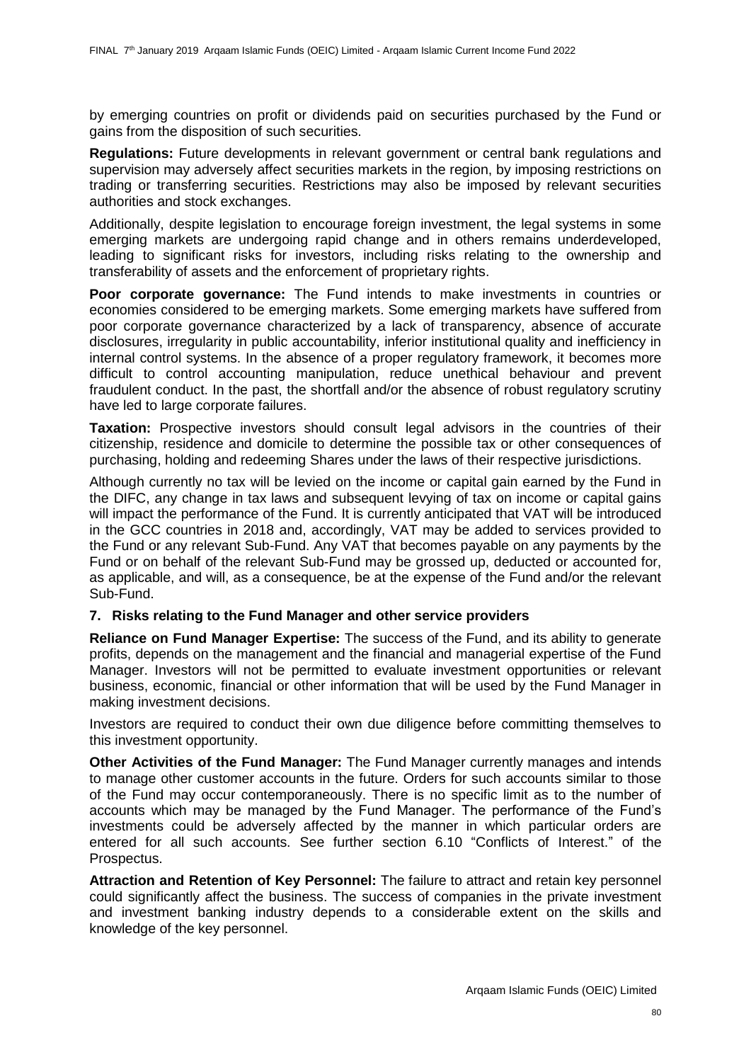by emerging countries on profit or dividends paid on securities purchased by the Fund or gains from the disposition of such securities.

**Regulations:** Future developments in relevant government or central bank regulations and supervision may adversely affect securities markets in the region, by imposing restrictions on trading or transferring securities. Restrictions may also be imposed by relevant securities authorities and stock exchanges.

Additionally, despite legislation to encourage foreign investment, the legal systems in some emerging markets are undergoing rapid change and in others remains underdeveloped, leading to significant risks for investors, including risks relating to the ownership and transferability of assets and the enforcement of proprietary rights.

**Poor corporate governance:** The Fund intends to make investments in countries or economies considered to be emerging markets. Some emerging markets have suffered from poor corporate governance characterized by a lack of transparency, absence of accurate disclosures, irregularity in public accountability, inferior institutional quality and inefficiency in internal control systems. In the absence of a proper regulatory framework, it becomes more difficult to control accounting manipulation, reduce unethical behaviour and prevent fraudulent conduct. In the past, the shortfall and/or the absence of robust regulatory scrutiny have led to large corporate failures.

**Taxation:** Prospective investors should consult legal advisors in the countries of their citizenship, residence and domicile to determine the possible tax or other consequences of purchasing, holding and redeeming Shares under the laws of their respective jurisdictions.

Although currently no tax will be levied on the income or capital gain earned by the Fund in the DIFC, any change in tax laws and subsequent levying of tax on income or capital gains will impact the performance of the Fund. It is currently anticipated that VAT will be introduced in the GCC countries in 2018 and, accordingly, VAT may be added to services provided to the Fund or any relevant Sub-Fund. Any VAT that becomes payable on any payments by the Fund or on behalf of the relevant Sub-Fund may be grossed up, deducted or accounted for, as applicable, and will, as a consequence, be at the expense of the Fund and/or the relevant Sub-Fund.

**7. Risks relating to the Fund Manager and other service providers**

**Reliance on Fund Manager Expertise:** The success of the Fund, and its ability to generate profits, depends on the management and the financial and managerial expertise of the Fund Manager. Investors will not be permitted to evaluate investment opportunities or relevant business, economic, financial or other information that will be used by the Fund Manager in making investment decisions.

Investors are required to conduct their own due diligence before committing themselves to this investment opportunity.

**Other Activities of the Fund Manager:** The Fund Manager currently manages and intends to manage other customer accounts in the future. Orders for such accounts similar to those of the Fund may occur contemporaneously. There is no specific limit as to the number of accounts which may be managed by the Fund Manager. The performance of the Fund's investments could be adversely affected by the manner in which particular orders are entered for all such accounts. See further section 6.10 "Conflicts of Interest." of the Prospectus.

**Attraction and Retention of Key Personnel:** The failure to attract and retain key personnel could significantly affect the business. The success of companies in the private investment and investment banking industry depends to a considerable extent on the skills and knowledge of the key personnel.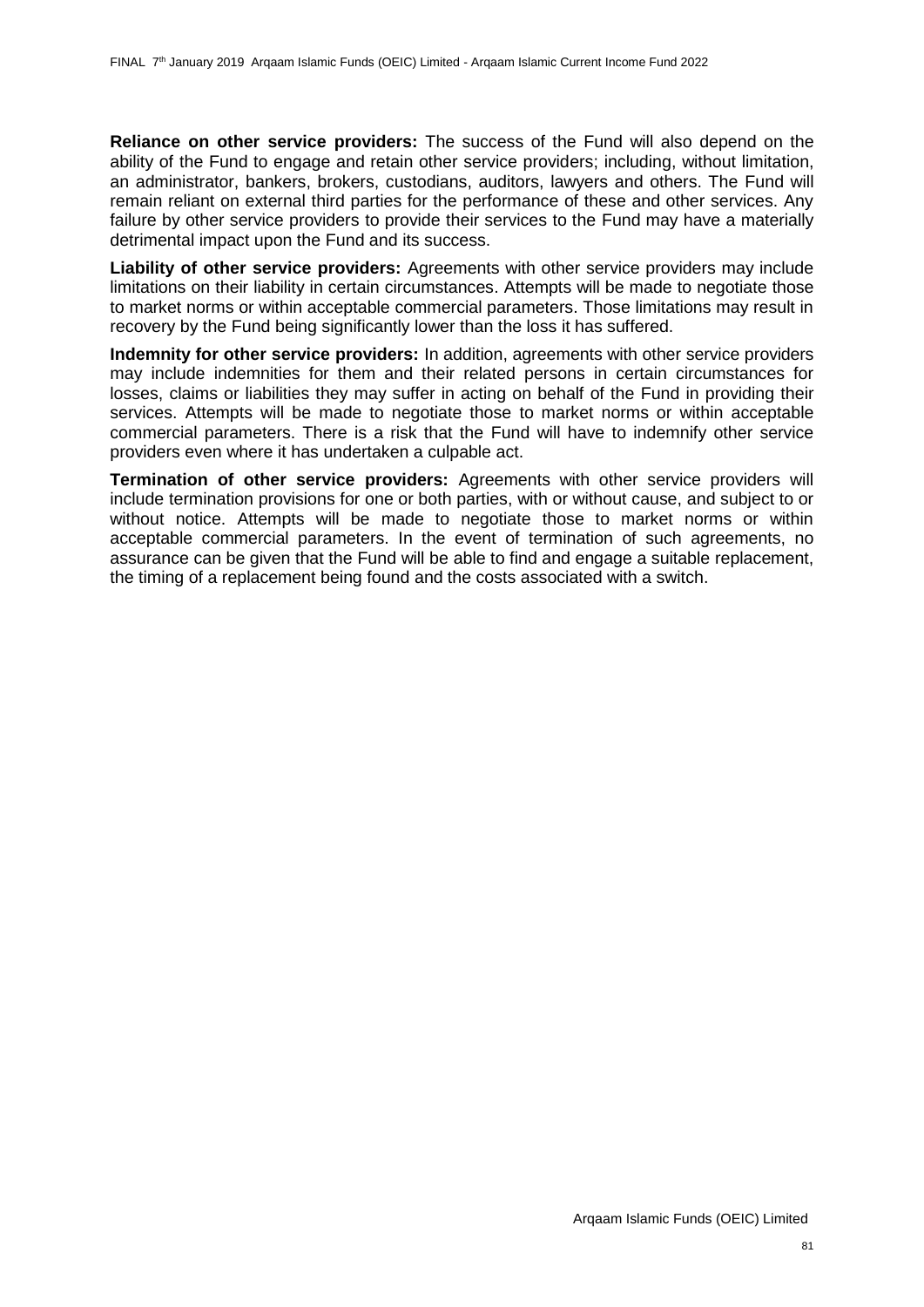**Reliance on other service providers:** The success of the Fund will also depend on the ability of the Fund to engage and retain other service providers; including, without limitation, an administrator, bankers, brokers, custodians, auditors, lawyers and others. The Fund will remain reliant on external third parties for the performance of these and other services. Any failure by other service providers to provide their services to the Fund may have a materially detrimental impact upon the Fund and its success.

**Liability of other service providers:** Agreements with other service providers may include limitations on their liability in certain circumstances. Attempts will be made to negotiate those to market norms or within acceptable commercial parameters. Those limitations may result in recovery by the Fund being significantly lower than the loss it has suffered.

**Indemnity for other service providers:** In addition, agreements with other service providers may include indemnities for them and their related persons in certain circumstances for losses, claims or liabilities they may suffer in acting on behalf of the Fund in providing their services. Attempts will be made to negotiate those to market norms or within acceptable commercial parameters. There is a risk that the Fund will have to indemnify other service providers even where it has undertaken a culpable act.

**Termination of other service providers:** Agreements with other service providers will include termination provisions for one or both parties, with or without cause, and subject to or without notice. Attempts will be made to negotiate those to market norms or within acceptable commercial parameters. In the event of termination of such agreements, no assurance can be given that the Fund will be able to find and engage a suitable replacement, the timing of a replacement being found and the costs associated with a switch.